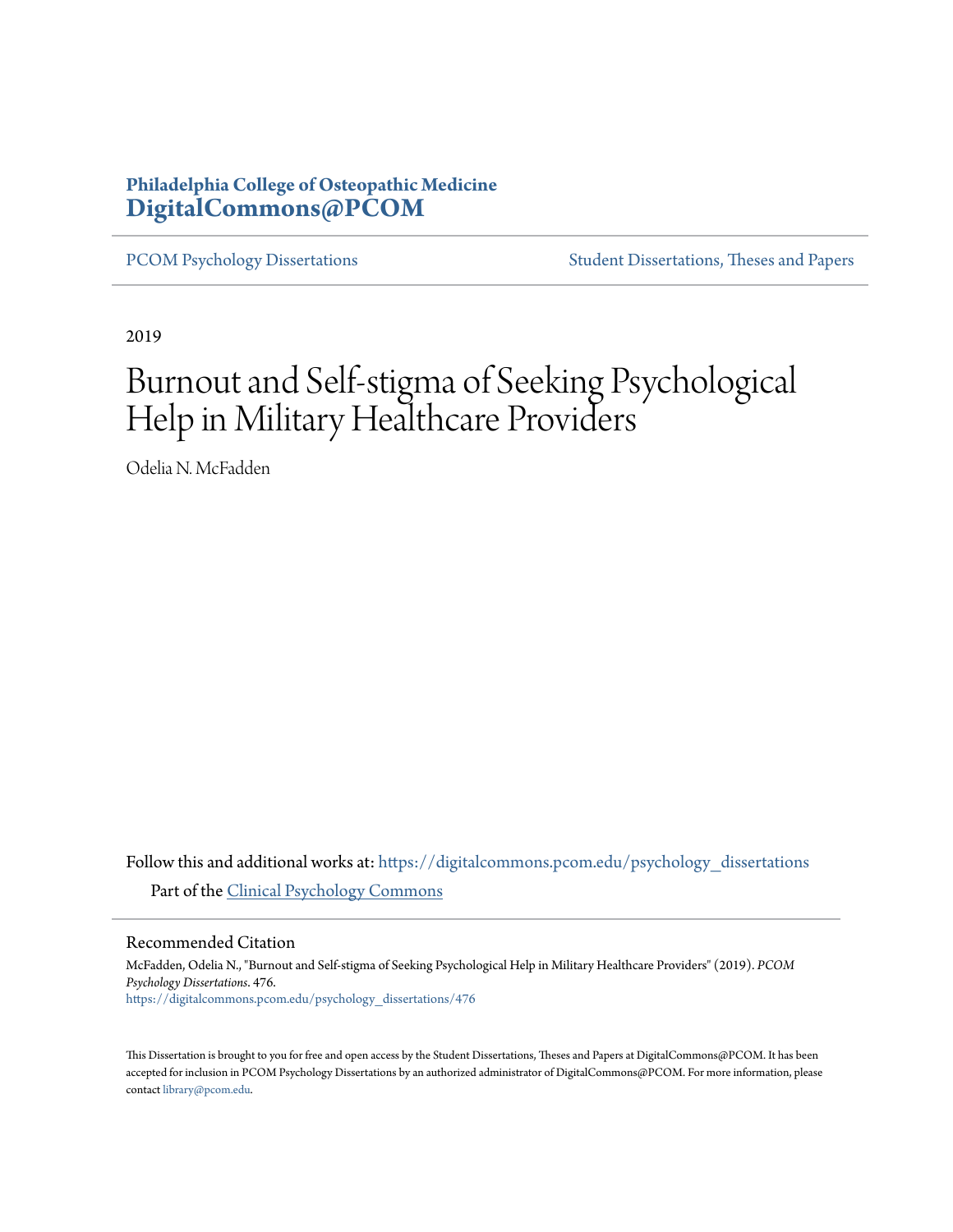**Philadelphia College of Osteopathic Medicine**
**DigitalCommons@PCOM**

PCOM Psychology Dissertations | Student Dissertations, Theses and Papers

2019

# Burnout and Self-stigma of Seeking Psychological Help in Military Healthcare Providers

Odelia N. McFadden

Follow this and additional works at: https://digitalcommons.pcom.edu/psychology_dissertations

Part of the Clinical Psychology Commons

## Recommended Citation

McFadden, Odelia N., "Burnout and Self-stigma of Seeking Psychological Help in Military Healthcare Providers" (2019). *PCOM Psychology Dissertations*. 476.
https://digitalcommons.pcom.edu/psychology_dissertations/476

This Dissertation is brought to you for free and open access by the Student Dissertations, Theses and Papers at DigitalCommons@PCOM. It has been accepted for inclusion in PCOM Psychology Dissertations by an authorized administrator of DigitalCommons@PCOM. For more information, please contact library@pcom.edu.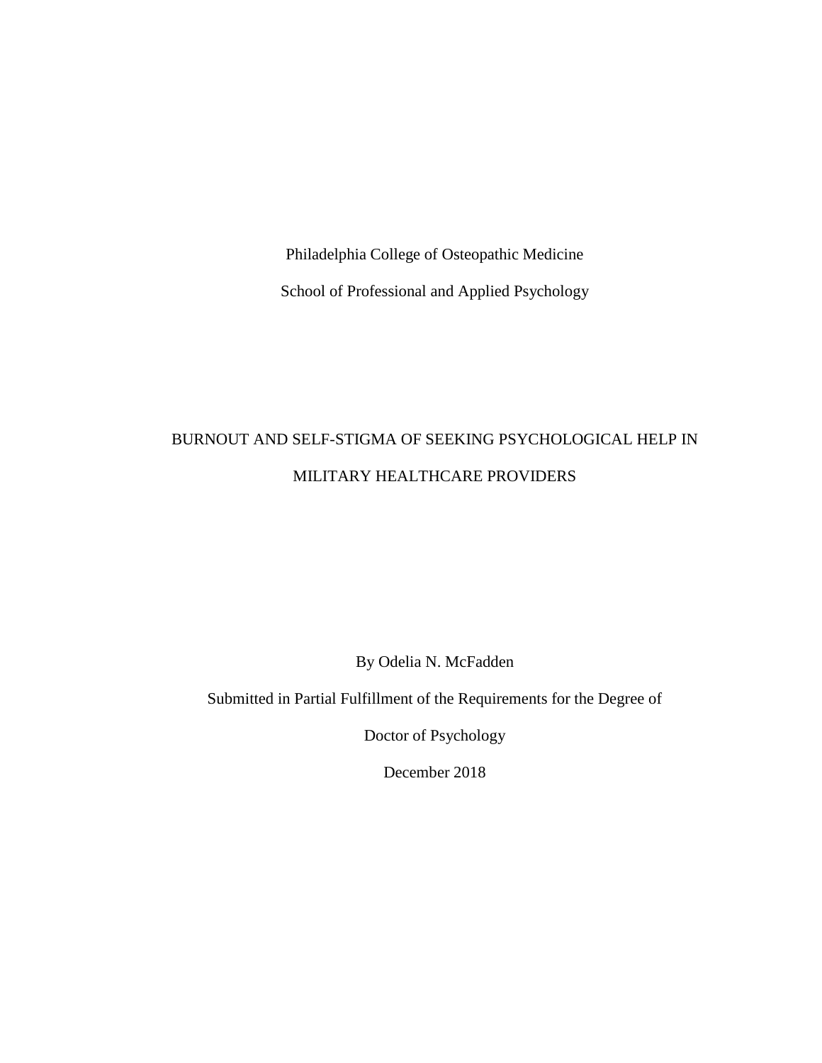Philadelphia College of Osteopathic Medicine

School of Professional and Applied Psychology

# BURNOUT AND SELF-STIGMA OF SEEKING PSYCHOLOGICAL HELP IN MILITARY HEALTHCARE PROVIDERS

By Odelia N. McFadden

Submitted in Partial Fulfillment of the Requirements for the Degree of

Doctor of Psychology

December 2018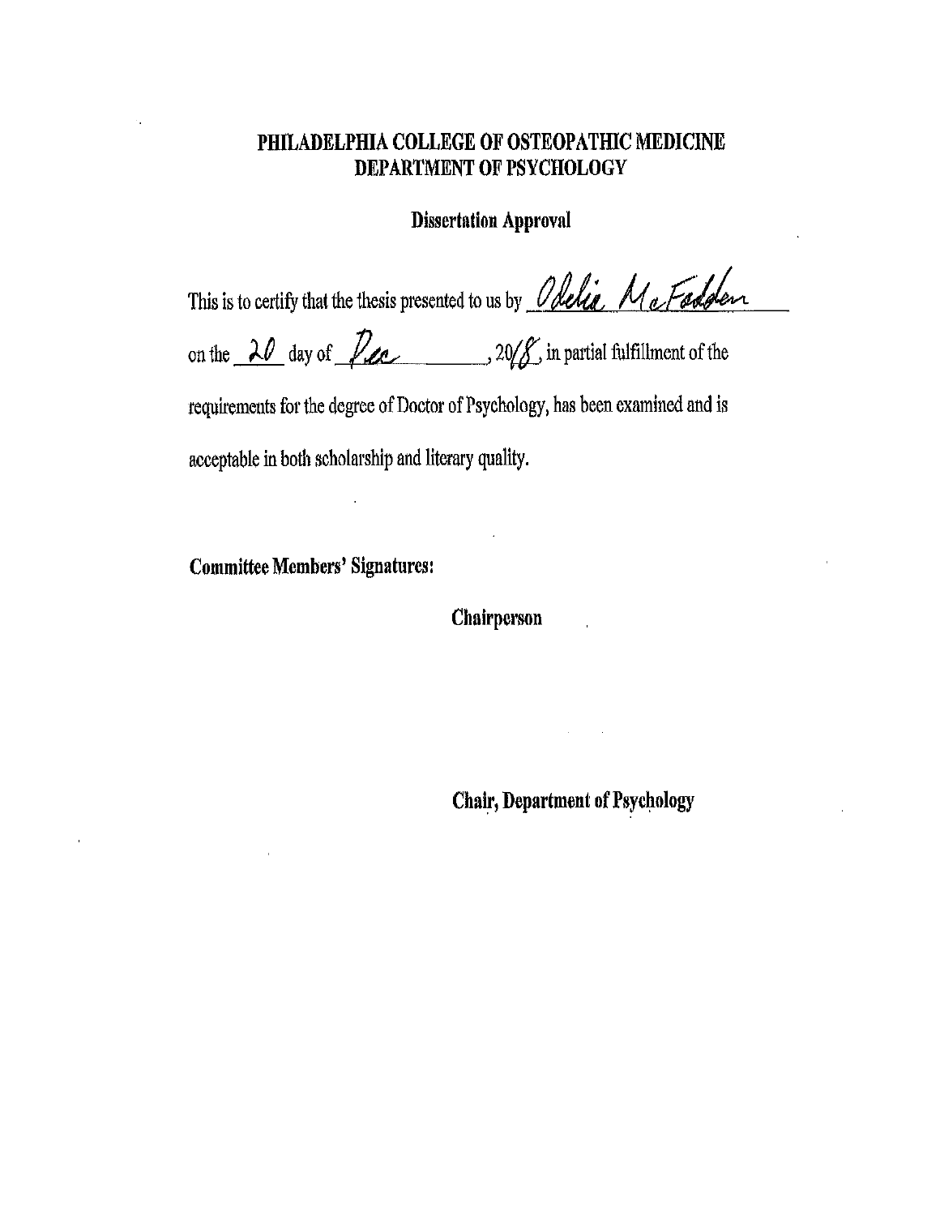# PHILADELPHIA COLLEGE OF OSTEOPATHIC MEDICINE
# DEPARTMENT OF PSYCHOLOGY

## Dissertation Approval

This is to certify that the thesis presented to us by Odelia McFadden on the 20 day of Dec, 2018, in partial fulfillment of the requirements for the degree of Doctor of Psychology, has been examined and is acceptable in both scholarship and literary quality.

**Committee Members' Signatures:**

**Chairperson**

**Chair, Department of Psychology**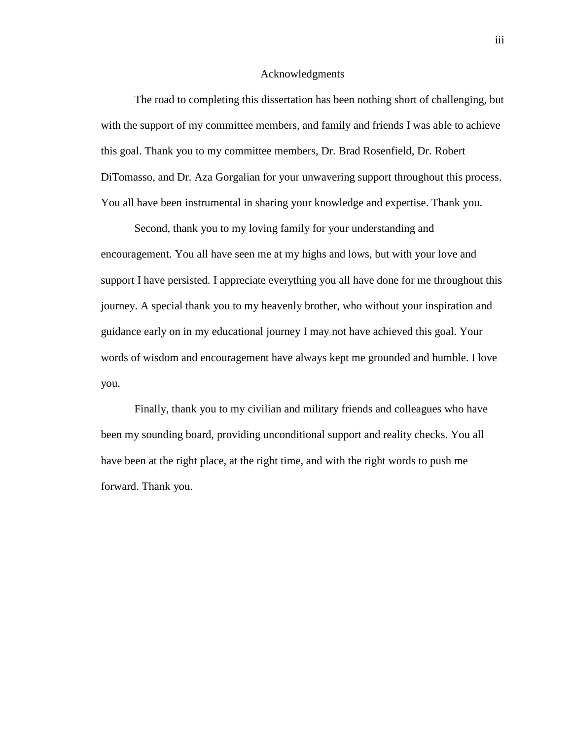# Acknowledgments

The road to completing this dissertation has been nothing short of challenging, but with the support of my committee members, and family and friends I was able to achieve this goal. Thank you to my committee members, Dr. Brad Rosenfield, Dr. Robert DiTomasso, and Dr. Aza Gorgalian for your unwavering support throughout this process. You all have been instrumental in sharing your knowledge and expertise. Thank you.

Second, thank you to my loving family for your understanding and encouragement. You all have seen me at my highs and lows, but with your love and support I have persisted. I appreciate everything you all have done for me throughout this journey. A special thank you to my heavenly brother, who without your inspiration and guidance early on in my educational journey I may not have achieved this goal. Your words of wisdom and encouragement have always kept me grounded and humble. I love you.

Finally, thank you to my civilian and military friends and colleagues who have been my sounding board, providing unconditional support and reality checks. You all have been at the right place, at the right time, and with the right words to push me forward. Thank you.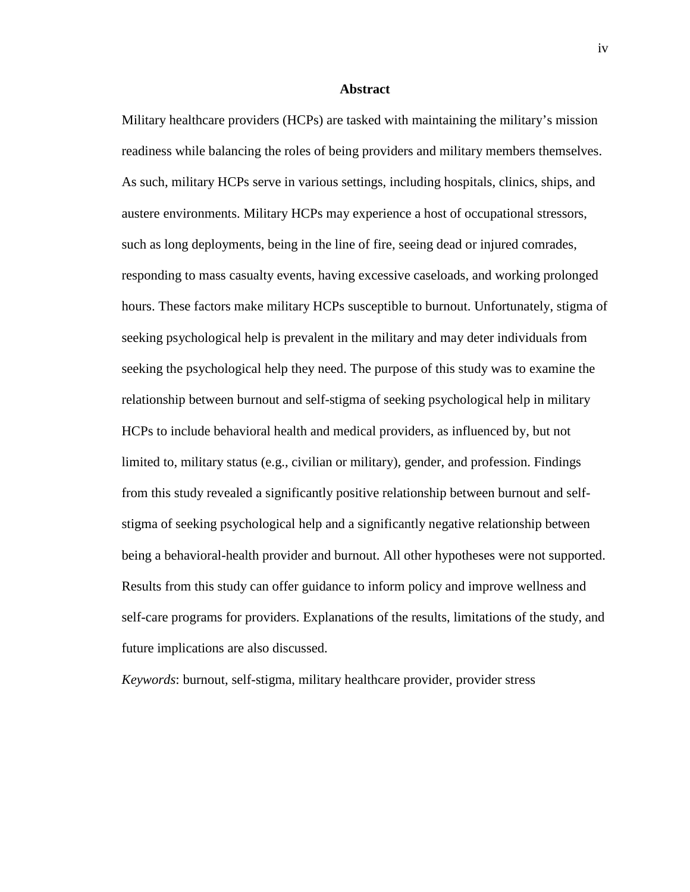# Abstract

Military healthcare providers (HCPs) are tasked with maintaining the military's mission readiness while balancing the roles of being providers and military members themselves. As such, military HCPs serve in various settings, including hospitals, clinics, ships, and austere environments. Military HCPs may experience a host of occupational stressors, such as long deployments, being in the line of fire, seeing dead or injured comrades, responding to mass casualty events, having excessive caseloads, and working prolonged hours. These factors make military HCPs susceptible to burnout. Unfortunately, stigma of seeking psychological help is prevalent in the military and may deter individuals from seeking the psychological help they need. The purpose of this study was to examine the relationship between burnout and self-stigma of seeking psychological help in military HCPs to include behavioral health and medical providers, as influenced by, but not limited to, military status (e.g., civilian or military), gender, and profession. Findings from this study revealed a significantly positive relationship between burnout and self-stigma of seeking psychological help and a significantly negative relationship between being a behavioral-health provider and burnout. All other hypotheses were not supported. Results from this study can offer guidance to inform policy and improve wellness and self-care programs for providers. Explanations of the results, limitations of the study, and future implications are also discussed.

*Keywords*: burnout, self-stigma, military healthcare provider, provider stress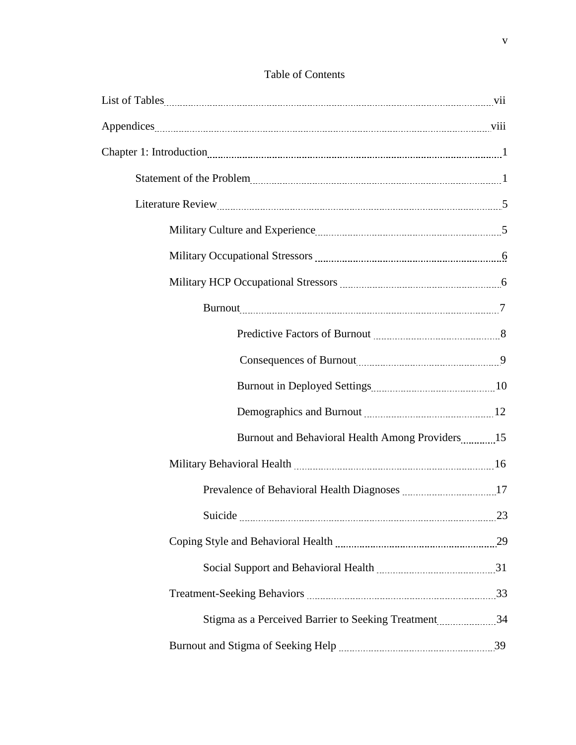# Table of Contents

List of Tables ........ vii

Appendices ........ viii

Chapter 1: Introduction ........ 1

- Statement of the Problem ........ 1
- Literature Review ........ 5
  - Military Culture and Experience ........ 5
  - Military Occupational Stressors ........ 6
  - Military HCP Occupational Stressors ........ 6
    - Burnout ........ 7
      - Predictive Factors of Burnout ........ 8
      - Consequences of Burnout ........ 9
      - Burnout in Deployed Settings ........ 10
      - Demographics and Burnout ........ 12
      - Burnout and Behavioral Health Among Providers ........ 15
  - Military Behavioral Health ........ 16
    - Prevalence of Behavioral Health Diagnoses ........ 17
    - Suicide ........ 23
  - Coping Style and Behavioral Health ........ 29
    - Social Support and Behavioral Health ........ 31
  - Treatment-Seeking Behaviors ........ 33
    - Stigma as a Perceived Barrier to Seeking Treatment ........ 34
  - Burnout and Stigma of Seeking Help ........ 39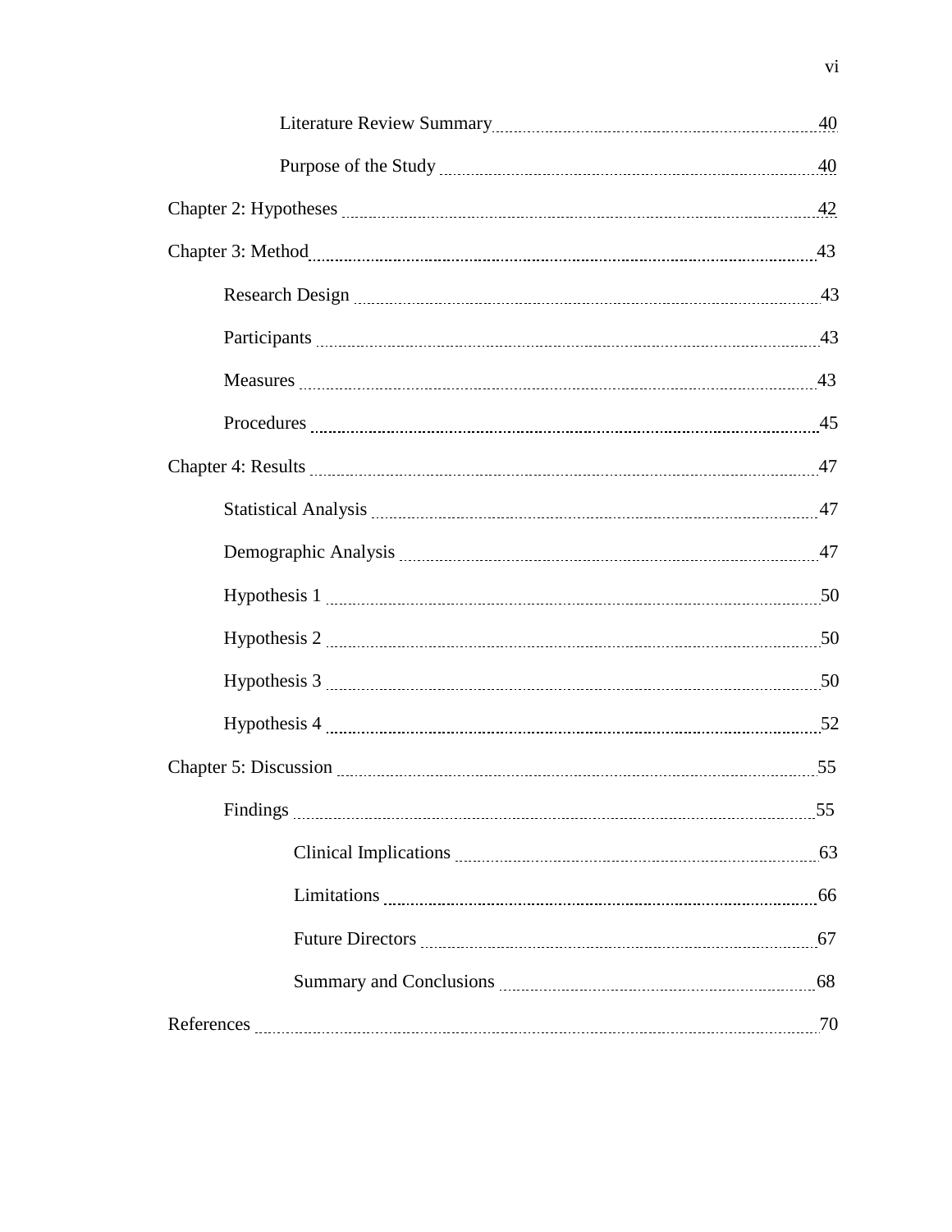Literature Review Summary ........................................................................ 40

Purpose of the Study ................................................................................ 40

Chapter 2: Hypotheses ......................................................................................... 42

Chapter 3: Method ............................................................................................... 43

Research Design ........................................................................................... 43

Participants .................................................................................................. 43

Measures ...................................................................................................... 43

Procedures ................................................................................................... 45

Chapter 4: Results ................................................................................................ 47

Statistical Analysis ....................................................................................... 47

Demographic Analysis ................................................................................. 47

Hypothesis 1 ................................................................................................ 50

Hypothesis 2 ................................................................................................ 50

Hypothesis 3 ................................................................................................ 50

Hypothesis 4 ................................................................................................ 52

Chapter 5: Discussion .......................................................................................... 55

Findings ....................................................................................................... 55

Clinical Implications ............................................................................... 63

Limitations .............................................................................................. 66

Future Directors ...................................................................................... 67

Summary and Conclusions ...................................................................... 68

References ............................................................................................................ 70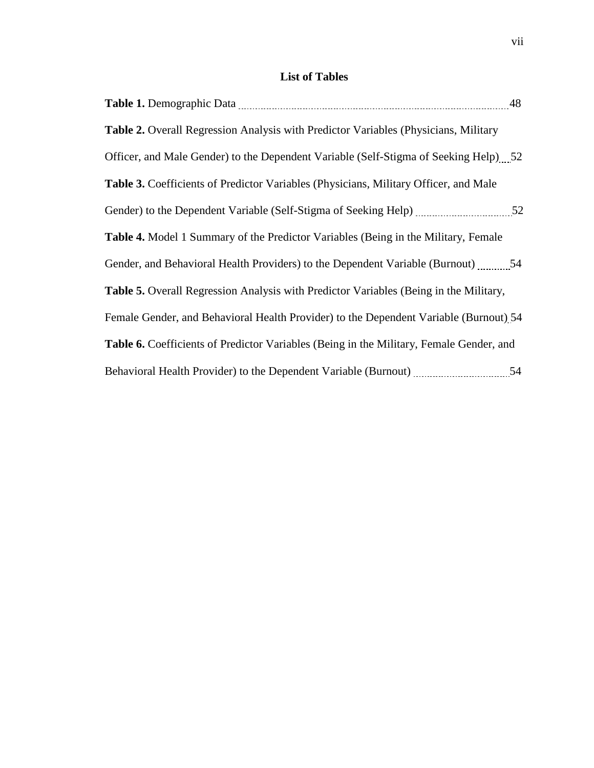## List of Tables

**Table 1.** Demographic Data ........ 48

**Table 2.** Overall Regression Analysis with Predictor Variables (Physicians, Military Officer, and Male Gender) to the Dependent Variable (Self-Stigma of Seeking Help) ........ 52

**Table 3.** Coefficients of Predictor Variables (Physicians, Military Officer, and Male Gender) to the Dependent Variable (Self-Stigma of Seeking Help) ........ 52

**Table 4.** Model 1 Summary of the Predictor Variables (Being in the Military, Female Gender, and Behavioral Health Providers) to the Dependent Variable (Burnout) ........ 54

**Table 5.** Overall Regression Analysis with Predictor Variables (Being in the Military, Female Gender, and Behavioral Health Provider) to the Dependent Variable (Burnout) ........ 54

**Table 6.** Coefficients of Predictor Variables (Being in the Military, Female Gender, and Behavioral Health Provider) to the Dependent Variable (Burnout) ........ 54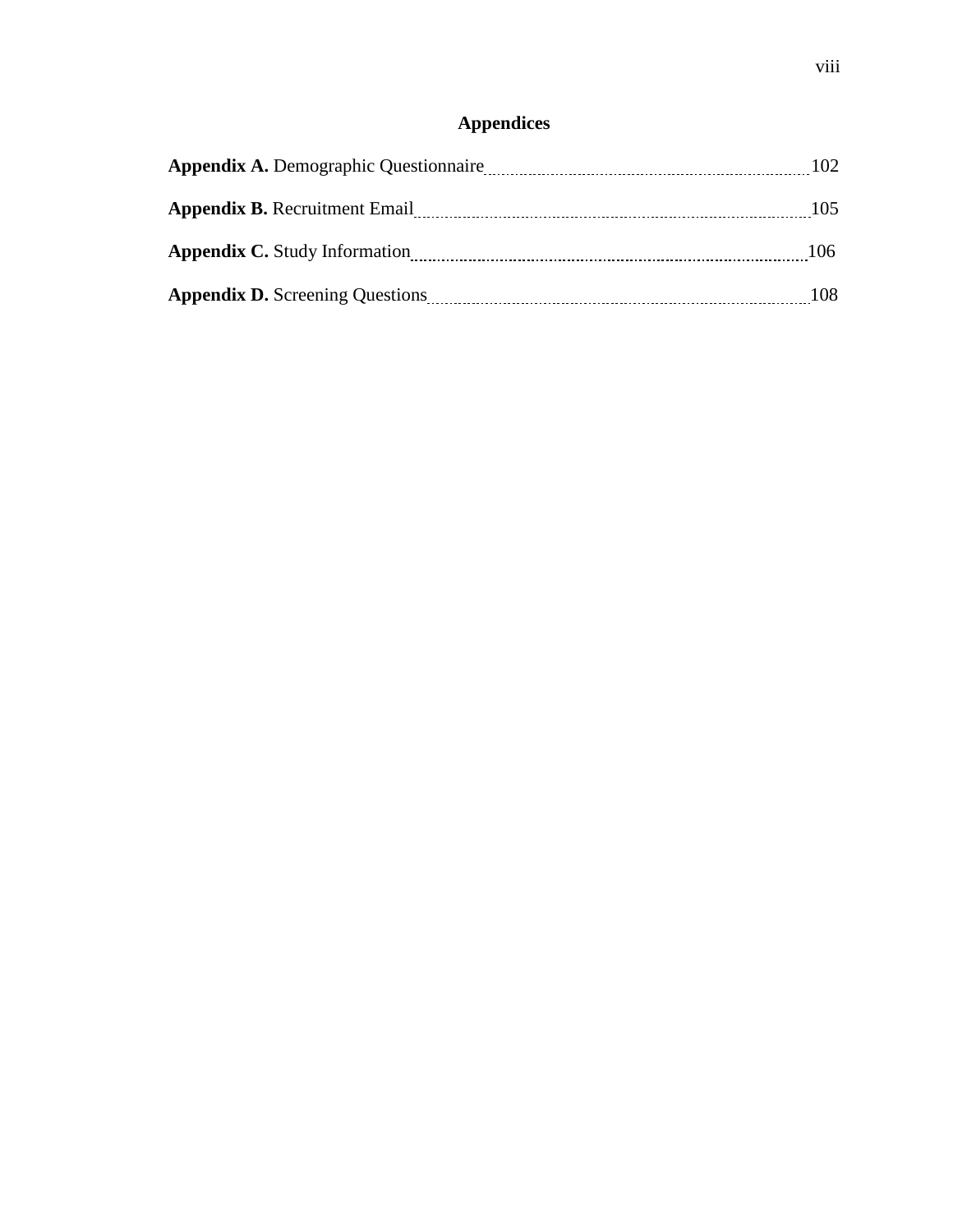# Appendices

**Appendix A.** Demographic Questionnaire .......... 102

**Appendix B.** Recruitment Email .......... 105

**Appendix C.** Study Information .......... 106

**Appendix D.** Screening Questions .......... 108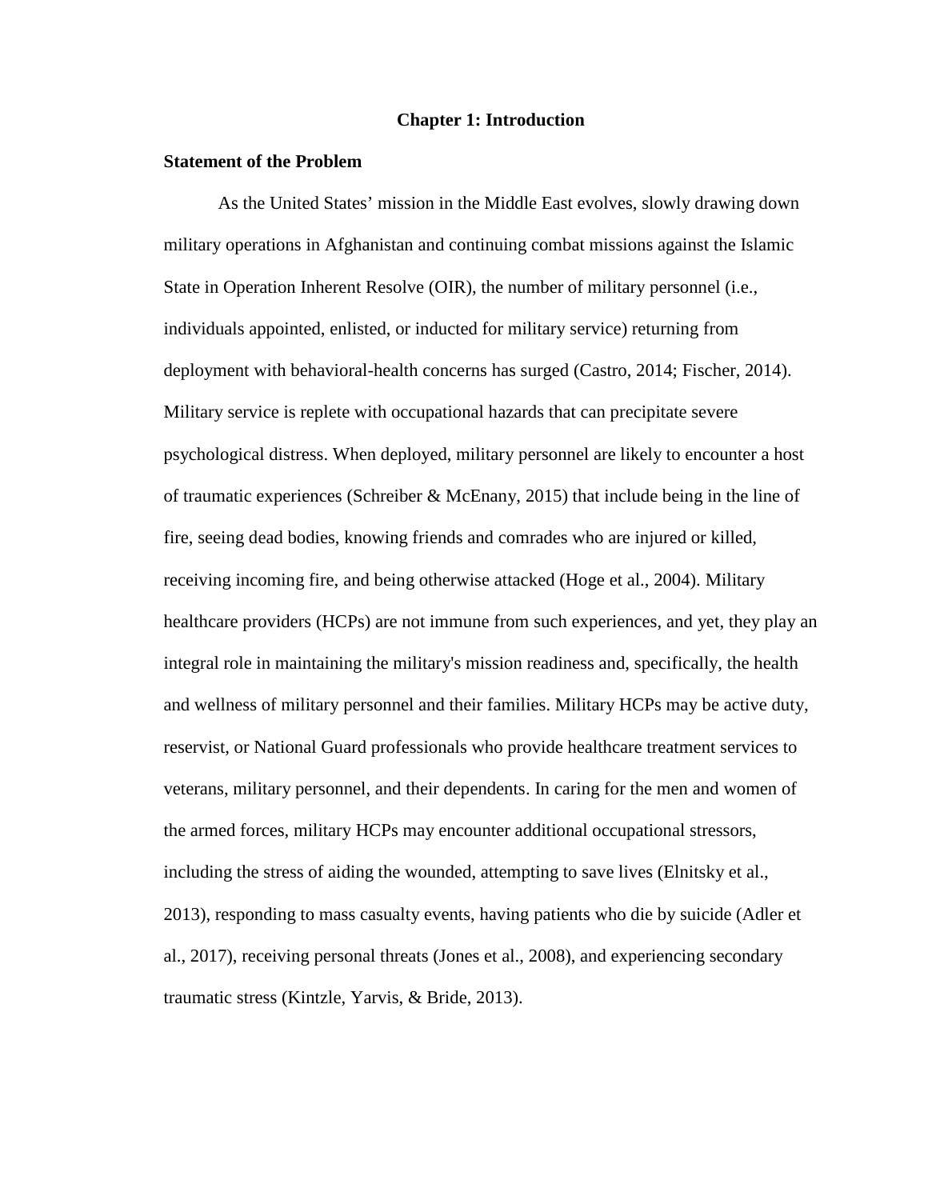# Chapter 1: Introduction

## Statement of the Problem

As the United States' mission in the Middle East evolves, slowly drawing down military operations in Afghanistan and continuing combat missions against the Islamic State in Operation Inherent Resolve (OIR), the number of military personnel (i.e., individuals appointed, enlisted, or inducted for military service) returning from deployment with behavioral-health concerns has surged (Castro, 2014; Fischer, 2014). Military service is replete with occupational hazards that can precipitate severe psychological distress. When deployed, military personnel are likely to encounter a host of traumatic experiences (Schreiber & McEnany, 2015) that include being in the line of fire, seeing dead bodies, knowing friends and comrades who are injured or killed, receiving incoming fire, and being otherwise attacked (Hoge et al., 2004). Military healthcare providers (HCPs) are not immune from such experiences, and yet, they play an integral role in maintaining the military's mission readiness and, specifically, the health and wellness of military personnel and their families. Military HCPs may be active duty, reservist, or National Guard professionals who provide healthcare treatment services to veterans, military personnel, and their dependents. In caring for the men and women of the armed forces, military HCPs may encounter additional occupational stressors, including the stress of aiding the wounded, attempting to save lives (Elnitsky et al., 2013), responding to mass casualty events, having patients who die by suicide (Adler et al., 2017), receiving personal threats (Jones et al., 2008), and experiencing secondary traumatic stress (Kintzle, Yarvis, & Bride, 2013).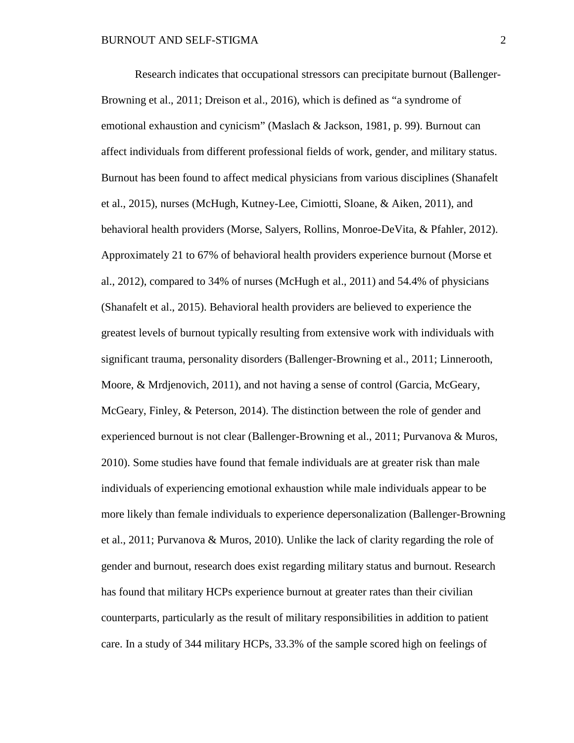Research indicates that occupational stressors can precipitate burnout (Ballenger-Browning et al., 2011; Dreison et al., 2016), which is defined as "a syndrome of emotional exhaustion and cynicism" (Maslach & Jackson, 1981, p. 99). Burnout can affect individuals from different professional fields of work, gender, and military status. Burnout has been found to affect medical physicians from various disciplines (Shanafelt et al., 2015), nurses (McHugh, Kutney-Lee, Cimiotti, Sloane, & Aiken, 2011), and behavioral health providers (Morse, Salyers, Rollins, Monroe-DeVita, & Pfahler, 2012). Approximately 21 to 67% of behavioral health providers experience burnout (Morse et al., 2012), compared to 34% of nurses (McHugh et al., 2011) and 54.4% of physicians (Shanafelt et al., 2015). Behavioral health providers are believed to experience the greatest levels of burnout typically resulting from extensive work with individuals with significant trauma, personality disorders (Ballenger-Browning et al., 2011; Linnerooth, Moore, & Mrdjenovich, 2011), and not having a sense of control (Garcia, McGeary, McGeary, Finley, & Peterson, 2014). The distinction between the role of gender and experienced burnout is not clear (Ballenger-Browning et al., 2011; Purvanova & Muros, 2010). Some studies have found that female individuals are at greater risk than male individuals of experiencing emotional exhaustion while male individuals appear to be more likely than female individuals to experience depersonalization (Ballenger-Browning et al., 2011; Purvanova & Muros, 2010). Unlike the lack of clarity regarding the role of gender and burnout, research does exist regarding military status and burnout. Research has found that military HCPs experience burnout at greater rates than their civilian counterparts, particularly as the result of military responsibilities in addition to patient care. In a study of 344 military HCPs, 33.3% of the sample scored high on feelings of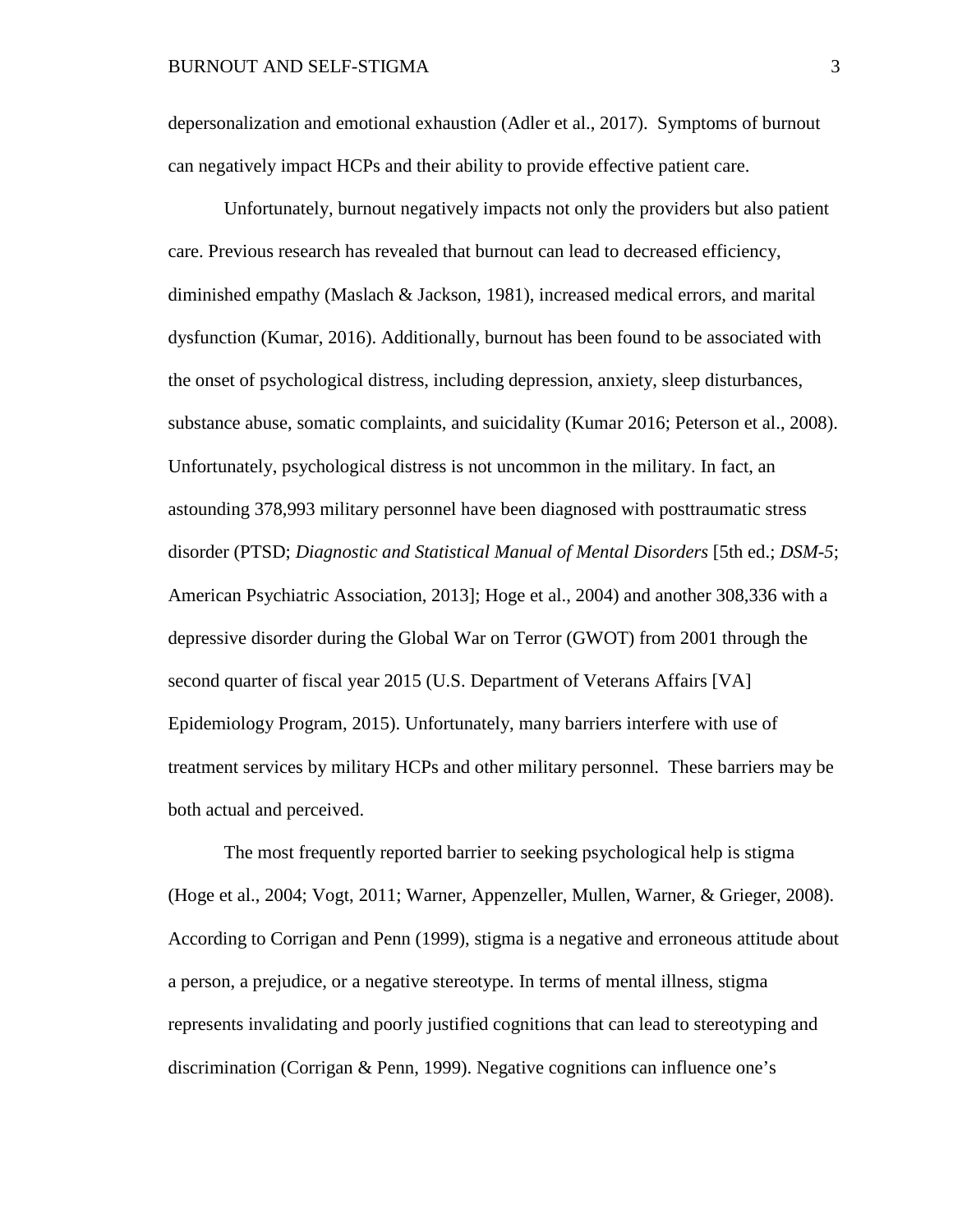depersonalization and emotional exhaustion (Adler et al., 2017). Symptoms of burnout can negatively impact HCPs and their ability to provide effective patient care.

Unfortunately, burnout negatively impacts not only the providers but also patient care. Previous research has revealed that burnout can lead to decreased efficiency, diminished empathy (Maslach & Jackson, 1981), increased medical errors, and marital dysfunction (Kumar, 2016). Additionally, burnout has been found to be associated with the onset of psychological distress, including depression, anxiety, sleep disturbances, substance abuse, somatic complaints, and suicidality (Kumar 2016; Peterson et al., 2008). Unfortunately, psychological distress is not uncommon in the military. In fact, an astounding 378,993 military personnel have been diagnosed with posttraumatic stress disorder (PTSD; *Diagnostic and Statistical Manual of Mental Disorders* [5th ed.; *DSM-5*; American Psychiatric Association, 2013]; Hoge et al., 2004) and another 308,336 with a depressive disorder during the Global War on Terror (GWOT) from 2001 through the second quarter of fiscal year 2015 (U.S. Department of Veterans Affairs [VA] Epidemiology Program, 2015). Unfortunately, many barriers interfere with use of treatment services by military HCPs and other military personnel. These barriers may be both actual and perceived.

The most frequently reported barrier to seeking psychological help is stigma (Hoge et al., 2004; Vogt, 2011; Warner, Appenzeller, Mullen, Warner, & Grieger, 2008). According to Corrigan and Penn (1999), stigma is a negative and erroneous attitude about a person, a prejudice, or a negative stereotype. In terms of mental illness, stigma represents invalidating and poorly justified cognitions that can lead to stereotyping and discrimination (Corrigan & Penn, 1999). Negative cognitions can influence one's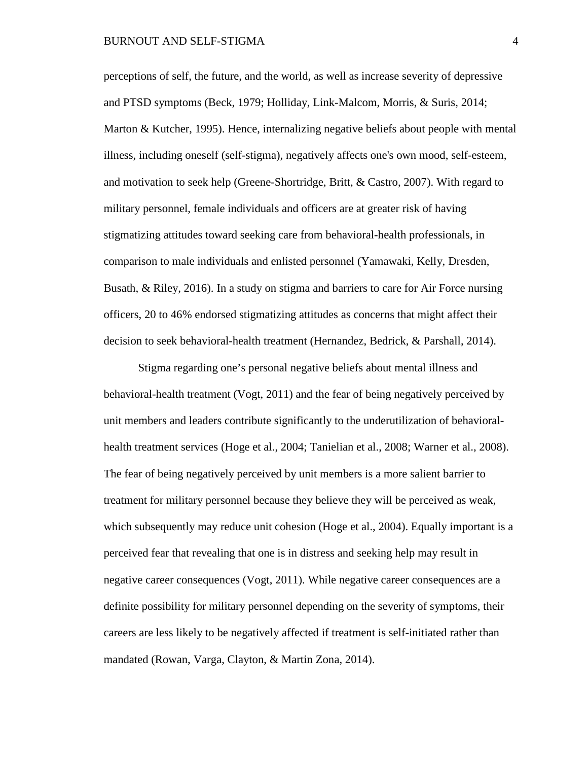perceptions of self, the future, and the world, as well as increase severity of depressive and PTSD symptoms (Beck, 1979; Holliday, Link-Malcom, Morris, & Suris, 2014; Marton & Kutcher, 1995). Hence, internalizing negative beliefs about people with mental illness, including oneself (self-stigma), negatively affects one's own mood, self-esteem, and motivation to seek help (Greene-Shortridge, Britt, & Castro, 2007). With regard to military personnel, female individuals and officers are at greater risk of having stigmatizing attitudes toward seeking care from behavioral-health professionals, in comparison to male individuals and enlisted personnel (Yamawaki, Kelly, Dresden, Busath, & Riley, 2016). In a study on stigma and barriers to care for Air Force nursing officers, 20 to 46% endorsed stigmatizing attitudes as concerns that might affect their decision to seek behavioral-health treatment (Hernandez, Bedrick, & Parshall, 2014).

Stigma regarding one's personal negative beliefs about mental illness and behavioral-health treatment (Vogt, 2011) and the fear of being negatively perceived by unit members and leaders contribute significantly to the underutilization of behavioral-health treatment services (Hoge et al., 2004; Tanielian et al., 2008; Warner et al., 2008). The fear of being negatively perceived by unit members is a more salient barrier to treatment for military personnel because they believe they will be perceived as weak, which subsequently may reduce unit cohesion (Hoge et al., 2004). Equally important is a perceived fear that revealing that one is in distress and seeking help may result in negative career consequences (Vogt, 2011). While negative career consequences are a definite possibility for military personnel depending on the severity of symptoms, their careers are less likely to be negatively affected if treatment is self-initiated rather than mandated (Rowan, Varga, Clayton, & Martin Zona, 2014).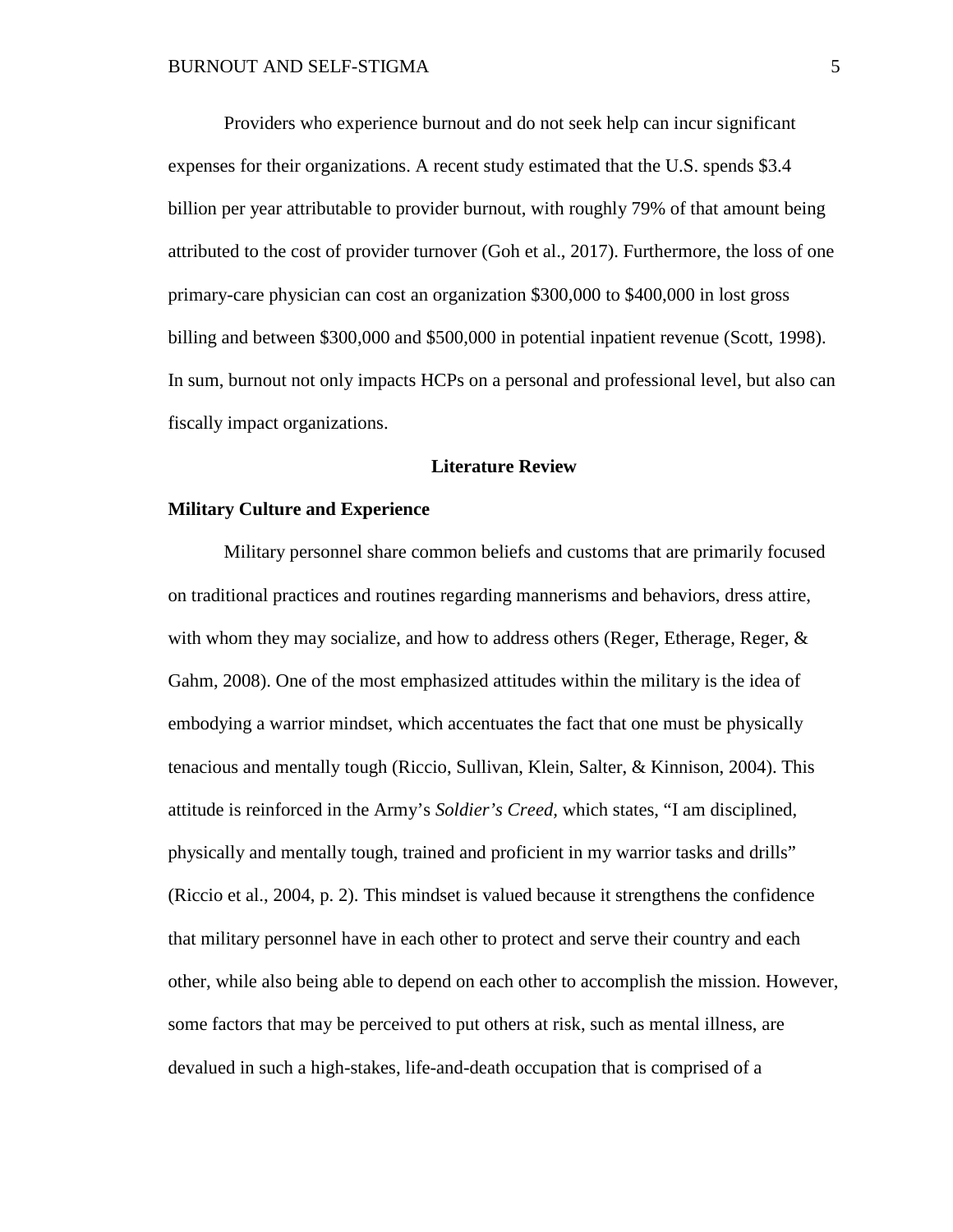Providers who experience burnout and do not seek help can incur significant expenses for their organizations. A recent study estimated that the U.S. spends $3.4 billion per year attributable to provider burnout, with roughly 79% of that amount being attributed to the cost of provider turnover (Goh et al., 2017). Furthermore, the loss of one primary-care physician can cost an organization $300,000 to $400,000 in lost gross billing and between $300,000 and $500,000 in potential inpatient revenue (Scott, 1998). In sum, burnout not only impacts HCPs on a personal and professional level, but also can fiscally impact organizations.

## Literature Review

### Military Culture and Experience

Military personnel share common beliefs and customs that are primarily focused on traditional practices and routines regarding mannerisms and behaviors, dress attire, with whom they may socialize, and how to address others (Reger, Etherage, Reger, & Gahm, 2008). One of the most emphasized attitudes within the military is the idea of embodying a warrior mindset, which accentuates the fact that one must be physically tenacious and mentally tough (Riccio, Sullivan, Klein, Salter, & Kinnison, 2004). This attitude is reinforced in the Army's *Soldier's Creed*, which states, "I am disciplined, physically and mentally tough, trained and proficient in my warrior tasks and drills" (Riccio et al., 2004, p. 2). This mindset is valued because it strengthens the confidence that military personnel have in each other to protect and serve their country and each other, while also being able to depend on each other to accomplish the mission. However, some factors that may be perceived to put others at risk, such as mental illness, are devalued in such a high-stakes, life-and-death occupation that is comprised of a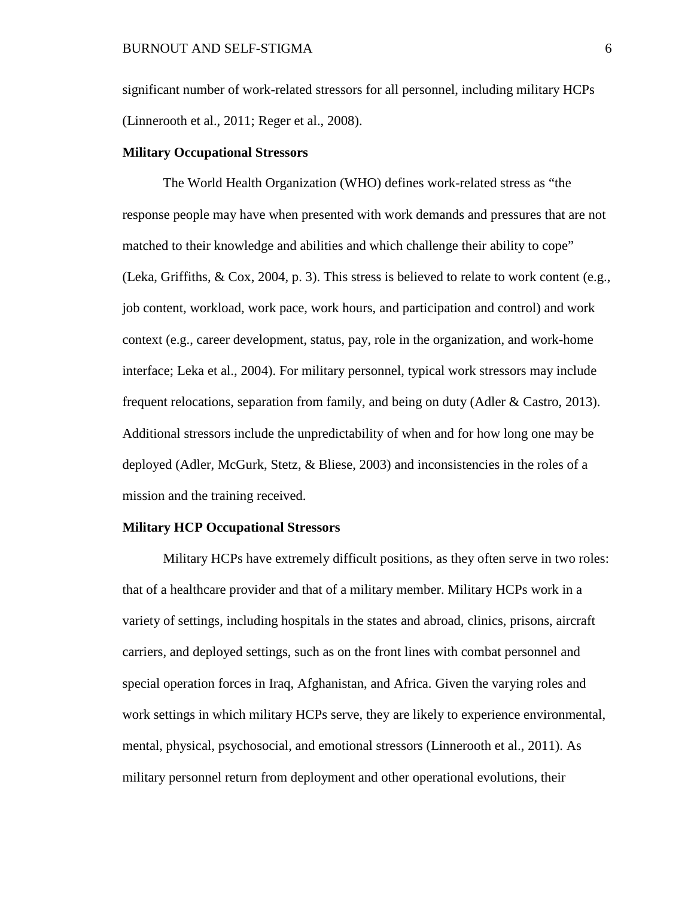significant number of work-related stressors for all personnel, including military HCPs (Linnerooth et al., 2011; Reger et al., 2008).

### Military Occupational Stressors

The World Health Organization (WHO) defines work-related stress as "the response people may have when presented with work demands and pressures that are not matched to their knowledge and abilities and which challenge their ability to cope" (Leka, Griffiths, & Cox, 2004, p. 3). This stress is believed to relate to work content (e.g., job content, workload, work pace, work hours, and participation and control) and work context (e.g., career development, status, pay, role in the organization, and work-home interface; Leka et al., 2004). For military personnel, typical work stressors may include frequent relocations, separation from family, and being on duty (Adler & Castro, 2013). Additional stressors include the unpredictability of when and for how long one may be deployed (Adler, McGurk, Stetz, & Bliese, 2003) and inconsistencies in the roles of a mission and the training received.

### Military HCP Occupational Stressors

Military HCPs have extremely difficult positions, as they often serve in two roles: that of a healthcare provider and that of a military member. Military HCPs work in a variety of settings, including hospitals in the states and abroad, clinics, prisons, aircraft carriers, and deployed settings, such as on the front lines with combat personnel and special operation forces in Iraq, Afghanistan, and Africa. Given the varying roles and work settings in which military HCPs serve, they are likely to experience environmental, mental, physical, psychosocial, and emotional stressors (Linnerooth et al., 2011). As military personnel return from deployment and other operational evolutions, their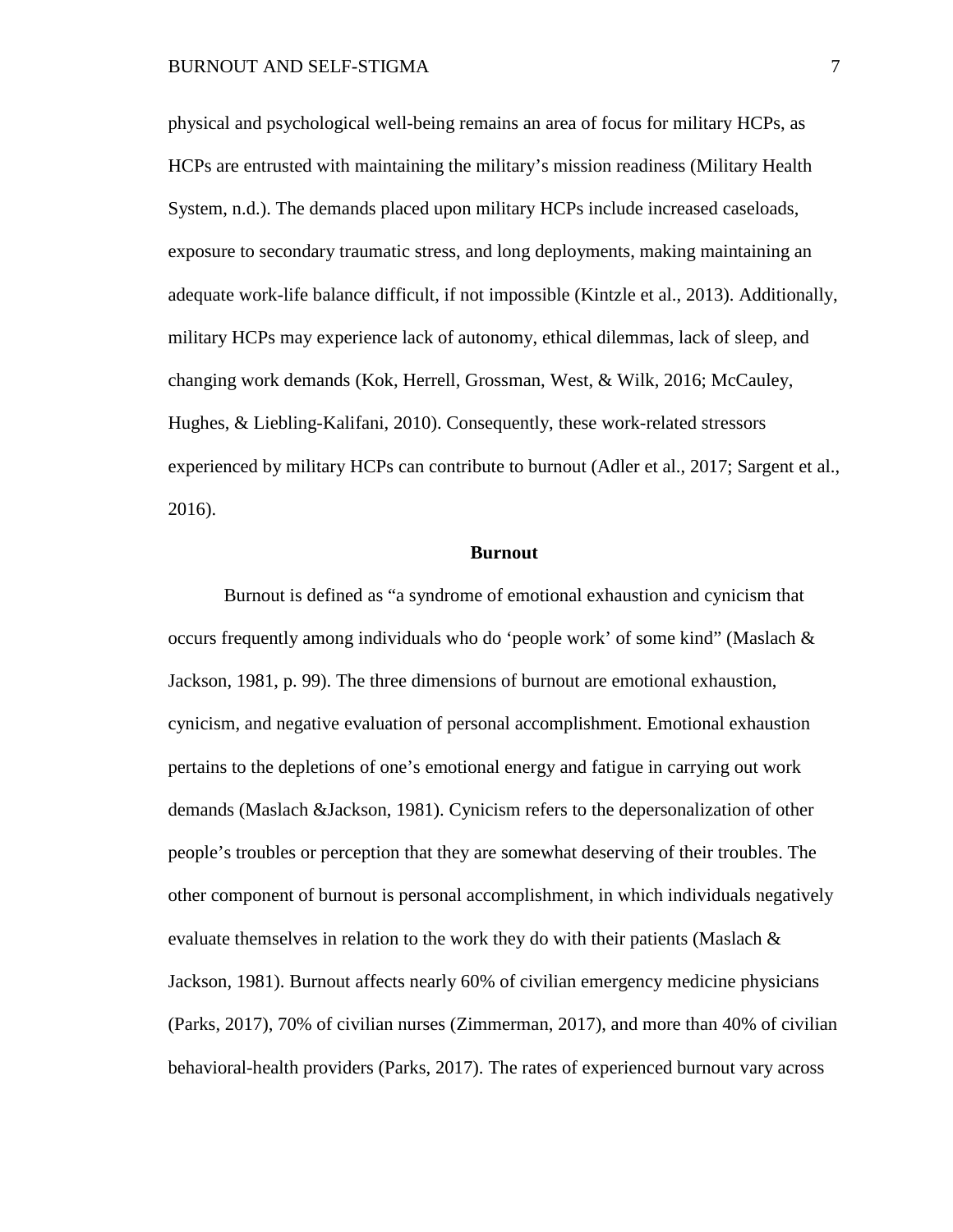physical and psychological well-being remains an area of focus for military HCPs, as HCPs are entrusted with maintaining the military's mission readiness (Military Health System, n.d.). The demands placed upon military HCPs include increased caseloads, exposure to secondary traumatic stress, and long deployments, making maintaining an adequate work-life balance difficult, if not impossible (Kintzle et al., 2013). Additionally, military HCPs may experience lack of autonomy, ethical dilemmas, lack of sleep, and changing work demands (Kok, Herrell, Grossman, West, & Wilk, 2016; McCauley, Hughes, & Liebling-Kalifani, 2010). Consequently, these work-related stressors experienced by military HCPs can contribute to burnout (Adler et al., 2017; Sargent et al., 2016).

## Burnout

Burnout is defined as "a syndrome of emotional exhaustion and cynicism that occurs frequently among individuals who do 'people work' of some kind" (Maslach & Jackson, 1981, p. 99). The three dimensions of burnout are emotional exhaustion, cynicism, and negative evaluation of personal accomplishment. Emotional exhaustion pertains to the depletions of one's emotional energy and fatigue in carrying out work demands (Maslach &Jackson, 1981). Cynicism refers to the depersonalization of other people's troubles or perception that they are somewhat deserving of their troubles. The other component of burnout is personal accomplishment, in which individuals negatively evaluate themselves in relation to the work they do with their patients (Maslach & Jackson, 1981). Burnout affects nearly 60% of civilian emergency medicine physicians (Parks, 2017), 70% of civilian nurses (Zimmerman, 2017), and more than 40% of civilian behavioral-health providers (Parks, 2017). The rates of experienced burnout vary across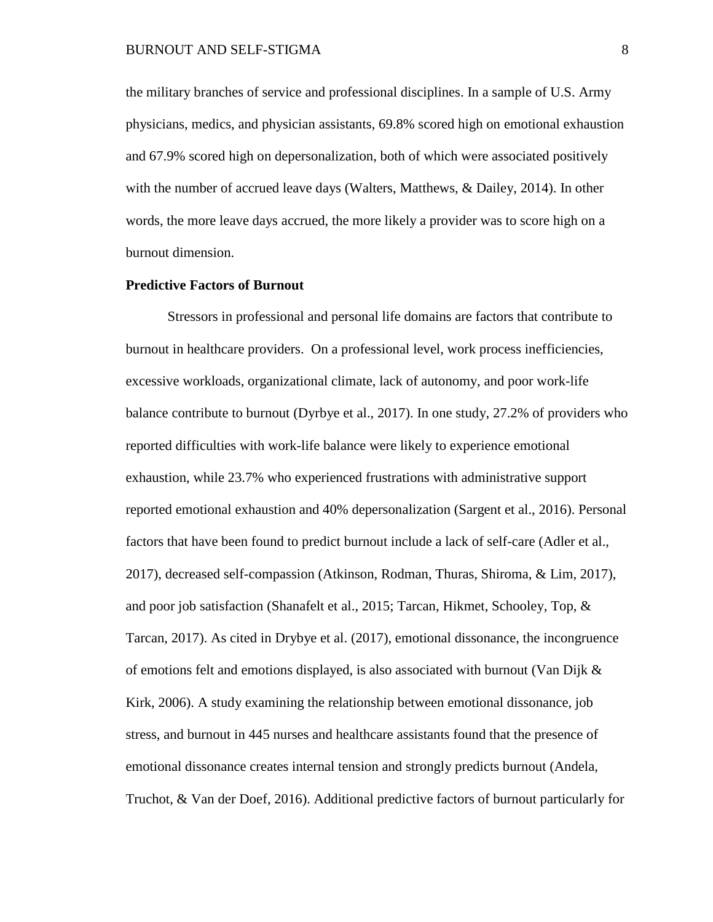the military branches of service and professional disciplines. In a sample of U.S. Army physicians, medics, and physician assistants, 69.8% scored high on emotional exhaustion and 67.9% scored high on depersonalization, both of which were associated positively with the number of accrued leave days (Walters, Matthews, & Dailey, 2014). In other words, the more leave days accrued, the more likely a provider was to score high on a burnout dimension.

**Predictive Factors of Burnout**

Stressors in professional and personal life domains are factors that contribute to burnout in healthcare providers. On a professional level, work process inefficiencies, excessive workloads, organizational climate, lack of autonomy, and poor work-life balance contribute to burnout (Dyrbye et al., 2017). In one study, 27.2% of providers who reported difficulties with work-life balance were likely to experience emotional exhaustion, while 23.7% who experienced frustrations with administrative support reported emotional exhaustion and 40% depersonalization (Sargent et al., 2016). Personal factors that have been found to predict burnout include a lack of self-care (Adler et al., 2017), decreased self-compassion (Atkinson, Rodman, Thuras, Shiroma, & Lim, 2017), and poor job satisfaction (Shanafelt et al., 2015; Tarcan, Hikmet, Schooley, Top, & Tarcan, 2017). As cited in Drybye et al. (2017), emotional dissonance, the incongruence of emotions felt and emotions displayed, is also associated with burnout (Van Dijk & Kirk, 2006). A study examining the relationship between emotional dissonance, job stress, and burnout in 445 nurses and healthcare assistants found that the presence of emotional dissonance creates internal tension and strongly predicts burnout (Andela, Truchot, & Van der Doef, 2016). Additional predictive factors of burnout particularly for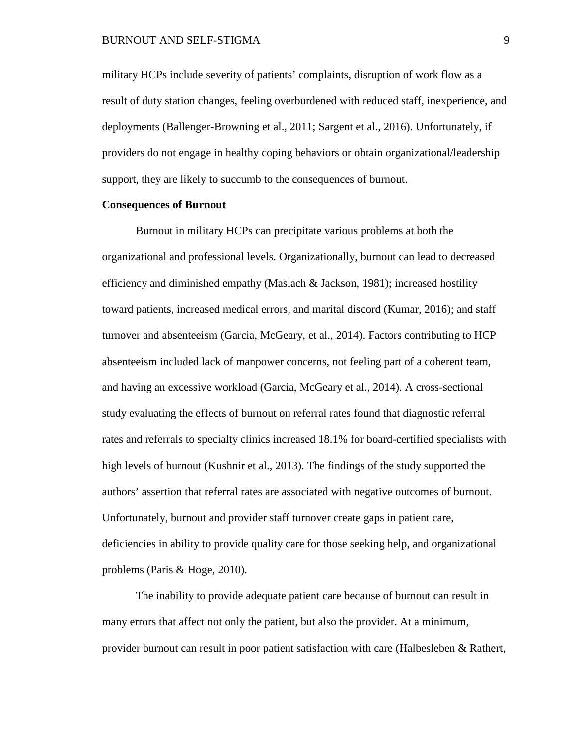military HCPs include severity of patients' complaints, disruption of work flow as a result of duty station changes, feeling overburdened with reduced staff, inexperience, and deployments (Ballenger-Browning et al., 2011; Sargent et al., 2016). Unfortunately, if providers do not engage in healthy coping behaviors or obtain organizational/leadership support, they are likely to succumb to the consequences of burnout.

**Consequences of Burnout**

Burnout in military HCPs can precipitate various problems at both the organizational and professional levels. Organizationally, burnout can lead to decreased efficiency and diminished empathy (Maslach & Jackson, 1981); increased hostility toward patients, increased medical errors, and marital discord (Kumar, 2016); and staff turnover and absenteeism (Garcia, McGeary, et al., 2014). Factors contributing to HCP absenteeism included lack of manpower concerns, not feeling part of a coherent team, and having an excessive workload (Garcia, McGeary et al., 2014). A cross-sectional study evaluating the effects of burnout on referral rates found that diagnostic referral rates and referrals to specialty clinics increased 18.1% for board-certified specialists with high levels of burnout (Kushnir et al., 2013). The findings of the study supported the authors' assertion that referral rates are associated with negative outcomes of burnout. Unfortunately, burnout and provider staff turnover create gaps in patient care, deficiencies in ability to provide quality care for those seeking help, and organizational problems (Paris & Hoge, 2010).

The inability to provide adequate patient care because of burnout can result in many errors that affect not only the patient, but also the provider. At a minimum, provider burnout can result in poor patient satisfaction with care (Halbesleben & Rathert,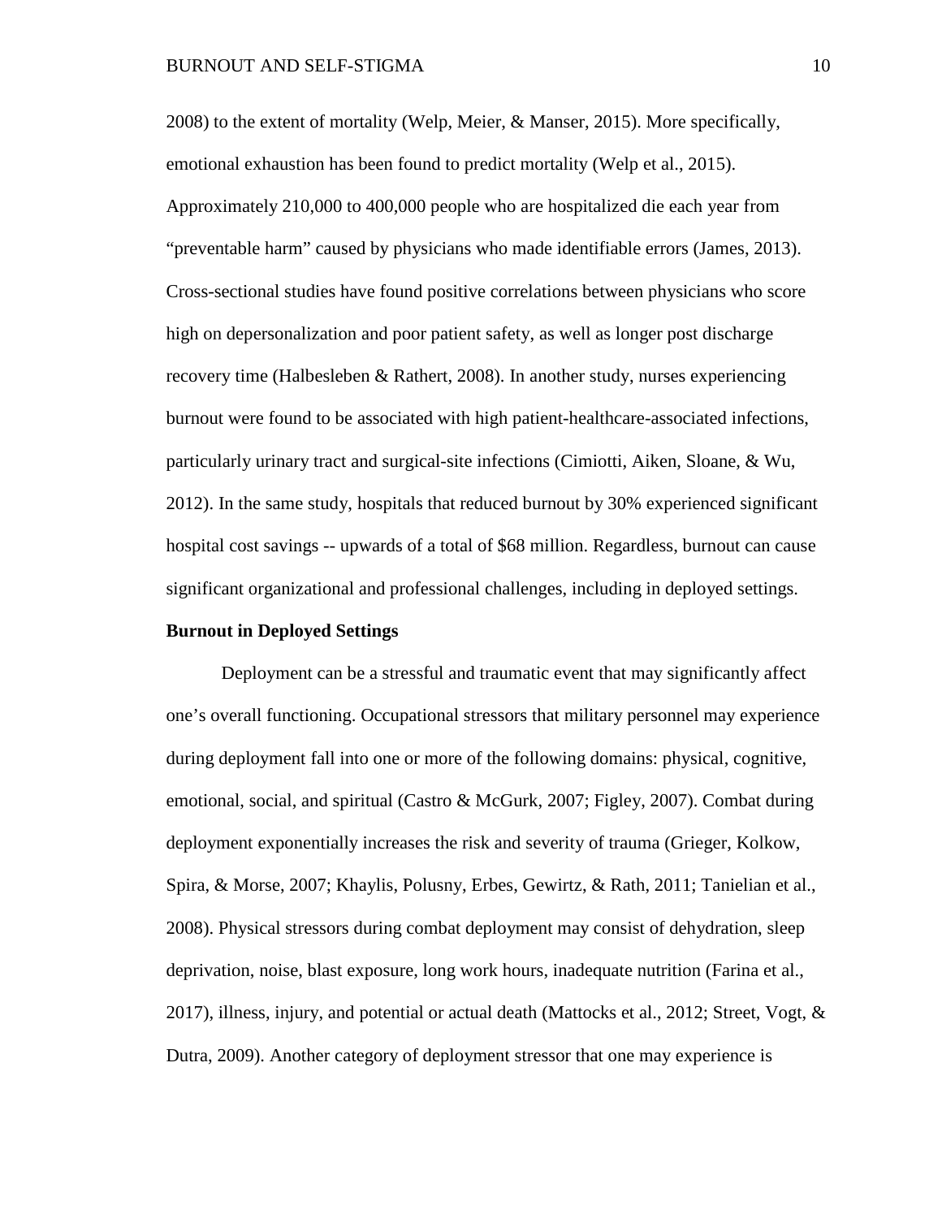2008) to the extent of mortality (Welp, Meier, & Manser, 2015). More specifically, emotional exhaustion has been found to predict mortality (Welp et al., 2015). Approximately 210,000 to 400,000 people who are hospitalized die each year from "preventable harm" caused by physicians who made identifiable errors (James, 2013). Cross-sectional studies have found positive correlations between physicians who score high on depersonalization and poor patient safety, as well as longer post discharge recovery time (Halbesleben & Rathert, 2008). In another study, nurses experiencing burnout were found to be associated with high patient-healthcare-associated infections, particularly urinary tract and surgical-site infections (Cimiotti, Aiken, Sloane, & Wu, 2012). In the same study, hospitals that reduced burnout by 30% experienced significant hospital cost savings -- upwards of a total of $68 million. Regardless, burnout can cause significant organizational and professional challenges, including in deployed settings.

**Burnout in Deployed Settings**

Deployment can be a stressful and traumatic event that may significantly affect one's overall functioning. Occupational stressors that military personnel may experience during deployment fall into one or more of the following domains: physical, cognitive, emotional, social, and spiritual (Castro & McGurk, 2007; Figley, 2007). Combat during deployment exponentially increases the risk and severity of trauma (Grieger, Kolkow, Spira, & Morse, 2007; Khaylis, Polusny, Erbes, Gewirtz, & Rath, 2011; Tanielian et al., 2008). Physical stressors during combat deployment may consist of dehydration, sleep deprivation, noise, blast exposure, long work hours, inadequate nutrition (Farina et al., 2017), illness, injury, and potential or actual death (Mattocks et al., 2012; Street, Vogt, & Dutra, 2009). Another category of deployment stressor that one may experience is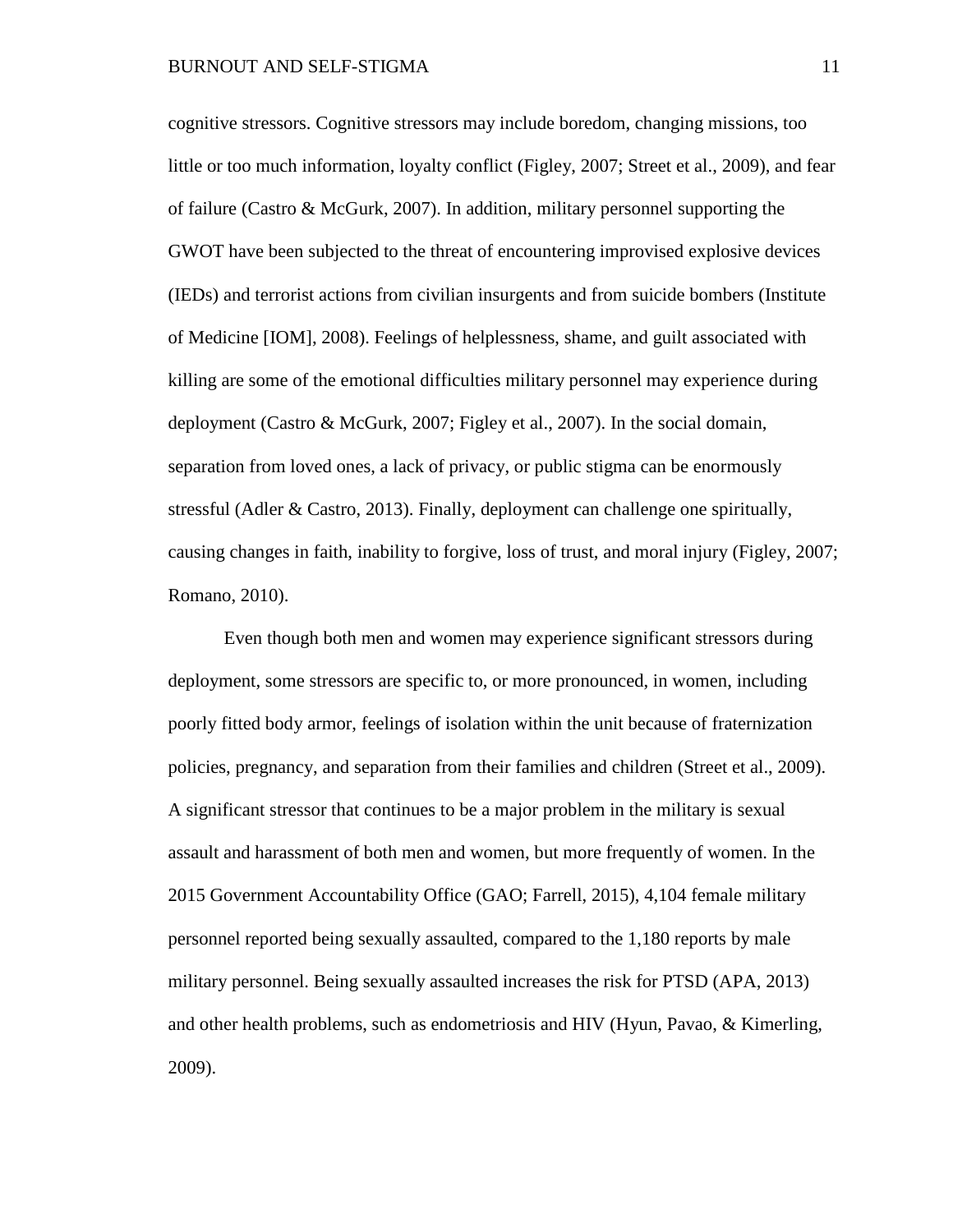cognitive stressors. Cognitive stressors may include boredom, changing missions, too little or too much information, loyalty conflict (Figley, 2007; Street et al., 2009), and fear of failure (Castro & McGurk, 2007). In addition, military personnel supporting the GWOT have been subjected to the threat of encountering improvised explosive devices (IEDs) and terrorist actions from civilian insurgents and from suicide bombers (Institute of Medicine [IOM], 2008). Feelings of helplessness, shame, and guilt associated with killing are some of the emotional difficulties military personnel may experience during deployment (Castro & McGurk, 2007; Figley et al., 2007). In the social domain, separation from loved ones, a lack of privacy, or public stigma can be enormously stressful (Adler & Castro, 2013). Finally, deployment can challenge one spiritually, causing changes in faith, inability to forgive, loss of trust, and moral injury (Figley, 2007; Romano, 2010).

Even though both men and women may experience significant stressors during deployment, some stressors are specific to, or more pronounced, in women, including poorly fitted body armor, feelings of isolation within the unit because of fraternization policies, pregnancy, and separation from their families and children (Street et al., 2009). A significant stressor that continues to be a major problem in the military is sexual assault and harassment of both men and women, but more frequently of women. In the 2015 Government Accountability Office (GAO; Farrell, 2015), 4,104 female military personnel reported being sexually assaulted, compared to the 1,180 reports by male military personnel. Being sexually assaulted increases the risk for PTSD (APA, 2013) and other health problems, such as endometriosis and HIV (Hyun, Pavao, & Kimerling, 2009).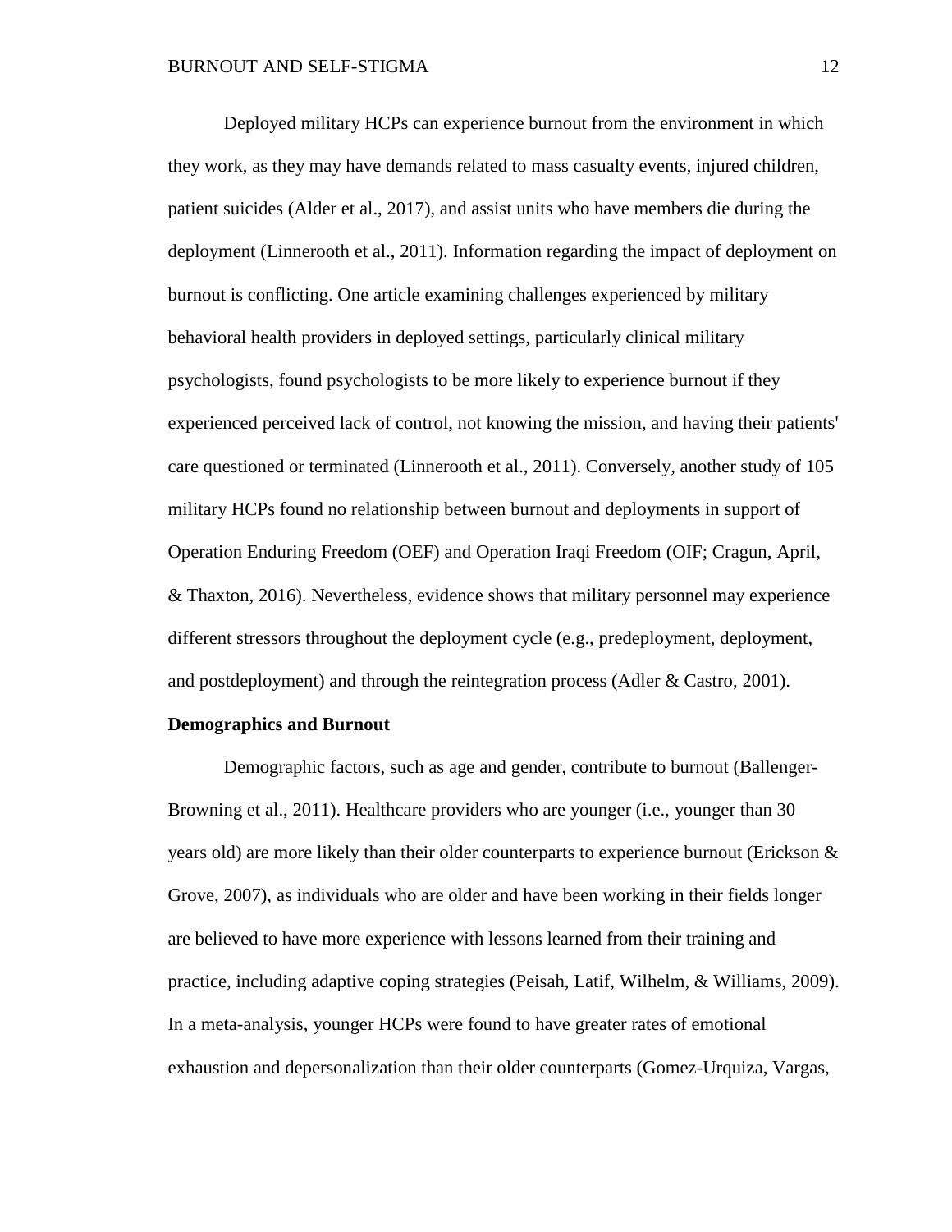Deployed military HCPs can experience burnout from the environment in which they work, as they may have demands related to mass casualty events, injured children, patient suicides (Alder et al., 2017), and assist units who have members die during the deployment (Linnerooth et al., 2011). Information regarding the impact of deployment on burnout is conflicting. One article examining challenges experienced by military behavioral health providers in deployed settings, particularly clinical military psychologists, found psychologists to be more likely to experience burnout if they experienced perceived lack of control, not knowing the mission, and having their patients' care questioned or terminated (Linnerooth et al., 2011). Conversely, another study of 105 military HCPs found no relationship between burnout and deployments in support of Operation Enduring Freedom (OEF) and Operation Iraqi Freedom (OIF; Cragun, April, & Thaxton, 2016). Nevertheless, evidence shows that military personnel may experience different stressors throughout the deployment cycle (e.g., predeployment, deployment, and postdeployment) and through the reintegration process (Adler & Castro, 2001).

**Demographics and Burnout**

Demographic factors, such as age and gender, contribute to burnout (Ballenger-Browning et al., 2011). Healthcare providers who are younger (i.e., younger than 30 years old) are more likely than their older counterparts to experience burnout (Erickson & Grove, 2007), as individuals who are older and have been working in their fields longer are believed to have more experience with lessons learned from their training and practice, including adaptive coping strategies (Peisah, Latif, Wilhelm, & Williams, 2009). In a meta-analysis, younger HCPs were found to have greater rates of emotional exhaustion and depersonalization than their older counterparts (Gomez-Urquiza, Vargas,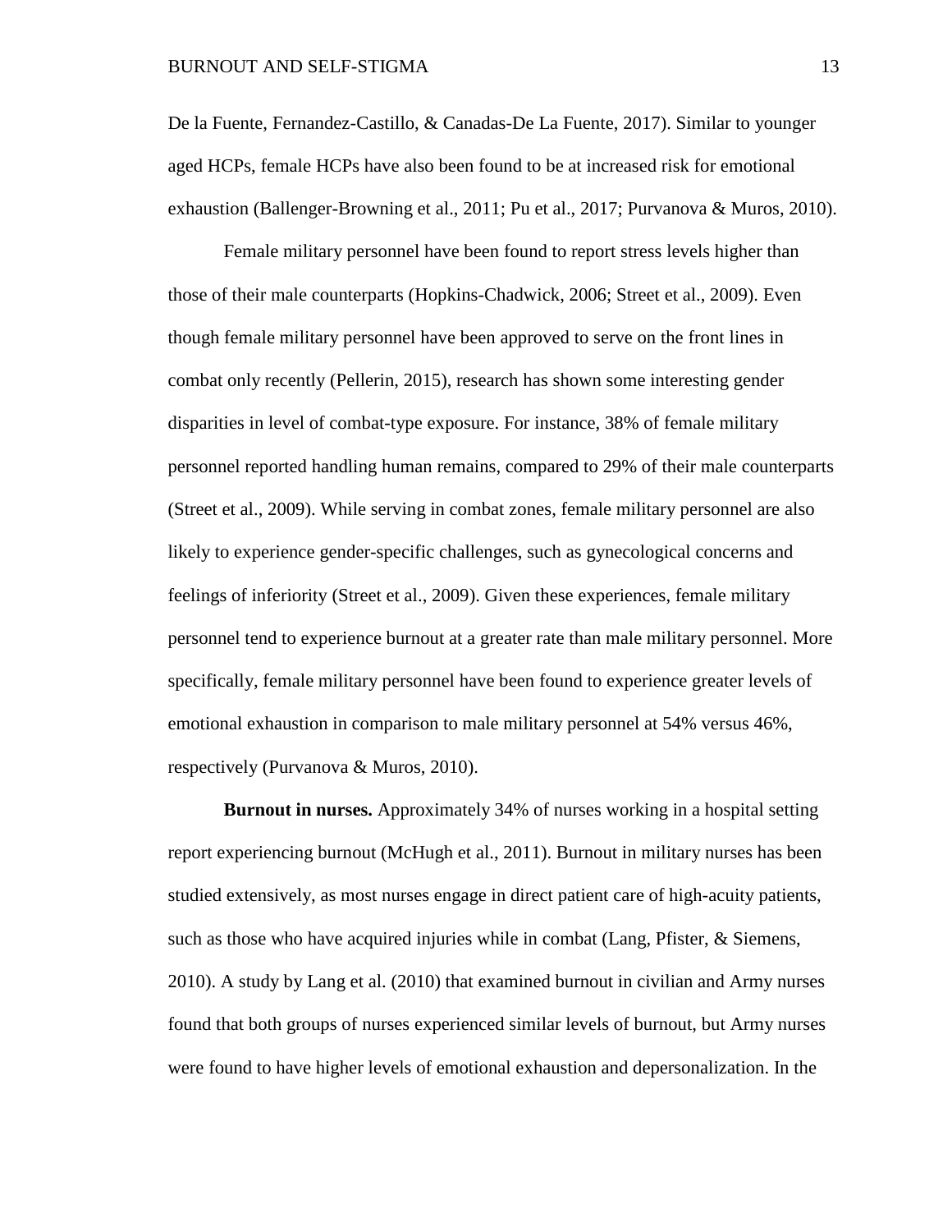De la Fuente, Fernandez-Castillo, & Canadas-De La Fuente, 2017). Similar to younger aged HCPs, female HCPs have also been found to be at increased risk for emotional exhaustion (Ballenger-Browning et al., 2011; Pu et al., 2017; Purvanova & Muros, 2010).

Female military personnel have been found to report stress levels higher than those of their male counterparts (Hopkins-Chadwick, 2006; Street et al., 2009). Even though female military personnel have been approved to serve on the front lines in combat only recently (Pellerin, 2015), research has shown some interesting gender disparities in level of combat-type exposure. For instance, 38% of female military personnel reported handling human remains, compared to 29% of their male counterparts (Street et al., 2009). While serving in combat zones, female military personnel are also likely to experience gender-specific challenges, such as gynecological concerns and feelings of inferiority (Street et al., 2009). Given these experiences, female military personnel tend to experience burnout at a greater rate than male military personnel. More specifically, female military personnel have been found to experience greater levels of emotional exhaustion in comparison to male military personnel at 54% versus 46%, respectively (Purvanova & Muros, 2010).

**Burnout in nurses.** Approximately 34% of nurses working in a hospital setting report experiencing burnout (McHugh et al., 2011). Burnout in military nurses has been studied extensively, as most nurses engage in direct patient care of high-acuity patients, such as those who have acquired injuries while in combat (Lang, Pfister, & Siemens, 2010). A study by Lang et al. (2010) that examined burnout in civilian and Army nurses found that both groups of nurses experienced similar levels of burnout, but Army nurses were found to have higher levels of emotional exhaustion and depersonalization. In the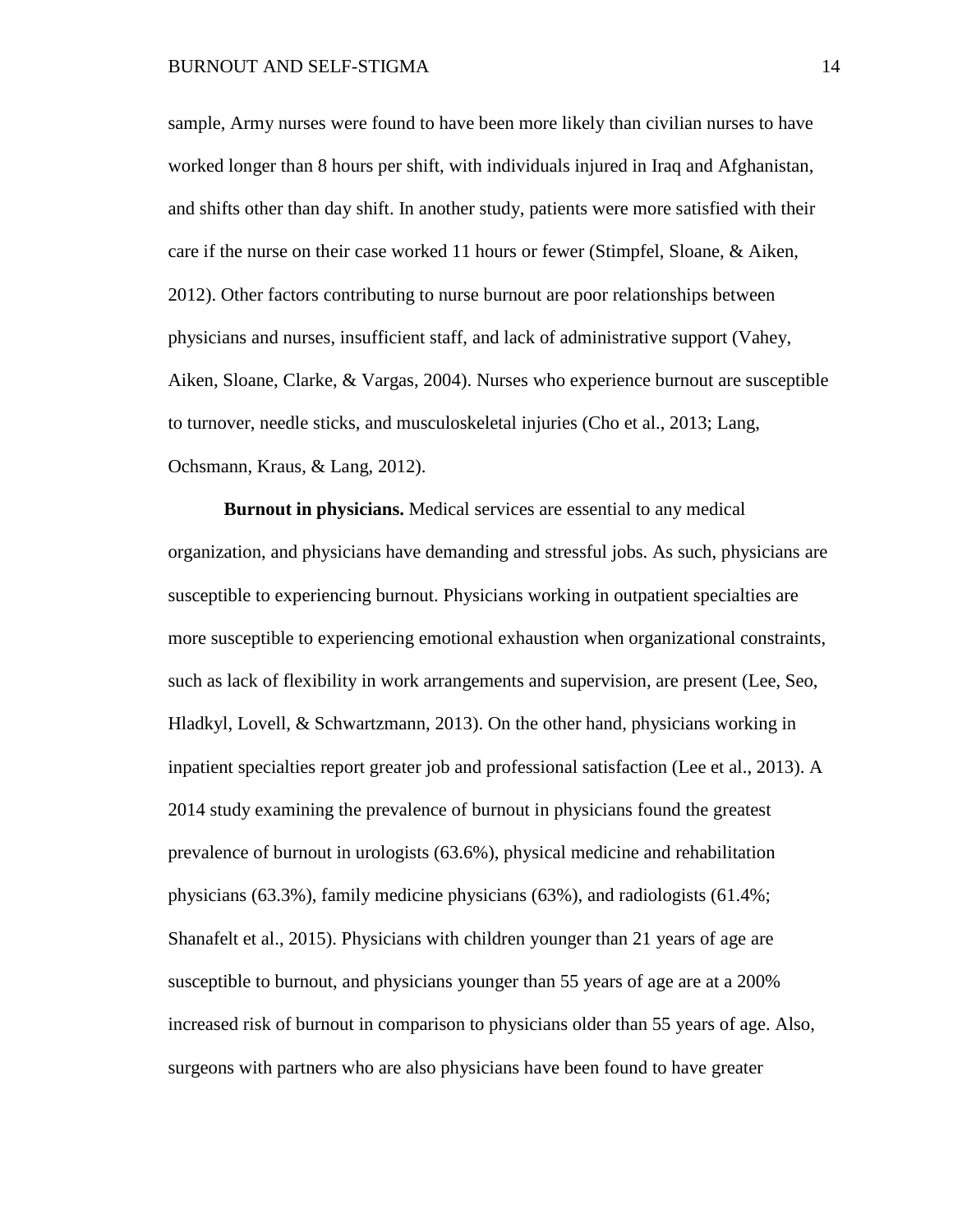sample, Army nurses were found to have been more likely than civilian nurses to have worked longer than 8 hours per shift, with individuals injured in Iraq and Afghanistan, and shifts other than day shift. In another study, patients were more satisfied with their care if the nurse on their case worked 11 hours or fewer (Stimpfel, Sloane, & Aiken, 2012). Other factors contributing to nurse burnout are poor relationships between physicians and nurses, insufficient staff, and lack of administrative support (Vahey, Aiken, Sloane, Clarke, & Vargas, 2004). Nurses who experience burnout are susceptible to turnover, needle sticks, and musculoskeletal injuries (Cho et al., 2013; Lang, Ochsmann, Kraus, & Lang, 2012).

**Burnout in physicians.** Medical services are essential to any medical organization, and physicians have demanding and stressful jobs. As such, physicians are susceptible to experiencing burnout. Physicians working in outpatient specialties are more susceptible to experiencing emotional exhaustion when organizational constraints, such as lack of flexibility in work arrangements and supervision, are present (Lee, Seo, Hladkyl, Lovell, & Schwartzmann, 2013). On the other hand, physicians working in inpatient specialties report greater job and professional satisfaction (Lee et al., 2013). A 2014 study examining the prevalence of burnout in physicians found the greatest prevalence of burnout in urologists (63.6%), physical medicine and rehabilitation physicians (63.3%), family medicine physicians (63%), and radiologists (61.4%; Shanafelt et al., 2015). Physicians with children younger than 21 years of age are susceptible to burnout, and physicians younger than 55 years of age are at a 200% increased risk of burnout in comparison to physicians older than 55 years of age. Also, surgeons with partners who are also physicians have been found to have greater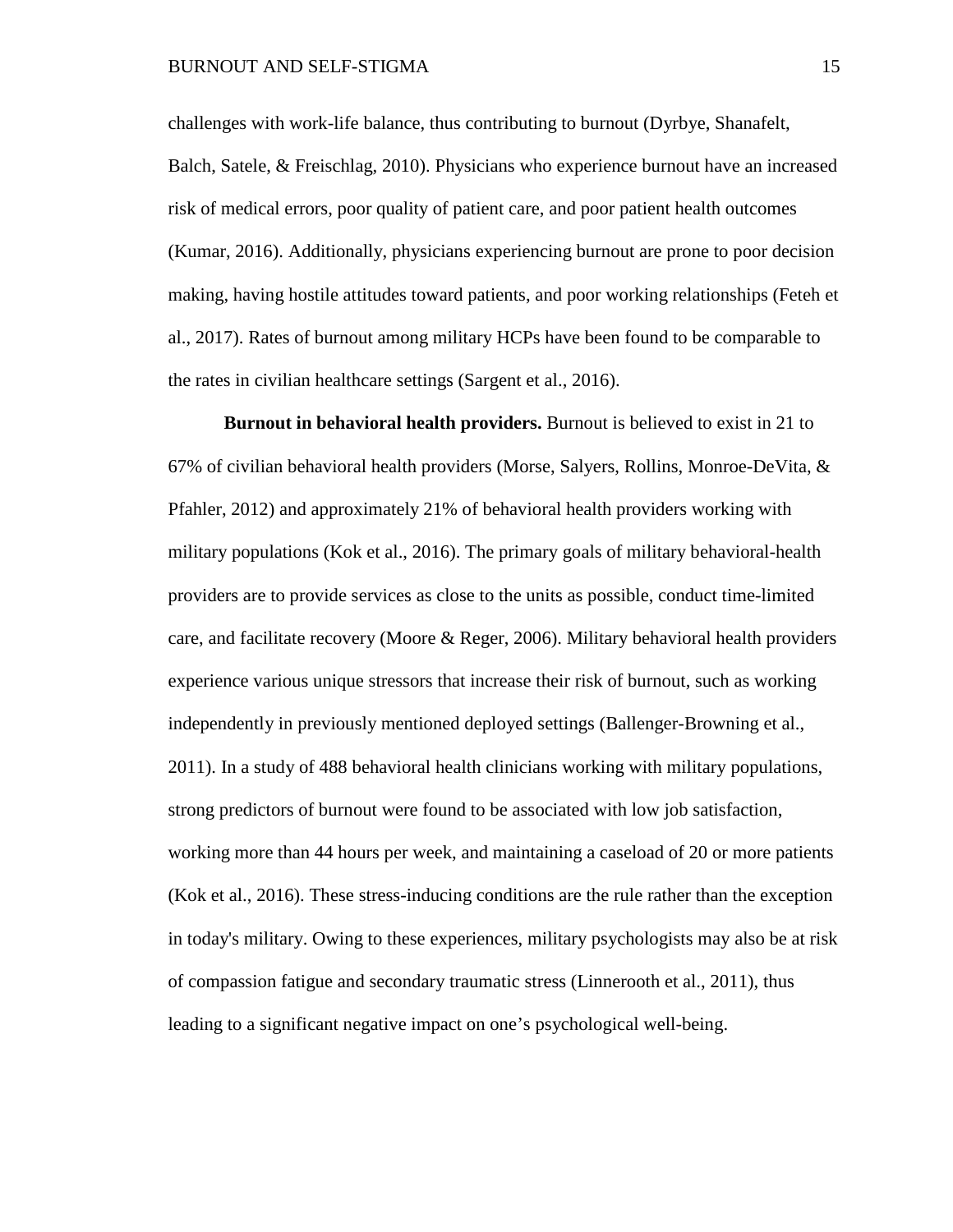challenges with work-life balance, thus contributing to burnout (Dyrbye, Shanafelt, Balch, Satele, & Freischlag, 2010). Physicians who experience burnout have an increased risk of medical errors, poor quality of patient care, and poor patient health outcomes (Kumar, 2016). Additionally, physicians experiencing burnout are prone to poor decision making, having hostile attitudes toward patients, and poor working relationships (Feteh et al., 2017). Rates of burnout among military HCPs have been found to be comparable to the rates in civilian healthcare settings (Sargent et al., 2016).

**Burnout in behavioral health providers.** Burnout is believed to exist in 21 to 67% of civilian behavioral health providers (Morse, Salyers, Rollins, Monroe-DeVita, & Pfahler, 2012) and approximately 21% of behavioral health providers working with military populations (Kok et al., 2016). The primary goals of military behavioral-health providers are to provide services as close to the units as possible, conduct time-limited care, and facilitate recovery (Moore & Reger, 2006). Military behavioral health providers experience various unique stressors that increase their risk of burnout, such as working independently in previously mentioned deployed settings (Ballenger-Browning et al., 2011). In a study of 488 behavioral health clinicians working with military populations, strong predictors of burnout were found to be associated with low job satisfaction, working more than 44 hours per week, and maintaining a caseload of 20 or more patients (Kok et al., 2016). These stress-inducing conditions are the rule rather than the exception in today's military. Owing to these experiences, military psychologists may also be at risk of compassion fatigue and secondary traumatic stress (Linnerooth et al., 2011), thus leading to a significant negative impact on one's psychological well-being.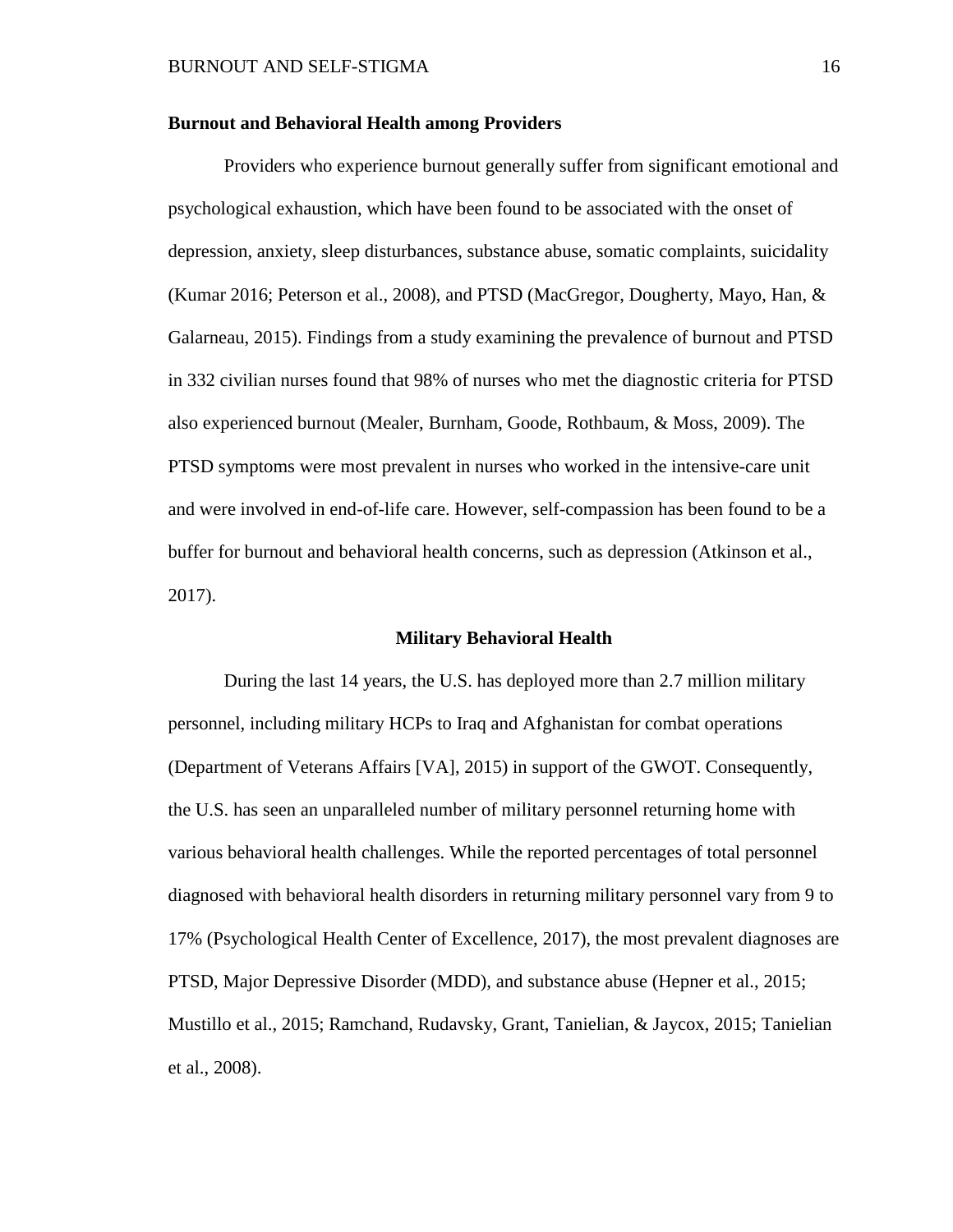**Burnout and Behavioral Health among Providers**

Providers who experience burnout generally suffer from significant emotional and psychological exhaustion, which have been found to be associated with the onset of depression, anxiety, sleep disturbances, substance abuse, somatic complaints, suicidality (Kumar 2016; Peterson et al., 2008), and PTSD (MacGregor, Dougherty, Mayo, Han, & Galarneau, 2015). Findings from a study examining the prevalence of burnout and PTSD in 332 civilian nurses found that 98% of nurses who met the diagnostic criteria for PTSD also experienced burnout (Mealer, Burnham, Goode, Rothbaum, & Moss, 2009). The PTSD symptoms were most prevalent in nurses who worked in the intensive-care unit and were involved in end-of-life care. However, self-compassion has been found to be a buffer for burnout and behavioral health concerns, such as depression (Atkinson et al., 2017).

## Military Behavioral Health

During the last 14 years, the U.S. has deployed more than 2.7 million military personnel, including military HCPs to Iraq and Afghanistan for combat operations (Department of Veterans Affairs [VA], 2015) in support of the GWOT. Consequently, the U.S. has seen an unparalleled number of military personnel returning home with various behavioral health challenges. While the reported percentages of total personnel diagnosed with behavioral health disorders in returning military personnel vary from 9 to 17% (Psychological Health Center of Excellence, 2017), the most prevalent diagnoses are PTSD, Major Depressive Disorder (MDD), and substance abuse (Hepner et al., 2015; Mustillo et al., 2015; Ramchand, Rudavsky, Grant, Tanielian, & Jaycox, 2015; Tanielian et al., 2008).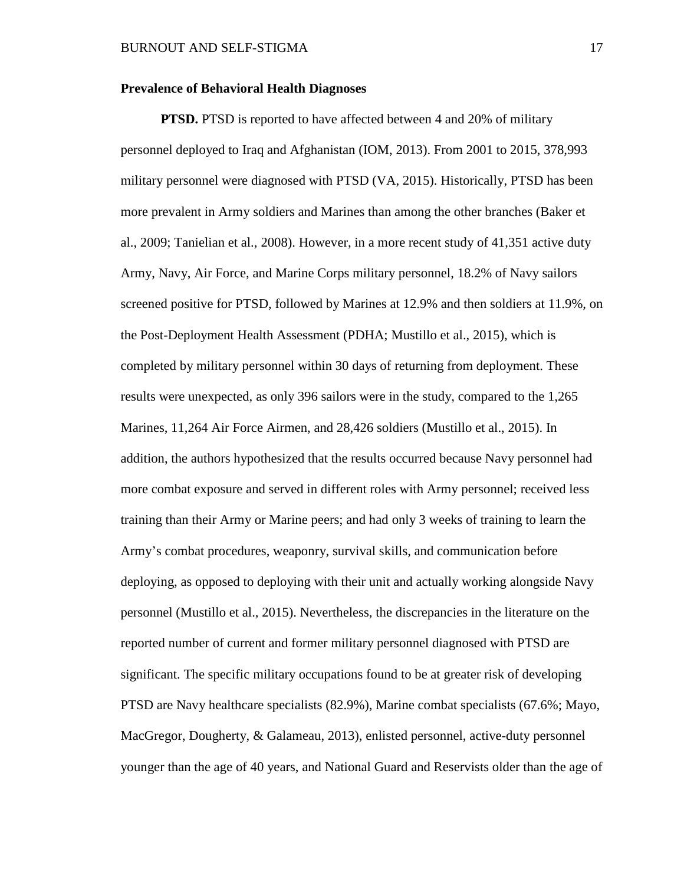**Prevalence of Behavioral Health Diagnoses**

**PTSD.** PTSD is reported to have affected between 4 and 20% of military personnel deployed to Iraq and Afghanistan (IOM, 2013). From 2001 to 2015, 378,993 military personnel were diagnosed with PTSD (VA, 2015). Historically, PTSD has been more prevalent in Army soldiers and Marines than among the other branches (Baker et al., 2009; Tanielian et al., 2008). However, in a more recent study of 41,351 active duty Army, Navy, Air Force, and Marine Corps military personnel, 18.2% of Navy sailors screened positive for PTSD, followed by Marines at 12.9% and then soldiers at 11.9%, on the Post-Deployment Health Assessment (PDHA; Mustillo et al., 2015), which is completed by military personnel within 30 days of returning from deployment. These results were unexpected, as only 396 sailors were in the study, compared to the 1,265 Marines, 11,264 Air Force Airmen, and 28,426 soldiers (Mustillo et al., 2015). In addition, the authors hypothesized that the results occurred because Navy personnel had more combat exposure and served in different roles with Army personnel; received less training than their Army or Marine peers; and had only 3 weeks of training to learn the Army's combat procedures, weaponry, survival skills, and communication before deploying, as opposed to deploying with their unit and actually working alongside Navy personnel (Mustillo et al., 2015). Nevertheless, the discrepancies in the literature on the reported number of current and former military personnel diagnosed with PTSD are significant. The specific military occupations found to be at greater risk of developing PTSD are Navy healthcare specialists (82.9%), Marine combat specialists (67.6%; Mayo, MacGregor, Dougherty, & Galameau, 2013), enlisted personnel, active-duty personnel younger than the age of 40 years, and National Guard and Reservists older than the age of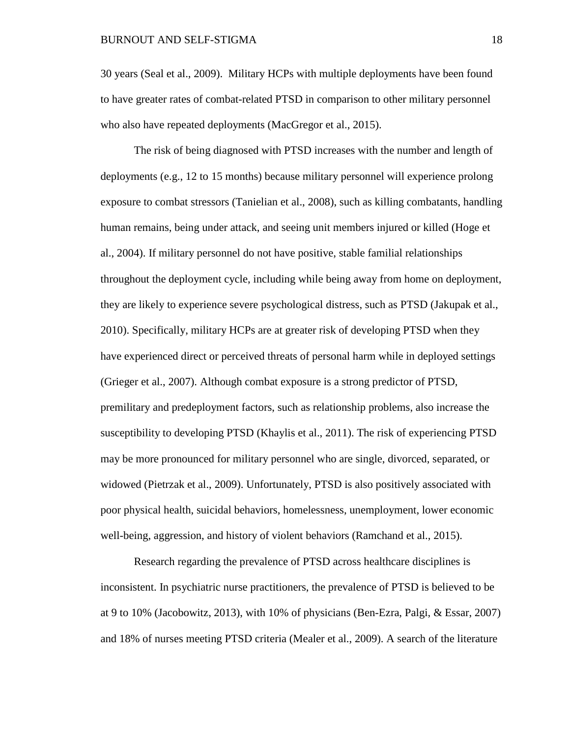30 years (Seal et al., 2009). Military HCPs with multiple deployments have been found to have greater rates of combat-related PTSD in comparison to other military personnel who also have repeated deployments (MacGregor et al., 2015).

The risk of being diagnosed with PTSD increases with the number and length of deployments (e.g., 12 to 15 months) because military personnel will experience prolong exposure to combat stressors (Tanielian et al., 2008), such as killing combatants, handling human remains, being under attack, and seeing unit members injured or killed (Hoge et al., 2004). If military personnel do not have positive, stable familial relationships throughout the deployment cycle, including while being away from home on deployment, they are likely to experience severe psychological distress, such as PTSD (Jakupak et al., 2010). Specifically, military HCPs are at greater risk of developing PTSD when they have experienced direct or perceived threats of personal harm while in deployed settings (Grieger et al., 2007). Although combat exposure is a strong predictor of PTSD, premilitary and predeployment factors, such as relationship problems, also increase the susceptibility to developing PTSD (Khaylis et al., 2011). The risk of experiencing PTSD may be more pronounced for military personnel who are single, divorced, separated, or widowed (Pietrzak et al., 2009). Unfortunately, PTSD is also positively associated with poor physical health, suicidal behaviors, homelessness, unemployment, lower economic well-being, aggression, and history of violent behaviors (Ramchand et al., 2015).

Research regarding the prevalence of PTSD across healthcare disciplines is inconsistent. In psychiatric nurse practitioners, the prevalence of PTSD is believed to be at 9 to 10% (Jacobowitz, 2013), with 10% of physicians (Ben-Ezra, Palgi, & Essar, 2007) and 18% of nurses meeting PTSD criteria (Mealer et al., 2009). A search of the literature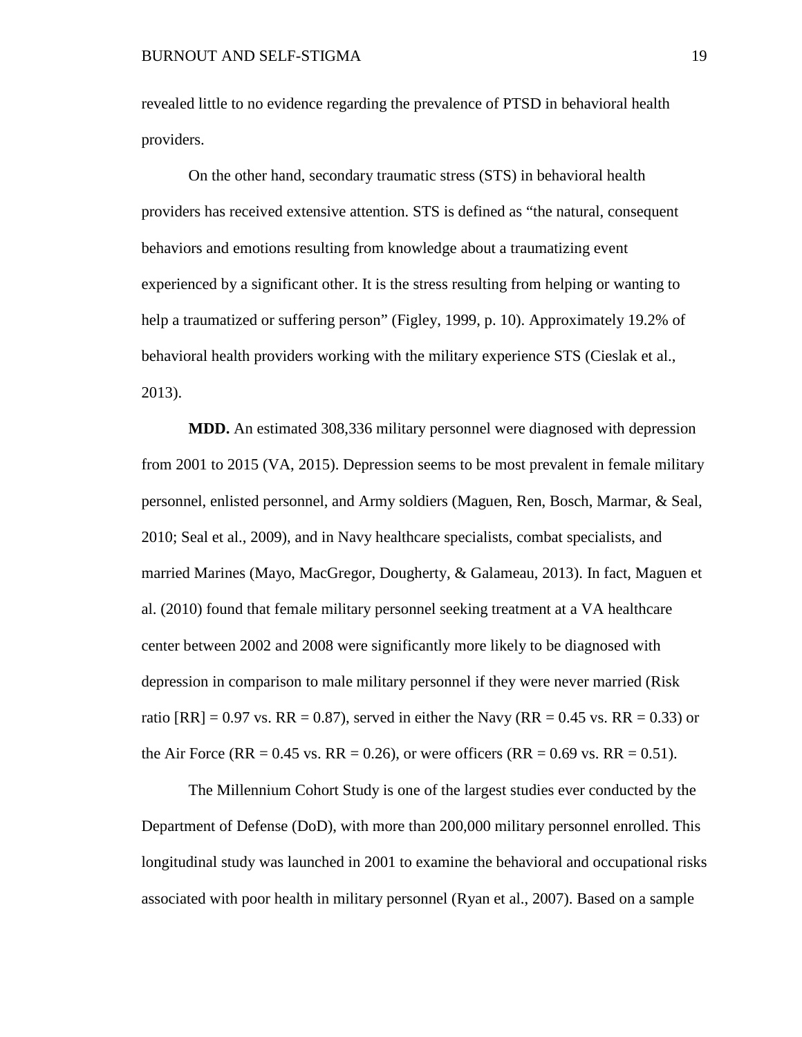revealed little to no evidence regarding the prevalence of PTSD in behavioral health providers.

On the other hand, secondary traumatic stress (STS) in behavioral health providers has received extensive attention. STS is defined as "the natural, consequent behaviors and emotions resulting from knowledge about a traumatizing event experienced by a significant other. It is the stress resulting from helping or wanting to help a traumatized or suffering person" (Figley, 1999, p. 10). Approximately 19.2% of behavioral health providers working with the military experience STS (Cieslak et al., 2013).

**MDD.** An estimated 308,336 military personnel were diagnosed with depression from 2001 to 2015 (VA, 2015). Depression seems to be most prevalent in female military personnel, enlisted personnel, and Army soldiers (Maguen, Ren, Bosch, Marmar, & Seal, 2010; Seal et al., 2009), and in Navy healthcare specialists, combat specialists, and married Marines (Mayo, MacGregor, Dougherty, & Galameau, 2013). In fact, Maguen et al. (2010) found that female military personnel seeking treatment at a VA healthcare center between 2002 and 2008 were significantly more likely to be diagnosed with depression in comparison to male military personnel if they were never married (Risk ratio [RR] = 0.97 vs. RR = 0.87), served in either the Navy (RR = 0.45 vs. RR = 0.33) or the Air Force (RR = 0.45 vs. RR = 0.26), or were officers (RR = 0.69 vs. RR = 0.51).

The Millennium Cohort Study is one of the largest studies ever conducted by the Department of Defense (DoD), with more than 200,000 military personnel enrolled. This longitudinal study was launched in 2001 to examine the behavioral and occupational risks associated with poor health in military personnel (Ryan et al., 2007). Based on a sample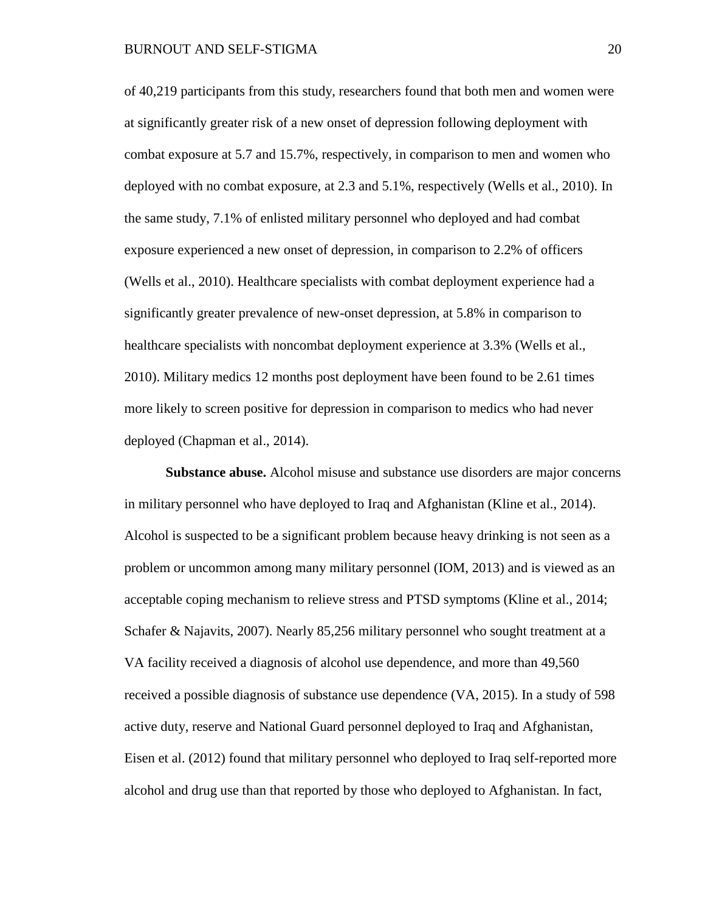of 40,219 participants from this study, researchers found that both men and women were at significantly greater risk of a new onset of depression following deployment with combat exposure at 5.7 and 15.7%, respectively, in comparison to men and women who deployed with no combat exposure, at 2.3 and 5.1%, respectively (Wells et al., 2010). In the same study, 7.1% of enlisted military personnel who deployed and had combat exposure experienced a new onset of depression, in comparison to 2.2% of officers (Wells et al., 2010). Healthcare specialists with combat deployment experience had a significantly greater prevalence of new-onset depression, at 5.8% in comparison to healthcare specialists with noncombat deployment experience at 3.3% (Wells et al., 2010). Military medics 12 months post deployment have been found to be 2.61 times more likely to screen positive for depression in comparison to medics who had never deployed (Chapman et al., 2014).

**Substance abuse.** Alcohol misuse and substance use disorders are major concerns in military personnel who have deployed to Iraq and Afghanistan (Kline et al., 2014). Alcohol is suspected to be a significant problem because heavy drinking is not seen as a problem or uncommon among many military personnel (IOM, 2013) and is viewed as an acceptable coping mechanism to relieve stress and PTSD symptoms (Kline et al., 2014; Schafer & Najavits, 2007). Nearly 85,256 military personnel who sought treatment at a VA facility received a diagnosis of alcohol use dependence, and more than 49,560 received a possible diagnosis of substance use dependence (VA, 2015). In a study of 598 active duty, reserve and National Guard personnel deployed to Iraq and Afghanistan, Eisen et al. (2012) found that military personnel who deployed to Iraq self-reported more alcohol and drug use than that reported by those who deployed to Afghanistan. In fact,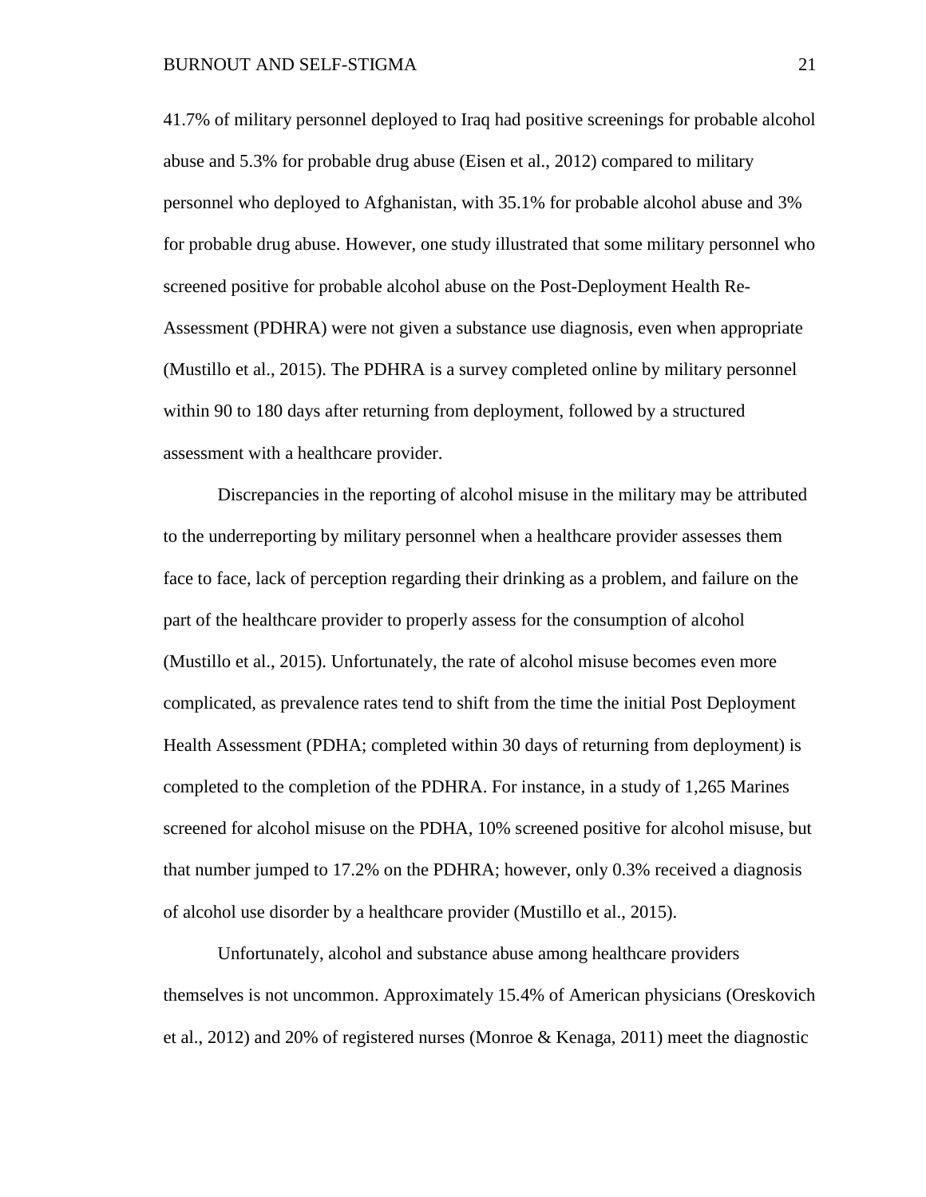41.7% of military personnel deployed to Iraq had positive screenings for probable alcohol abuse and 5.3% for probable drug abuse (Eisen et al., 2012) compared to military personnel who deployed to Afghanistan, with 35.1% for probable alcohol abuse and 3% for probable drug abuse. However, one study illustrated that some military personnel who screened positive for probable alcohol abuse on the Post-Deployment Health Re-Assessment (PDHRA) were not given a substance use diagnosis, even when appropriate (Mustillo et al., 2015). The PDHRA is a survey completed online by military personnel within 90 to 180 days after returning from deployment, followed by a structured assessment with a healthcare provider.

Discrepancies in the reporting of alcohol misuse in the military may be attributed to the underreporting by military personnel when a healthcare provider assesses them face to face, lack of perception regarding their drinking as a problem, and failure on the part of the healthcare provider to properly assess for the consumption of alcohol (Mustillo et al., 2015). Unfortunately, the rate of alcohol misuse becomes even more complicated, as prevalence rates tend to shift from the time the initial Post Deployment Health Assessment (PDHA; completed within 30 days of returning from deployment) is completed to the completion of the PDHRA. For instance, in a study of 1,265 Marines screened for alcohol misuse on the PDHA, 10% screened positive for alcohol misuse, but that number jumped to 17.2% on the PDHRA; however, only 0.3% received a diagnosis of alcohol use disorder by a healthcare provider (Mustillo et al., 2015).

Unfortunately, alcohol and substance abuse among healthcare providers themselves is not uncommon. Approximately 15.4% of American physicians (Oreskovich et al., 2012) and 20% of registered nurses (Monroe & Kenaga, 2011) meet the diagnostic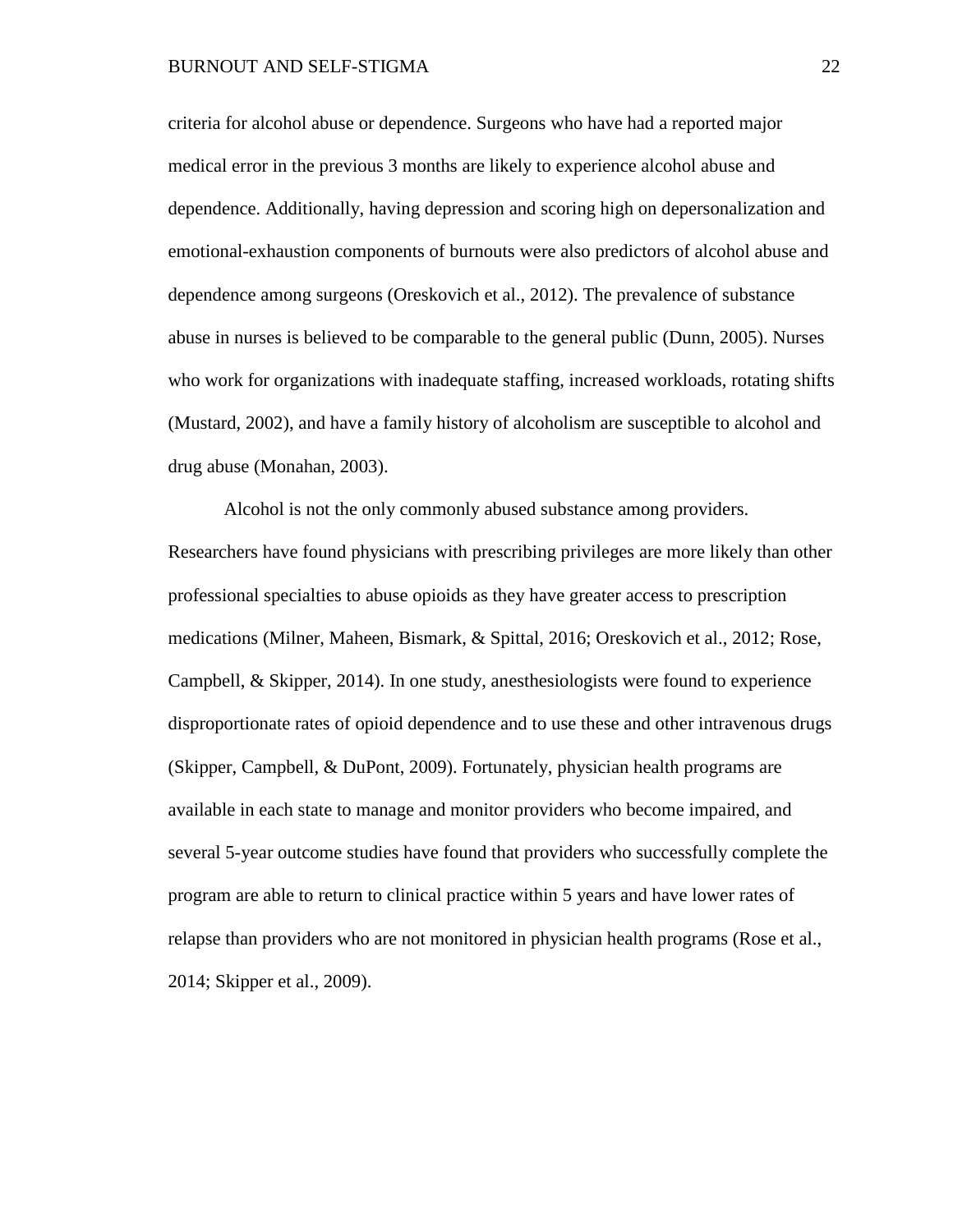criteria for alcohol abuse or dependence. Surgeons who have had a reported major medical error in the previous 3 months are likely to experience alcohol abuse and dependence. Additionally, having depression and scoring high on depersonalization and emotional-exhaustion components of burnouts were also predictors of alcohol abuse and dependence among surgeons (Oreskovich et al., 2012). The prevalence of substance abuse in nurses is believed to be comparable to the general public (Dunn, 2005). Nurses who work for organizations with inadequate staffing, increased workloads, rotating shifts (Mustard, 2002), and have a family history of alcoholism are susceptible to alcohol and drug abuse (Monahan, 2003).

Alcohol is not the only commonly abused substance among providers. Researchers have found physicians with prescribing privileges are more likely than other professional specialties to abuse opioids as they have greater access to prescription medications (Milner, Maheen, Bismark, & Spittal, 2016; Oreskovich et al., 2012; Rose, Campbell, & Skipper, 2014). In one study, anesthesiologists were found to experience disproportionate rates of opioid dependence and to use these and other intravenous drugs (Skipper, Campbell, & DuPont, 2009). Fortunately, physician health programs are available in each state to manage and monitor providers who become impaired, and several 5-year outcome studies have found that providers who successfully complete the program are able to return to clinical practice within 5 years and have lower rates of relapse than providers who are not monitored in physician health programs (Rose et al., 2014; Skipper et al., 2009).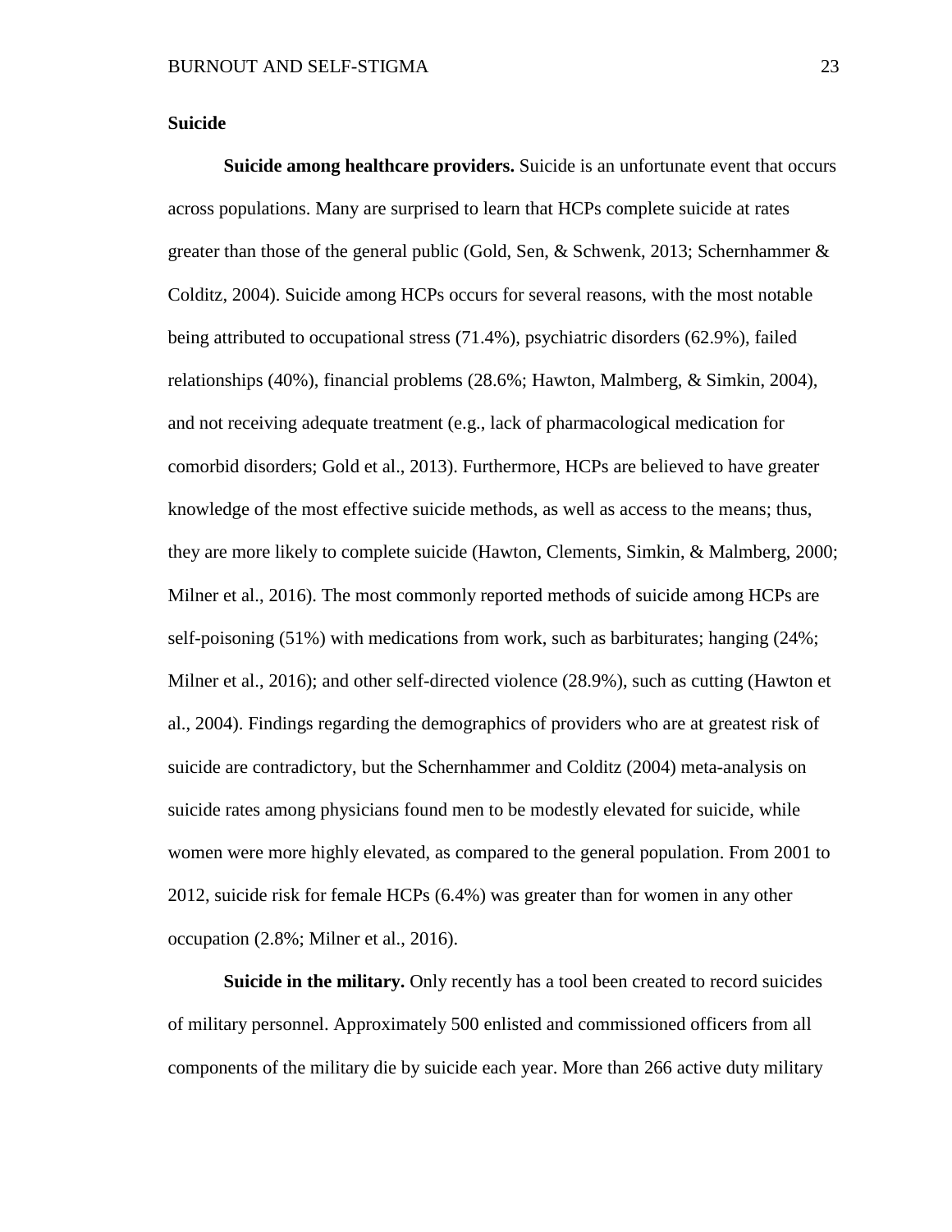**Suicide**

**Suicide among healthcare providers.** Suicide is an unfortunate event that occurs across populations. Many are surprised to learn that HCPs complete suicide at rates greater than those of the general public (Gold, Sen, & Schwenk, 2013; Schernhammer & Colditz, 2004). Suicide among HCPs occurs for several reasons, with the most notable being attributed to occupational stress (71.4%), psychiatric disorders (62.9%), failed relationships (40%), financial problems (28.6%; Hawton, Malmberg, & Simkin, 2004), and not receiving adequate treatment (e.g., lack of pharmacological medication for comorbid disorders; Gold et al., 2013). Furthermore, HCPs are believed to have greater knowledge of the most effective suicide methods, as well as access to the means; thus, they are more likely to complete suicide (Hawton, Clements, Simkin, & Malmberg, 2000; Milner et al., 2016). The most commonly reported methods of suicide among HCPs are self-poisoning (51%) with medications from work, such as barbiturates; hanging (24%; Milner et al., 2016); and other self-directed violence (28.9%), such as cutting (Hawton et al., 2004). Findings regarding the demographics of providers who are at greatest risk of suicide are contradictory, but the Schernhammer and Colditz (2004) meta-analysis on suicide rates among physicians found men to be modestly elevated for suicide, while women were more highly elevated, as compared to the general population. From 2001 to 2012, suicide risk for female HCPs (6.4%) was greater than for women in any other occupation (2.8%; Milner et al., 2016).

**Suicide in the military.** Only recently has a tool been created to record suicides of military personnel. Approximately 500 enlisted and commissioned officers from all components of the military die by suicide each year. More than 266 active duty military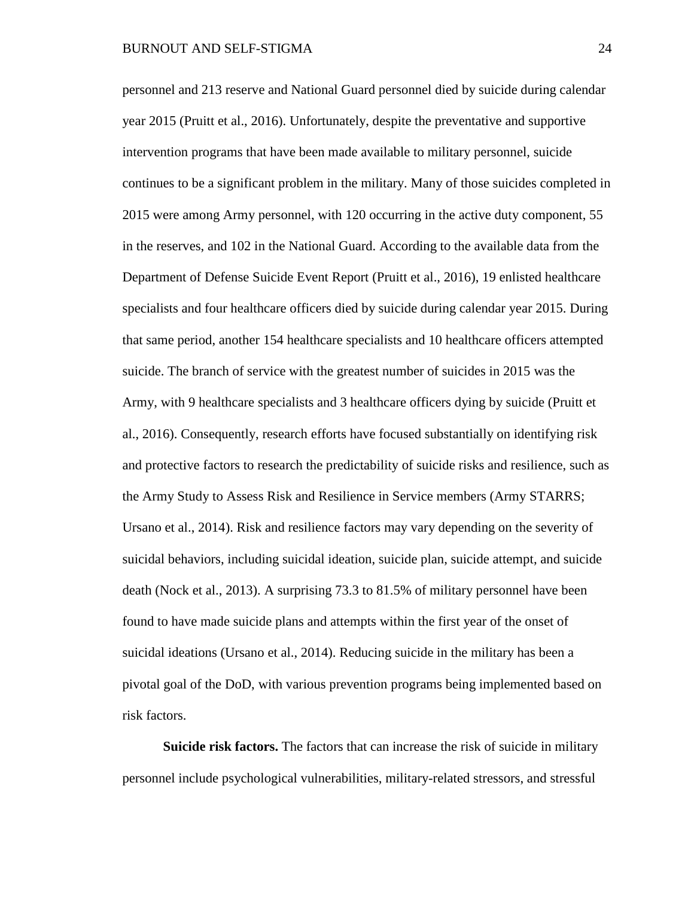personnel and 213 reserve and National Guard personnel died by suicide during calendar year 2015 (Pruitt et al., 2016). Unfortunately, despite the preventative and supportive intervention programs that have been made available to military personnel, suicide continues to be a significant problem in the military. Many of those suicides completed in 2015 were among Army personnel, with 120 occurring in the active duty component, 55 in the reserves, and 102 in the National Guard. According to the available data from the Department of Defense Suicide Event Report (Pruitt et al., 2016), 19 enlisted healthcare specialists and four healthcare officers died by suicide during calendar year 2015. During that same period, another 154 healthcare specialists and 10 healthcare officers attempted suicide. The branch of service with the greatest number of suicides in 2015 was the Army, with 9 healthcare specialists and 3 healthcare officers dying by suicide (Pruitt et al., 2016). Consequently, research efforts have focused substantially on identifying risk and protective factors to research the predictability of suicide risks and resilience, such as the Army Study to Assess Risk and Resilience in Service members (Army STARRS; Ursano et al., 2014). Risk and resilience factors may vary depending on the severity of suicidal behaviors, including suicidal ideation, suicide plan, suicide attempt, and suicide death (Nock et al., 2013). A surprising 73.3 to 81.5% of military personnel have been found to have made suicide plans and attempts within the first year of the onset of suicidal ideations (Ursano et al., 2014). Reducing suicide in the military has been a pivotal goal of the DoD, with various prevention programs being implemented based on risk factors.

**Suicide risk factors.** The factors that can increase the risk of suicide in military personnel include psychological vulnerabilities, military-related stressors, and stressful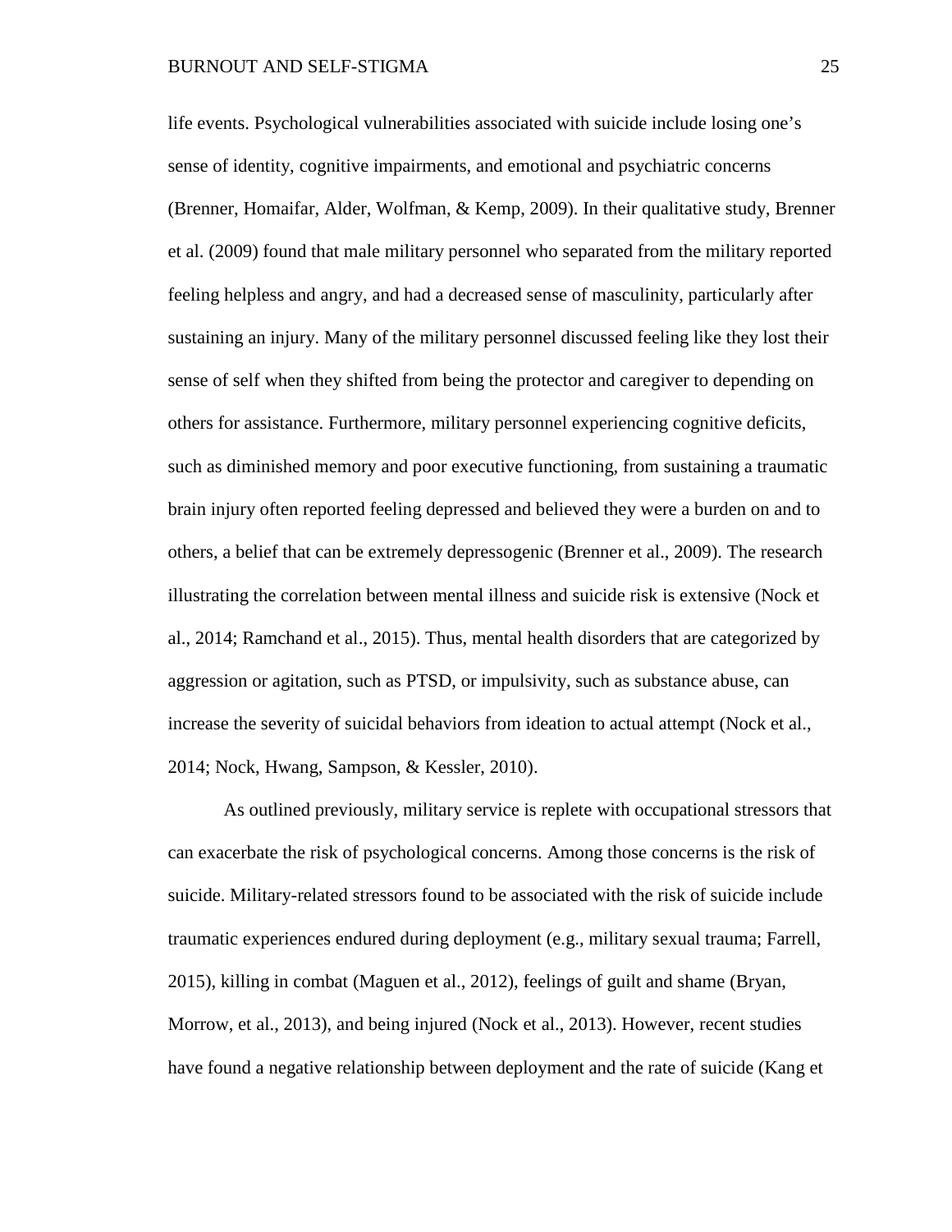life events. Psychological vulnerabilities associated with suicide include losing one's sense of identity, cognitive impairments, and emotional and psychiatric concerns (Brenner, Homaifar, Alder, Wolfman, & Kemp, 2009). In their qualitative study, Brenner et al. (2009) found that male military personnel who separated from the military reported feeling helpless and angry, and had a decreased sense of masculinity, particularly after sustaining an injury. Many of the military personnel discussed feeling like they lost their sense of self when they shifted from being the protector and caregiver to depending on others for assistance. Furthermore, military personnel experiencing cognitive deficits, such as diminished memory and poor executive functioning, from sustaining a traumatic brain injury often reported feeling depressed and believed they were a burden on and to others, a belief that can be extremely depressogenic (Brenner et al., 2009). The research illustrating the correlation between mental illness and suicide risk is extensive (Nock et al., 2014; Ramchand et al., 2015). Thus, mental health disorders that are categorized by aggression or agitation, such as PTSD, or impulsivity, such as substance abuse, can increase the severity of suicidal behaviors from ideation to actual attempt (Nock et al., 2014; Nock, Hwang, Sampson, & Kessler, 2010).

As outlined previously, military service is replete with occupational stressors that can exacerbate the risk of psychological concerns. Among those concerns is the risk of suicide. Military-related stressors found to be associated with the risk of suicide include traumatic experiences endured during deployment (e.g., military sexual trauma; Farrell, 2015), killing in combat (Maguen et al., 2012), feelings of guilt and shame (Bryan, Morrow, et al., 2013), and being injured (Nock et al., 2013). However, recent studies have found a negative relationship between deployment and the rate of suicide (Kang et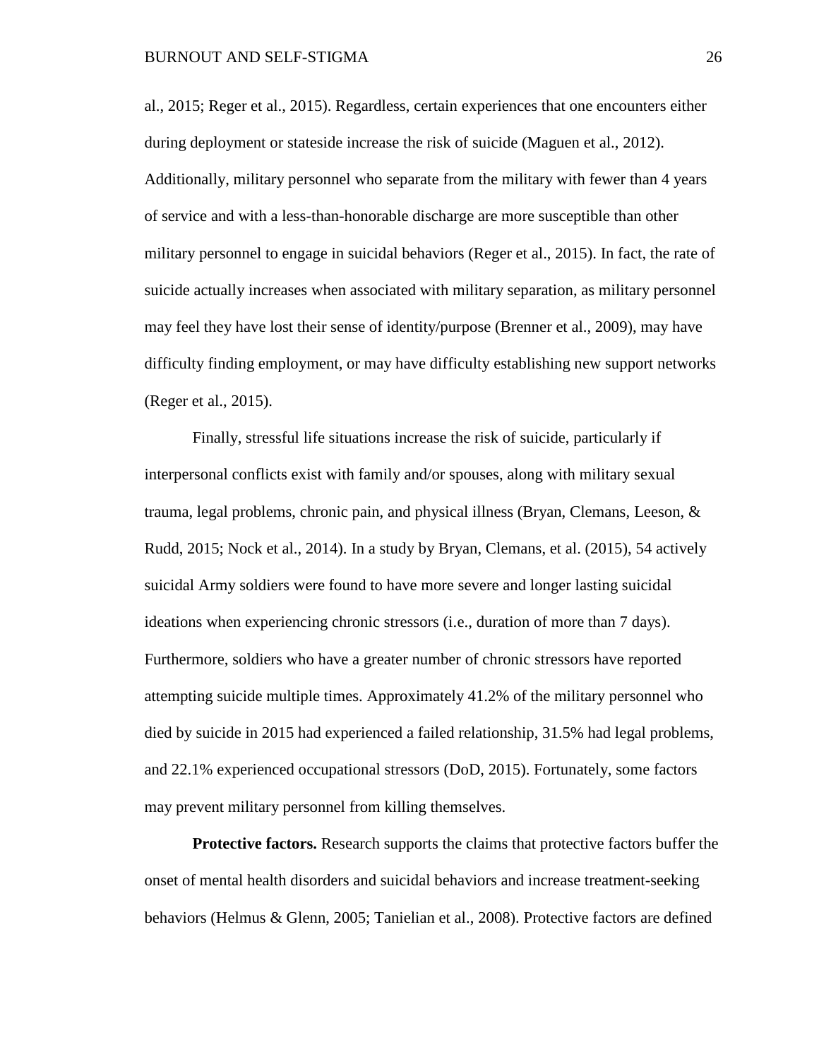al., 2015; Reger et al., 2015). Regardless, certain experiences that one encounters either during deployment or stateside increase the risk of suicide (Maguen et al., 2012). Additionally, military personnel who separate from the military with fewer than 4 years of service and with a less-than-honorable discharge are more susceptible than other military personnel to engage in suicidal behaviors (Reger et al., 2015). In fact, the rate of suicide actually increases when associated with military separation, as military personnel may feel they have lost their sense of identity/purpose (Brenner et al., 2009), may have difficulty finding employment, or may have difficulty establishing new support networks (Reger et al., 2015).

Finally, stressful life situations increase the risk of suicide, particularly if interpersonal conflicts exist with family and/or spouses, along with military sexual trauma, legal problems, chronic pain, and physical illness (Bryan, Clemans, Leeson, & Rudd, 2015; Nock et al., 2014). In a study by Bryan, Clemans, et al. (2015), 54 actively suicidal Army soldiers were found to have more severe and longer lasting suicidal ideations when experiencing chronic stressors (i.e., duration of more than 7 days). Furthermore, soldiers who have a greater number of chronic stressors have reported attempting suicide multiple times. Approximately 41.2% of the military personnel who died by suicide in 2015 had experienced a failed relationship, 31.5% had legal problems, and 22.1% experienced occupational stressors (DoD, 2015). Fortunately, some factors may prevent military personnel from killing themselves.

**Protective factors.** Research supports the claims that protective factors buffer the onset of mental health disorders and suicidal behaviors and increase treatment-seeking behaviors (Helmus & Glenn, 2005; Tanielian et al., 2008). Protective factors are defined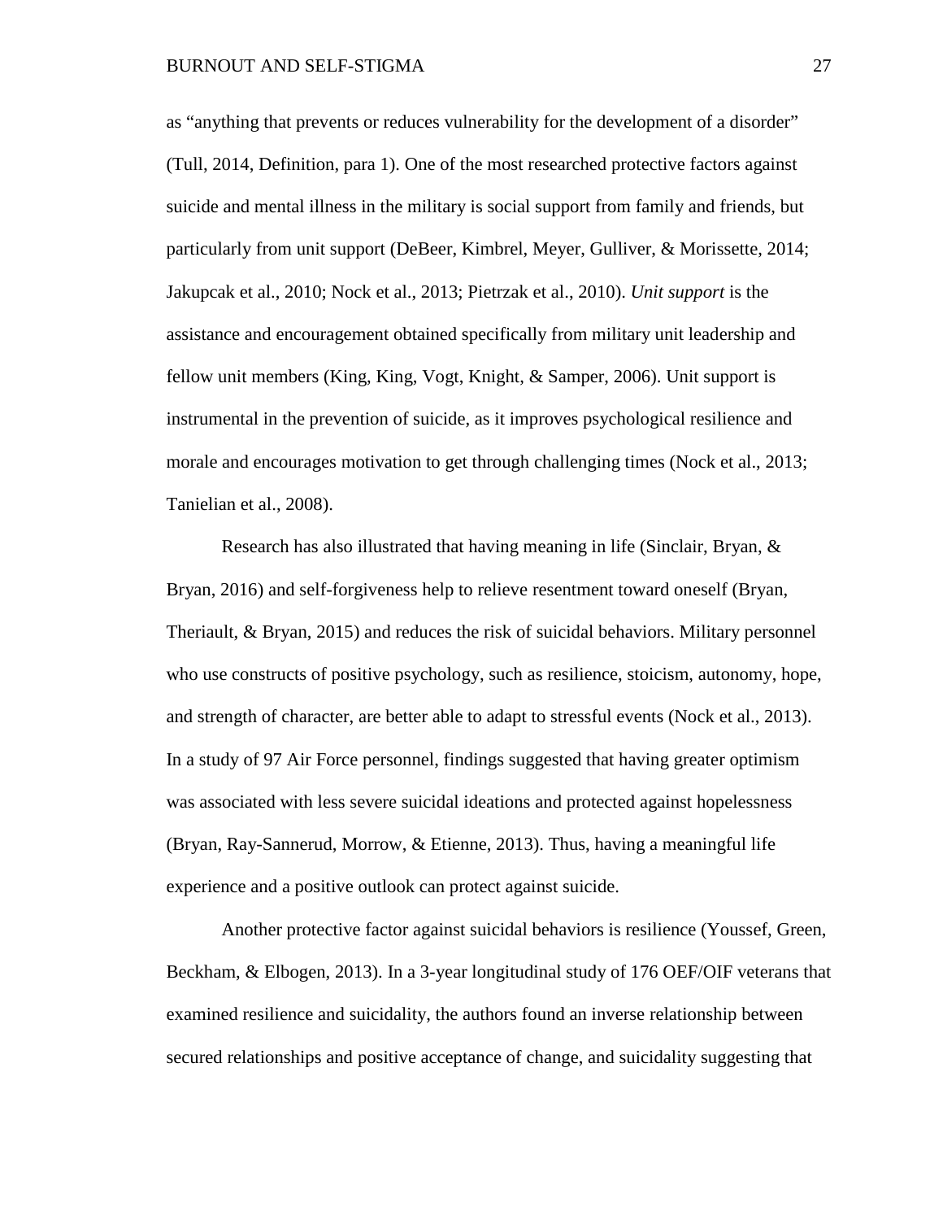as "anything that prevents or reduces vulnerability for the development of a disorder" (Tull, 2014, Definition, para 1). One of the most researched protective factors against suicide and mental illness in the military is social support from family and friends, but particularly from unit support (DeBeer, Kimbrel, Meyer, Gulliver, & Morissette, 2014; Jakupcak et al., 2010; Nock et al., 2013; Pietrzak et al., 2010). *Unit support* is the assistance and encouragement obtained specifically from military unit leadership and fellow unit members (King, King, Vogt, Knight, & Samper, 2006). Unit support is instrumental in the prevention of suicide, as it improves psychological resilience and morale and encourages motivation to get through challenging times (Nock et al., 2013; Tanielian et al., 2008).

Research has also illustrated that having meaning in life (Sinclair, Bryan, & Bryan, 2016) and self-forgiveness help to relieve resentment toward oneself (Bryan, Theriault, & Bryan, 2015) and reduces the risk of suicidal behaviors. Military personnel who use constructs of positive psychology, such as resilience, stoicism, autonomy, hope, and strength of character, are better able to adapt to stressful events (Nock et al., 2013). In a study of 97 Air Force personnel, findings suggested that having greater optimism was associated with less severe suicidal ideations and protected against hopelessness (Bryan, Ray-Sannerud, Morrow, & Etienne, 2013). Thus, having a meaningful life experience and a positive outlook can protect against suicide.

Another protective factor against suicidal behaviors is resilience (Youssef, Green, Beckham, & Elbogen, 2013). In a 3-year longitudinal study of 176 OEF/OIF veterans that examined resilience and suicidality, the authors found an inverse relationship between secured relationships and positive acceptance of change, and suicidality suggesting that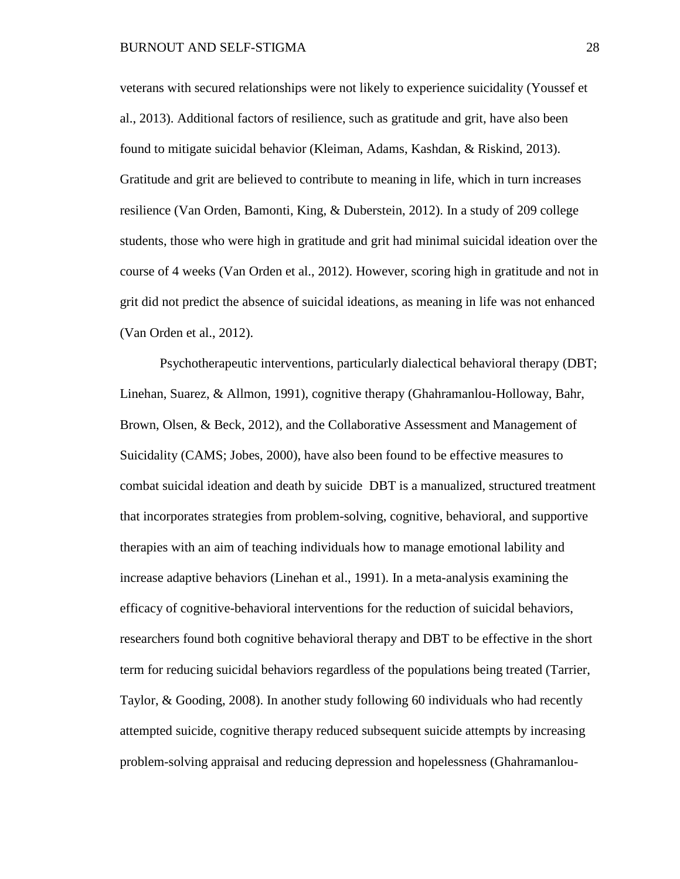veterans with secured relationships were not likely to experience suicidality (Youssef et al., 2013). Additional factors of resilience, such as gratitude and grit, have also been found to mitigate suicidal behavior (Kleiman, Adams, Kashdan, & Riskind, 2013). Gratitude and grit are believed to contribute to meaning in life, which in turn increases resilience (Van Orden, Bamonti, King, & Duberstein, 2012). In a study of 209 college students, those who were high in gratitude and grit had minimal suicidal ideation over the course of 4 weeks (Van Orden et al., 2012). However, scoring high in gratitude and not in grit did not predict the absence of suicidal ideations, as meaning in life was not enhanced (Van Orden et al., 2012).

Psychotherapeutic interventions, particularly dialectical behavioral therapy (DBT; Linehan, Suarez, & Allmon, 1991), cognitive therapy (Ghahramanlou-Holloway, Bahr, Brown, Olsen, & Beck, 2012), and the Collaborative Assessment and Management of Suicidality (CAMS; Jobes, 2000), have also been found to be effective measures to combat suicidal ideation and death by suicide  DBT is a manualized, structured treatment that incorporates strategies from problem-solving, cognitive, behavioral, and supportive therapies with an aim of teaching individuals how to manage emotional lability and increase adaptive behaviors (Linehan et al., 1991). In a meta-analysis examining the efficacy of cognitive-behavioral interventions for the reduction of suicidal behaviors, researchers found both cognitive behavioral therapy and DBT to be effective in the short term for reducing suicidal behaviors regardless of the populations being treated (Tarrier, Taylor, & Gooding, 2008). In another study following 60 individuals who had recently attempted suicide, cognitive therapy reduced subsequent suicide attempts by increasing problem-solving appraisal and reducing depression and hopelessness (Ghahramanlou-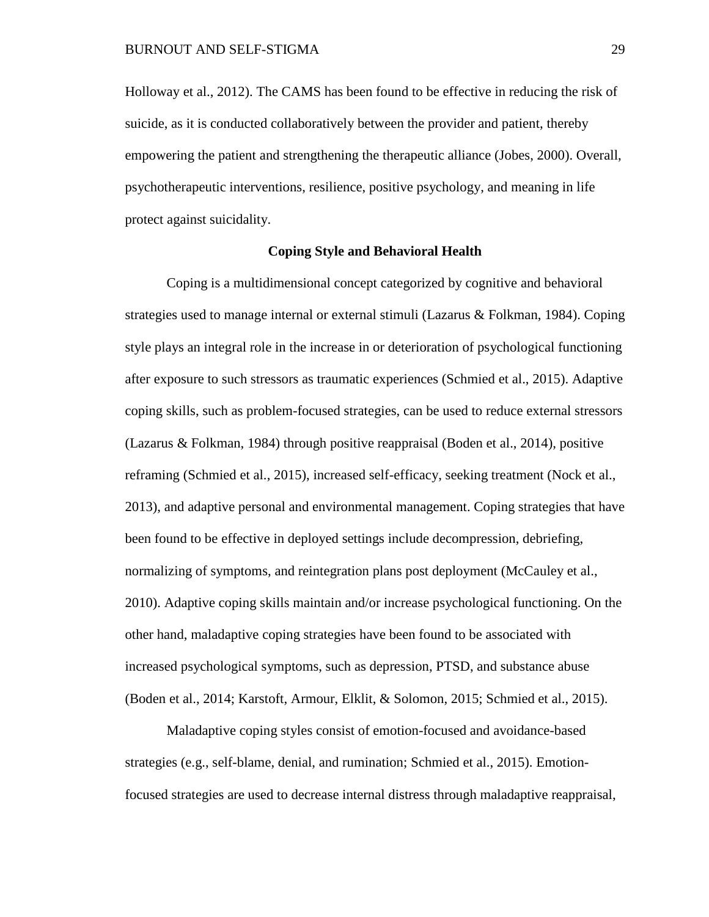Holloway et al., 2012). The CAMS has been found to be effective in reducing the risk of suicide, as it is conducted collaboratively between the provider and patient, thereby empowering the patient and strengthening the therapeutic alliance (Jobes, 2000). Overall, psychotherapeutic interventions, resilience, positive psychology, and meaning in life protect against suicidality.

## Coping Style and Behavioral Health

Coping is a multidimensional concept categorized by cognitive and behavioral strategies used to manage internal or external stimuli (Lazarus & Folkman, 1984). Coping style plays an integral role in the increase in or deterioration of psychological functioning after exposure to such stressors as traumatic experiences (Schmied et al., 2015). Adaptive coping skills, such as problem-focused strategies, can be used to reduce external stressors (Lazarus & Folkman, 1984) through positive reappraisal (Boden et al., 2014), positive reframing (Schmied et al., 2015), increased self-efficacy, seeking treatment (Nock et al., 2013), and adaptive personal and environmental management. Coping strategies that have been found to be effective in deployed settings include decompression, debriefing, normalizing of symptoms, and reintegration plans post deployment (McCauley et al., 2010). Adaptive coping skills maintain and/or increase psychological functioning. On the other hand, maladaptive coping strategies have been found to be associated with increased psychological symptoms, such as depression, PTSD, and substance abuse (Boden et al., 2014; Karstoft, Armour, Elklit, & Solomon, 2015; Schmied et al., 2015).

Maladaptive coping styles consist of emotion-focused and avoidance-based strategies (e.g., self-blame, denial, and rumination; Schmied et al., 2015). Emotion-focused strategies are used to decrease internal distress through maladaptive reappraisal,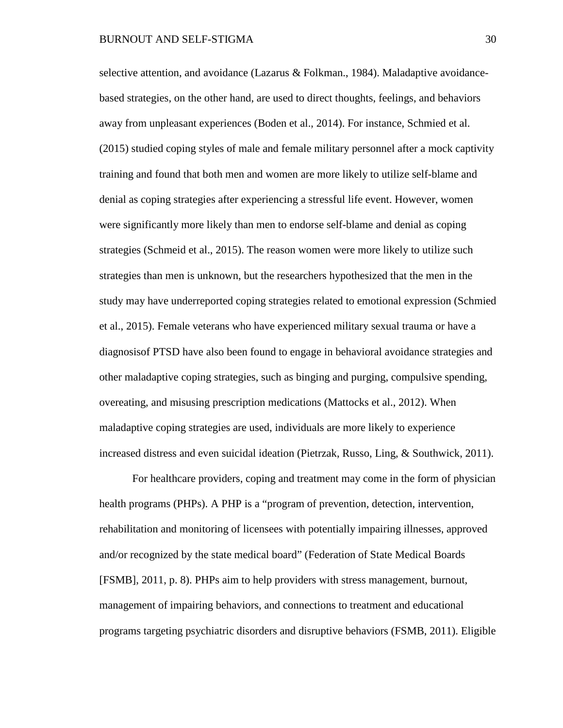selective attention, and avoidance (Lazarus & Folkman., 1984). Maladaptive avoidance-based strategies, on the other hand, are used to direct thoughts, feelings, and behaviors away from unpleasant experiences (Boden et al., 2014). For instance, Schmied et al. (2015) studied coping styles of male and female military personnel after a mock captivity training and found that both men and women are more likely to utilize self-blame and denial as coping strategies after experiencing a stressful life event. However, women were significantly more likely than men to endorse self-blame and denial as coping strategies (Schmeid et al., 2015). The reason women were more likely to utilize such strategies than men is unknown, but the researchers hypothesized that the men in the study may have underreported coping strategies related to emotional expression (Schmied et al., 2015). Female veterans who have experienced military sexual trauma or have a diagnosisof PTSD have also been found to engage in behavioral avoidance strategies and other maladaptive coping strategies, such as binging and purging, compulsive spending, overeating, and misusing prescription medications (Mattocks et al., 2012). When maladaptive coping strategies are used, individuals are more likely to experience increased distress and even suicidal ideation (Pietrzak, Russo, Ling, & Southwick, 2011).

For healthcare providers, coping and treatment may come in the form of physician health programs (PHPs). A PHP is a "program of prevention, detection, intervention, rehabilitation and monitoring of licensees with potentially impairing illnesses, approved and/or recognized by the state medical board" (Federation of State Medical Boards [FSMB], 2011, p. 8). PHPs aim to help providers with stress management, burnout, management of impairing behaviors, and connections to treatment and educational programs targeting psychiatric disorders and disruptive behaviors (FSMB, 2011). Eligible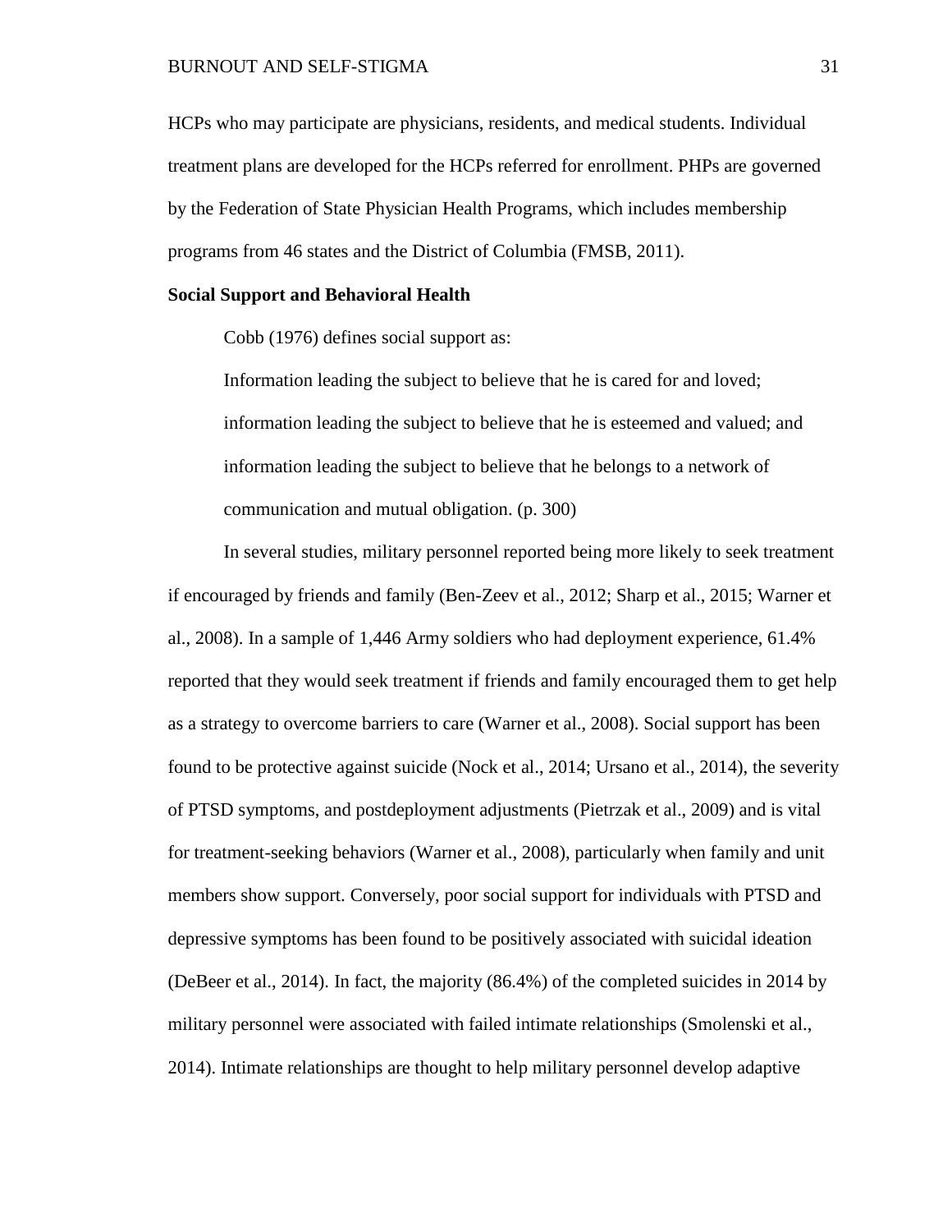HCPs who may participate are physicians, residents, and medical students. Individual treatment plans are developed for the HCPs referred for enrollment. PHPs are governed by the Federation of State Physician Health Programs, which includes membership programs from 46 states and the District of Columbia (FMSB, 2011).

**Social Support and Behavioral Health**

Cobb (1976) defines social support as:

> Information leading the subject to believe that he is cared for and loved; information leading the subject to believe that he is esteemed and valued; and information leading the subject to believe that he belongs to a network of communication and mutual obligation. (p. 300)

In several studies, military personnel reported being more likely to seek treatment if encouraged by friends and family (Ben-Zeev et al., 2012; Sharp et al., 2015; Warner et al., 2008). In a sample of 1,446 Army soldiers who had deployment experience, 61.4% reported that they would seek treatment if friends and family encouraged them to get help as a strategy to overcome barriers to care (Warner et al., 2008). Social support has been found to be protective against suicide (Nock et al., 2014; Ursano et al., 2014), the severity of PTSD symptoms, and postdeployment adjustments (Pietrzak et al., 2009) and is vital for treatment-seeking behaviors (Warner et al., 2008), particularly when family and unit members show support. Conversely, poor social support for individuals with PTSD and depressive symptoms has been found to be positively associated with suicidal ideation (DeBeer et al., 2014). In fact, the majority (86.4%) of the completed suicides in 2014 by military personnel were associated with failed intimate relationships (Smolenski et al., 2014). Intimate relationships are thought to help military personnel develop adaptive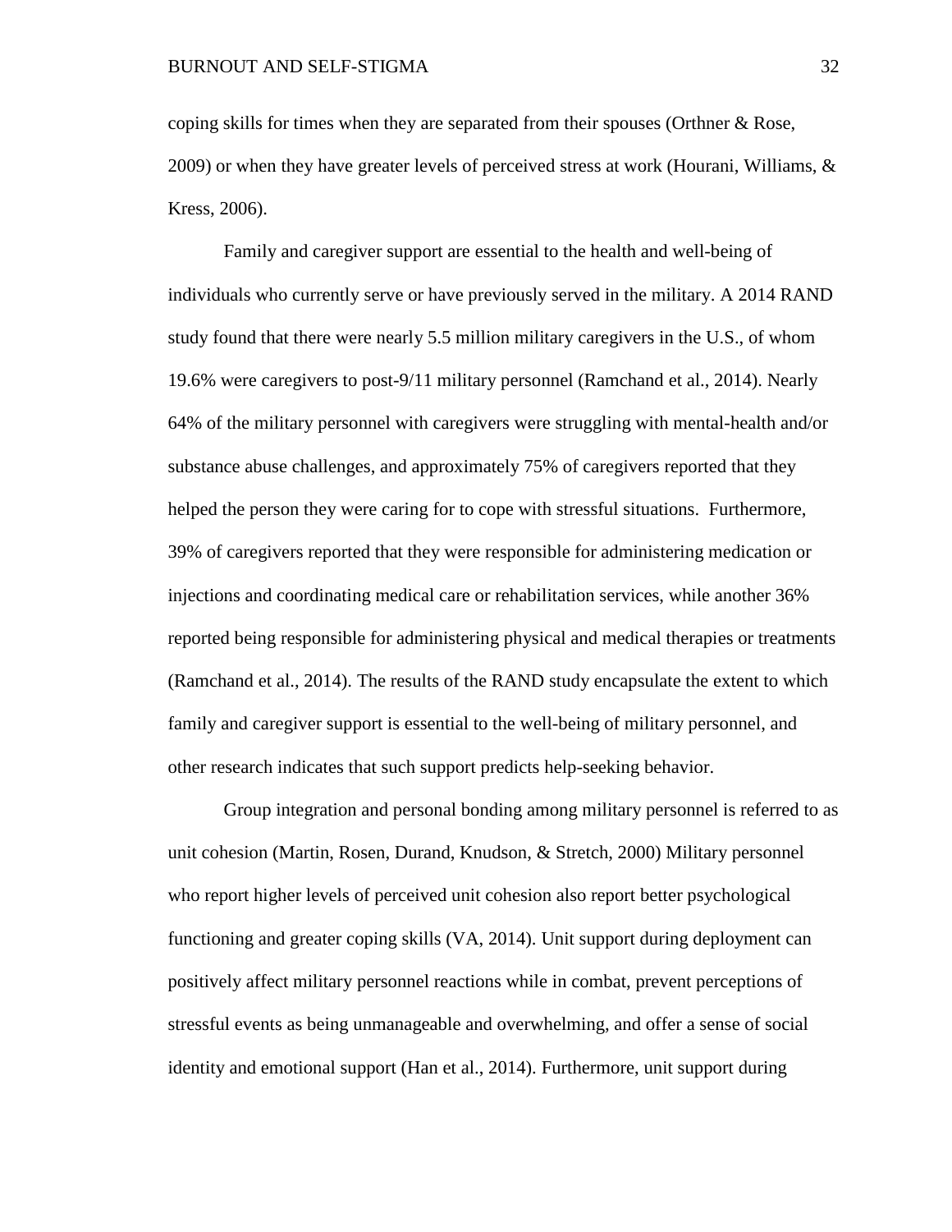coping skills for times when they are separated from their spouses (Orthner & Rose, 2009) or when they have greater levels of perceived stress at work (Hourani, Williams, & Kress, 2006).

Family and caregiver support are essential to the health and well-being of individuals who currently serve or have previously served in the military. A 2014 RAND study found that there were nearly 5.5 million military caregivers in the U.S., of whom 19.6% were caregivers to post-9/11 military personnel (Ramchand et al., 2014). Nearly 64% of the military personnel with caregivers were struggling with mental-health and/or substance abuse challenges, and approximately 75% of caregivers reported that they helped the person they were caring for to cope with stressful situations. Furthermore, 39% of caregivers reported that they were responsible for administering medication or injections and coordinating medical care or rehabilitation services, while another 36% reported being responsible for administering physical and medical therapies or treatments (Ramchand et al., 2014). The results of the RAND study encapsulate the extent to which family and caregiver support is essential to the well-being of military personnel, and other research indicates that such support predicts help-seeking behavior.

Group integration and personal bonding among military personnel is referred to as unit cohesion (Martin, Rosen, Durand, Knudson, & Stretch, 2000) Military personnel who report higher levels of perceived unit cohesion also report better psychological functioning and greater coping skills (VA, 2014). Unit support during deployment can positively affect military personnel reactions while in combat, prevent perceptions of stressful events as being unmanageable and overwhelming, and offer a sense of social identity and emotional support (Han et al., 2014). Furthermore, unit support during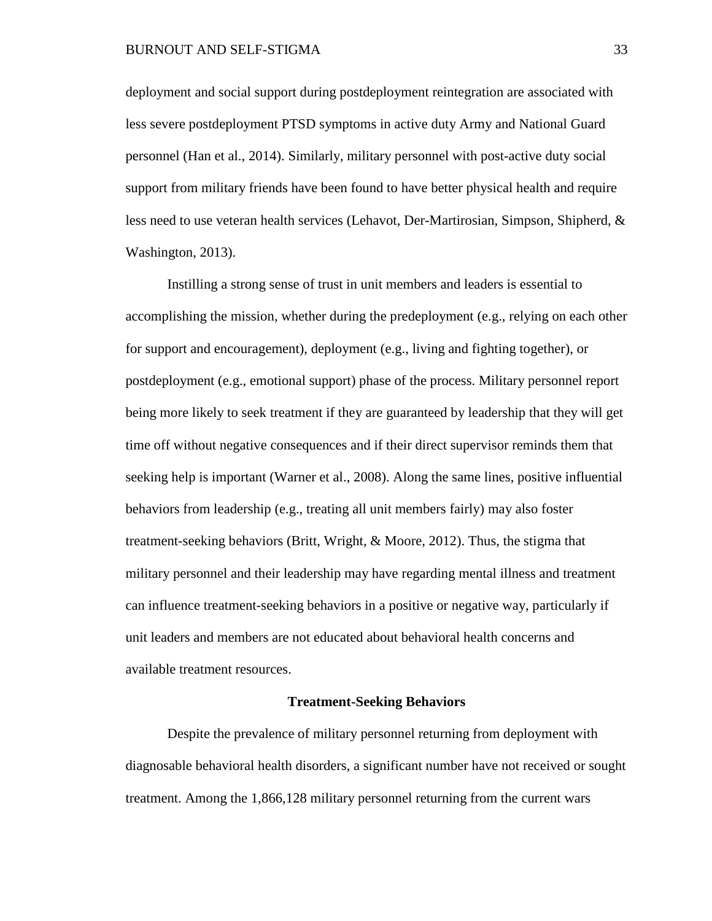deployment and social support during postdeployment reintegration are associated with less severe postdeployment PTSD symptoms in active duty Army and National Guard personnel (Han et al., 2014). Similarly, military personnel with post-active duty social support from military friends have been found to have better physical health and require less need to use veteran health services (Lehavot, Der-Martirosian, Simpson, Shipherd, & Washington, 2013).

Instilling a strong sense of trust in unit members and leaders is essential to accomplishing the mission, whether during the predeployment (e.g., relying on each other for support and encouragement), deployment (e.g., living and fighting together), or postdeployment (e.g., emotional support) phase of the process. Military personnel report being more likely to seek treatment if they are guaranteed by leadership that they will get time off without negative consequences and if their direct supervisor reminds them that seeking help is important (Warner et al., 2008). Along the same lines, positive influential behaviors from leadership (e.g., treating all unit members fairly) may also foster treatment-seeking behaviors (Britt, Wright, & Moore, 2012). Thus, the stigma that military personnel and their leadership may have regarding mental illness and treatment can influence treatment-seeking behaviors in a positive or negative way, particularly if unit leaders and members are not educated about behavioral health concerns and available treatment resources.

## Treatment-Seeking Behaviors

Despite the prevalence of military personnel returning from deployment with diagnosable behavioral health disorders, a significant number have not received or sought treatment. Among the 1,866,128 military personnel returning from the current wars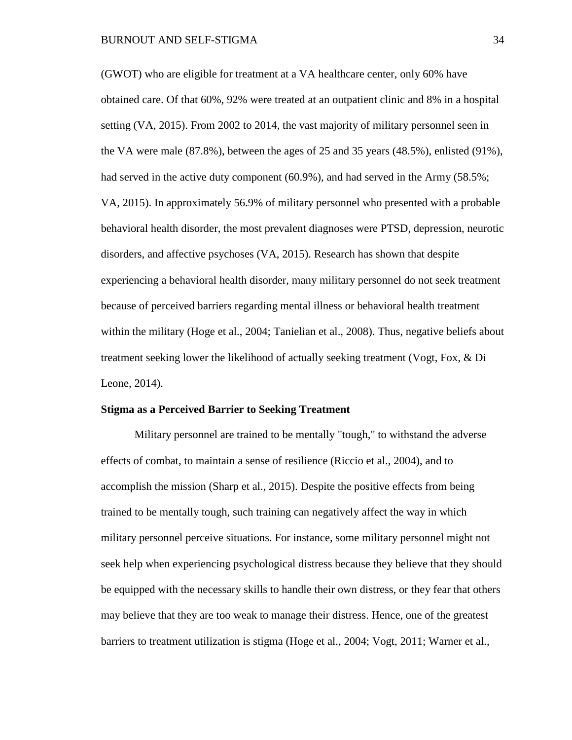(GWOT) who are eligible for treatment at a VA healthcare center, only 60% have obtained care. Of that 60%, 92% were treated at an outpatient clinic and 8% in a hospital setting (VA, 2015). From 2002 to 2014, the vast majority of military personnel seen in the VA were male (87.8%), between the ages of 25 and 35 years (48.5%), enlisted (91%), had served in the active duty component (60.9%), and had served in the Army (58.5%; VA, 2015). In approximately 56.9% of military personnel who presented with a probable behavioral health disorder, the most prevalent diagnoses were PTSD, depression, neurotic disorders, and affective psychoses (VA, 2015). Research has shown that despite experiencing a behavioral health disorder, many military personnel do not seek treatment because of perceived barriers regarding mental illness or behavioral health treatment within the military (Hoge et al., 2004; Tanielian et al., 2008). Thus, negative beliefs about treatment seeking lower the likelihood of actually seeking treatment (Vogt, Fox, & Di Leone, 2014).

**Stigma as a Perceived Barrier to Seeking Treatment**

Military personnel are trained to be mentally "tough," to withstand the adverse effects of combat, to maintain a sense of resilience (Riccio et al., 2004), and to accomplish the mission (Sharp et al., 2015). Despite the positive effects from being trained to be mentally tough, such training can negatively affect the way in which military personnel perceive situations. For instance, some military personnel might not seek help when experiencing psychological distress because they believe that they should be equipped with the necessary skills to handle their own distress, or they fear that others may believe that they are too weak to manage their distress. Hence, one of the greatest barriers to treatment utilization is stigma (Hoge et al., 2004; Vogt, 2011; Warner et al.,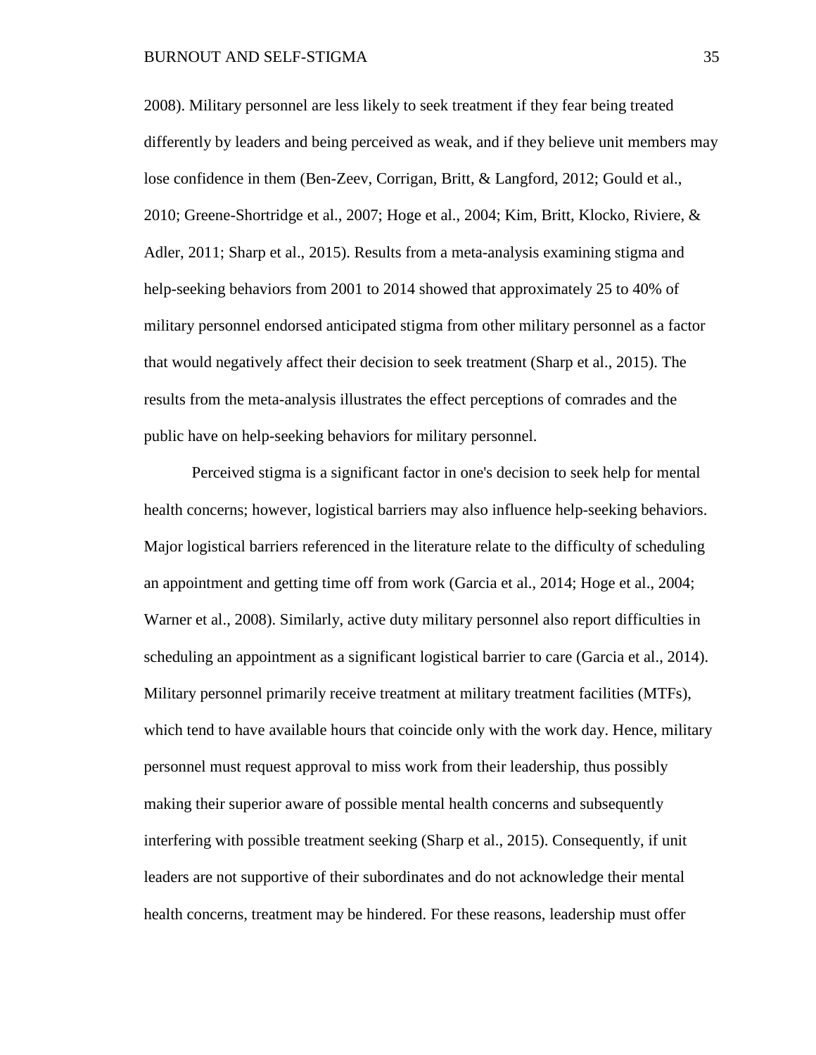2008). Military personnel are less likely to seek treatment if they fear being treated differently by leaders and being perceived as weak, and if they believe unit members may lose confidence in them (Ben-Zeev, Corrigan, Britt, & Langford, 2012; Gould et al., 2010; Greene-Shortridge et al., 2007; Hoge et al., 2004; Kim, Britt, Klocko, Riviere, & Adler, 2011; Sharp et al., 2015). Results from a meta-analysis examining stigma and help-seeking behaviors from 2001 to 2014 showed that approximately 25 to 40% of military personnel endorsed anticipated stigma from other military personnel as a factor that would negatively affect their decision to seek treatment (Sharp et al., 2015). The results from the meta-analysis illustrates the effect perceptions of comrades and the public have on help-seeking behaviors for military personnel.

Perceived stigma is a significant factor in one's decision to seek help for mental health concerns; however, logistical barriers may also influence help-seeking behaviors. Major logistical barriers referenced in the literature relate to the difficulty of scheduling an appointment and getting time off from work (Garcia et al., 2014; Hoge et al., 2004; Warner et al., 2008). Similarly, active duty military personnel also report difficulties in scheduling an appointment as a significant logistical barrier to care (Garcia et al., 2014). Military personnel primarily receive treatment at military treatment facilities (MTFs), which tend to have available hours that coincide only with the work day. Hence, military personnel must request approval to miss work from their leadership, thus possibly making their superior aware of possible mental health concerns and subsequently interfering with possible treatment seeking (Sharp et al., 2015). Consequently, if unit leaders are not supportive of their subordinates and do not acknowledge their mental health concerns, treatment may be hindered. For these reasons, leadership must offer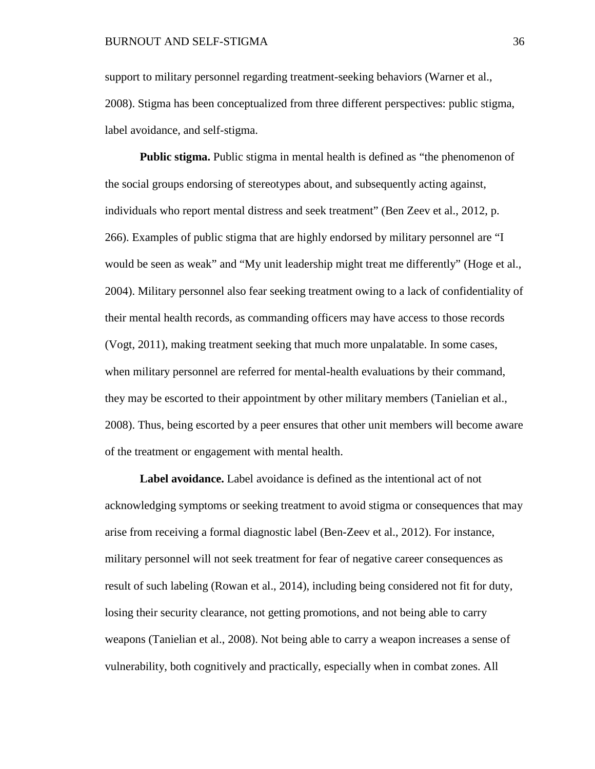support to military personnel regarding treatment-seeking behaviors (Warner et al., 2008). Stigma has been conceptualized from three different perspectives: public stigma, label avoidance, and self-stigma.

**Public stigma.** Public stigma in mental health is defined as "the phenomenon of the social groups endorsing of stereotypes about, and subsequently acting against, individuals who report mental distress and seek treatment" (Ben Zeev et al., 2012, p. 266). Examples of public stigma that are highly endorsed by military personnel are "I would be seen as weak" and "My unit leadership might treat me differently" (Hoge et al., 2004). Military personnel also fear seeking treatment owing to a lack of confidentiality of their mental health records, as commanding officers may have access to those records (Vogt, 2011), making treatment seeking that much more unpalatable. In some cases, when military personnel are referred for mental-health evaluations by their command, they may be escorted to their appointment by other military members (Tanielian et al., 2008). Thus, being escorted by a peer ensures that other unit members will become aware of the treatment or engagement with mental health.

**Label avoidance.** Label avoidance is defined as the intentional act of not acknowledging symptoms or seeking treatment to avoid stigma or consequences that may arise from receiving a formal diagnostic label (Ben-Zeev et al., 2012). For instance, military personnel will not seek treatment for fear of negative career consequences as result of such labeling (Rowan et al., 2014), including being considered not fit for duty, losing their security clearance, not getting promotions, and not being able to carry weapons (Tanielian et al., 2008). Not being able to carry a weapon increases a sense of vulnerability, both cognitively and practically, especially when in combat zones. All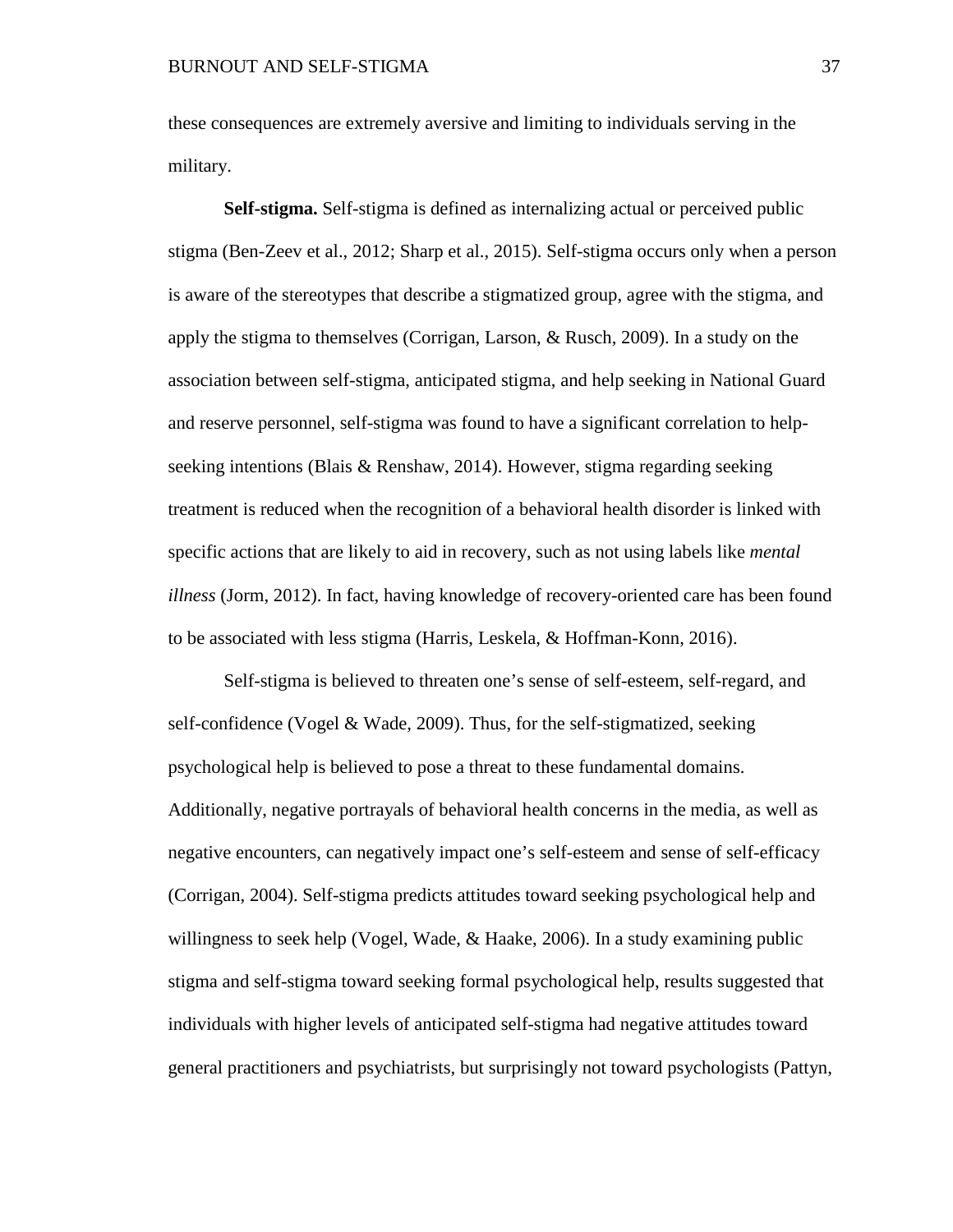these consequences are extremely aversive and limiting to individuals serving in the military.

**Self-stigma.** Self-stigma is defined as internalizing actual or perceived public stigma (Ben-Zeev et al., 2012; Sharp et al., 2015). Self-stigma occurs only when a person is aware of the stereotypes that describe a stigmatized group, agree with the stigma, and apply the stigma to themselves (Corrigan, Larson, & Rusch, 2009). In a study on the association between self-stigma, anticipated stigma, and help seeking in National Guard and reserve personnel, self-stigma was found to have a significant correlation to help-seeking intentions (Blais & Renshaw, 2014). However, stigma regarding seeking treatment is reduced when the recognition of a behavioral health disorder is linked with specific actions that are likely to aid in recovery, such as not using labels like *mental illness* (Jorm, 2012). In fact, having knowledge of recovery-oriented care has been found to be associated with less stigma (Harris, Leskela, & Hoffman-Konn, 2016).

Self-stigma is believed to threaten one's sense of self-esteem, self-regard, and self-confidence (Vogel & Wade, 2009). Thus, for the self-stigmatized, seeking psychological help is believed to pose a threat to these fundamental domains. Additionally, negative portrayals of behavioral health concerns in the media, as well as negative encounters, can negatively impact one's self-esteem and sense of self-efficacy (Corrigan, 2004). Self-stigma predicts attitudes toward seeking psychological help and willingness to seek help (Vogel, Wade, & Haake, 2006). In a study examining public stigma and self-stigma toward seeking formal psychological help, results suggested that individuals with higher levels of anticipated self-stigma had negative attitudes toward general practitioners and psychiatrists, but surprisingly not toward psychologists (Pattyn,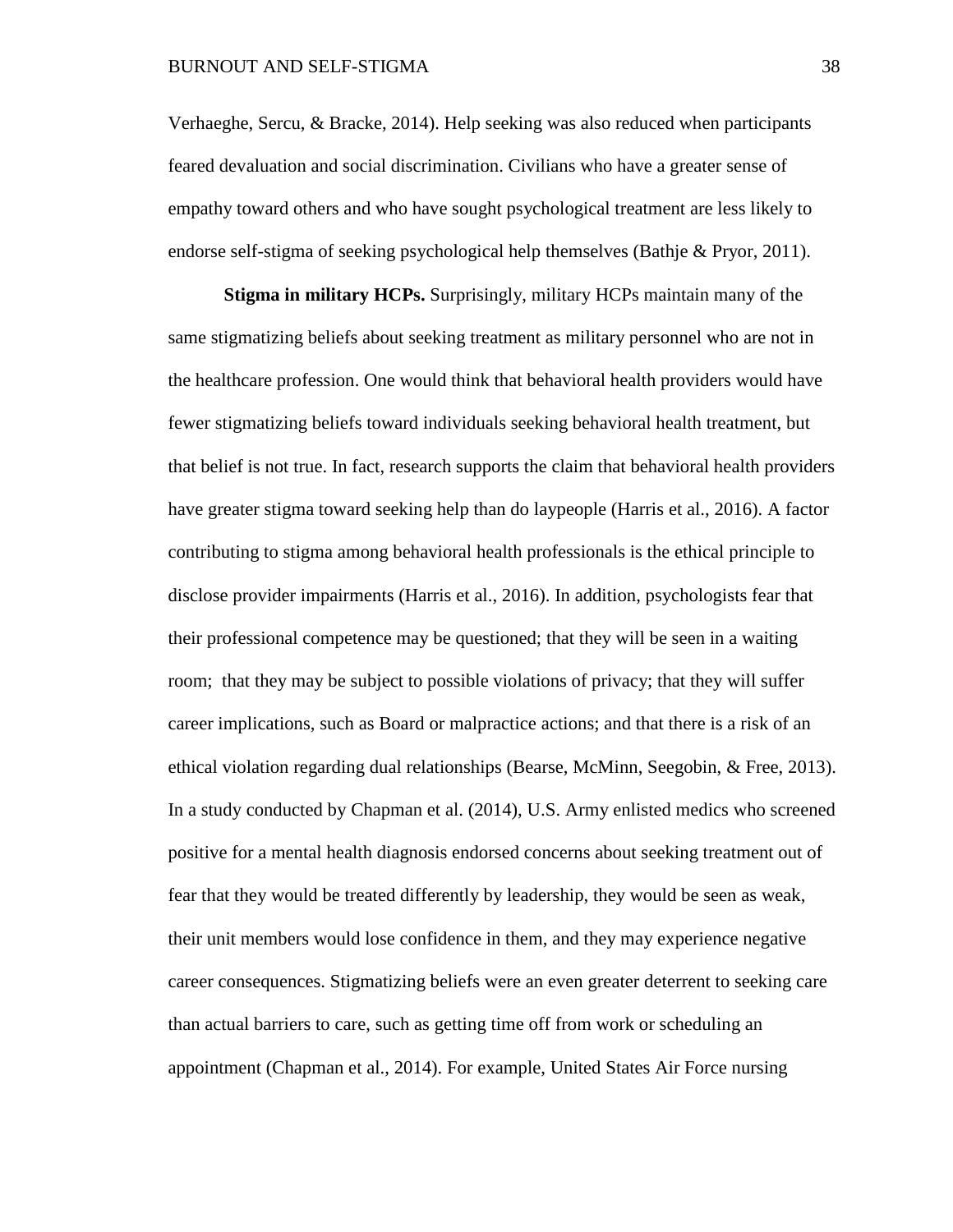Verhaeghe, Sercu, & Bracke, 2014). Help seeking was also reduced when participants feared devaluation and social discrimination. Civilians who have a greater sense of empathy toward others and who have sought psychological treatment are less likely to endorse self-stigma of seeking psychological help themselves (Bathje & Pryor, 2011).

**Stigma in military HCPs.** Surprisingly, military HCPs maintain many of the same stigmatizing beliefs about seeking treatment as military personnel who are not in the healthcare profession. One would think that behavioral health providers would have fewer stigmatizing beliefs toward individuals seeking behavioral health treatment, but that belief is not true. In fact, research supports the claim that behavioral health providers have greater stigma toward seeking help than do laypeople (Harris et al., 2016). A factor contributing to stigma among behavioral health professionals is the ethical principle to disclose provider impairments (Harris et al., 2016). In addition, psychologists fear that their professional competence may be questioned; that they will be seen in a waiting room; that they may be subject to possible violations of privacy; that they will suffer career implications, such as Board or malpractice actions; and that there is a risk of an ethical violation regarding dual relationships (Bearse, McMinn, Seegobin, & Free, 2013). In a study conducted by Chapman et al. (2014), U.S. Army enlisted medics who screened positive for a mental health diagnosis endorsed concerns about seeking treatment out of fear that they would be treated differently by leadership, they would be seen as weak, their unit members would lose confidence in them, and they may experience negative career consequences. Stigmatizing beliefs were an even greater deterrent to seeking care than actual barriers to care, such as getting time off from work or scheduling an appointment (Chapman et al., 2014). For example, United States Air Force nursing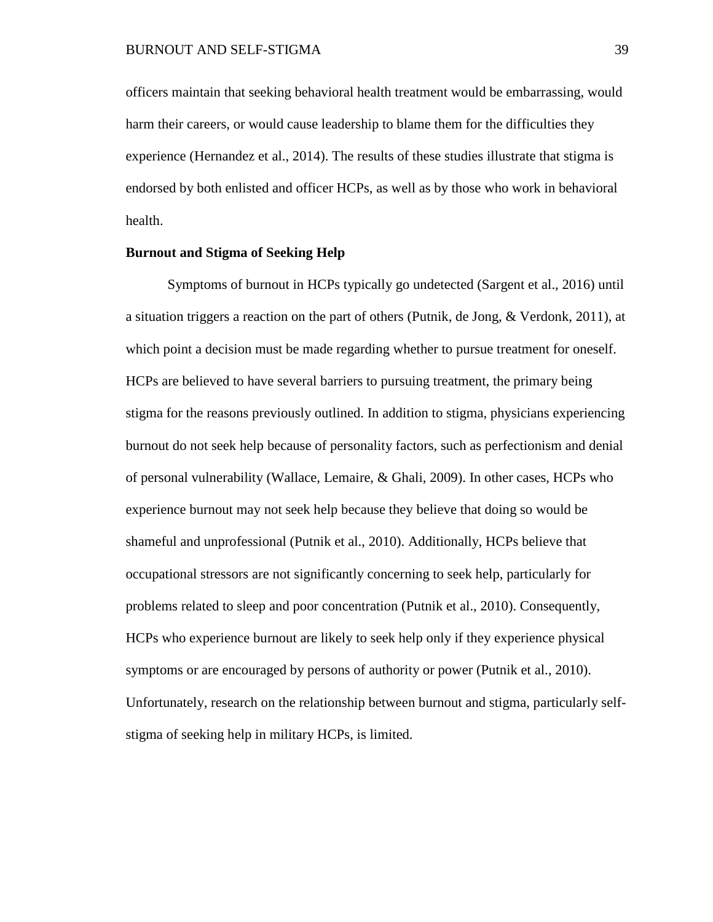officers maintain that seeking behavioral health treatment would be embarrassing, would harm their careers, or would cause leadership to blame them for the difficulties they experience (Hernandez et al., 2014). The results of these studies illustrate that stigma is endorsed by both enlisted and officer HCPs, as well as by those who work in behavioral health.

**Burnout and Stigma of Seeking Help**

Symptoms of burnout in HCPs typically go undetected (Sargent et al., 2016) until a situation triggers a reaction on the part of others (Putnik, de Jong, & Verdonk, 2011), at which point a decision must be made regarding whether to pursue treatment for oneself. HCPs are believed to have several barriers to pursuing treatment, the primary being stigma for the reasons previously outlined. In addition to stigma, physicians experiencing burnout do not seek help because of personality factors, such as perfectionism and denial of personal vulnerability (Wallace, Lemaire, & Ghali, 2009). In other cases, HCPs who experience burnout may not seek help because they believe that doing so would be shameful and unprofessional (Putnik et al., 2010). Additionally, HCPs believe that occupational stressors are not significantly concerning to seek help, particularly for problems related to sleep and poor concentration (Putnik et al., 2010). Consequently, HCPs who experience burnout are likely to seek help only if they experience physical symptoms or are encouraged by persons of authority or power (Putnik et al., 2010). Unfortunately, research on the relationship between burnout and stigma, particularly self-stigma of seeking help in military HCPs, is limited.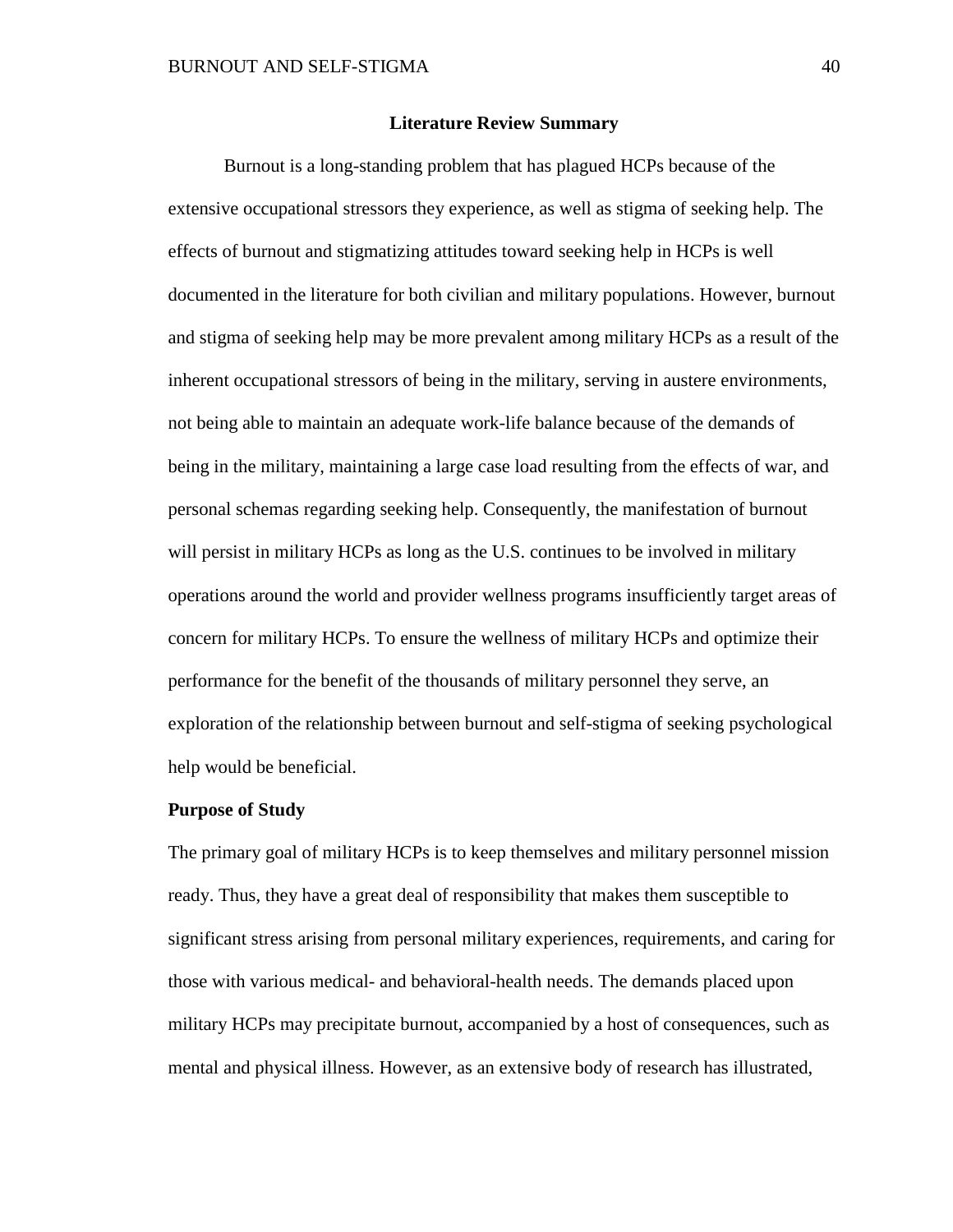## Literature Review Summary

Burnout is a long-standing problem that has plagued HCPs because of the extensive occupational stressors they experience, as well as stigma of seeking help. The effects of burnout and stigmatizing attitudes toward seeking help in HCPs is well documented in the literature for both civilian and military populations. However, burnout and stigma of seeking help may be more prevalent among military HCPs as a result of the inherent occupational stressors of being in the military, serving in austere environments, not being able to maintain an adequate work-life balance because of the demands of being in the military, maintaining a large case load resulting from the effects of war, and personal schemas regarding seeking help. Consequently, the manifestation of burnout will persist in military HCPs as long as the U.S. continues to be involved in military operations around the world and provider wellness programs insufficiently target areas of concern for military HCPs. To ensure the wellness of military HCPs and optimize their performance for the benefit of the thousands of military personnel they serve, an exploration of the relationship between burnout and self-stigma of seeking psychological help would be beneficial.

### Purpose of Study

The primary goal of military HCPs is to keep themselves and military personnel mission ready. Thus, they have a great deal of responsibility that makes them susceptible to significant stress arising from personal military experiences, requirements, and caring for those with various medical- and behavioral-health needs. The demands placed upon military HCPs may precipitate burnout, accompanied by a host of consequences, such as mental and physical illness. However, as an extensive body of research has illustrated,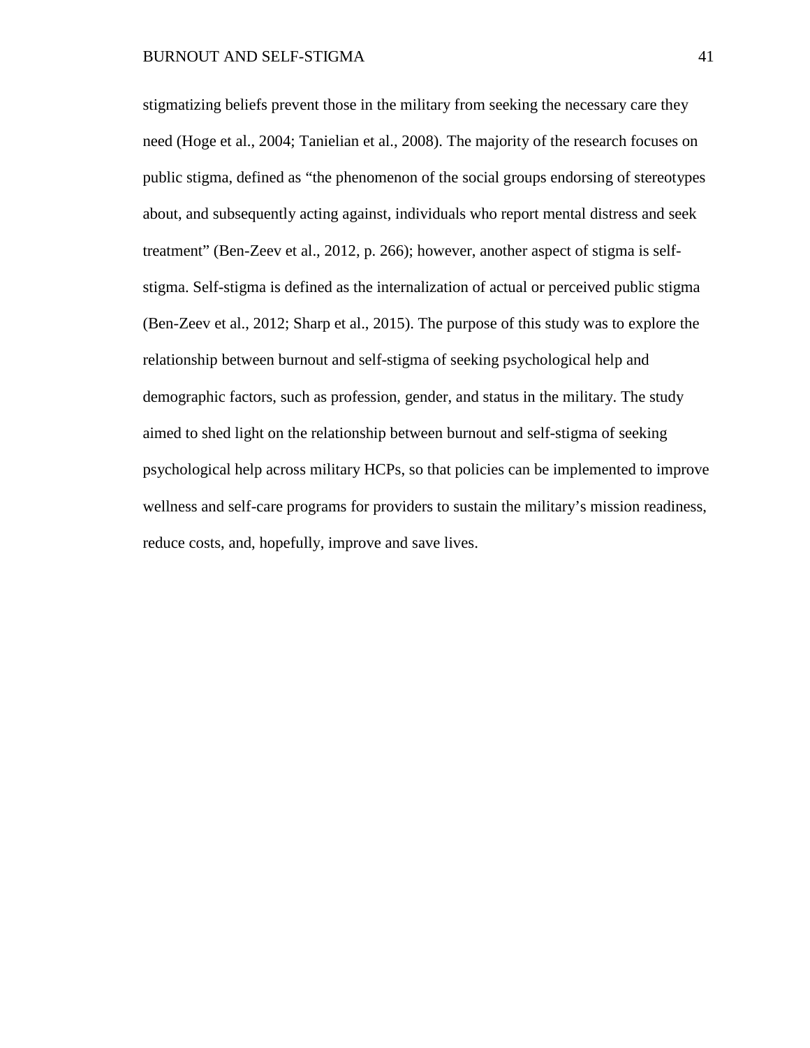stigmatizing beliefs prevent those in the military from seeking the necessary care they need (Hoge et al., 2004; Tanielian et al., 2008). The majority of the research focuses on public stigma, defined as "the phenomenon of the social groups endorsing of stereotypes about, and subsequently acting against, individuals who report mental distress and seek treatment" (Ben-Zeev et al., 2012, p. 266); however, another aspect of stigma is self-stigma. Self-stigma is defined as the internalization of actual or perceived public stigma (Ben-Zeev et al., 2012; Sharp et al., 2015). The purpose of this study was to explore the relationship between burnout and self-stigma of seeking psychological help and demographic factors, such as profession, gender, and status in the military. The study aimed to shed light on the relationship between burnout and self-stigma of seeking psychological help across military HCPs, so that policies can be implemented to improve wellness and self-care programs for providers to sustain the military's mission readiness, reduce costs, and, hopefully, improve and save lives.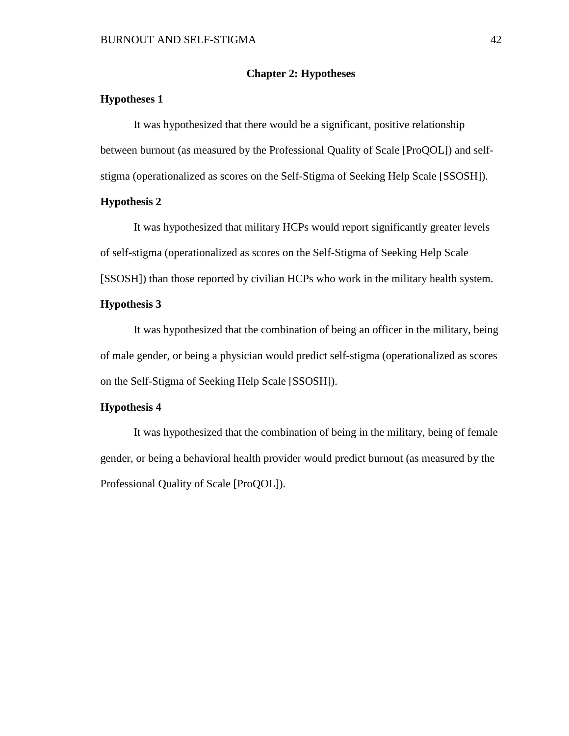# Chapter 2: Hypotheses

## Hypotheses 1

It was hypothesized that there would be a significant, positive relationship between burnout (as measured by the Professional Quality of Scale [ProQOL]) and self-stigma (operationalized as scores on the Self-Stigma of Seeking Help Scale [SSOSH]).

## Hypothesis 2

It was hypothesized that military HCPs would report significantly greater levels of self-stigma (operationalized as scores on the Self-Stigma of Seeking Help Scale [SSOSH]) than those reported by civilian HCPs who work in the military health system.

## Hypothesis 3

It was hypothesized that the combination of being an officer in the military, being of male gender, or being a physician would predict self-stigma (operationalized as scores on the Self-Stigma of Seeking Help Scale [SSOSH]).

## Hypothesis 4

It was hypothesized that the combination of being in the military, being of female gender, or being a behavioral health provider would predict burnout (as measured by the Professional Quality of Scale [ProQOL]).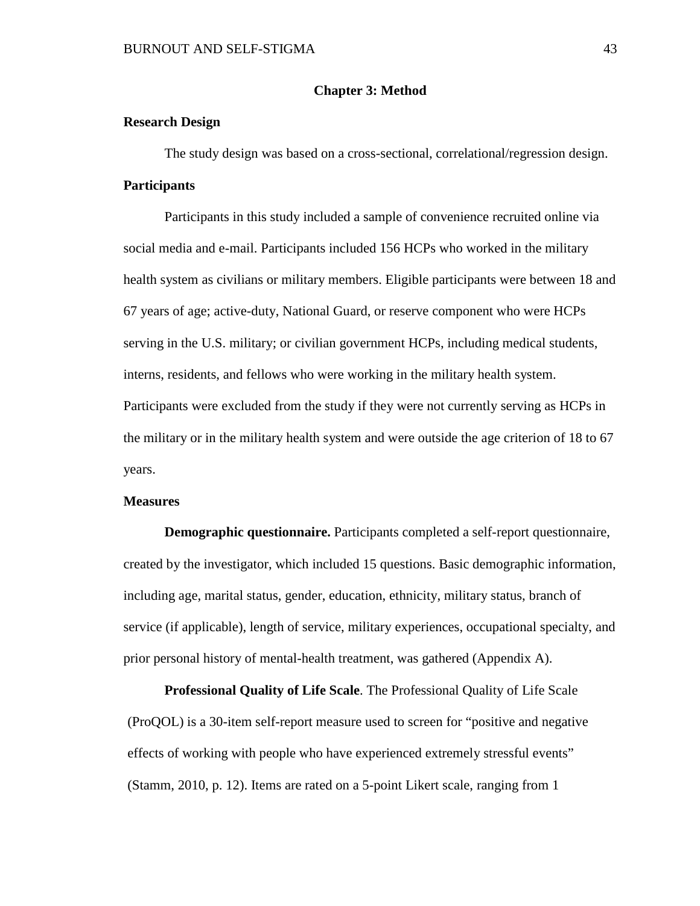# Chapter 3: Method

## Research Design

The study design was based on a cross-sectional, correlational/regression design.

## Participants

Participants in this study included a sample of convenience recruited online via social media and e-mail. Participants included 156 HCPs who worked in the military health system as civilians or military members. Eligible participants were between 18 and 67 years of age; active-duty, National Guard, or reserve component who were HCPs serving in the U.S. military; or civilian government HCPs, including medical students, interns, residents, and fellows who were working in the military health system. Participants were excluded from the study if they were not currently serving as HCPs in the military or in the military health system and were outside the age criterion of 18 to 67 years.

## Measures

**Demographic questionnaire.** Participants completed a self-report questionnaire, created by the investigator, which included 15 questions. Basic demographic information, including age, marital status, gender, education, ethnicity, military status, branch of service (if applicable), length of service, military experiences, occupational specialty, and prior personal history of mental-health treatment, was gathered (Appendix A).

**Professional Quality of Life Scale**. The Professional Quality of Life Scale (ProQOL) is a 30-item self-report measure used to screen for "positive and negative effects of working with people who have experienced extremely stressful events" (Stamm, 2010, p. 12). Items are rated on a 5-point Likert scale, ranging from 1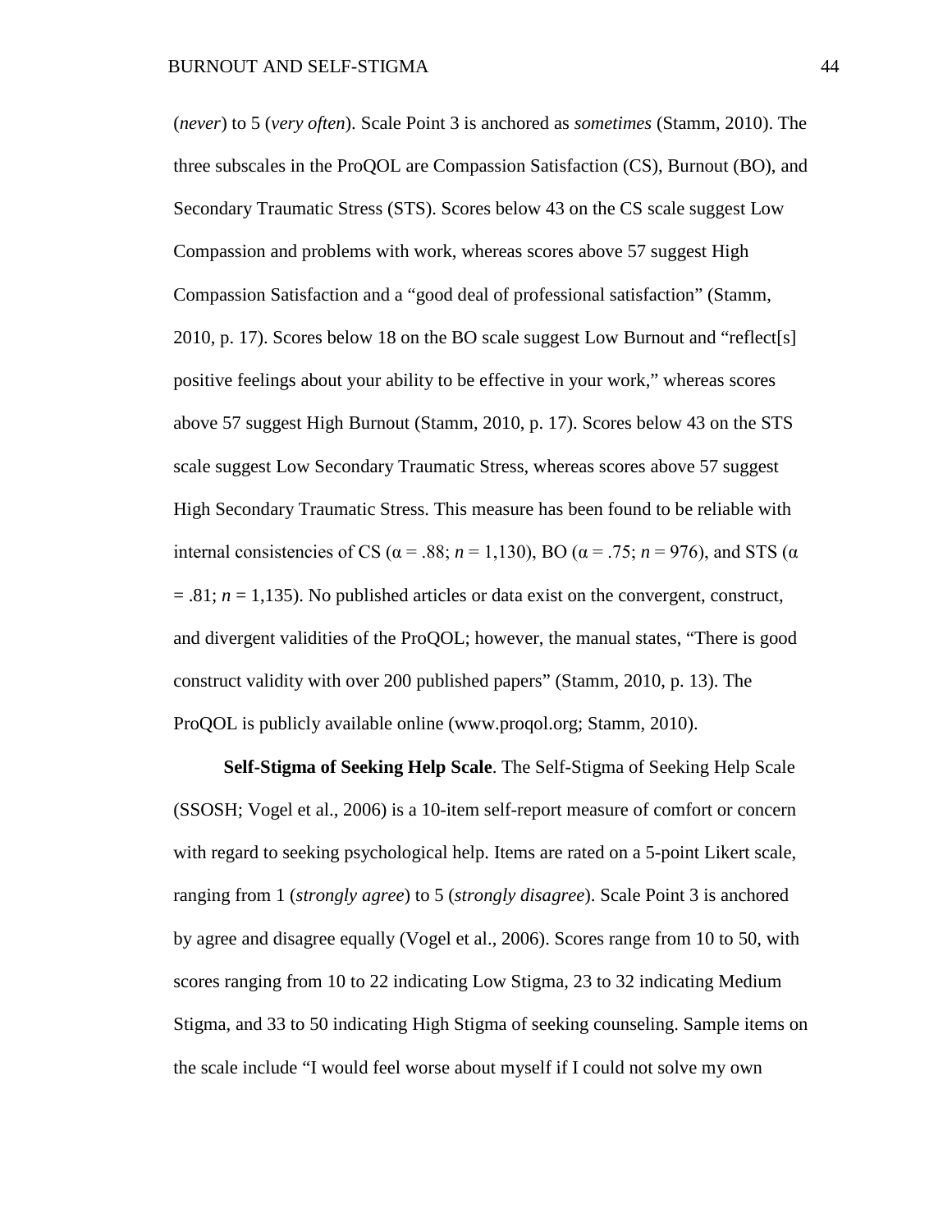(*never*) to 5 (*very often*). Scale Point 3 is anchored as *sometimes* (Stamm, 2010). The three subscales in the ProQOL are Compassion Satisfaction (CS), Burnout (BO), and Secondary Traumatic Stress (STS). Scores below 43 on the CS scale suggest Low Compassion and problems with work, whereas scores above 57 suggest High Compassion Satisfaction and a "good deal of professional satisfaction" (Stamm, 2010, p. 17). Scores below 18 on the BO scale suggest Low Burnout and "reflect[s] positive feelings about your ability to be effective in your work," whereas scores above 57 suggest High Burnout (Stamm, 2010, p. 17). Scores below 43 on the STS scale suggest Low Secondary Traumatic Stress, whereas scores above 57 suggest High Secondary Traumatic Stress. This measure has been found to be reliable with internal consistencies of CS ($\alpha = .88$; $n = 1{,}130$), BO ($\alpha = .75$; $n = 976$), and STS ($\alpha = .81$; $n = 1{,}135$). No published articles or data exist on the convergent, construct, and divergent validities of the ProQOL; however, the manual states, "There is good construct validity with over 200 published papers" (Stamm, 2010, p. 13). The ProQOL is publicly available online (www.proqol.org; Stamm, 2010).

**Self-Stigma of Seeking Help Scale**. The Self-Stigma of Seeking Help Scale (SSOSH; Vogel et al., 2006) is a 10-item self-report measure of comfort or concern with regard to seeking psychological help. Items are rated on a 5-point Likert scale, ranging from 1 (*strongly agree*) to 5 (*strongly disagree*). Scale Point 3 is anchored by agree and disagree equally (Vogel et al., 2006). Scores range from 10 to 50, with scores ranging from 10 to 22 indicating Low Stigma, 23 to 32 indicating Medium Stigma, and 33 to 50 indicating High Stigma of seeking counseling. Sample items on the scale include "I would feel worse about myself if I could not solve my own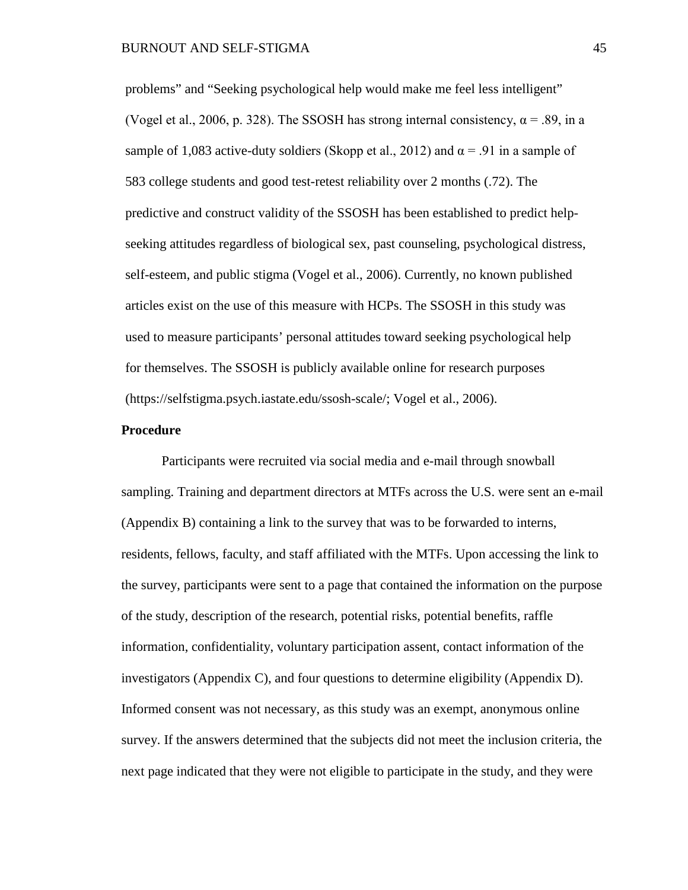problems" and "Seeking psychological help would make me feel less intelligent" (Vogel et al., 2006, p. 328). The SSOSH has strong internal consistency, $\alpha = .89$, in a sample of 1,083 active-duty soldiers (Skopp et al., 2012) and $\alpha = .91$ in a sample of 583 college students and good test-retest reliability over 2 months (.72). The predictive and construct validity of the SSOSH has been established to predict help-seeking attitudes regardless of biological sex, past counseling, psychological distress, self-esteem, and public stigma (Vogel et al., 2006). Currently, no known published articles exist on the use of this measure with HCPs. The SSOSH in this study was used to measure participants' personal attitudes toward seeking psychological help for themselves. The SSOSH is publicly available online for research purposes (https://selfstigma.psych.iastate.edu/ssosh-scale/; Vogel et al., 2006).

**Procedure**

Participants were recruited via social media and e-mail through snowball sampling. Training and department directors at MTFs across the U.S. were sent an e-mail (Appendix B) containing a link to the survey that was to be forwarded to interns, residents, fellows, faculty, and staff affiliated with the MTFs. Upon accessing the link to the survey, participants were sent to a page that contained the information on the purpose of the study, description of the research, potential risks, potential benefits, raffle information, confidentiality, voluntary participation assent, contact information of the investigators (Appendix C), and four questions to determine eligibility (Appendix D). Informed consent was not necessary, as this study was an exempt, anonymous online survey. If the answers determined that the subjects did not meet the inclusion criteria, the next page indicated that they were not eligible to participate in the study, and they were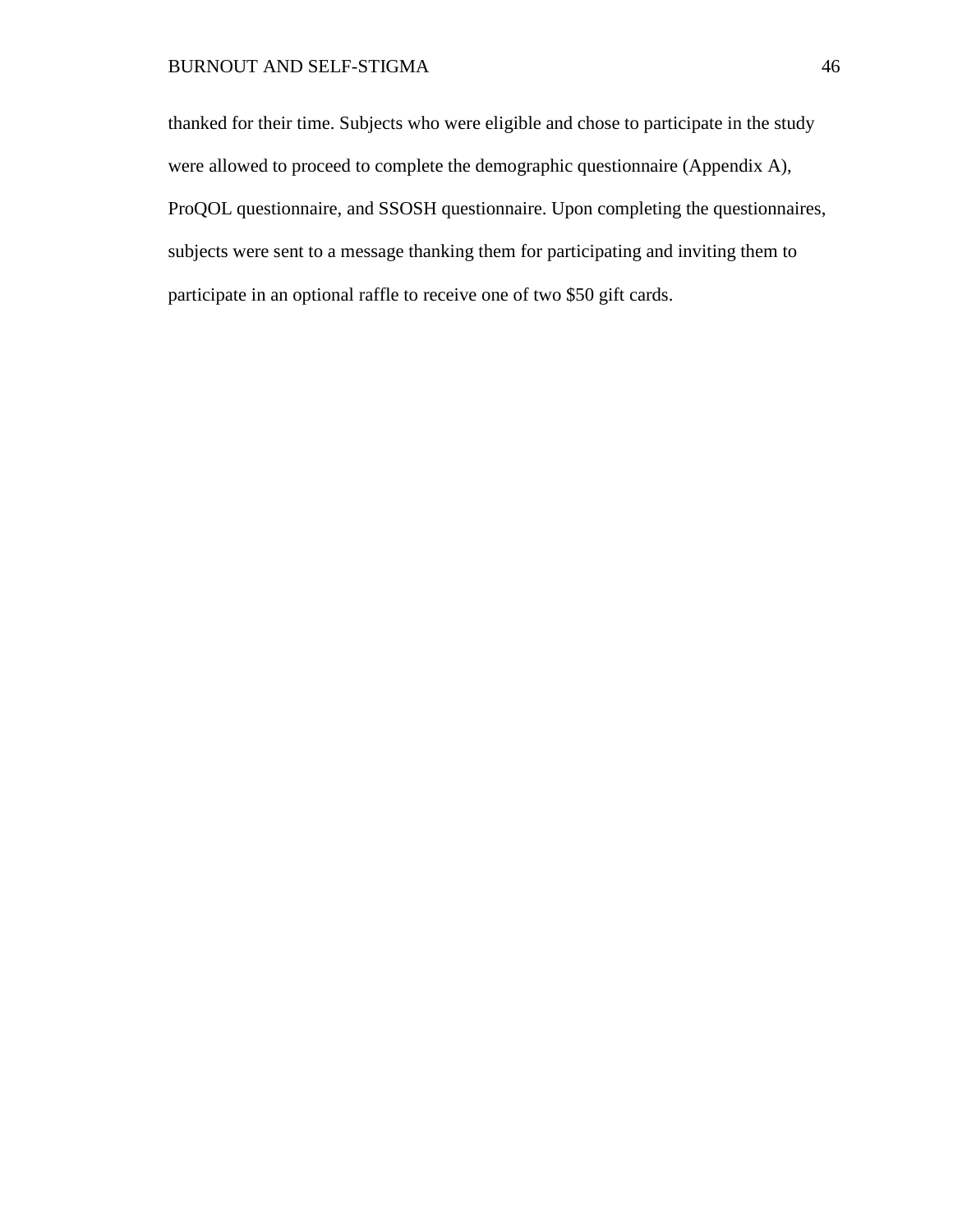thanked for their time. Subjects who were eligible and chose to participate in the study were allowed to proceed to complete the demographic questionnaire (Appendix A), ProQOL questionnaire, and SSOSH questionnaire. Upon completing the questionnaires, subjects were sent to a message thanking them for participating and inviting them to participate in an optional raffle to receive one of two $50 gift cards.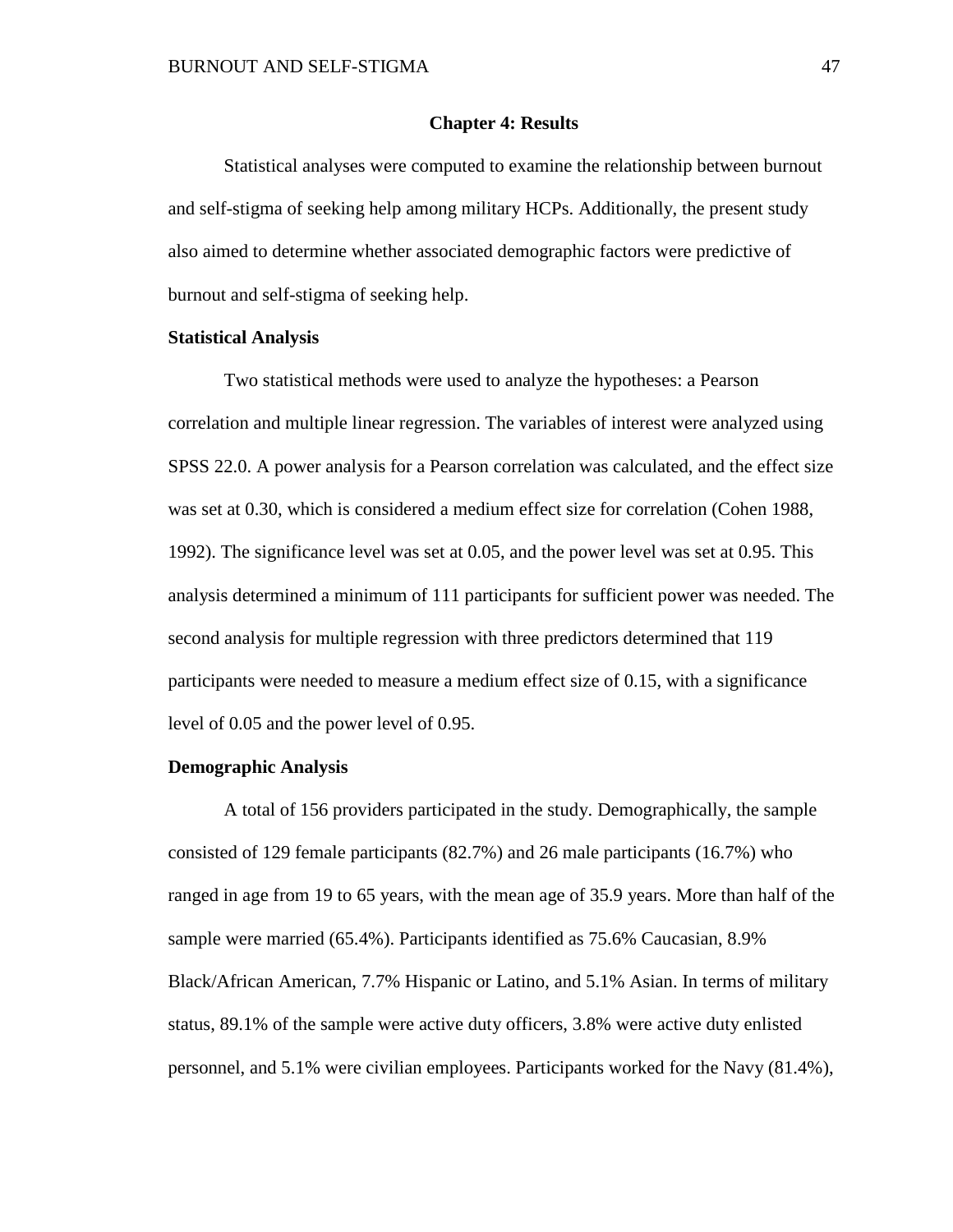# Chapter 4: Results

Statistical analyses were computed to examine the relationship between burnout and self-stigma of seeking help among military HCPs. Additionally, the present study also aimed to determine whether associated demographic factors were predictive of burnout and self-stigma of seeking help.

## Statistical Analysis

Two statistical methods were used to analyze the hypotheses: a Pearson correlation and multiple linear regression. The variables of interest were analyzed using SPSS 22.0. A power analysis for a Pearson correlation was calculated, and the effect size was set at 0.30, which is considered a medium effect size for correlation (Cohen 1988, 1992). The significance level was set at 0.05, and the power level was set at 0.95. This analysis determined a minimum of 111 participants for sufficient power was needed. The second analysis for multiple regression with three predictors determined that 119 participants were needed to measure a medium effect size of 0.15, with a significance level of 0.05 and the power level of 0.95.

## Demographic Analysis

A total of 156 providers participated in the study. Demographically, the sample consisted of 129 female participants (82.7%) and 26 male participants (16.7%) who ranged in age from 19 to 65 years, with the mean age of 35.9 years. More than half of the sample were married (65.4%). Participants identified as 75.6% Caucasian, 8.9% Black/African American, 7.7% Hispanic or Latino, and 5.1% Asian. In terms of military status, 89.1% of the sample were active duty officers, 3.8% were active duty enlisted personnel, and 5.1% were civilian employees. Participants worked for the Navy (81.4%),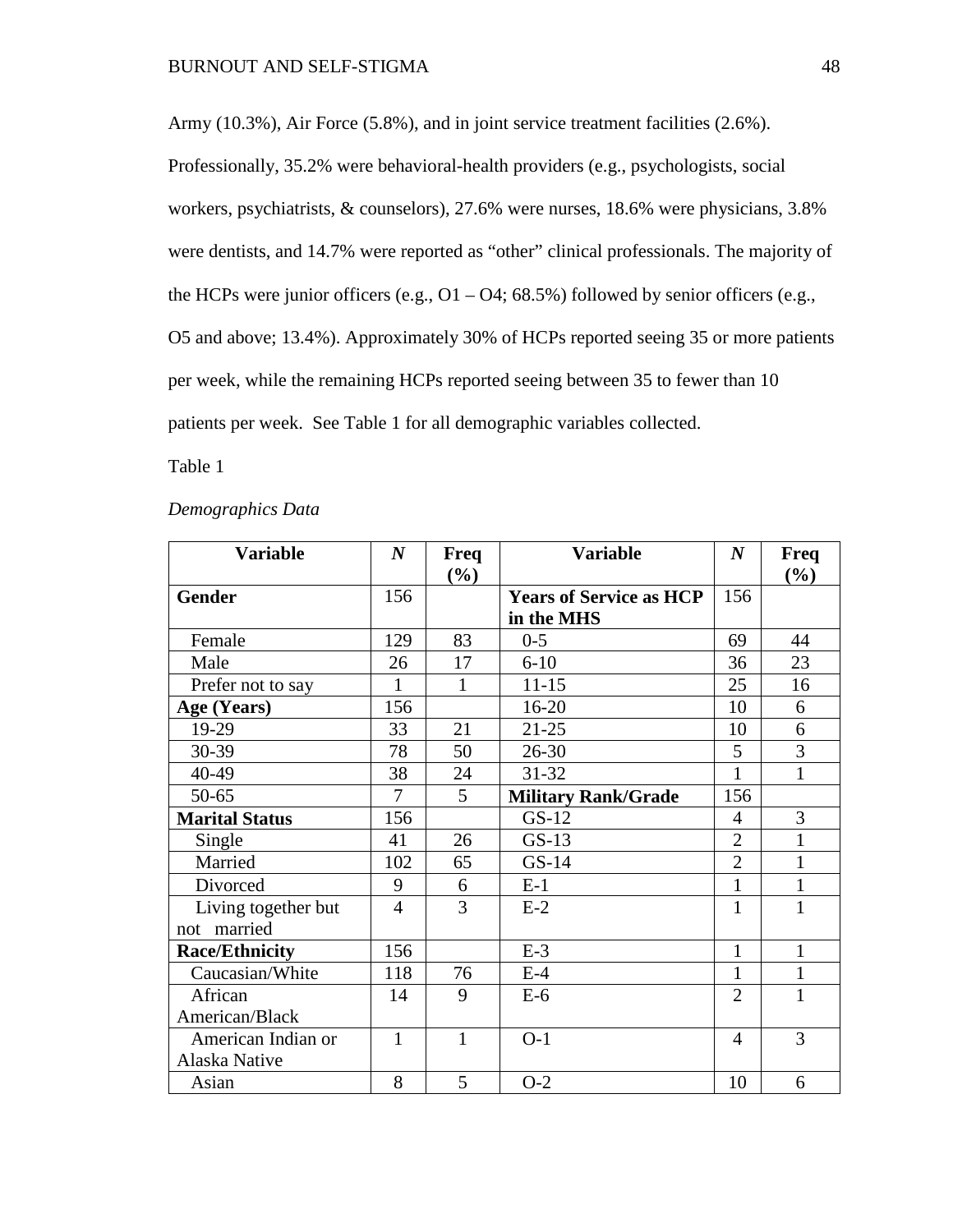Army (10.3%), Air Force (5.8%), and in joint service treatment facilities (2.6%). Professionally, 35.2% were behavioral-health providers (e.g., psychologists, social workers, psychiatrists, & counselors), 27.6% were nurses, 18.6% were physicians, 3.8% were dentists, and 14.7% were reported as "other" clinical professionals. The majority of the HCPs were junior officers (e.g., O1 – O4; 68.5%) followed by senior officers (e.g., O5 and above; 13.4%). Approximately 30% of HCPs reported seeing 35 or more patients per week, while the remaining HCPs reported seeing between 35 to fewer than 10 patients per week. See Table 1 for all demographic variables collected.

Table 1

*Demographics Data*

| Variable | *N* | Freq (%) | Variable | *N* | Freq (%) |
|---|---|---|---|---|---|
| **Gender** | 156 | | **Years of Service as HCP in the MHS** | 156 | |
| Female | 129 | 83 | 0-5 | 69 | 44 |
| Male | 26 | 17 | 6-10 | 36 | 23 |
| Prefer not to say | 1 | 1 | 11-15 | 25 | 16 |
| **Age (Years)** | 156 | | 16-20 | 10 | 6 |
| 19-29 | 33 | 21 | 21-25 | 10 | 6 |
| 30-39 | 78 | 50 | 26-30 | 5 | 3 |
| 40-49 | 38 | 24 | 31-32 | 1 | 1 |
| 50-65 | 7 | 5 | **Military Rank/Grade** | 156 | |
| **Marital Status** | 156 | | GS-12 | 4 | 3 |
| Single | 41 | 26 | GS-13 | 2 | 1 |
| Married | 102 | 65 | GS-14 | 2 | 1 |
| Divorced | 9 | 6 | E-1 | 1 | 1 |
| Living together but not married | 4 | 3 | E-2 | 1 | 1 |
| **Race/Ethnicity** | 156 | | E-3 | 1 | 1 |
| Caucasian/White | 118 | 76 | E-4 | 1 | 1 |
| African American/Black | 14 | 9 | E-6 | 2 | 1 |
| American Indian or Alaska Native | 1 | 1 | O-1 | 4 | 3 |
| Asian | 8 | 5 | O-2 | 10 | 6 |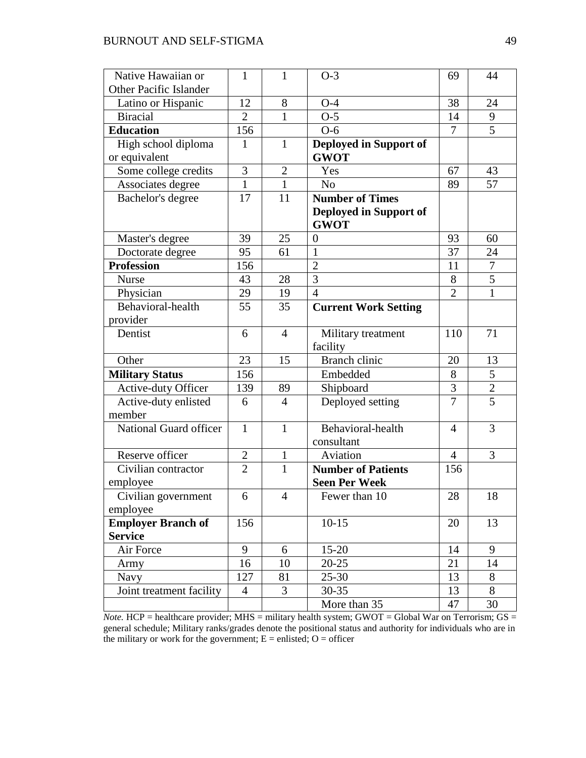| | | | | | |
|---|---|---|---|---|---|
| Native Hawaiian or Other Pacific Islander | 1 | 1 | O-3 | 69 | 44 |
| Latino or Hispanic | 12 | 8 | O-4 | 38 | 24 |
| Biracial | 2 | 1 | O-5 | 14 | 9 |
| **Education** | 156 | | O-6 | 7 | 5 |
| High school diploma or equivalent | 1 | 1 | **Deployed in Support of GWOT** | | |
| Some college credits | 3 | 2 | Yes | 67 | 43 |
| Associates degree | 1 | 1 | No | 89 | 57 |
| Bachelor's degree | 17 | 11 | **Number of Times Deployed in Support of GWOT** | | |
| Master's degree | 39 | 25 | 0 | 93 | 60 |
| Doctorate degree | 95 | 61 | 1 | 37 | 24 |
| **Profession** | 156 | | 2 | 11 | 7 |
| Nurse | 43 | 28 | 3 | 8 | 5 |
| Physician | 29 | 19 | 4 | 2 | 1 |
| Behavioral-health provider | 55 | 35 | **Current Work Setting** | | |
| Dentist | 6 | 4 | Military treatment facility | 110 | 71 |
| Other | 23 | 15 | Branch clinic | 20 | 13 |
| **Military Status** | 156 | | Embedded | 8 | 5 |
| Active-duty Officer | 139 | 89 | Shipboard | 3 | 2 |
| Active-duty enlisted member | 6 | 4 | Deployed setting | 7 | 5 |
| National Guard officer | 1 | 1 | Behavioral-health consultant | 4 | 3 |
| Reserve officer | 2 | 1 | Aviation | 4 | 3 |
| Civilian contractor employee | 2 | 1 | **Number of Patients Seen Per Week** | 156 | |
| Civilian government employee | 6 | 4 | Fewer than 10 | 28 | 18 |
| **Employer Branch of Service** | 156 | | 10-15 | 20 | 13 |
| Air Force | 9 | 6 | 15-20 | 14 | 9 |
| Army | 16 | 10 | 20-25 | 21 | 14 |
| Navy | 127 | 81 | 25-30 | 13 | 8 |
| Joint treatment facility | 4 | 3 | 30-35 | 13 | 8 |
| | | | More than 35 | 47 | 30 |

*Note.* HCP = healthcare provider; MHS = military health system; GWOT = Global War on Terrorism; GS = general schedule; Military ranks/grades denote the positional status and authority for individuals who are in the military or work for the government; E = enlisted; O = officer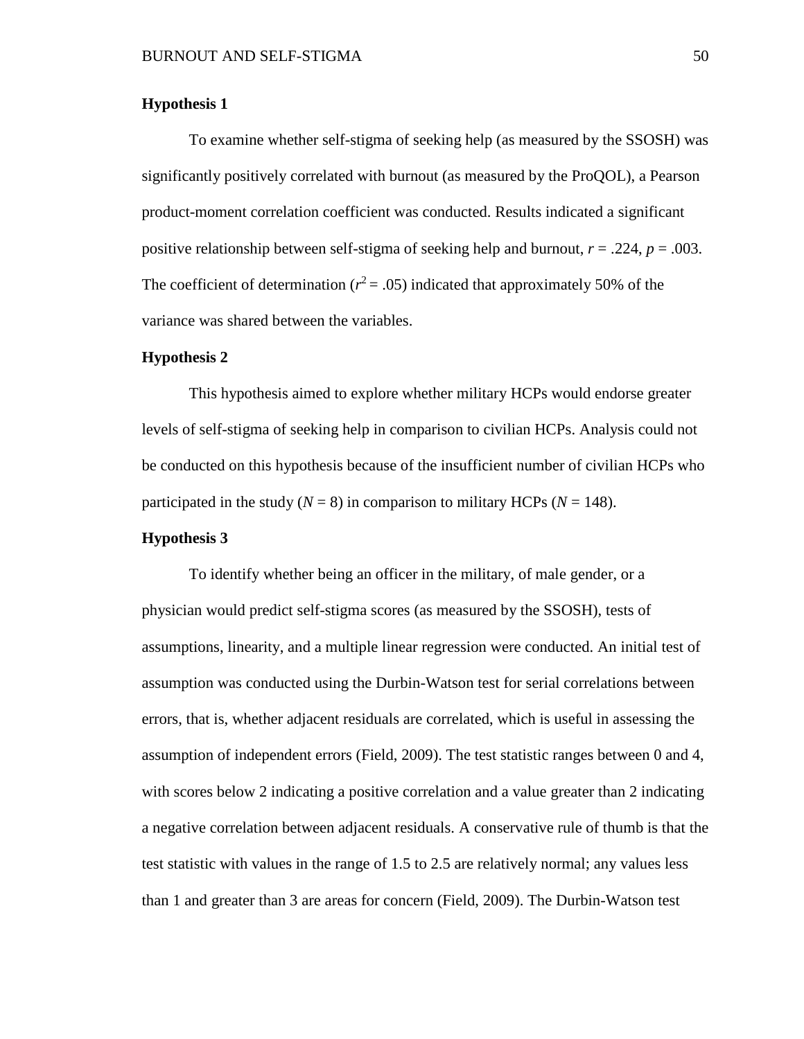### Hypothesis 1

To examine whether self-stigma of seeking help (as measured by the SSOSH) was significantly positively correlated with burnout (as measured by the ProQOL), a Pearson product-moment correlation coefficient was conducted. Results indicated a significant positive relationship between self-stigma of seeking help and burnout, $r = .224$, $p = .003$. The coefficient of determination ($r^2 = .05$) indicated that approximately 50% of the variance was shared between the variables.

### Hypothesis 2

This hypothesis aimed to explore whether military HCPs would endorse greater levels of self-stigma of seeking help in comparison to civilian HCPs. Analysis could not be conducted on this hypothesis because of the insufficient number of civilian HCPs who participated in the study ($N = 8$) in comparison to military HCPs ($N = 148$).

### Hypothesis 3

To identify whether being an officer in the military, of male gender, or a physician would predict self-stigma scores (as measured by the SSOSH), tests of assumptions, linearity, and a multiple linear regression were conducted. An initial test of assumption was conducted using the Durbin-Watson test for serial correlations between errors, that is, whether adjacent residuals are correlated, which is useful in assessing the assumption of independent errors (Field, 2009). The test statistic ranges between 0 and 4, with scores below 2 indicating a positive correlation and a value greater than 2 indicating a negative correlation between adjacent residuals. A conservative rule of thumb is that the test statistic with values in the range of 1.5 to 2.5 are relatively normal; any values less than 1 and greater than 3 are areas for concern (Field, 2009). The Durbin-Watson test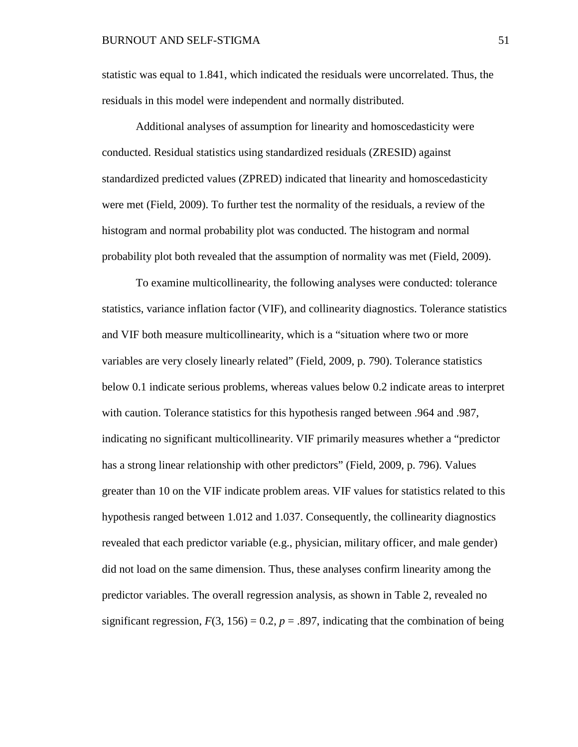statistic was equal to 1.841, which indicated the residuals were uncorrelated. Thus, the residuals in this model were independent and normally distributed.

Additional analyses of assumption for linearity and homoscedasticity were conducted. Residual statistics using standardized residuals (ZRESID) against standardized predicted values (ZPRED) indicated that linearity and homoscedasticity were met (Field, 2009). To further test the normality of the residuals, a review of the histogram and normal probability plot was conducted. The histogram and normal probability plot both revealed that the assumption of normality was met (Field, 2009).

To examine multicollinearity, the following analyses were conducted: tolerance statistics, variance inflation factor (VIF), and collinearity diagnostics. Tolerance statistics and VIF both measure multicollinearity, which is a "situation where two or more variables are very closely linearly related" (Field, 2009, p. 790). Tolerance statistics below 0.1 indicate serious problems, whereas values below 0.2 indicate areas to interpret with caution. Tolerance statistics for this hypothesis ranged between .964 and .987, indicating no significant multicollinearity. VIF primarily measures whether a "predictor has a strong linear relationship with other predictors" (Field, 2009, p. 796). Values greater than 10 on the VIF indicate problem areas. VIF values for statistics related to this hypothesis ranged between 1.012 and 1.037. Consequently, the collinearity diagnostics revealed that each predictor variable (e.g., physician, military officer, and male gender) did not load on the same dimension. Thus, these analyses confirm linearity among the predictor variables. The overall regression analysis, as shown in Table 2, revealed no significant regression, $F(3, 156) = 0.2$, $p = .897$, indicating that the combination of being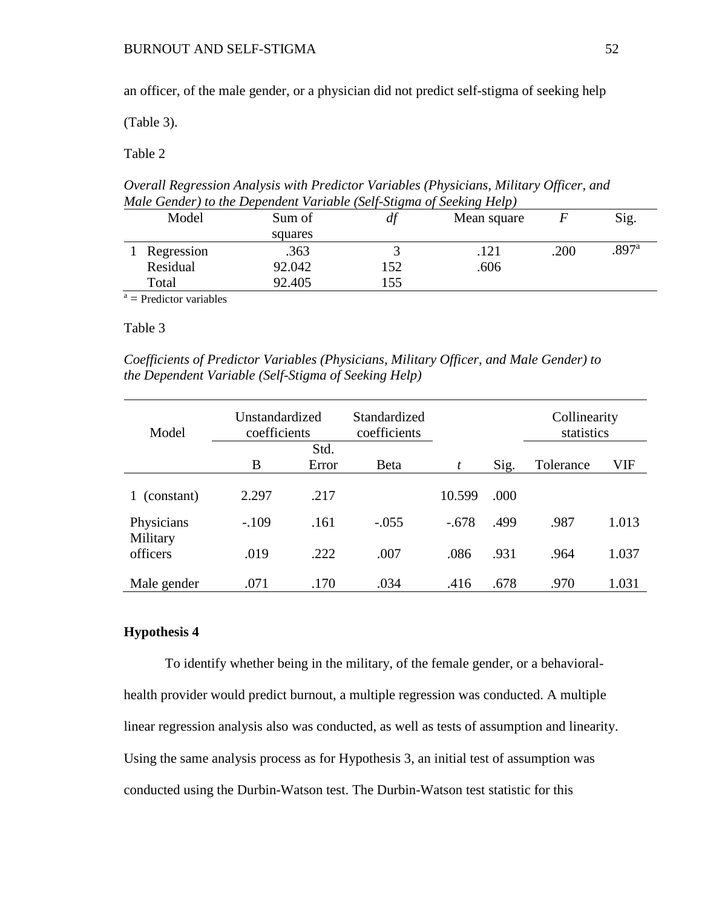an officer, of the male gender, or a physician did not predict self-stigma of seeking help (Table 3).

Table 2

*Overall Regression Analysis with Predictor Variables (Physicians, Military Officer, and Male Gender) to the Dependent Variable (Self-Stigma of Seeking Help)*

| Model | Sum of squares | *df* | Mean square | *F* | Sig. |
|---|---|---|---|---|---|
| 1 Regression | .363 | 3 | .121 | .200 | .897[a] |
| Residual | 92.042 | 152 | .606 | | |
| Total | 92.405 | 155 | | | |

[a] = Predictor variables

Table 3

*Coefficients of Predictor Variables (Physicians, Military Officer, and Male Gender) to the Dependent Variable (Self-Stigma of Seeking Help)*

| Model | Unstandardized coefficients | | Standardized coefficients | | | Collinearity statistics | |
|---|---|---|---|---|---|---|---|
| | B | Std. Error | Beta | *t* | Sig. | Tolerance | VIF |
| 1 (constant) | 2.297 | .217 | | 10.599 | .000 | | |
| Physicians | -.109 | .161 | -.055 | -.678 | .499 | .987 | 1.013 |
| Military officers | .019 | .222 | .007 | .086 | .931 | .964 | 1.037 |
| Male gender | .071 | .170 | .034 | .416 | .678 | .970 | 1.031 |

**Hypothesis 4**

To identify whether being in the military, of the female gender, or a behavioral-health provider would predict burnout, a multiple regression was conducted. A multiple linear regression analysis also was conducted, as well as tests of assumption and linearity. Using the same analysis process as for Hypothesis 3, an initial test of assumption was conducted using the Durbin-Watson test. The Durbin-Watson test statistic for this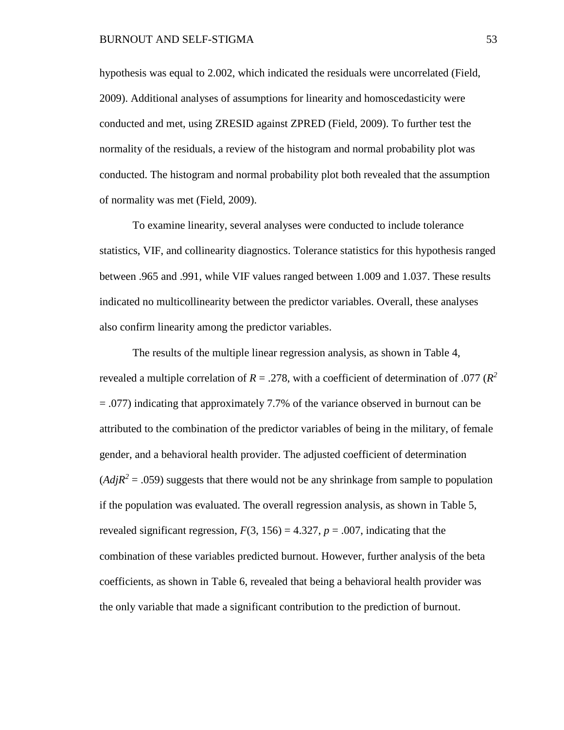hypothesis was equal to 2.002, which indicated the residuals were uncorrelated (Field, 2009). Additional analyses of assumptions for linearity and homoscedasticity were conducted and met, using ZRESID against ZPRED (Field, 2009). To further test the normality of the residuals, a review of the histogram and normal probability plot was conducted. The histogram and normal probability plot both revealed that the assumption of normality was met (Field, 2009).

To examine linearity, several analyses were conducted to include tolerance statistics, VIF, and collinearity diagnostics. Tolerance statistics for this hypothesis ranged between .965 and .991, while VIF values ranged between 1.009 and 1.037. These results indicated no multicollinearity between the predictor variables. Overall, these analyses also confirm linearity among the predictor variables.

The results of the multiple linear regression analysis, as shown in Table 4, revealed a multiple correlation of $R = .278$, with a coefficient of determination of .077 ($R^2 = .077$) indicating that approximately 7.7% of the variance observed in burnout can be attributed to the combination of the predictor variables of being in the military, of female gender, and a behavioral health provider. The adjusted coefficient of determination ($AdjR^2 = .059$) suggests that there would not be any shrinkage from sample to population if the population was evaluated. The overall regression analysis, as shown in Table 5, revealed significant regression, $F(3, 156) = 4.327$, $p = .007$, indicating that the combination of these variables predicted burnout. However, further analysis of the beta coefficients, as shown in Table 6, revealed that being a behavioral health provider was the only variable that made a significant contribution to the prediction of burnout.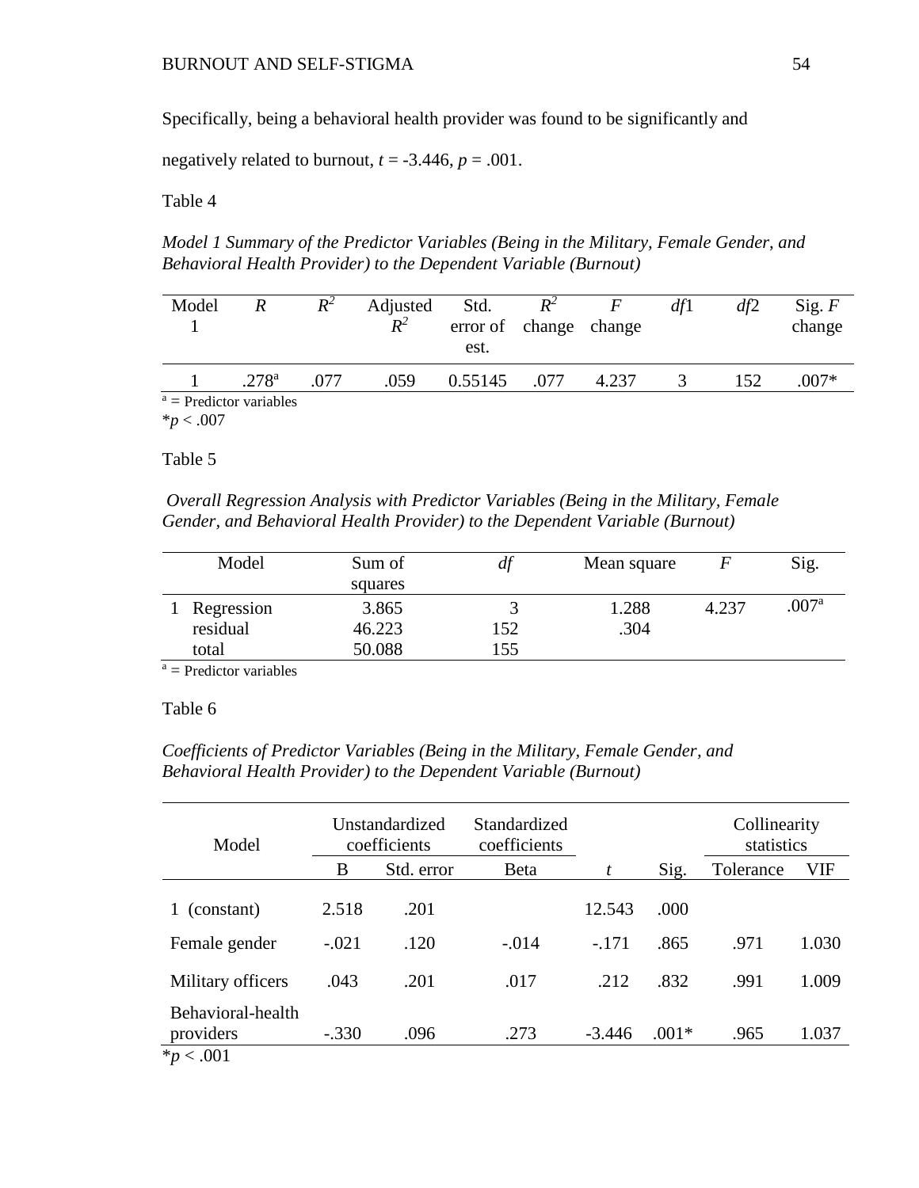Specifically, being a behavioral health provider was found to be significantly and negatively related to burnout, *t* = -3.446, *p* = .001.

Table 4

*Model 1 Summary of the Predictor Variables (Being in the Military, Female Gender, and Behavioral Health Provider) to the Dependent Variable (Burnout)*

| Model 1 | *R* | $R^2$ | Adjusted $R^2$ | Std. error of est. | $R^2$ change | *F* change | *df*1 | *df*2 | Sig. *F* change |
|---|---|---|---|---|---|---|---|---|---|
| 1 | .278[a] | .077 | .059 | 0.55145 | .077 | 4.237 | 3 | 152 | .007* |

[a] = Predictor variables
\**p* < .007

Table 5

*Overall Regression Analysis with Predictor Variables (Being in the Military, Female Gender, and Behavioral Health Provider) to the Dependent Variable (Burnout)*

| Model | Sum of squares | *df* | Mean square | *F* | Sig. |
|---|---|---|---|---|---|
| 1 Regression | 3.865 | 3 | 1.288 | 4.237 | .007[a] |
| residual | 46.223 | 152 | .304 | | |
| total | 50.088 | 155 | | | |

[a] = Predictor variables

Table 6

*Coefficients of Predictor Variables (Being in the Military, Female Gender, and Behavioral Health Provider) to the Dependent Variable (Burnout)*

| Model | Unstandardized coefficients | | Standardized coefficients | | | Collinearity statistics | |
|---|---|---|---|---|---|---|---|
| | B | Std. error | Beta | *t* | Sig. | Tolerance | VIF |
| 1 (constant) | 2.518 | .201 | | 12.543 | .000 | | |
| Female gender | -.021 | .120 | -.014 | -.171 | .865 | .971 | 1.030 |
| Military officers | .043 | .201 | .017 | .212 | .832 | .991 | 1.009 |
| Behavioral-health providers | -.330 | .096 | .273 | -3.446 | .001* | .965 | 1.037 |

\**p* < .001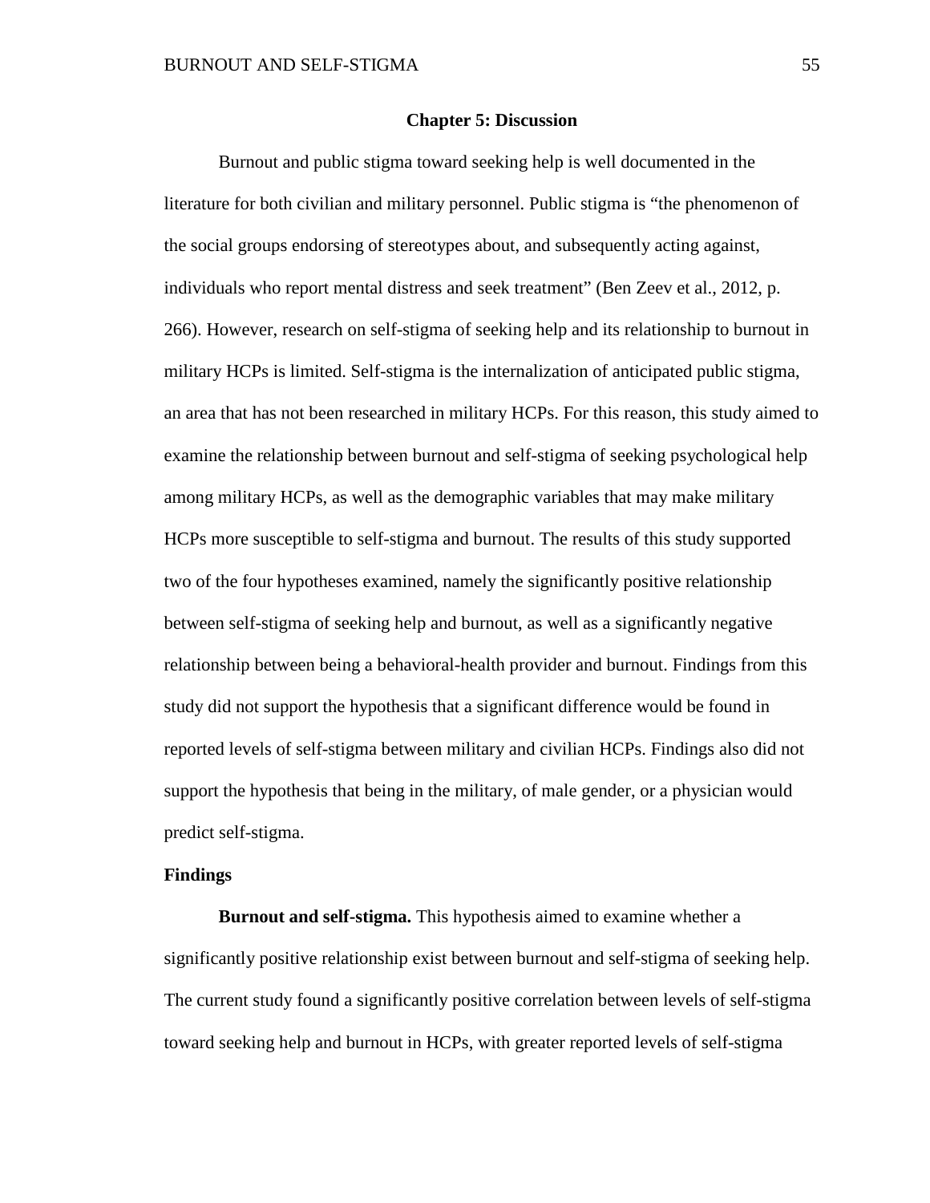# Chapter 5: Discussion

Burnout and public stigma toward seeking help is well documented in the literature for both civilian and military personnel. Public stigma is "the phenomenon of the social groups endorsing of stereotypes about, and subsequently acting against, individuals who report mental distress and seek treatment" (Ben Zeev et al., 2012, p. 266). However, research on self-stigma of seeking help and its relationship to burnout in military HCPs is limited. Self-stigma is the internalization of anticipated public stigma, an area that has not been researched in military HCPs. For this reason, this study aimed to examine the relationship between burnout and self-stigma of seeking psychological help among military HCPs, as well as the demographic variables that may make military HCPs more susceptible to self-stigma and burnout. The results of this study supported two of the four hypotheses examined, namely the significantly positive relationship between self-stigma of seeking help and burnout, as well as a significantly negative relationship between being a behavioral-health provider and burnout. Findings from this study did not support the hypothesis that a significant difference would be found in reported levels of self-stigma between military and civilian HCPs. Findings also did not support the hypothesis that being in the military, of male gender, or a physician would predict self-stigma.

## Findings

**Burnout and self-stigma.** This hypothesis aimed to examine whether a significantly positive relationship exist between burnout and self-stigma of seeking help. The current study found a significantly positive correlation between levels of self-stigma toward seeking help and burnout in HCPs, with greater reported levels of self-stigma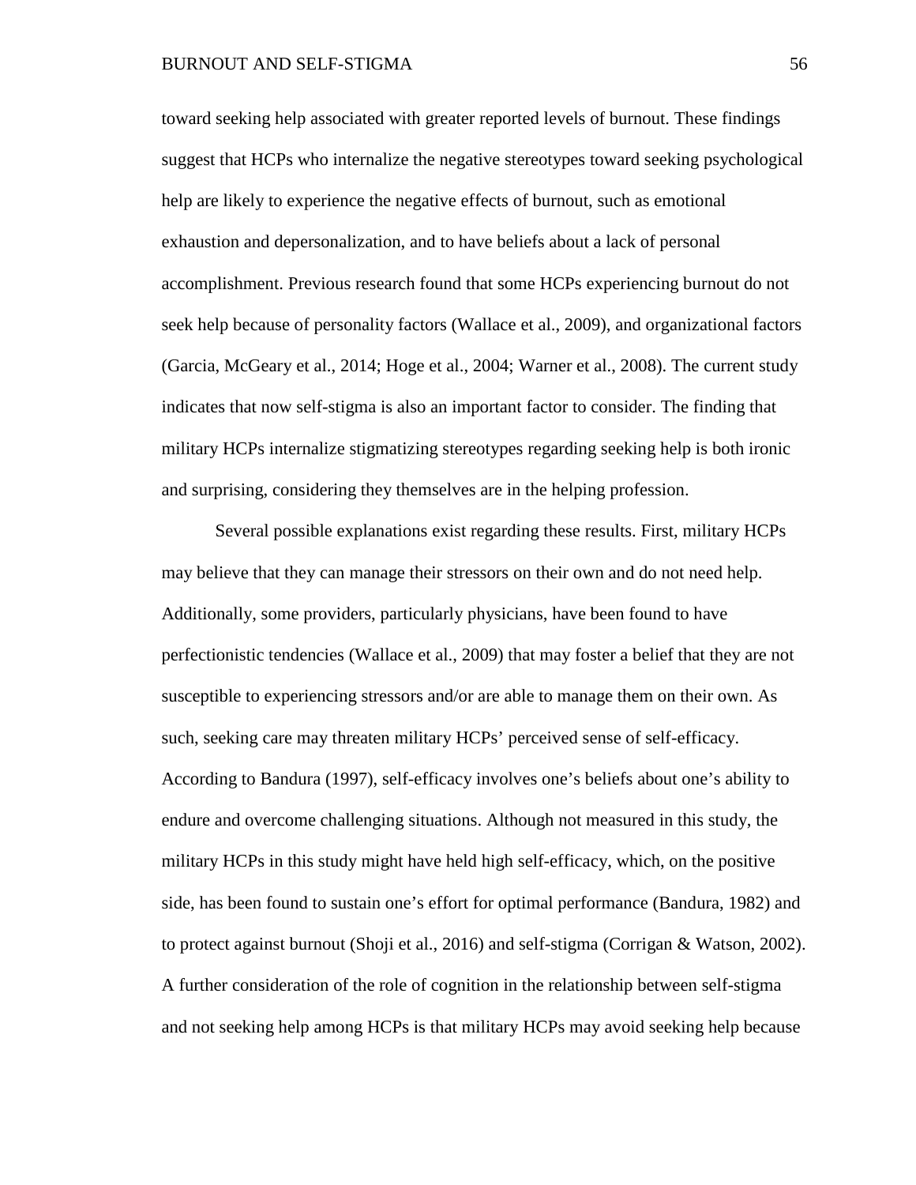toward seeking help associated with greater reported levels of burnout. These findings suggest that HCPs who internalize the negative stereotypes toward seeking psychological help are likely to experience the negative effects of burnout, such as emotional exhaustion and depersonalization, and to have beliefs about a lack of personal accomplishment. Previous research found that some HCPs experiencing burnout do not seek help because of personality factors (Wallace et al., 2009), and organizational factors (Garcia, McGeary et al., 2014; Hoge et al., 2004; Warner et al., 2008). The current study indicates that now self-stigma is also an important factor to consider. The finding that military HCPs internalize stigmatizing stereotypes regarding seeking help is both ironic and surprising, considering they themselves are in the helping profession.

Several possible explanations exist regarding these results. First, military HCPs may believe that they can manage their stressors on their own and do not need help. Additionally, some providers, particularly physicians, have been found to have perfectionistic tendencies (Wallace et al., 2009) that may foster a belief that they are not susceptible to experiencing stressors and/or are able to manage them on their own. As such, seeking care may threaten military HCPs' perceived sense of self-efficacy. According to Bandura (1997), self-efficacy involves one's beliefs about one's ability to endure and overcome challenging situations. Although not measured in this study, the military HCPs in this study might have held high self-efficacy, which, on the positive side, has been found to sustain one's effort for optimal performance (Bandura, 1982) and to protect against burnout (Shoji et al., 2016) and self-stigma (Corrigan & Watson, 2002). A further consideration of the role of cognition in the relationship between self-stigma and not seeking help among HCPs is that military HCPs may avoid seeking help because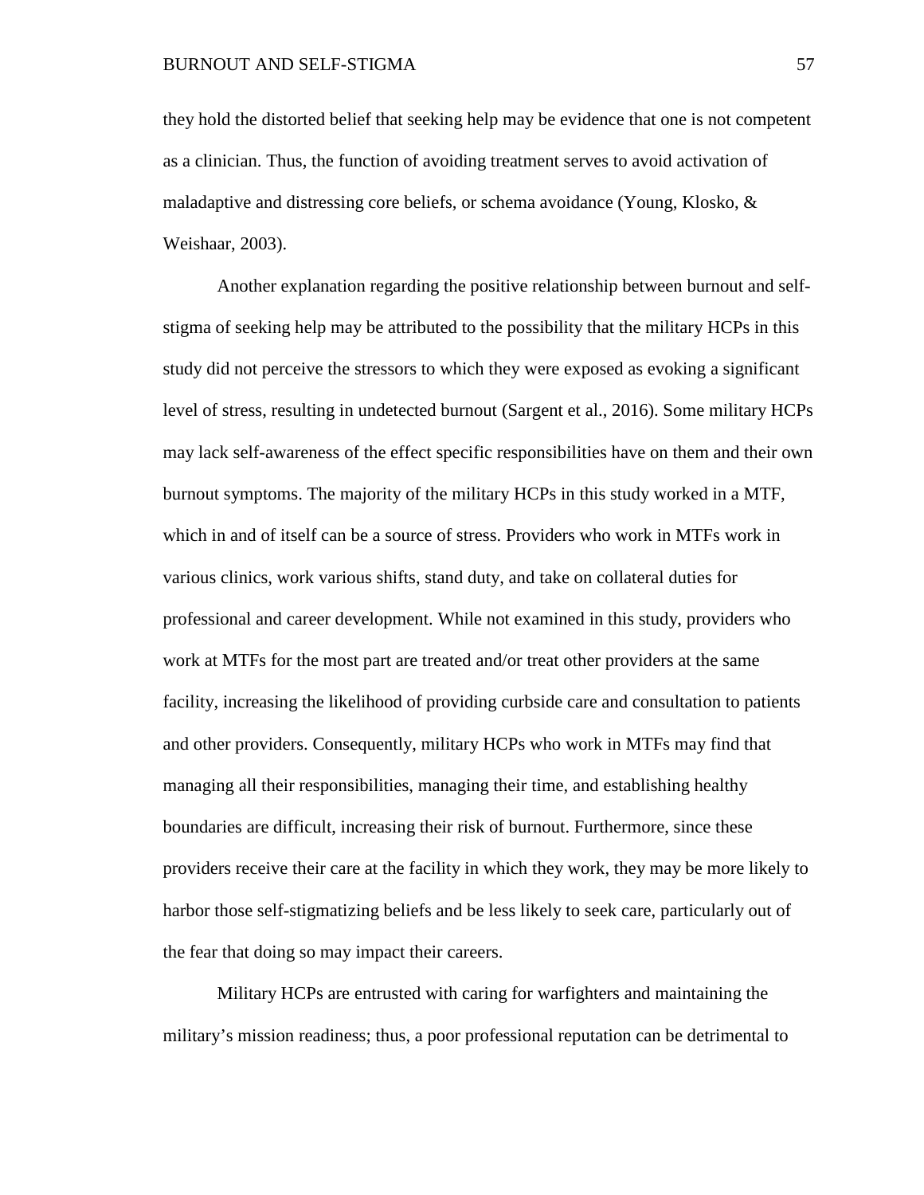they hold the distorted belief that seeking help may be evidence that one is not competent as a clinician. Thus, the function of avoiding treatment serves to avoid activation of maladaptive and distressing core beliefs, or schema avoidance (Young, Klosko, & Weishaar, 2003).

Another explanation regarding the positive relationship between burnout and self-stigma of seeking help may be attributed to the possibility that the military HCPs in this study did not perceive the stressors to which they were exposed as evoking a significant level of stress, resulting in undetected burnout (Sargent et al., 2016). Some military HCPs may lack self-awareness of the effect specific responsibilities have on them and their own burnout symptoms. The majority of the military HCPs in this study worked in a MTF, which in and of itself can be a source of stress. Providers who work in MTFs work in various clinics, work various shifts, stand duty, and take on collateral duties for professional and career development. While not examined in this study, providers who work at MTFs for the most part are treated and/or treat other providers at the same facility, increasing the likelihood of providing curbside care and consultation to patients and other providers. Consequently, military HCPs who work in MTFs may find that managing all their responsibilities, managing their time, and establishing healthy boundaries are difficult, increasing their risk of burnout. Furthermore, since these providers receive their care at the facility in which they work, they may be more likely to harbor those self-stigmatizing beliefs and be less likely to seek care, particularly out of the fear that doing so may impact their careers.

Military HCPs are entrusted with caring for warfighters and maintaining the military's mission readiness; thus, a poor professional reputation can be detrimental to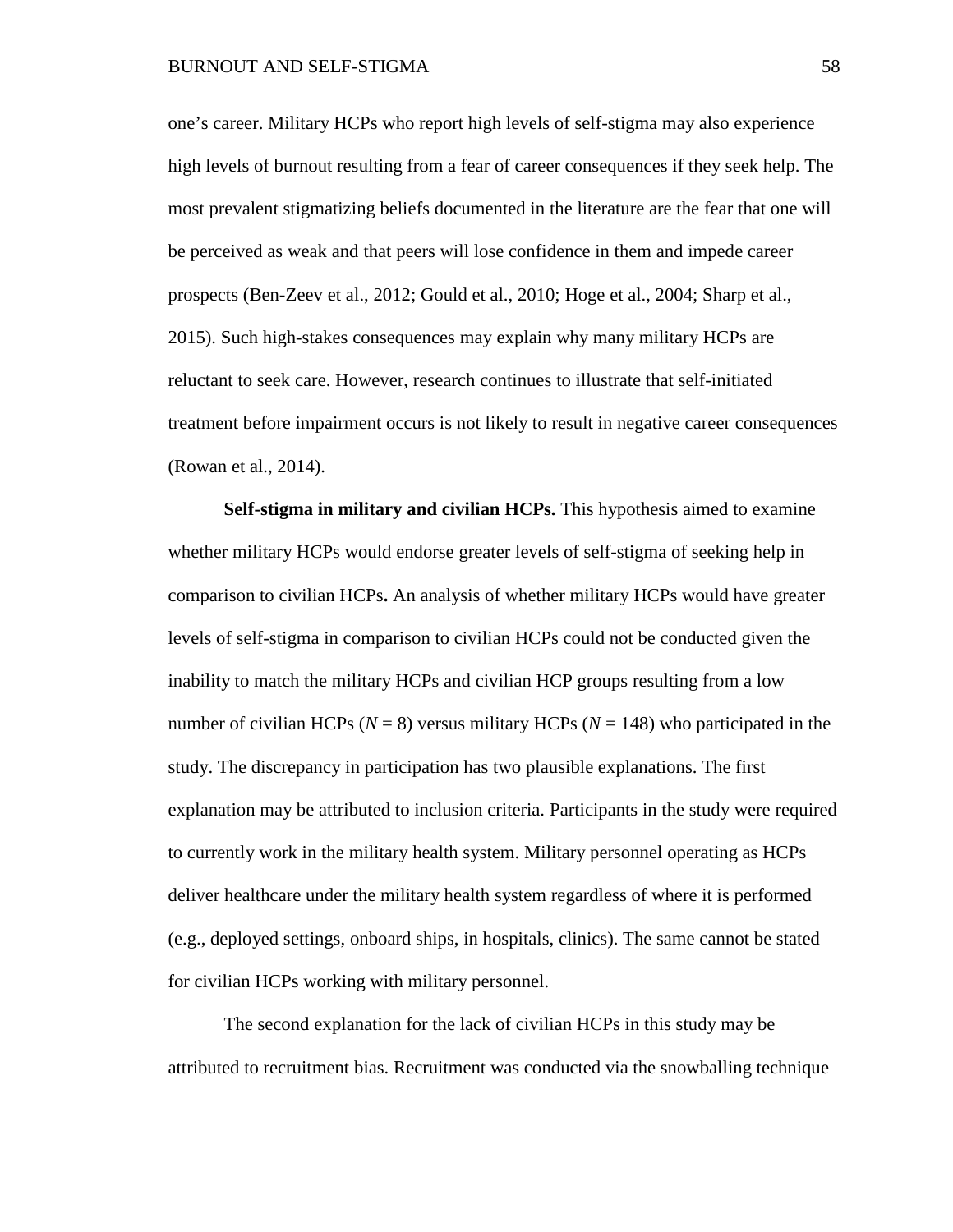one's career. Military HCPs who report high levels of self-stigma may also experience high levels of burnout resulting from a fear of career consequences if they seek help. The most prevalent stigmatizing beliefs documented in the literature are the fear that one will be perceived as weak and that peers will lose confidence in them and impede career prospects (Ben-Zeev et al., 2012; Gould et al., 2010; Hoge et al., 2004; Sharp et al., 2015). Such high-stakes consequences may explain why many military HCPs are reluctant to seek care. However, research continues to illustrate that self-initiated treatment before impairment occurs is not likely to result in negative career consequences (Rowan et al., 2014).

**Self-stigma in military and civilian HCPs.** This hypothesis aimed to examine whether military HCPs would endorse greater levels of self-stigma of seeking help in comparison to civilian HCPs**.** An analysis of whether military HCPs would have greater levels of self-stigma in comparison to civilian HCPs could not be conducted given the inability to match the military HCPs and civilian HCP groups resulting from a low number of civilian HCPs ($N = 8$) versus military HCPs ($N = 148$) who participated in the study. The discrepancy in participation has two plausible explanations. The first explanation may be attributed to inclusion criteria. Participants in the study were required to currently work in the military health system. Military personnel operating as HCPs deliver healthcare under the military health system regardless of where it is performed (e.g., deployed settings, onboard ships, in hospitals, clinics). The same cannot be stated for civilian HCPs working with military personnel.

The second explanation for the lack of civilian HCPs in this study may be attributed to recruitment bias. Recruitment was conducted via the snowballing technique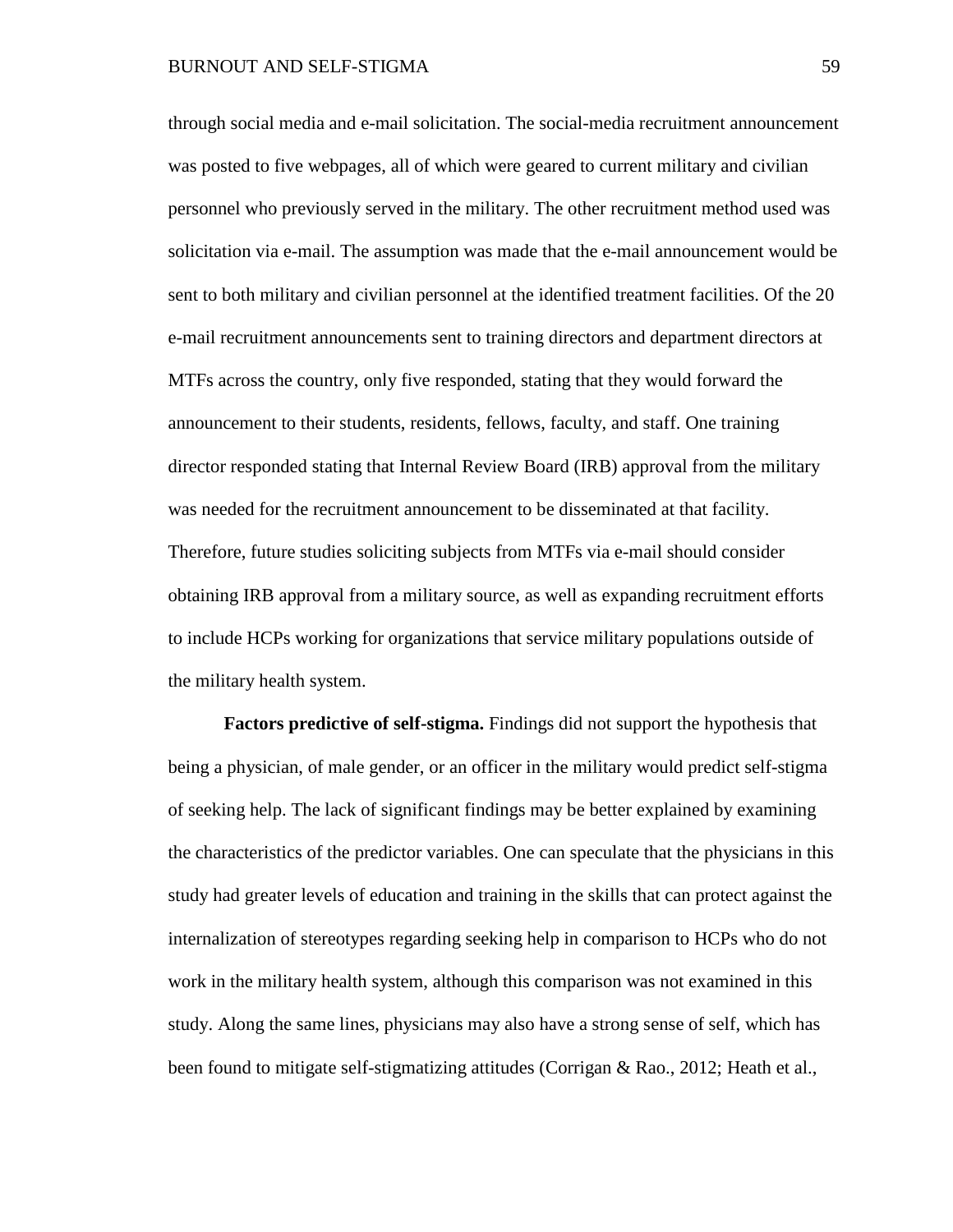through social media and e-mail solicitation. The social-media recruitment announcement was posted to five webpages, all of which were geared to current military and civilian personnel who previously served in the military. The other recruitment method used was solicitation via e-mail. The assumption was made that the e-mail announcement would be sent to both military and civilian personnel at the identified treatment facilities. Of the 20 e-mail recruitment announcements sent to training directors and department directors at MTFs across the country, only five responded, stating that they would forward the announcement to their students, residents, fellows, faculty, and staff. One training director responded stating that Internal Review Board (IRB) approval from the military was needed for the recruitment announcement to be disseminated at that facility. Therefore, future studies soliciting subjects from MTFs via e-mail should consider obtaining IRB approval from a military source, as well as expanding recruitment efforts to include HCPs working for organizations that service military populations outside of the military health system.

**Factors predictive of self-stigma.** Findings did not support the hypothesis that being a physician, of male gender, or an officer in the military would predict self-stigma of seeking help. The lack of significant findings may be better explained by examining the characteristics of the predictor variables. One can speculate that the physicians in this study had greater levels of education and training in the skills that can protect against the internalization of stereotypes regarding seeking help in comparison to HCPs who do not work in the military health system, although this comparison was not examined in this study. Along the same lines, physicians may also have a strong sense of self, which has been found to mitigate self-stigmatizing attitudes (Corrigan & Rao., 2012; Heath et al.,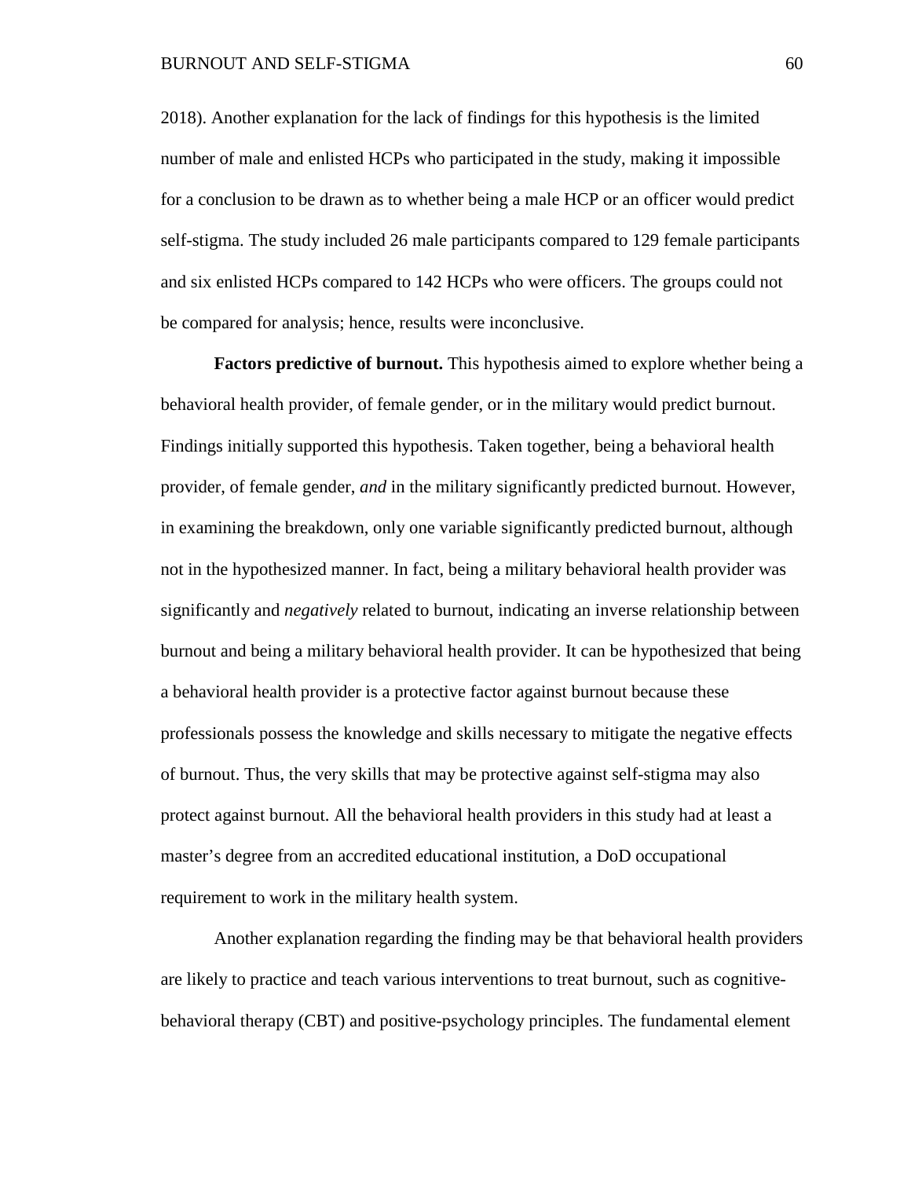2018). Another explanation for the lack of findings for this hypothesis is the limited number of male and enlisted HCPs who participated in the study, making it impossible for a conclusion to be drawn as to whether being a male HCP or an officer would predict self-stigma. The study included 26 male participants compared to 129 female participants and six enlisted HCPs compared to 142 HCPs who were officers. The groups could not be compared for analysis; hence, results were inconclusive.

**Factors predictive of burnout.** This hypothesis aimed to explore whether being a behavioral health provider, of female gender, or in the military would predict burnout. Findings initially supported this hypothesis. Taken together, being a behavioral health provider, of female gender, *and* in the military significantly predicted burnout. However, in examining the breakdown, only one variable significantly predicted burnout, although not in the hypothesized manner. In fact, being a military behavioral health provider was significantly and *negatively* related to burnout, indicating an inverse relationship between burnout and being a military behavioral health provider. It can be hypothesized that being a behavioral health provider is a protective factor against burnout because these professionals possess the knowledge and skills necessary to mitigate the negative effects of burnout. Thus, the very skills that may be protective against self-stigma may also protect against burnout. All the behavioral health providers in this study had at least a master's degree from an accredited educational institution, a DoD occupational requirement to work in the military health system.

Another explanation regarding the finding may be that behavioral health providers are likely to practice and teach various interventions to treat burnout, such as cognitive-behavioral therapy (CBT) and positive-psychology principles. The fundamental element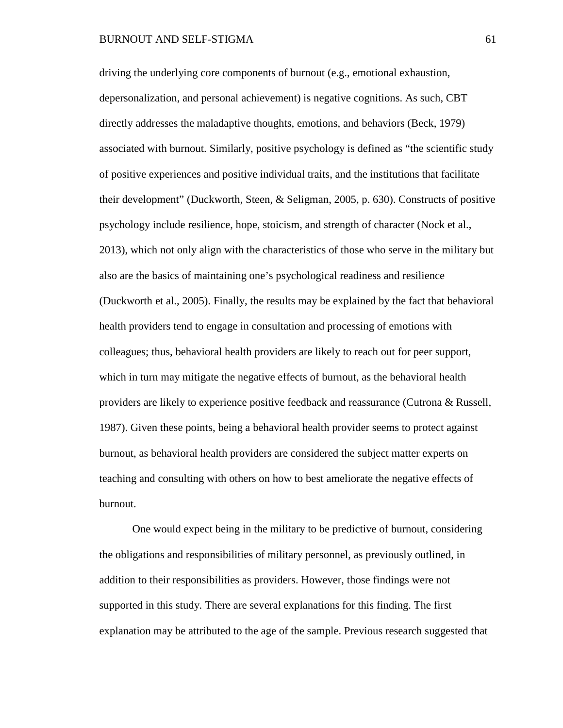driving the underlying core components of burnout (e.g., emotional exhaustion, depersonalization, and personal achievement) is negative cognitions. As such, CBT directly addresses the maladaptive thoughts, emotions, and behaviors (Beck, 1979) associated with burnout. Similarly, positive psychology is defined as "the scientific study of positive experiences and positive individual traits, and the institutions that facilitate their development" (Duckworth, Steen, & Seligman, 2005, p. 630). Constructs of positive psychology include resilience, hope, stoicism, and strength of character (Nock et al., 2013), which not only align with the characteristics of those who serve in the military but also are the basics of maintaining one's psychological readiness and resilience (Duckworth et al., 2005). Finally, the results may be explained by the fact that behavioral health providers tend to engage in consultation and processing of emotions with colleagues; thus, behavioral health providers are likely to reach out for peer support, which in turn may mitigate the negative effects of burnout, as the behavioral health providers are likely to experience positive feedback and reassurance (Cutrona & Russell, 1987). Given these points, being a behavioral health provider seems to protect against burnout, as behavioral health providers are considered the subject matter experts on teaching and consulting with others on how to best ameliorate the negative effects of burnout.

One would expect being in the military to be predictive of burnout, considering the obligations and responsibilities of military personnel, as previously outlined, in addition to their responsibilities as providers. However, those findings were not supported in this study. There are several explanations for this finding. The first explanation may be attributed to the age of the sample. Previous research suggested that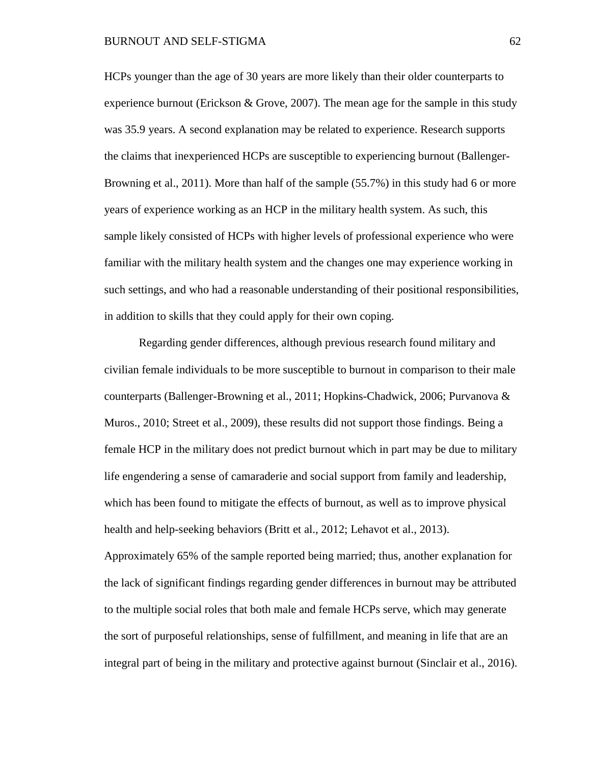HCPs younger than the age of 30 years are more likely than their older counterparts to experience burnout (Erickson & Grove, 2007). The mean age for the sample in this study was 35.9 years. A second explanation may be related to experience. Research supports the claims that inexperienced HCPs are susceptible to experiencing burnout (Ballenger-Browning et al., 2011). More than half of the sample (55.7%) in this study had 6 or more years of experience working as an HCP in the military health system. As such, this sample likely consisted of HCPs with higher levels of professional experience who were familiar with the military health system and the changes one may experience working in such settings, and who had a reasonable understanding of their positional responsibilities, in addition to skills that they could apply for their own coping.

Regarding gender differences, although previous research found military and civilian female individuals to be more susceptible to burnout in comparison to their male counterparts (Ballenger-Browning et al., 2011; Hopkins-Chadwick, 2006; Purvanova & Muros., 2010; Street et al., 2009), these results did not support those findings. Being a female HCP in the military does not predict burnout which in part may be due to military life engendering a sense of camaraderie and social support from family and leadership, which has been found to mitigate the effects of burnout, as well as to improve physical health and help-seeking behaviors (Britt et al., 2012; Lehavot et al., 2013). Approximately 65% of the sample reported being married; thus, another explanation for the lack of significant findings regarding gender differences in burnout may be attributed to the multiple social roles that both male and female HCPs serve, which may generate the sort of purposeful relationships, sense of fulfillment, and meaning in life that are an integral part of being in the military and protective against burnout (Sinclair et al., 2016).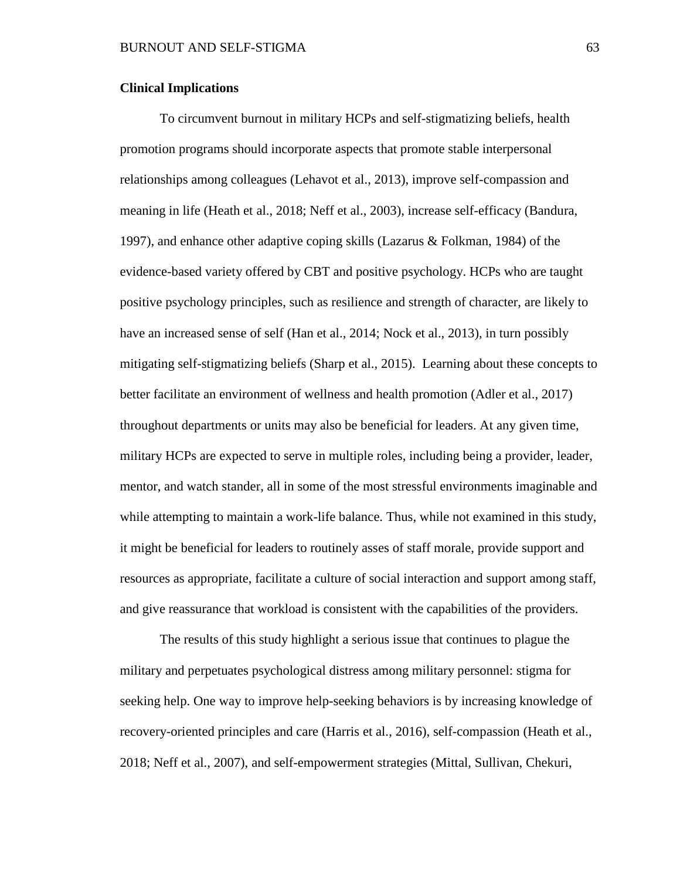**Clinical Implications**

To circumvent burnout in military HCPs and self-stigmatizing beliefs, health promotion programs should incorporate aspects that promote stable interpersonal relationships among colleagues (Lehavot et al., 2013), improve self-compassion and meaning in life (Heath et al., 2018; Neff et al., 2003), increase self-efficacy (Bandura, 1997), and enhance other adaptive coping skills (Lazarus & Folkman, 1984) of the evidence-based variety offered by CBT and positive psychology. HCPs who are taught positive psychology principles, such as resilience and strength of character, are likely to have an increased sense of self (Han et al., 2014; Nock et al., 2013), in turn possibly mitigating self-stigmatizing beliefs (Sharp et al., 2015). Learning about these concepts to better facilitate an environment of wellness and health promotion (Adler et al., 2017) throughout departments or units may also be beneficial for leaders. At any given time, military HCPs are expected to serve in multiple roles, including being a provider, leader, mentor, and watch stander, all in some of the most stressful environments imaginable and while attempting to maintain a work-life balance. Thus, while not examined in this study, it might be beneficial for leaders to routinely asses of staff morale, provide support and resources as appropriate, facilitate a culture of social interaction and support among staff, and give reassurance that workload is consistent with the capabilities of the providers.

The results of this study highlight a serious issue that continues to plague the military and perpetuates psychological distress among military personnel: stigma for seeking help. One way to improve help-seeking behaviors is by increasing knowledge of recovery-oriented principles and care (Harris et al., 2016), self-compassion (Heath et al., 2018; Neff et al., 2007), and self-empowerment strategies (Mittal, Sullivan, Chekuri,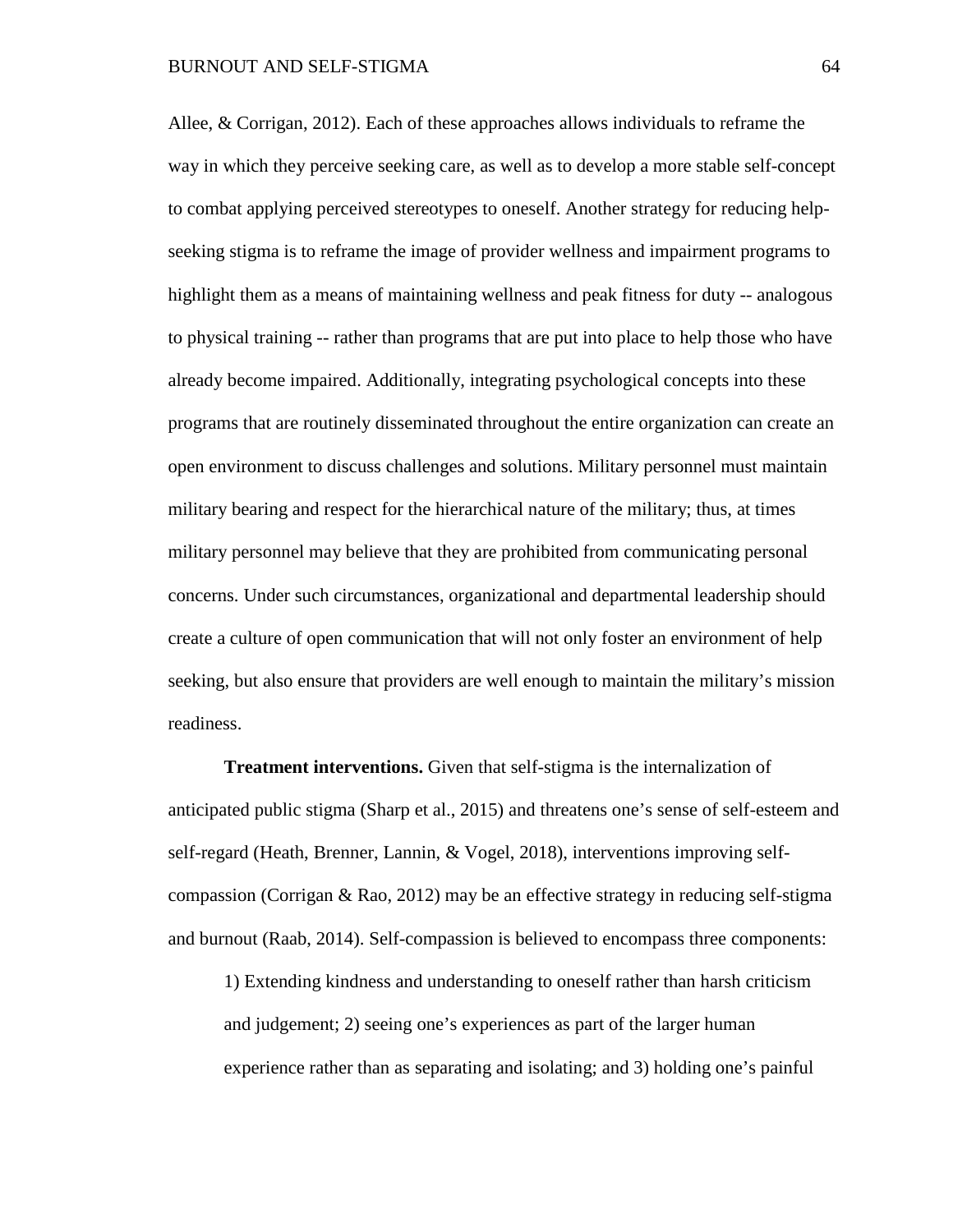Allee, & Corrigan, 2012). Each of these approaches allows individuals to reframe the way in which they perceive seeking care, as well as to develop a more stable self-concept to combat applying perceived stereotypes to oneself. Another strategy for reducing help-seeking stigma is to reframe the image of provider wellness and impairment programs to highlight them as a means of maintaining wellness and peak fitness for duty -- analogous to physical training -- rather than programs that are put into place to help those who have already become impaired. Additionally, integrating psychological concepts into these programs that are routinely disseminated throughout the entire organization can create an open environment to discuss challenges and solutions. Military personnel must maintain military bearing and respect for the hierarchical nature of the military; thus, at times military personnel may believe that they are prohibited from communicating personal concerns. Under such circumstances, organizational and departmental leadership should create a culture of open communication that will not only foster an environment of help seeking, but also ensure that providers are well enough to maintain the military's mission readiness.

**Treatment interventions.** Given that self-stigma is the internalization of anticipated public stigma (Sharp et al., 2015) and threatens one's sense of self-esteem and self-regard (Heath, Brenner, Lannin, & Vogel, 2018), interventions improving self-compassion (Corrigan & Rao, 2012) may be an effective strategy in reducing self-stigma and burnout (Raab, 2014). Self-compassion is believed to encompass three components:

> 1) Extending kindness and understanding to oneself rather than harsh criticism and judgement; 2) seeing one's experiences as part of the larger human experience rather than as separating and isolating; and 3) holding one's painful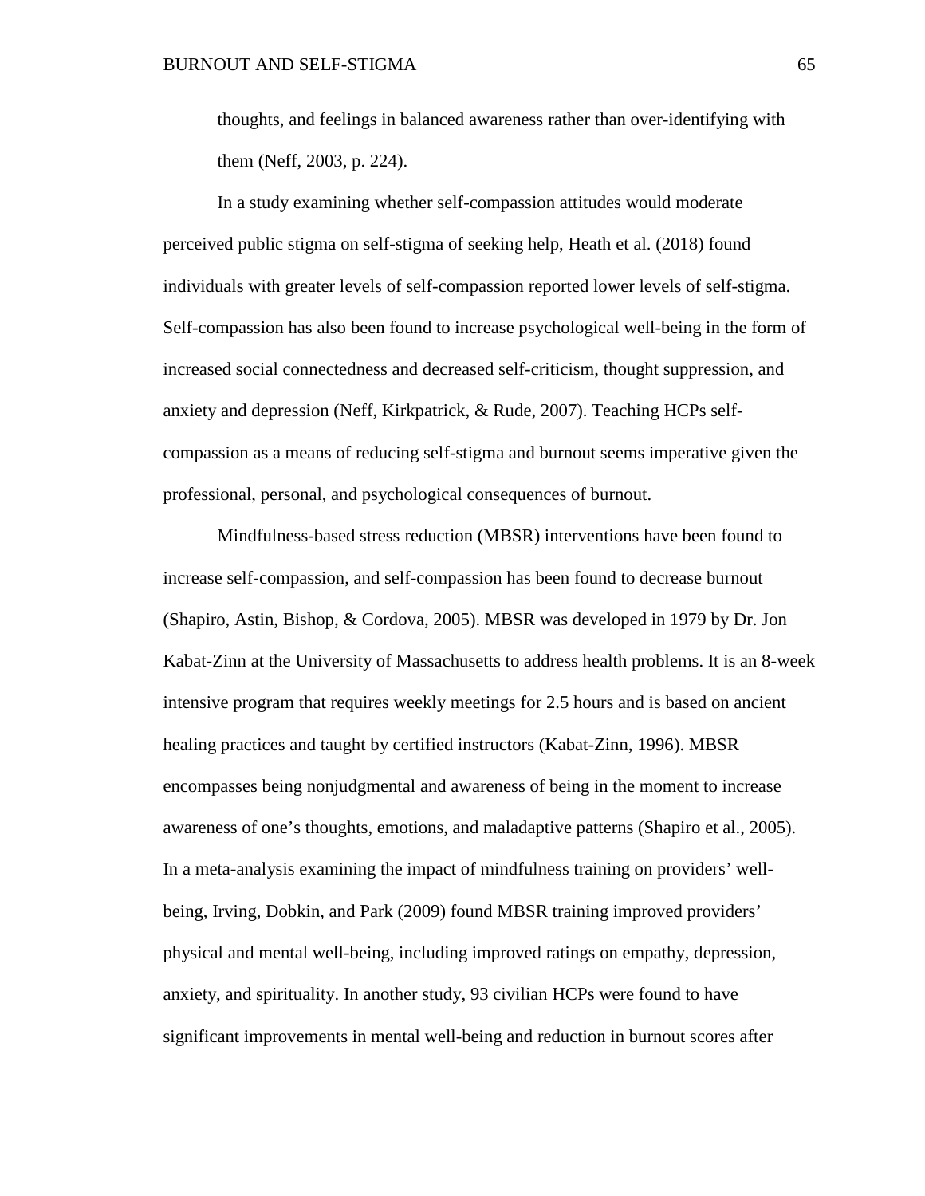thoughts, and feelings in balanced awareness rather than over-identifying with them (Neff, 2003, p. 224).

In a study examining whether self-compassion attitudes would moderate perceived public stigma on self-stigma of seeking help, Heath et al. (2018) found individuals with greater levels of self-compassion reported lower levels of self-stigma. Self-compassion has also been found to increase psychological well-being in the form of increased social connectedness and decreased self-criticism, thought suppression, and anxiety and depression (Neff, Kirkpatrick, & Rude, 2007). Teaching HCPs self-compassion as a means of reducing self-stigma and burnout seems imperative given the professional, personal, and psychological consequences of burnout.

Mindfulness-based stress reduction (MBSR) interventions have been found to increase self-compassion, and self-compassion has been found to decrease burnout (Shapiro, Astin, Bishop, & Cordova, 2005). MBSR was developed in 1979 by Dr. Jon Kabat-Zinn at the University of Massachusetts to address health problems. It is an 8-week intensive program that requires weekly meetings for 2.5 hours and is based on ancient healing practices and taught by certified instructors (Kabat-Zinn, 1996). MBSR encompasses being nonjudgmental and awareness of being in the moment to increase awareness of one's thoughts, emotions, and maladaptive patterns (Shapiro et al., 2005). In a meta-analysis examining the impact of mindfulness training on providers' well-being, Irving, Dobkin, and Park (2009) found MBSR training improved providers' physical and mental well-being, including improved ratings on empathy, depression, anxiety, and spirituality. In another study, 93 civilian HCPs were found to have significant improvements in mental well-being and reduction in burnout scores after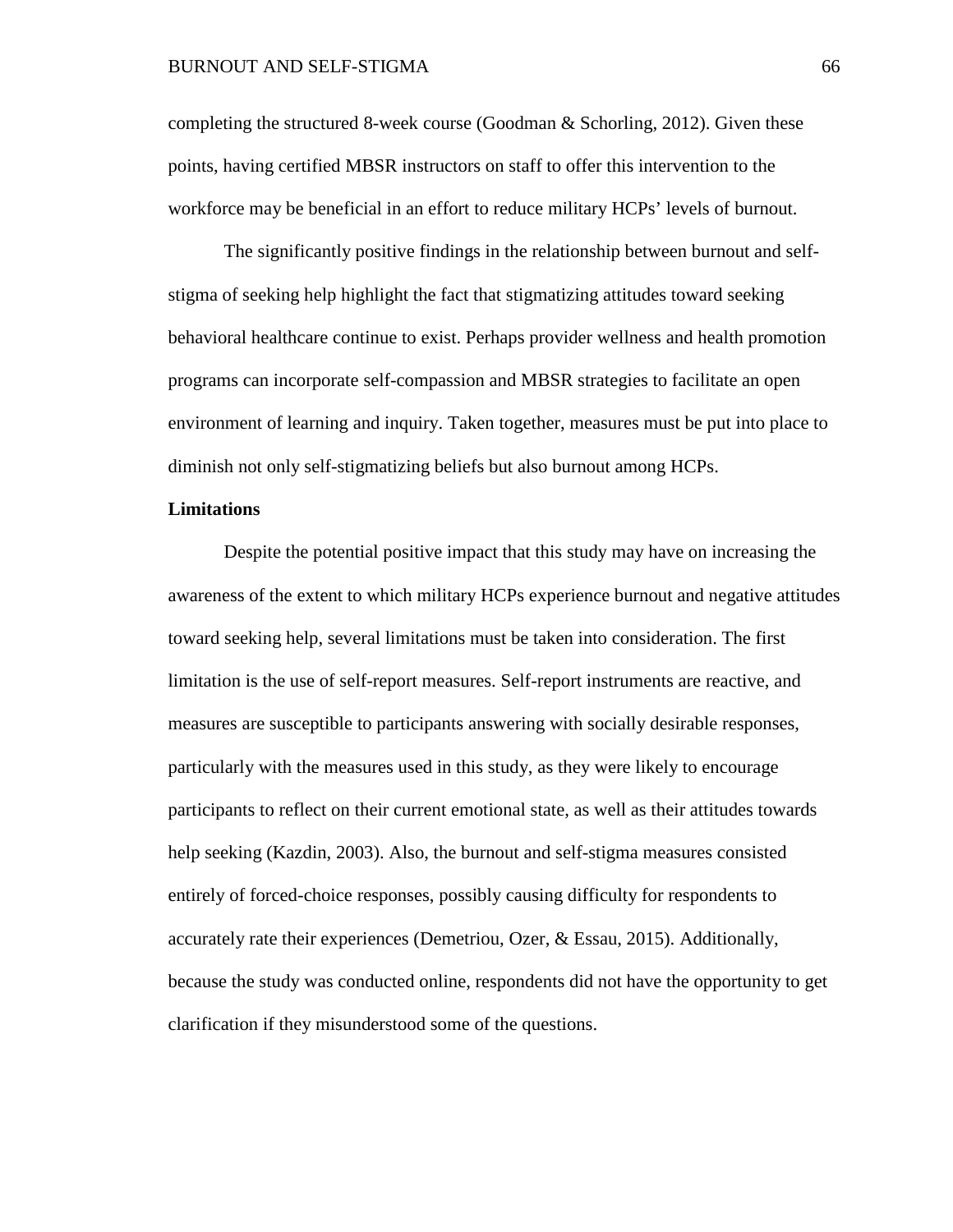completing the structured 8-week course (Goodman & Schorling, 2012). Given these points, having certified MBSR instructors on staff to offer this intervention to the workforce may be beneficial in an effort to reduce military HCPs' levels of burnout.

The significantly positive findings in the relationship between burnout and self-stigma of seeking help highlight the fact that stigmatizing attitudes toward seeking behavioral healthcare continue to exist. Perhaps provider wellness and health promotion programs can incorporate self-compassion and MBSR strategies to facilitate an open environment of learning and inquiry. Taken together, measures must be put into place to diminish not only self-stigmatizing beliefs but also burnout among HCPs.

**Limitations**

Despite the potential positive impact that this study may have on increasing the awareness of the extent to which military HCPs experience burnout and negative attitudes toward seeking help, several limitations must be taken into consideration. The first limitation is the use of self-report measures. Self-report instruments are reactive, and measures are susceptible to participants answering with socially desirable responses, particularly with the measures used in this study, as they were likely to encourage participants to reflect on their current emotional state, as well as their attitudes towards help seeking (Kazdin, 2003). Also, the burnout and self-stigma measures consisted entirely of forced-choice responses, possibly causing difficulty for respondents to accurately rate their experiences (Demetriou, Ozer, & Essau, 2015). Additionally, because the study was conducted online, respondents did not have the opportunity to get clarification if they misunderstood some of the questions.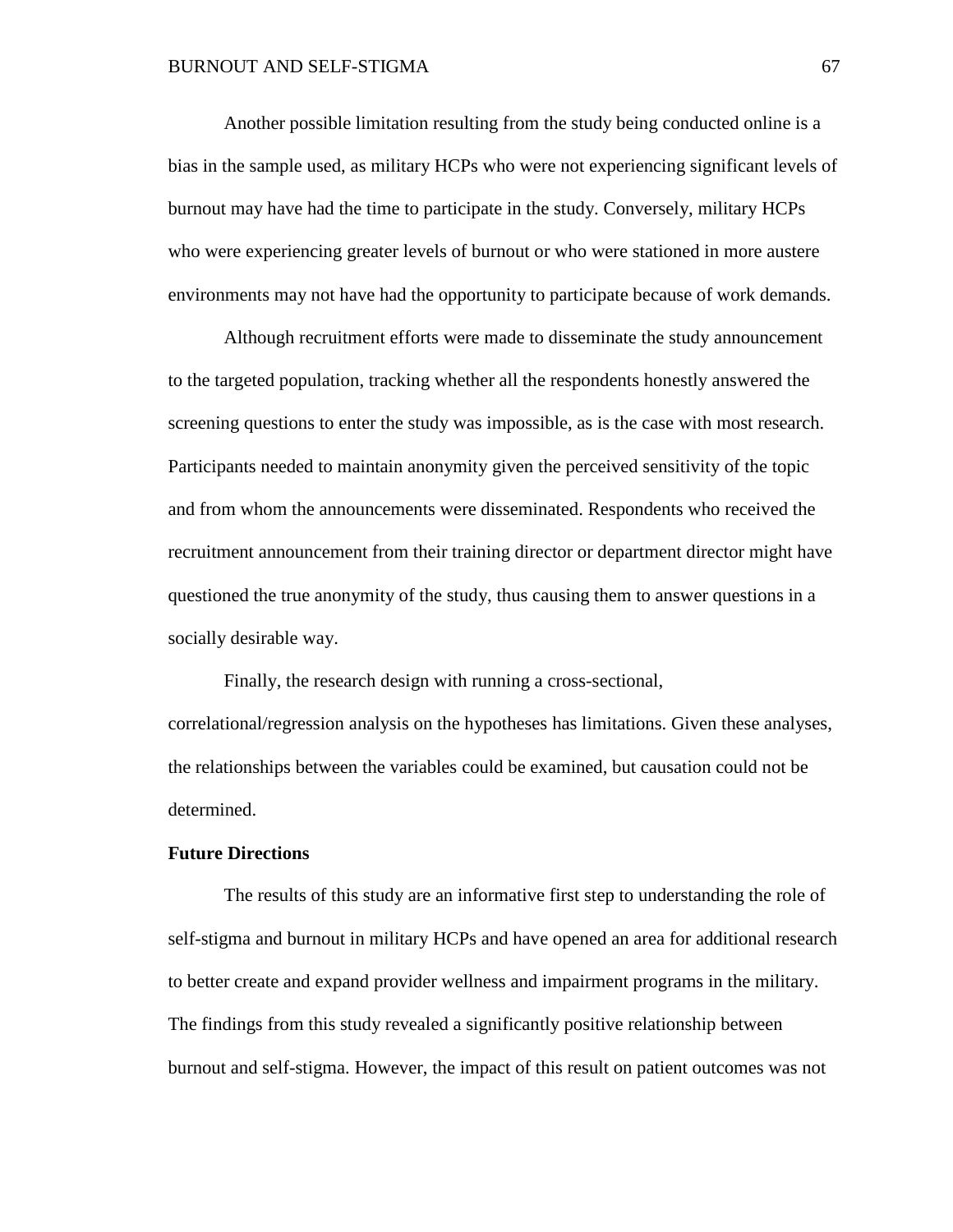Another possible limitation resulting from the study being conducted online is a bias in the sample used, as military HCPs who were not experiencing significant levels of burnout may have had the time to participate in the study. Conversely, military HCPs who were experiencing greater levels of burnout or who were stationed in more austere environments may not have had the opportunity to participate because of work demands.

Although recruitment efforts were made to disseminate the study announcement to the targeted population, tracking whether all the respondents honestly answered the screening questions to enter the study was impossible, as is the case with most research. Participants needed to maintain anonymity given the perceived sensitivity of the topic and from whom the announcements were disseminated. Respondents who received the recruitment announcement from their training director or department director might have questioned the true anonymity of the study, thus causing them to answer questions in a socially desirable way.

Finally, the research design with running a cross-sectional, correlational/regression analysis on the hypotheses has limitations. Given these analyses, the relationships between the variables could be examined, but causation could not be determined.

**Future Directions**

The results of this study are an informative first step to understanding the role of self-stigma and burnout in military HCPs and have opened an area for additional research to better create and expand provider wellness and impairment programs in the military. The findings from this study revealed a significantly positive relationship between burnout and self-stigma. However, the impact of this result on patient outcomes was not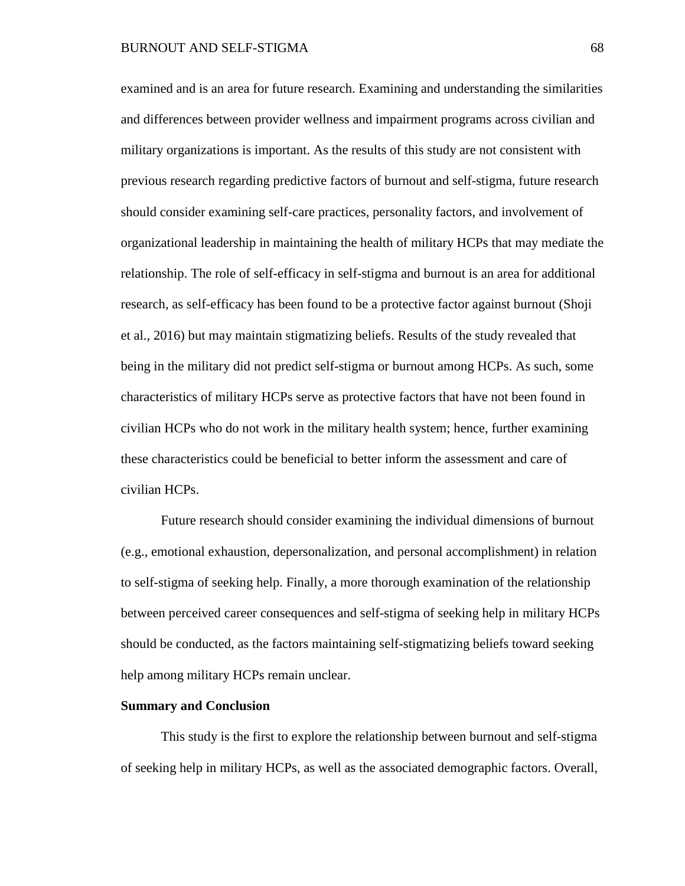examined and is an area for future research. Examining and understanding the similarities and differences between provider wellness and impairment programs across civilian and military organizations is important. As the results of this study are not consistent with previous research regarding predictive factors of burnout and self-stigma, future research should consider examining self-care practices, personality factors, and involvement of organizational leadership in maintaining the health of military HCPs that may mediate the relationship. The role of self-efficacy in self-stigma and burnout is an area for additional research, as self-efficacy has been found to be a protective factor against burnout (Shoji et al., 2016) but may maintain stigmatizing beliefs. Results of the study revealed that being in the military did not predict self-stigma or burnout among HCPs. As such, some characteristics of military HCPs serve as protective factors that have not been found in civilian HCPs who do not work in the military health system; hence, further examining these characteristics could be beneficial to better inform the assessment and care of civilian HCPs.

Future research should consider examining the individual dimensions of burnout (e.g., emotional exhaustion, depersonalization, and personal accomplishment) in relation to self-stigma of seeking help. Finally, a more thorough examination of the relationship between perceived career consequences and self-stigma of seeking help in military HCPs should be conducted, as the factors maintaining self-stigmatizing beliefs toward seeking help among military HCPs remain unclear.

## Summary and Conclusion

This study is the first to explore the relationship between burnout and self-stigma of seeking help in military HCPs, as well as the associated demographic factors. Overall,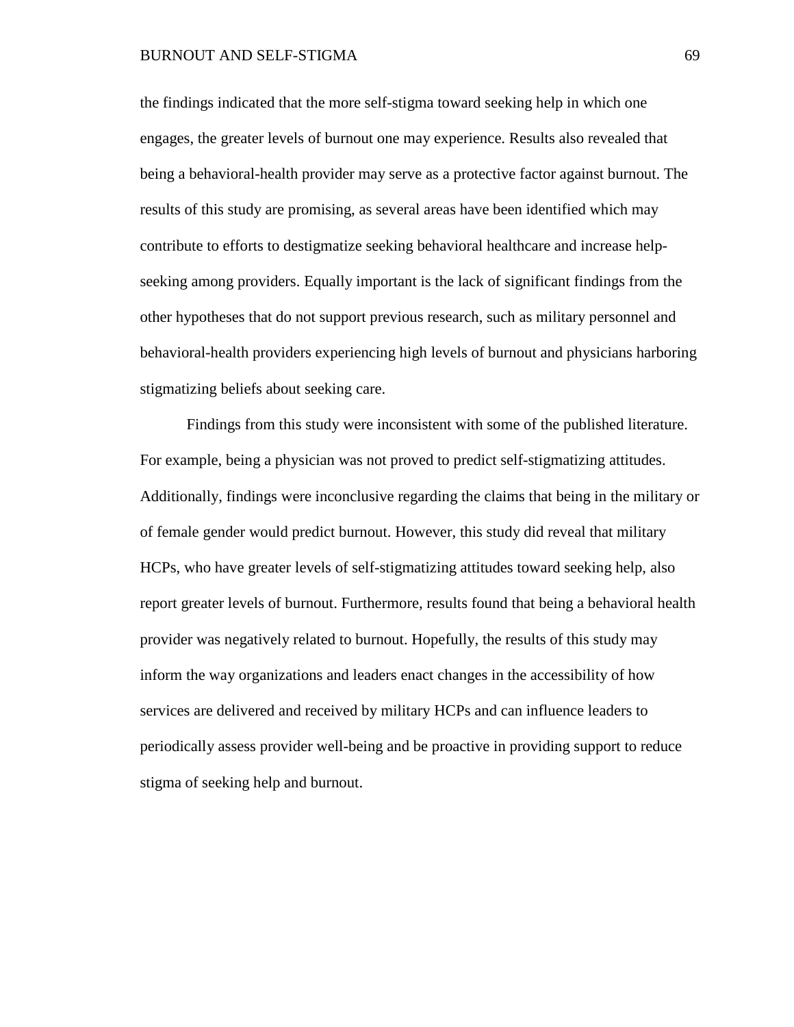the findings indicated that the more self-stigma toward seeking help in which one engages, the greater levels of burnout one may experience. Results also revealed that being a behavioral-health provider may serve as a protective factor against burnout. The results of this study are promising, as several areas have been identified which may contribute to efforts to destigmatize seeking behavioral healthcare and increase help-seeking among providers. Equally important is the lack of significant findings from the other hypotheses that do not support previous research, such as military personnel and behavioral-health providers experiencing high levels of burnout and physicians harboring stigmatizing beliefs about seeking care.

Findings from this study were inconsistent with some of the published literature. For example, being a physician was not proved to predict self-stigmatizing attitudes. Additionally, findings were inconclusive regarding the claims that being in the military or of female gender would predict burnout. However, this study did reveal that military HCPs, who have greater levels of self-stigmatizing attitudes toward seeking help, also report greater levels of burnout. Furthermore, results found that being a behavioral health provider was negatively related to burnout. Hopefully, the results of this study may inform the way organizations and leaders enact changes in the accessibility of how services are delivered and received by military HCPs and can influence leaders to periodically assess provider well-being and be proactive in providing support to reduce stigma of seeking help and burnout.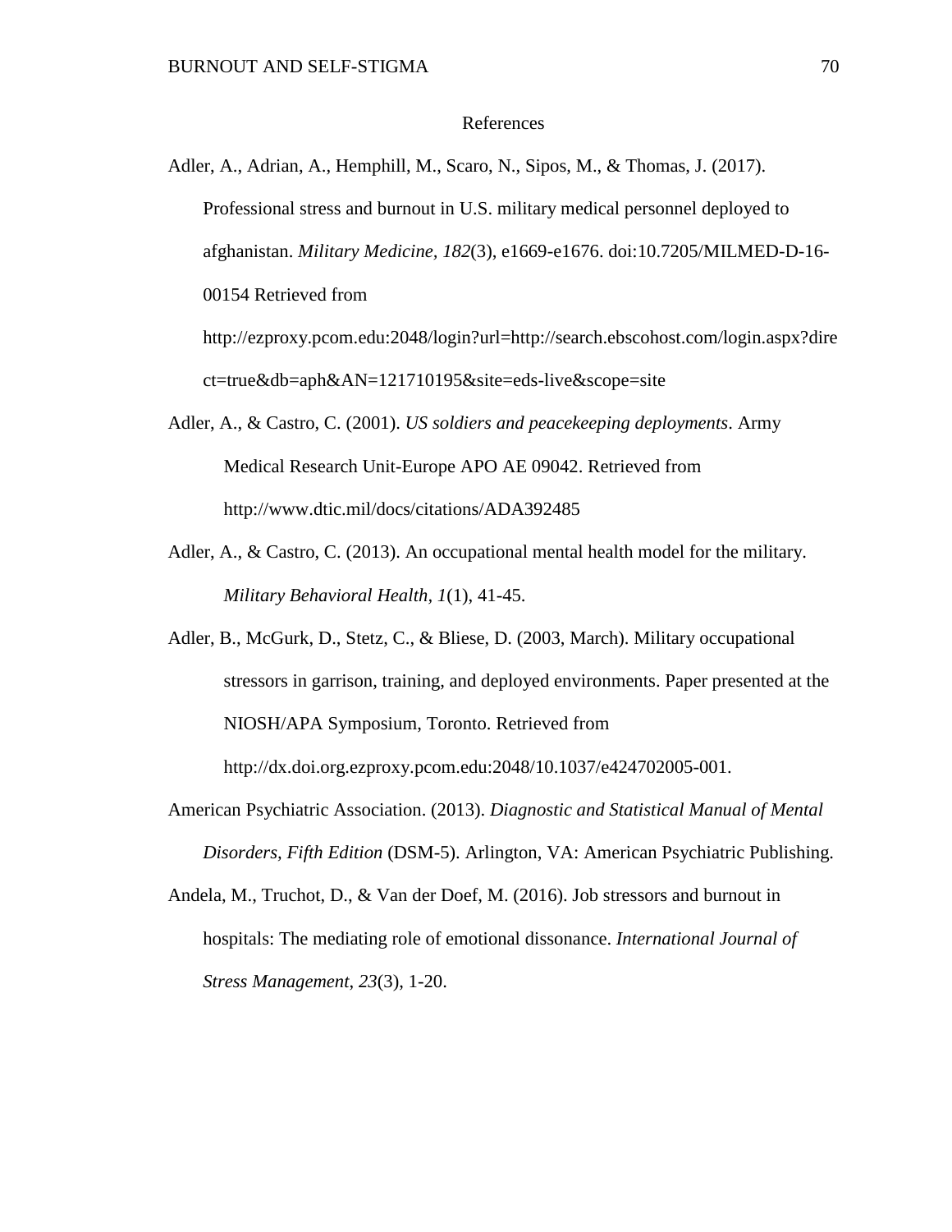# References

Adler, A., Adrian, A., Hemphill, M., Scaro, N., Sipos, M., & Thomas, J. (2017). Professional stress and burnout in U.S. military medical personnel deployed to afghanistan. *Military Medicine, 182*(3), e1669-e1676. doi:10.7205/MILMED-D-16-00154 Retrieved from http://ezproxy.pcom.edu:2048/login?url=http://search.ebscohost.com/login.aspx?direct=true&db=aph&AN=121710195&site=eds-live&scope=site

Adler, A., & Castro, C. (2001). *US soldiers and peacekeeping deployments*. Army Medical Research Unit-Europe APO AE 09042. Retrieved from http://www.dtic.mil/docs/citations/ADA392485

Adler, A., & Castro, C. (2013). An occupational mental health model for the military. *Military Behavioral Health, 1*(1), 41-45.

Adler, B., McGurk, D., Stetz, C., & Bliese, D. (2003, March). Military occupational stressors in garrison, training, and deployed environments. Paper presented at the NIOSH/APA Symposium, Toronto. Retrieved from http://dx.doi.org.ezproxy.pcom.edu:2048/10.1037/e424702005-001.

American Psychiatric Association. (2013). *Diagnostic and Statistical Manual of Mental Disorders, Fifth Edition* (DSM-5). Arlington, VA: American Psychiatric Publishing.

Andela, M., Truchot, D., & Van der Doef, M. (2016). Job stressors and burnout in hospitals: The mediating role of emotional dissonance. *International Journal of Stress Management, 23*(3), 1-20.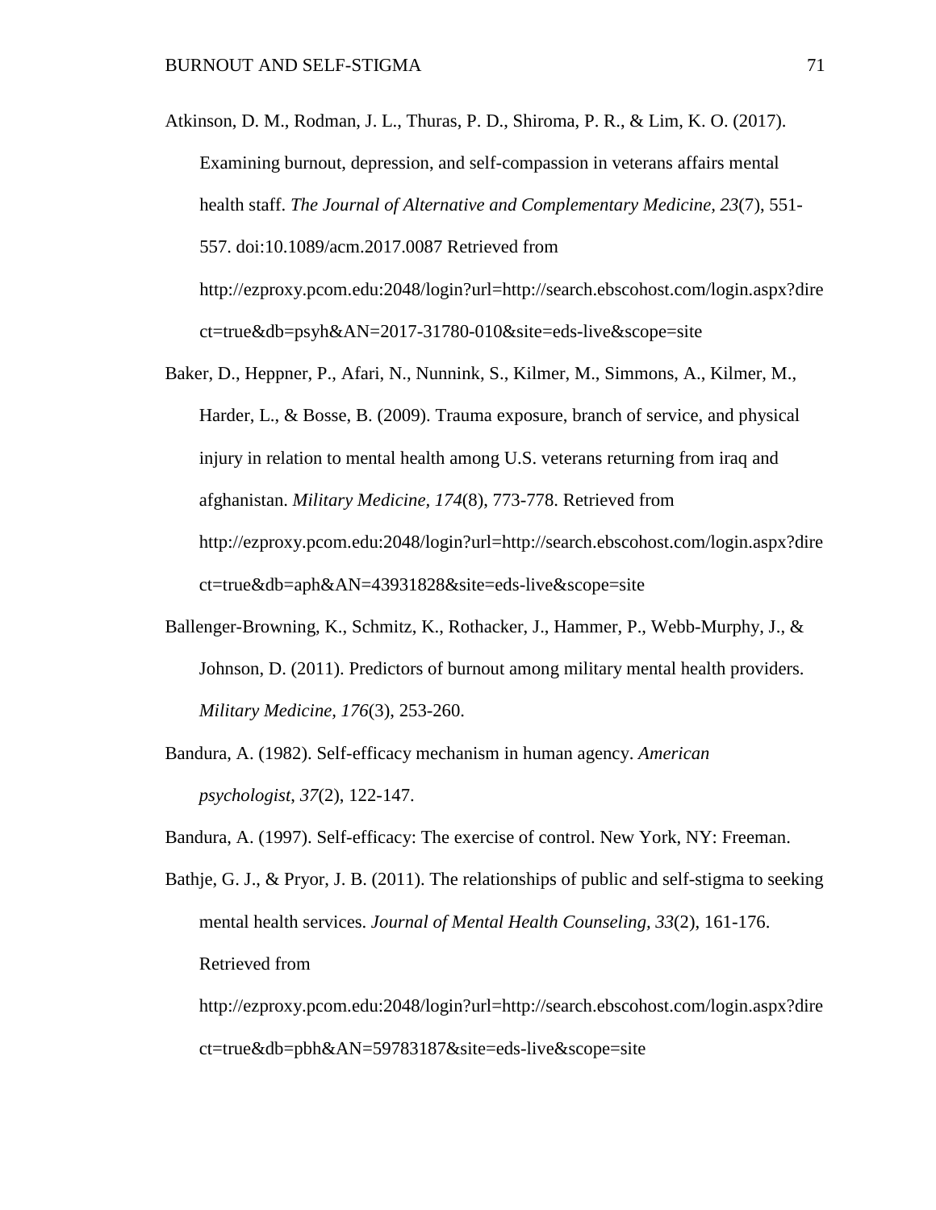Atkinson, D. M., Rodman, J. L., Thuras, P. D., Shiroma, P. R., & Lim, K. O. (2017). Examining burnout, depression, and self-compassion in veterans affairs mental health staff. *The Journal of Alternative and Complementary Medicine, 23*(7), 551-557. doi:10.1089/acm.2017.0087 Retrieved from http://ezproxy.pcom.edu:2048/login?url=http://search.ebscohost.com/login.aspx?direct=true&db=psyh&AN=2017-31780-010&site=eds-live&scope=site

Baker, D., Heppner, P., Afari, N., Nunnink, S., Kilmer, M., Simmons, A., Kilmer, M., Harder, L., & Bosse, B. (2009). Trauma exposure, branch of service, and physical injury in relation to mental health among U.S. veterans returning from iraq and afghanistan. *Military Medicine, 174*(8), 773-778. Retrieved from http://ezproxy.pcom.edu:2048/login?url=http://search.ebscohost.com/login.aspx?direct=true&db=aph&AN=43931828&site=eds-live&scope=site

Ballenger-Browning, K., Schmitz, K., Rothacker, J., Hammer, P., Webb-Murphy, J., & Johnson, D. (2011). Predictors of burnout among military mental health providers. *Military Medicine, 176*(3), 253-260.

Bandura, A. (1982). Self-efficacy mechanism in human agency. *American psychologist, 37*(2), 122-147.

Bandura, A. (1997). Self-efficacy: The exercise of control. New York, NY: Freeman.

Bathje, G. J., & Pryor, J. B. (2011). The relationships of public and self-stigma to seeking mental health services. *Journal of Mental Health Counseling, 33*(2), 161-176. Retrieved from http://ezproxy.pcom.edu:2048/login?url=http://search.ebscohost.com/login.aspx?direct=true&db=pbh&AN=59783187&site=eds-live&scope=site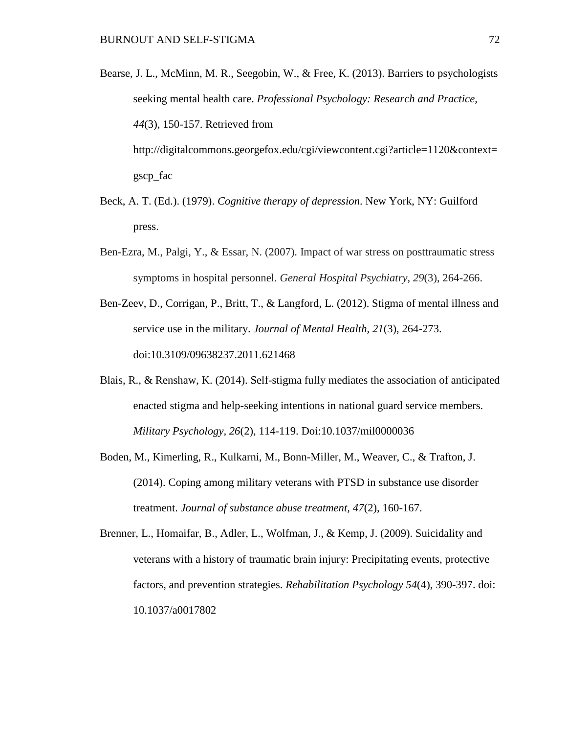Bearse, J. L., McMinn, M. R., Seegobin, W., & Free, K. (2013). Barriers to psychologists seeking mental health care. *Professional Psychology: Research and Practice, 44*(3), 150-157. Retrieved from http://digitalcommons.georgefox.edu/cgi/viewcontent.cgi?article=1120&context=gscp_fac

Beck, A. T. (Ed.). (1979). *Cognitive therapy of depression*. New York, NY: Guilford press.

Ben-Ezra, M., Palgi, Y., & Essar, N. (2007). Impact of war stress on posttraumatic stress symptoms in hospital personnel. *General Hospital Psychiatry*, *29*(3), 264-266.

Ben-Zeev, D., Corrigan, P., Britt, T., & Langford, L. (2012). Stigma of mental illness and service use in the military. *Journal of Mental Health, 21*(3), 264-273. doi:10.3109/09638237.2011.621468

Blais, R., & Renshaw, K. (2014). Self-stigma fully mediates the association of anticipated enacted stigma and help-seeking intentions in national guard service members. *Military Psychology, 26*(2), 114-119. Doi:10.1037/mil0000036

Boden, M., Kimerling, R., Kulkarni, M., Bonn-Miller, M., Weaver, C., & Trafton, J. (2014). Coping among military veterans with PTSD in substance use disorder treatment. *Journal of substance abuse treatment, 47*(2), 160-167.

Brenner, L., Homaifar, B., Adler, L., Wolfman, J., & Kemp, J. (2009). Suicidality and veterans with a history of traumatic brain injury: Precipitating events, protective factors, and prevention strategies. *Rehabilitation Psychology 54*(4), 390-397. doi: 10.1037/a0017802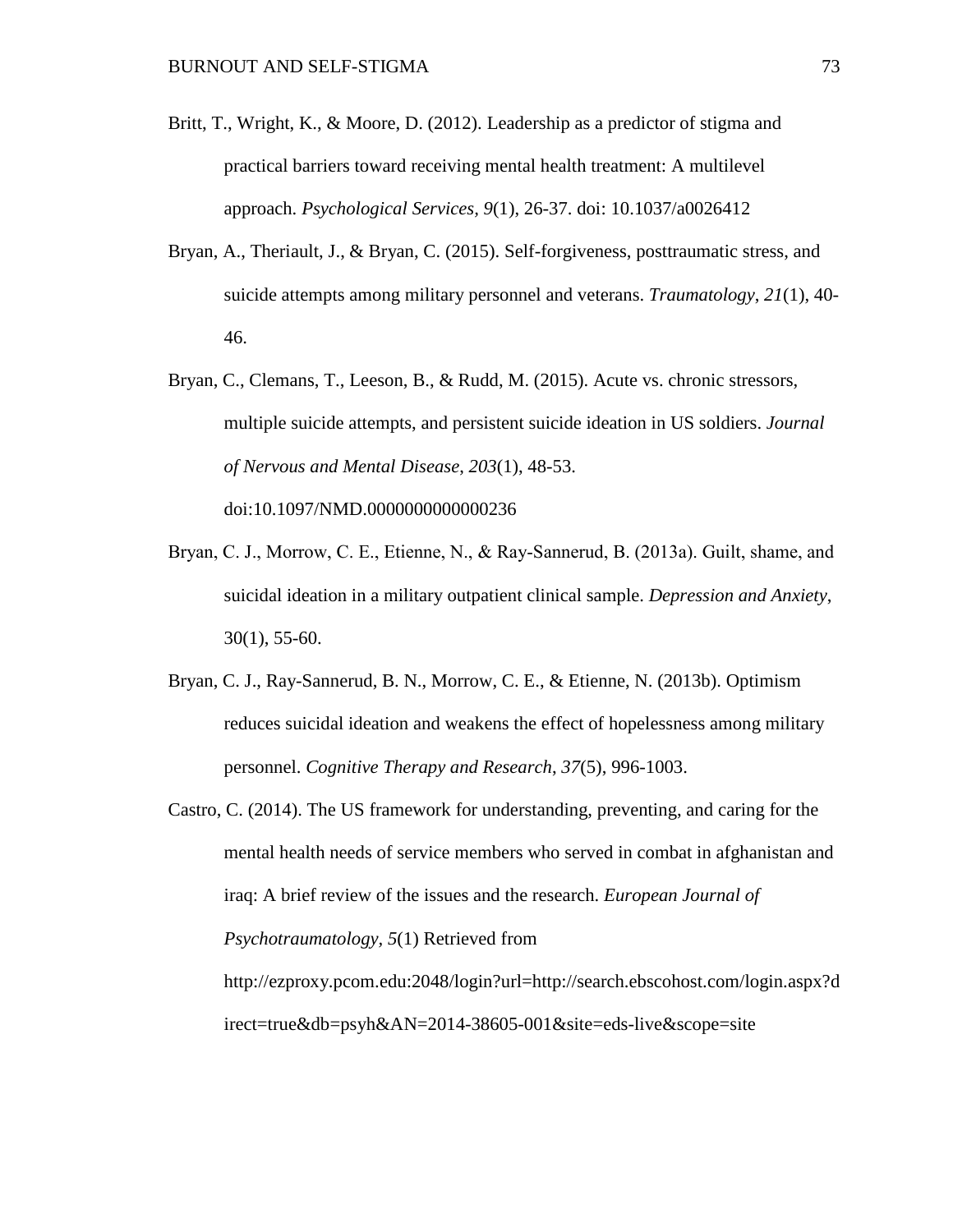Britt, T., Wright, K., & Moore, D. (2012). Leadership as a predictor of stigma and practical barriers toward receiving mental health treatment: A multilevel approach. *Psychological Services*, *9*(1), 26-37. doi: 10.1037/a0026412

Bryan, A., Theriault, J., & Bryan, C. (2015). Self-forgiveness, posttraumatic stress, and suicide attempts among military personnel and veterans. *Traumatology*, *21*(1), 40-46.

Bryan, C., Clemans, T., Leeson, B., & Rudd, M. (2015). Acute vs. chronic stressors, multiple suicide attempts, and persistent suicide ideation in US soldiers. *Journal of Nervous and Mental Disease*, *203*(1), 48-53. doi:10.1097/NMD.0000000000000236

Bryan, C. J., Morrow, C. E., Etienne, N., & Ray-Sannerud, B. (2013a). Guilt, shame, and suicidal ideation in a military outpatient clinical sample. *Depression and Anxiety*, 30(1), 55-60.

Bryan, C. J., Ray-Sannerud, B. N., Morrow, C. E., & Etienne, N. (2013b). Optimism reduces suicidal ideation and weakens the effect of hopelessness among military personnel. *Cognitive Therapy and Research*, *37*(5), 996-1003.

Castro, C. (2014). The US framework for understanding, preventing, and caring for the mental health needs of service members who served in combat in afghanistan and iraq: A brief review of the issues and the research. *European Journal of Psychotraumatology*, *5*(1) Retrieved from http://ezproxy.pcom.edu:2048/login?url=http://search.ebscohost.com/login.aspx?direct=true&db=psyh&AN=2014-38605-001&site=eds-live&scope=site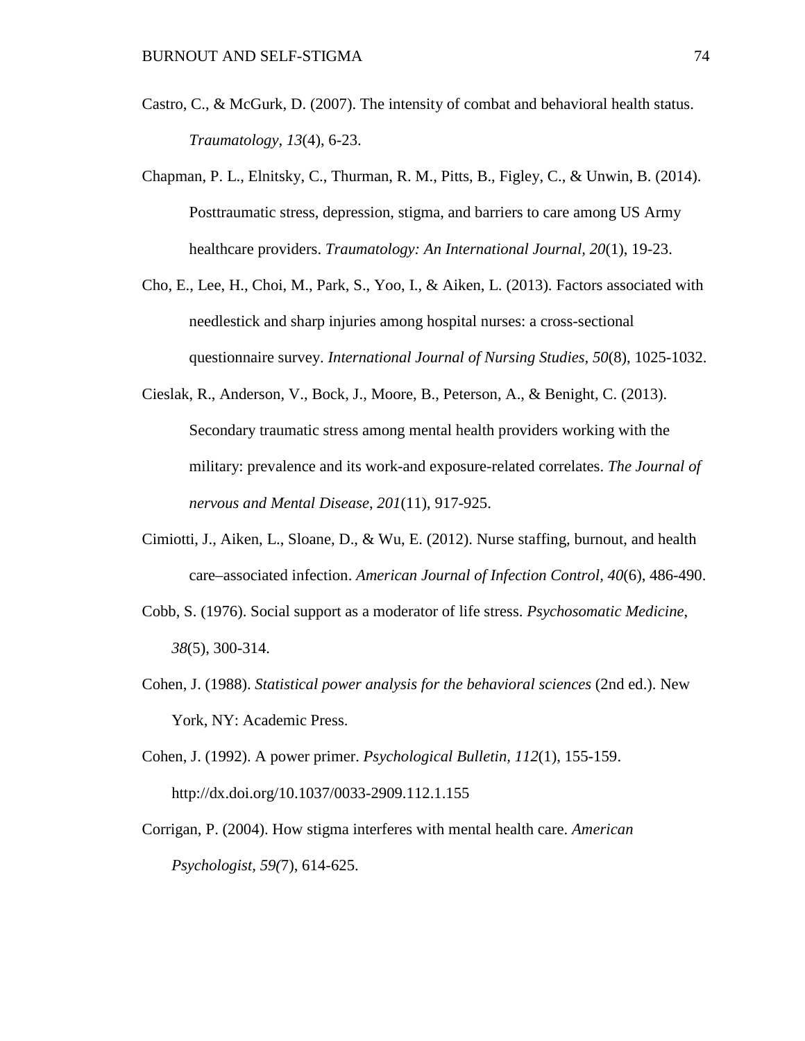Castro, C., & McGurk, D. (2007). The intensity of combat and behavioral health status. *Traumatology, 13*(4), 6-23.

Chapman, P. L., Elnitsky, C., Thurman, R. M., Pitts, B., Figley, C., & Unwin, B. (2014). Posttraumatic stress, depression, stigma, and barriers to care among US Army healthcare providers. *Traumatology: An International Journal*, *20*(1), 19-23.

Cho, E., Lee, H., Choi, M., Park, S., Yoo, I., & Aiken, L. (2013). Factors associated with needlestick and sharp injuries among hospital nurses: a cross-sectional questionnaire survey. *International Journal of Nursing Studies, 50*(8), 1025-1032.

Cieslak, R., Anderson, V., Bock, J., Moore, B., Peterson, A., & Benight, C. (2013). Secondary traumatic stress among mental health providers working with the military: prevalence and its work-and exposure-related correlates. *The Journal of nervous and Mental Disease*, *201*(11), 917-925.

Cimiotti, J., Aiken, L., Sloane, D., & Wu, E. (2012). Nurse staffing, burnout, and health care–associated infection. *American Journal of Infection Control*, *40*(6), 486-490.

Cobb, S. (1976). Social support as a moderator of life stress. *Psychosomatic Medicine*, *38*(5), 300-314.

Cohen, J. (1988). *Statistical power analysis for the behavioral sciences* (2nd ed.). New York, NY: Academic Press.

Cohen, J. (1992). A power primer. *Psychological Bulletin, 112*(1), 155-159. http://dx.doi.org/10.1037/0033-2909.112.1.155

Corrigan, P. (2004). How stigma interferes with mental health care. *American Psychologist, 59(*7), 614-625.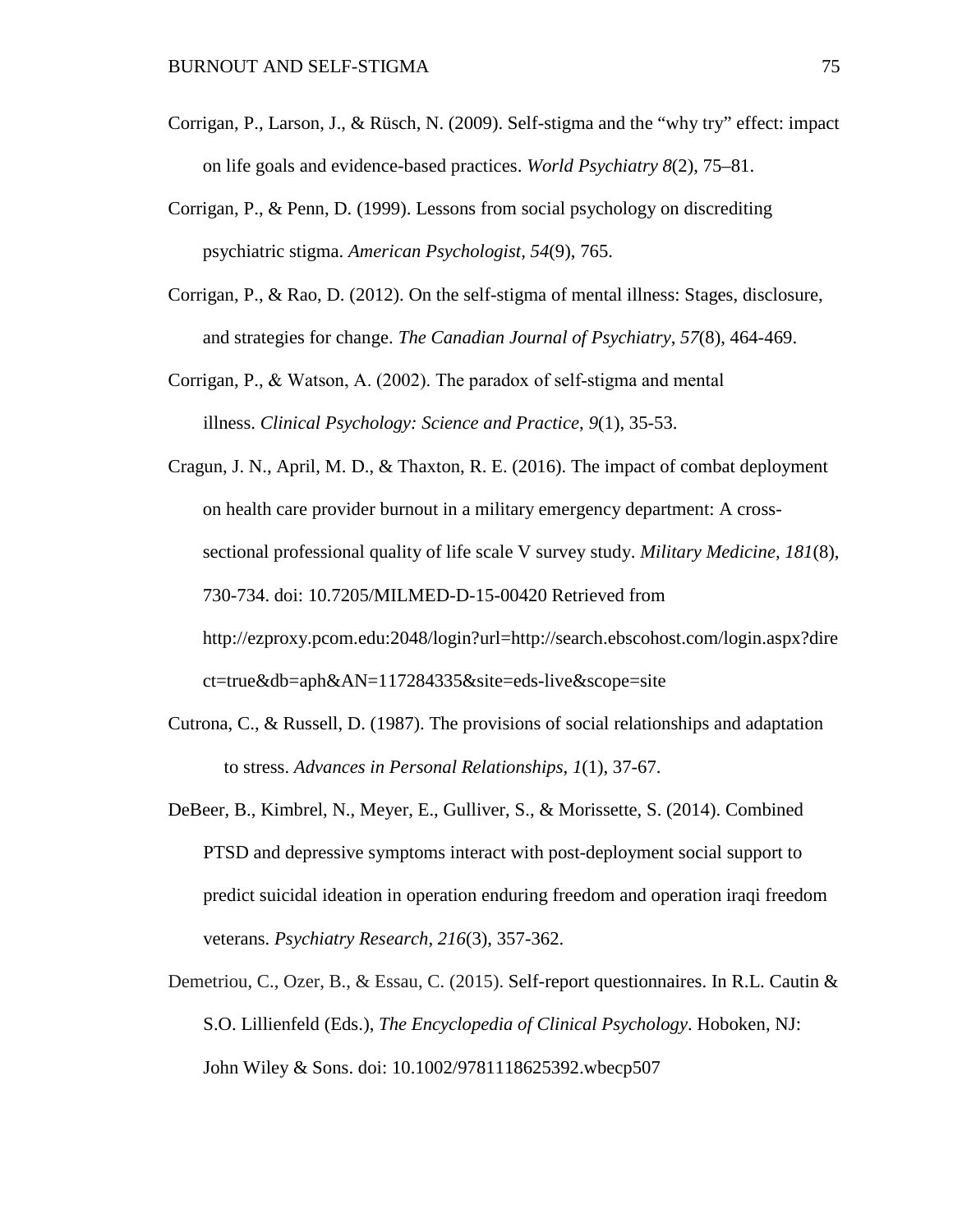Corrigan, P., Larson, J., & Rüsch, N. (2009). Self-stigma and the "why try" effect: impact on life goals and evidence-based practices. *World Psychiatry 8*(2), 75–81.

Corrigan, P., & Penn, D. (1999). Lessons from social psychology on discrediting psychiatric stigma. *American Psychologist, 54*(9), 765.

Corrigan, P., & Rao, D. (2012). On the self-stigma of mental illness: Stages, disclosure, and strategies for change. *The Canadian Journal of Psychiatry*, *57*(8), 464-469.

Corrigan, P., & Watson, A. (2002). The paradox of self-stigma and mental illness. *Clinical Psychology: Science and Practice*, *9*(1), 35-53.

Cragun, J. N., April, M. D., & Thaxton, R. E. (2016). The impact of combat deployment on health care provider burnout in a military emergency department: A cross-sectional professional quality of life scale V survey study. *Military Medicine, 181*(8), 730-734. doi: 10.7205/MILMED-D-15-00420 Retrieved from http://ezproxy.pcom.edu:2048/login?url=http://search.ebscohost.com/login.aspx?direct=true&db=aph&AN=117284335&site=eds-live&scope=site

Cutrona, C., & Russell, D. (1987). The provisions of social relationships and adaptation to stress. *Advances in Personal Relationships*, *1*(1), 37-67.

DeBeer, B., Kimbrel, N., Meyer, E., Gulliver, S., & Morissette, S. (2014). Combined PTSD and depressive symptoms interact with post-deployment social support to predict suicidal ideation in operation enduring freedom and operation iraqi freedom veterans. *Psychiatry Research*, *216*(3), 357-362.

Demetriou, C., Ozer, B., & Essau, C. (2015). Self-report questionnaires. In R.L. Cautin & S.O. Lillienfeld (Eds.), *The Encyclopedia of Clinical Psychology*. Hoboken, NJ: John Wiley & Sons. doi: 10.1002/9781118625392.wbecp507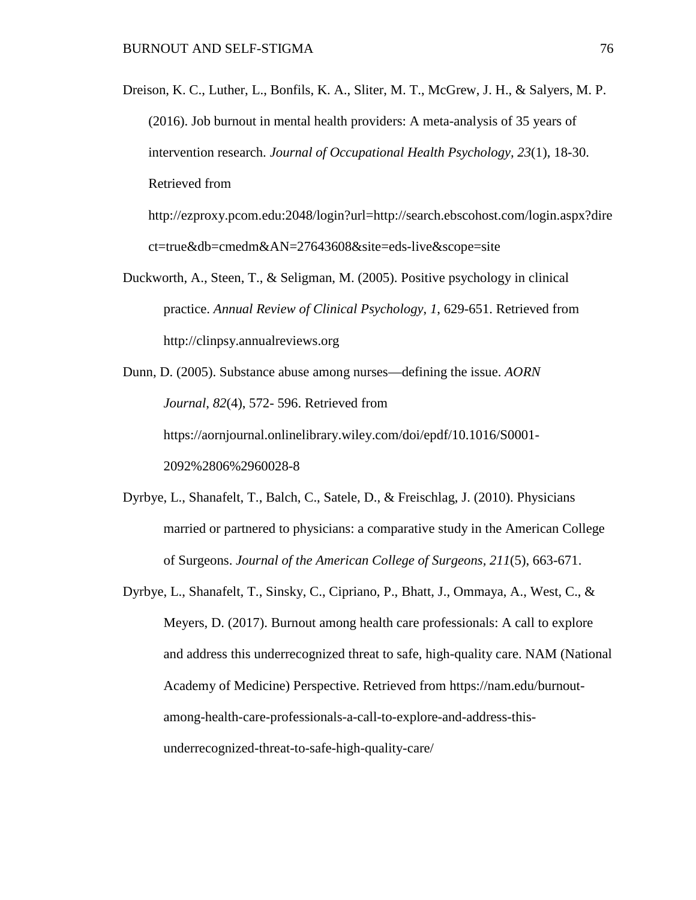Dreison, K. C., Luther, L., Bonfils, K. A., Sliter, M. T., McGrew, J. H., & Salyers, M. P. (2016). Job burnout in mental health providers: A meta-analysis of 35 years of intervention research. *Journal of Occupational Health Psychology, 23*(1), 18-30. Retrieved from http://ezproxy.pcom.edu:2048/login?url=http://search.ebscohost.com/login.aspx?direct=true&db=cmedm&AN=27643608&site=eds-live&scope=site

Duckworth, A., Steen, T., & Seligman, M. (2005). Positive psychology in clinical practice. *Annual Review of Clinical Psychology, 1*, 629-651. Retrieved from http://clinpsy.annualreviews.org

Dunn, D. (2005). Substance abuse among nurses—defining the issue. *AORN Journal*, *82*(4), 572- 596. Retrieved from https://aornjournal.onlinelibrary.wiley.com/doi/epdf/10.1016/S0001-2092%2806%2960028-8

Dyrbye, L., Shanafelt, T., Balch, C., Satele, D., & Freischlag, J. (2010). Physicians married or partnered to physicians: a comparative study in the American College of Surgeons. *Journal of the American College of Surgeons, 211*(5), 663-671.

Dyrbye, L., Shanafelt, T., Sinsky, C., Cipriano, P., Bhatt, J., Ommaya, A., West, C., & Meyers, D. (2017). Burnout among health care professionals: A call to explore and address this underrecognized threat to safe, high-quality care. NAM (National Academy of Medicine) Perspective. Retrieved from https://nam.edu/burnout-among-health-care-professionals-a-call-to-explore-and-address-this-underrecognized-threat-to-safe-high-quality-care/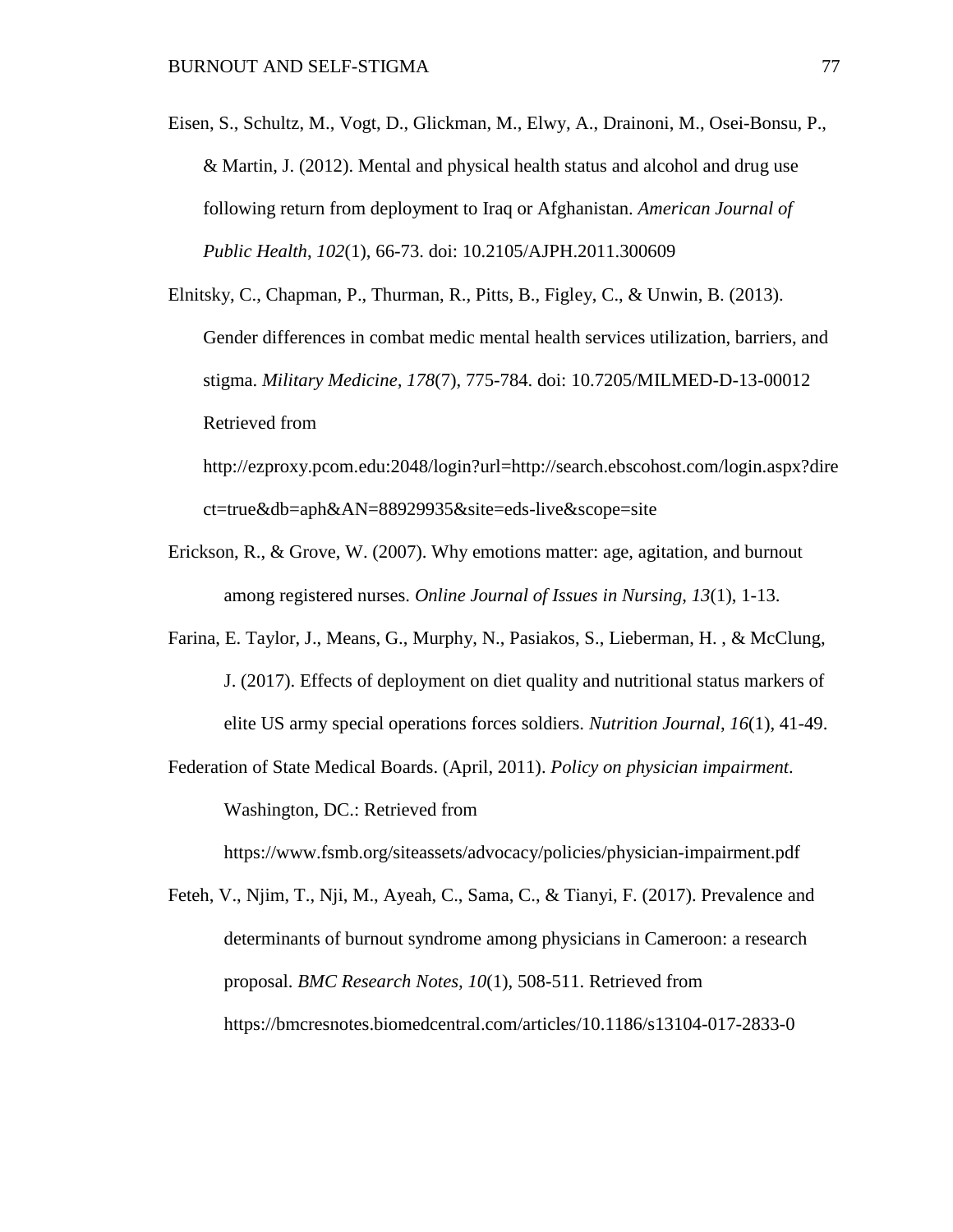Eisen, S., Schultz, M., Vogt, D., Glickman, M., Elwy, A., Drainoni, M., Osei-Bonsu, P., & Martin, J. (2012). Mental and physical health status and alcohol and drug use following return from deployment to Iraq or Afghanistan. *American Journal of Public Health*, *102*(1), 66-73. doi: 10.2105/AJPH.2011.300609

Elnitsky, C., Chapman, P., Thurman, R., Pitts, B., Figley, C., & Unwin, B. (2013). Gender differences in combat medic mental health services utilization, barriers, and stigma. *Military Medicine, 178*(7), 775-784. doi: 10.7205/MILMED-D-13-00012 Retrieved from http://ezproxy.pcom.edu:2048/login?url=http://search.ebscohost.com/login.aspx?direct=true&db=aph&AN=88929935&site=eds-live&scope=site

Erickson, R., & Grove, W. (2007). Why emotions matter: age, agitation, and burnout among registered nurses. *Online Journal of Issues in Nursing*, *13*(1), 1-13.

Farina, E. Taylor, J., Means, G., Murphy, N., Pasiakos, S., Lieberman, H. , & McClung, J. (2017). Effects of deployment on diet quality and nutritional status markers of elite US army special operations forces soldiers. *Nutrition Journal*, *16*(1), 41-49.

Federation of State Medical Boards. (April, 2011). *Policy on physician impairment*. Washington, DC.: Retrieved from https://www.fsmb.org/siteassets/advocacy/policies/physician-impairment.pdf

Feteh, V., Njim, T., Nji, M., Ayeah, C., Sama, C., & Tianyi, F. (2017). Prevalence and determinants of burnout syndrome among physicians in Cameroon: a research proposal. *BMC Research Notes, 10*(1), 508-511. Retrieved from https://bmcresnotes.biomedcentral.com/articles/10.1186/s13104-017-2833-0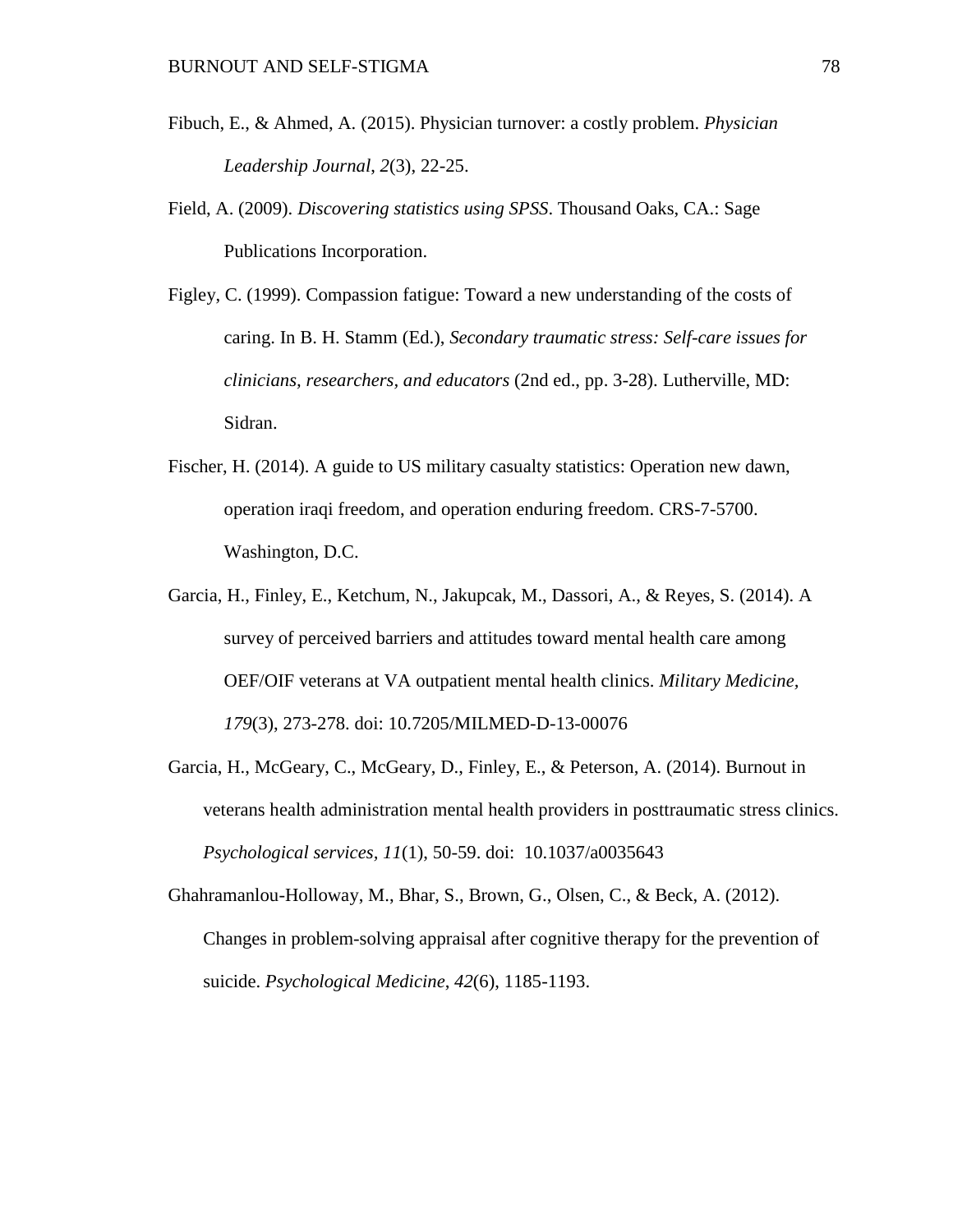Fibuch, E., & Ahmed, A. (2015). Physician turnover: a costly problem. *Physician Leadership Journal*, *2*(3), 22-25.

Field, A. (2009). *Discovering statistics using SPSS*. Thousand Oaks, CA.: Sage Publications Incorporation.

Figley, C. (1999). Compassion fatigue: Toward a new understanding of the costs of caring. In B. H. Stamm (Ed.), *Secondary traumatic stress: Self-care issues for clinicians, researchers, and educators* (2nd ed., pp. 3-28). Lutherville, MD: Sidran.

Fischer, H. (2014). A guide to US military casualty statistics: Operation new dawn, operation iraqi freedom, and operation enduring freedom. CRS-7-5700. Washington, D.C.

Garcia, H., Finley, E., Ketchum, N., Jakupcak, M., Dassori, A., & Reyes, S. (2014). A survey of perceived barriers and attitudes toward mental health care among OEF/OIF veterans at VA outpatient mental health clinics. *Military Medicine, 179*(3), 273-278. doi: 10.7205/MILMED-D-13-00076

Garcia, H., McGeary, C., McGeary, D., Finley, E., & Peterson, A. (2014). Burnout in veterans health administration mental health providers in posttraumatic stress clinics. *Psychological services*, *11*(1), 50-59. doi: 10.1037/a0035643

Ghahramanlou-Holloway, M., Bhar, S., Brown, G., Olsen, C., & Beck, A. (2012). Changes in problem-solving appraisal after cognitive therapy for the prevention of suicide. *Psychological Medicine*, *42*(6), 1185-1193.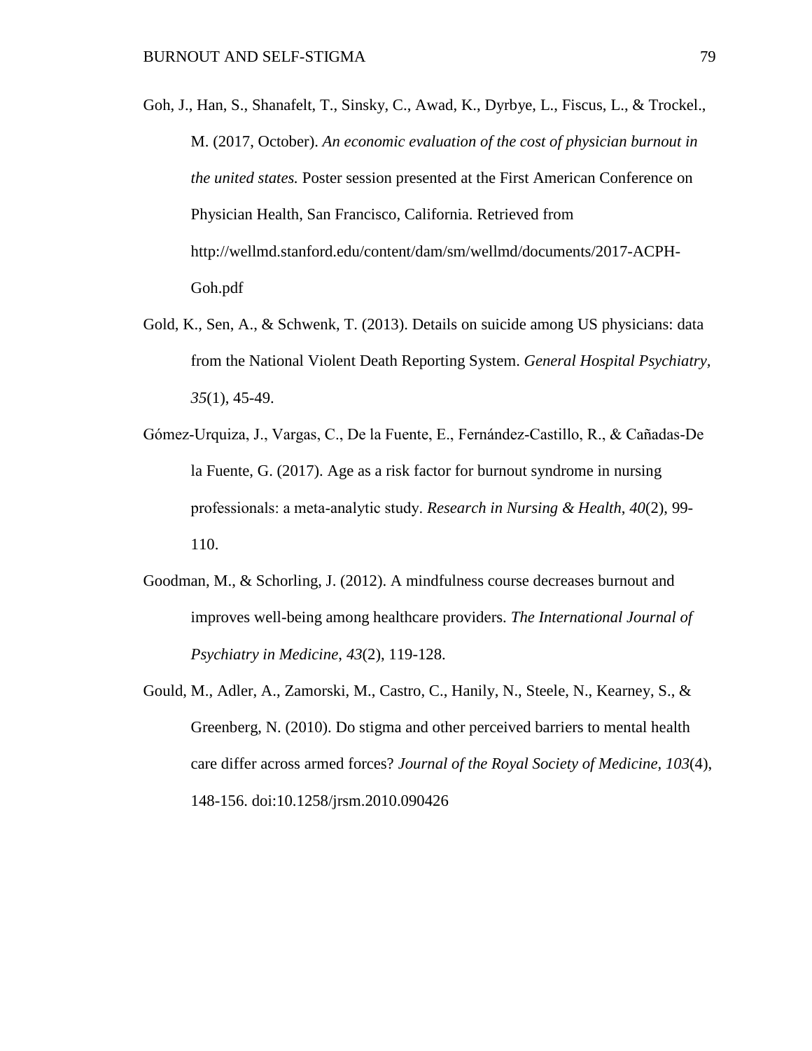Goh, J., Han, S., Shanafelt, T., Sinsky, C., Awad, K., Dyrbye, L., Fiscus, L., & Trockel., M. (2017, October). *An economic evaluation of the cost of physician burnout in the united states.* Poster session presented at the First American Conference on Physician Health, San Francisco, California. Retrieved from http://wellmd.stanford.edu/content/dam/sm/wellmd/documents/2017-ACPH-Goh.pdf

Gold, K., Sen, A., & Schwenk, T. (2013). Details on suicide among US physicians: data from the National Violent Death Reporting System. *General Hospital Psychiatry, 35*(1), 45-49.

Gómez-Urquiza, J., Vargas, C., De la Fuente, E., Fernández-Castillo, R., & Cañadas-De la Fuente, G. (2017). Age as a risk factor for burnout syndrome in nursing professionals: a meta-analytic study. *Research in Nursing & Health*, *40*(2), 99-110.

Goodman, M., & Schorling, J. (2012). A mindfulness course decreases burnout and improves well-being among healthcare providers. *The International Journal of Psychiatry in Medicine*, *43*(2), 119-128.

Gould, M., Adler, A., Zamorski, M., Castro, C., Hanily, N., Steele, N., Kearney, S., & Greenberg, N. (2010). Do stigma and other perceived barriers to mental health care differ across armed forces? *Journal of the Royal Society of Medicine, 103*(4), 148-156. doi:10.1258/jrsm.2010.090426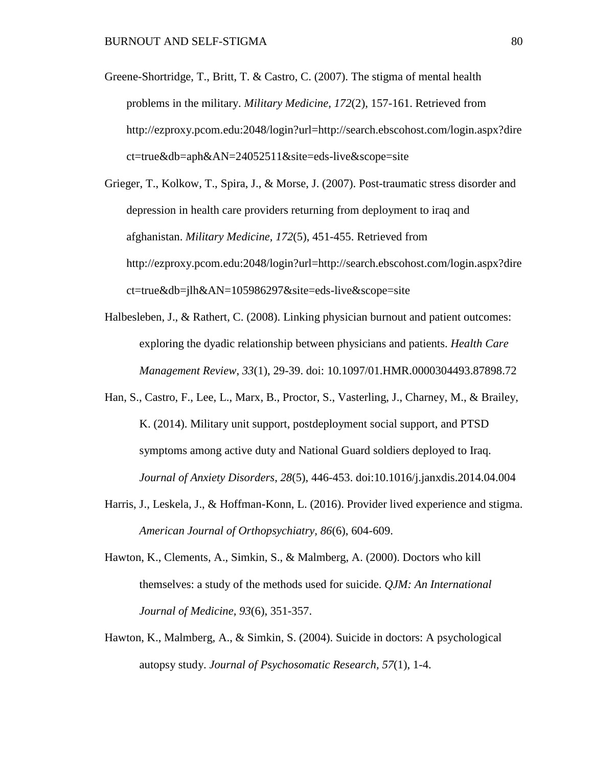Greene-Shortridge, T., Britt, T. & Castro, C. (2007). The stigma of mental health problems in the military. *Military Medicine*, *172*(2), 157-161. Retrieved from http://ezproxy.pcom.edu:2048/login?url=http://search.ebscohost.com/login.aspx?direct=true&db=aph&AN=24052511&site=eds-live&scope=site

Grieger, T., Kolkow, T., Spira, J., & Morse, J. (2007). Post-traumatic stress disorder and depression in health care providers returning from deployment to iraq and afghanistan. *Military Medicine*, *172*(5), 451-455. Retrieved from http://ezproxy.pcom.edu:2048/login?url=http://search.ebscohost.com/login.aspx?direct=true&db=jlh&AN=105986297&site=eds-live&scope=site

Halbesleben, J., & Rathert, C. (2008). Linking physician burnout and patient outcomes: exploring the dyadic relationship between physicians and patients. *Health Care Management Review*, *33*(1), 29-39. doi: 10.1097/01.HMR.0000304493.87898.72

Han, S., Castro, F., Lee, L., Marx, B., Proctor, S., Vasterling, J., Charney, M., & Brailey, K. (2014). Military unit support, postdeployment social support, and PTSD symptoms among active duty and National Guard soldiers deployed to Iraq. *Journal of Anxiety Disorders*, *28*(5), 446-453. doi:10.1016/j.janxdis.2014.04.004

Harris, J., Leskela, J., & Hoffman-Konn, L. (2016). Provider lived experience and stigma. *American Journal of Orthopsychiatry, 86*(6), 604-609.

Hawton, K., Clements, A., Simkin, S., & Malmberg, A. (2000). Doctors who kill themselves: a study of the methods used for suicide. *QJM: An International Journal of Medicine*, *93*(6), 351-357.

Hawton, K., Malmberg, A., & Simkin, S. (2004). Suicide in doctors: A psychological autopsy study. *Journal of Psychosomatic Research, 57*(1), 1-4.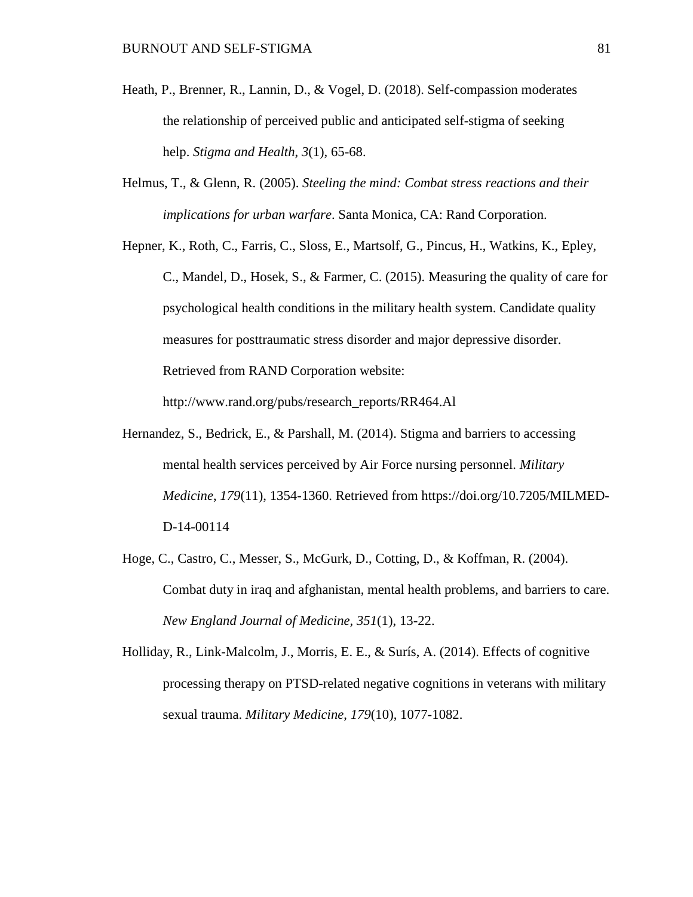Heath, P., Brenner, R., Lannin, D., & Vogel, D. (2018). Self-compassion moderates the relationship of perceived public and anticipated self-stigma of seeking help. *Stigma and Health*, *3*(1), 65-68.

Helmus, T., & Glenn, R. (2005). *Steeling the mind: Combat stress reactions and their implications for urban warfare*. Santa Monica, CA: Rand Corporation.

Hepner, K., Roth, C., Farris, C., Sloss, E., Martsolf, G., Pincus, H., Watkins, K., Epley, C., Mandel, D., Hosek, S., & Farmer, C. (2015). Measuring the quality of care for psychological health conditions in the military health system. Candidate quality measures for posttraumatic stress disorder and major depressive disorder. Retrieved from RAND Corporation website: http://www.rand.org/pubs/research_reports/RR464.Al

Hernandez, S., Bedrick, E., & Parshall, M. (2014). Stigma and barriers to accessing mental health services perceived by Air Force nursing personnel. *Military Medicine*, *179*(11), 1354-1360. Retrieved from https://doi.org/10.7205/MILMED-D-14-00114

Hoge, C., Castro, C., Messer, S., McGurk, D., Cotting, D., & Koffman, R. (2004). Combat duty in iraq and afghanistan, mental health problems, and barriers to care. *New England Journal of Medicine*, *351*(1), 13-22.

Holliday, R., Link-Malcolm, J., Morris, E. E., & Surís, A. (2014). Effects of cognitive processing therapy on PTSD-related negative cognitions in veterans with military sexual trauma. *Military Medicine*, *179*(10), 1077-1082.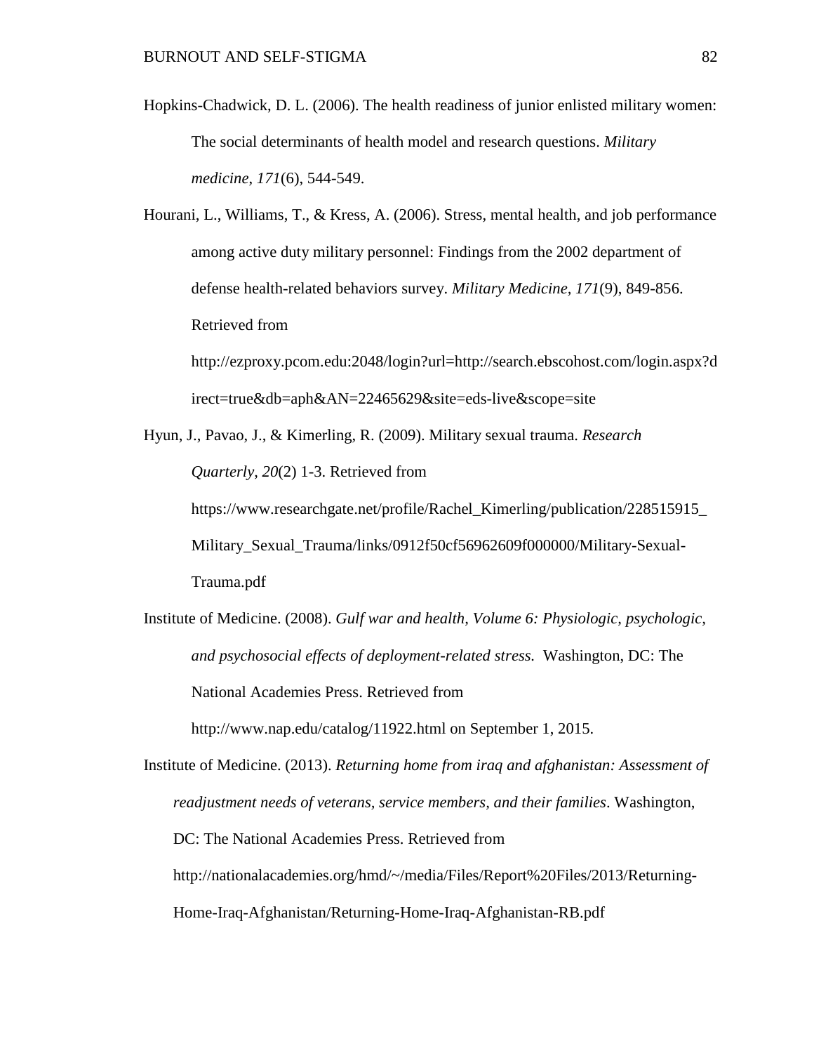Hopkins-Chadwick, D. L. (2006). The health readiness of junior enlisted military women: The social determinants of health model and research questions. *Military medicine*, *171*(6), 544-549.

Hourani, L., Williams, T., & Kress, A. (2006). Stress, mental health, and job performance among active duty military personnel: Findings from the 2002 department of defense health-related behaviors survey. *Military Medicine, 171*(9), 849-856. Retrieved from http://ezproxy.pcom.edu:2048/login?url=http://search.ebscohost.com/login.aspx?direct=true&db=aph&AN=22465629&site=eds-live&scope=site

Hyun, J., Pavao, J., & Kimerling, R. (2009). Military sexual trauma. *Research Quarterly*, *20*(2) 1-3. Retrieved from https://www.researchgate.net/profile/Rachel_Kimerling/publication/228515915_Military_Sexual_Trauma/links/0912f50cf56962609f000000/Military-Sexual-Trauma.pdf

Institute of Medicine. (2008). *Gulf war and health, Volume 6: Physiologic, psychologic, and psychosocial effects of deployment-related stress.* Washington, DC: The National Academies Press. Retrieved from http://www.nap.edu/catalog/11922.html on September 1, 2015.

Institute of Medicine. (2013). *Returning home from iraq and afghanistan: Assessment of readjustment needs of veterans, service members, and their families*. Washington, DC: The National Academies Press. Retrieved from http://nationalacademies.org/hmd/~/media/Files/Report%20Files/2013/Returning-Home-Iraq-Afghanistan/Returning-Home-Iraq-Afghanistan-RB.pdf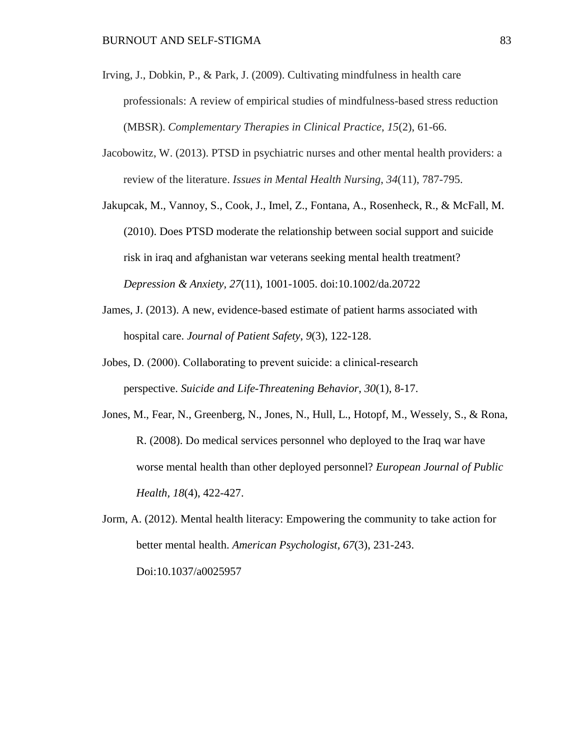Irving, J., Dobkin, P., & Park, J. (2009). Cultivating mindfulness in health care professionals: A review of empirical studies of mindfulness-based stress reduction (MBSR). *Complementary Therapies in Clinical Practice*, *15*(2), 61-66.

Jacobowitz, W. (2013). PTSD in psychiatric nurses and other mental health providers: a review of the literature. *Issues in Mental Health Nursing*, *34*(11), 787-795.

Jakupcak, M., Vannoy, S., Cook, J., Imel, Z., Fontana, A., Rosenheck, R., & McFall, M. (2010). Does PTSD moderate the relationship between social support and suicide risk in iraq and afghanistan war veterans seeking mental health treatment? *Depression & Anxiety, 27*(11), 1001-1005. doi:10.1002/da.20722

James, J. (2013). A new, evidence-based estimate of patient harms associated with hospital care. *Journal of Patient Safety*, *9*(3), 122-128.

Jobes, D. (2000). Collaborating to prevent suicide: a clinical-research perspective. *Suicide and Life-Threatening Behavior*, *30*(1), 8-17.

Jones, M., Fear, N., Greenberg, N., Jones, N., Hull, L., Hotopf, M., Wessely, S., & Rona, R. (2008). Do medical services personnel who deployed to the Iraq war have worse mental health than other deployed personnel? *European Journal of Public Health, 18*(4), 422-427.

Jorm, A. (2012). Mental health literacy: Empowering the community to take action for better mental health. *American Psychologist, 67*(3), 231-243. Doi:10.1037/a0025957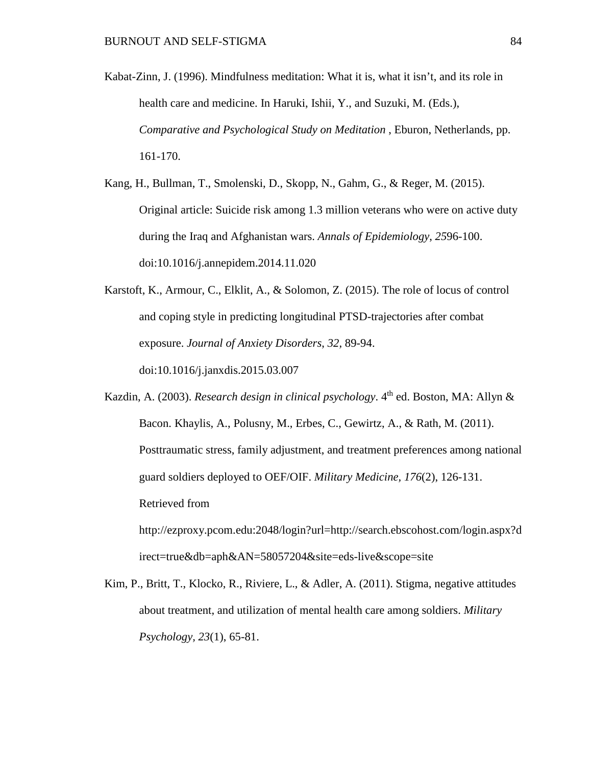Kabat-Zinn, J. (1996). Mindfulness meditation: What it is, what it isn't, and its role in health care and medicine. In Haruki, Ishii, Y., and Suzuki, M. (Eds.), *Comparative and Psychological Study on Meditation* , Eburon, Netherlands, pp. 161-170.

Kang, H., Bullman, T., Smolenski, D., Skopp, N., Gahm, G., & Reger, M. (2015). Original article: Suicide risk among 1.3 million veterans who were on active duty during the Iraq and Afghanistan wars. *Annals of Epidemiology*, *25*96-100. doi:10.1016/j.annepidem.2014.11.020

Karstoft, K., Armour, C., Elklit, A., & Solomon, Z. (2015). The role of locus of control and coping style in predicting longitudinal PTSD-trajectories after combat exposure. *Journal of Anxiety Disorders*, *32*, 89-94. doi:10.1016/j.janxdis.2015.03.007

Kazdin, A. (2003). *Research design in clinical psychology*. 4th ed. Boston, MA: Allyn & Bacon. Khaylis, A., Polusny, M., Erbes, C., Gewirtz, A., & Rath, M. (2011). Posttraumatic stress, family adjustment, and treatment preferences among national guard soldiers deployed to OEF/OIF. *Military Medicine, 176*(2), 126-131. Retrieved from http://ezproxy.pcom.edu:2048/login?url=http://search.ebscohost.com/login.aspx?direct=true&db=aph&AN=58057204&site=eds-live&scope=site

Kim, P., Britt, T., Klocko, R., Riviere, L., & Adler, A. (2011). Stigma, negative attitudes about treatment, and utilization of mental health care among soldiers. *Military Psychology*, *23*(1), 65-81.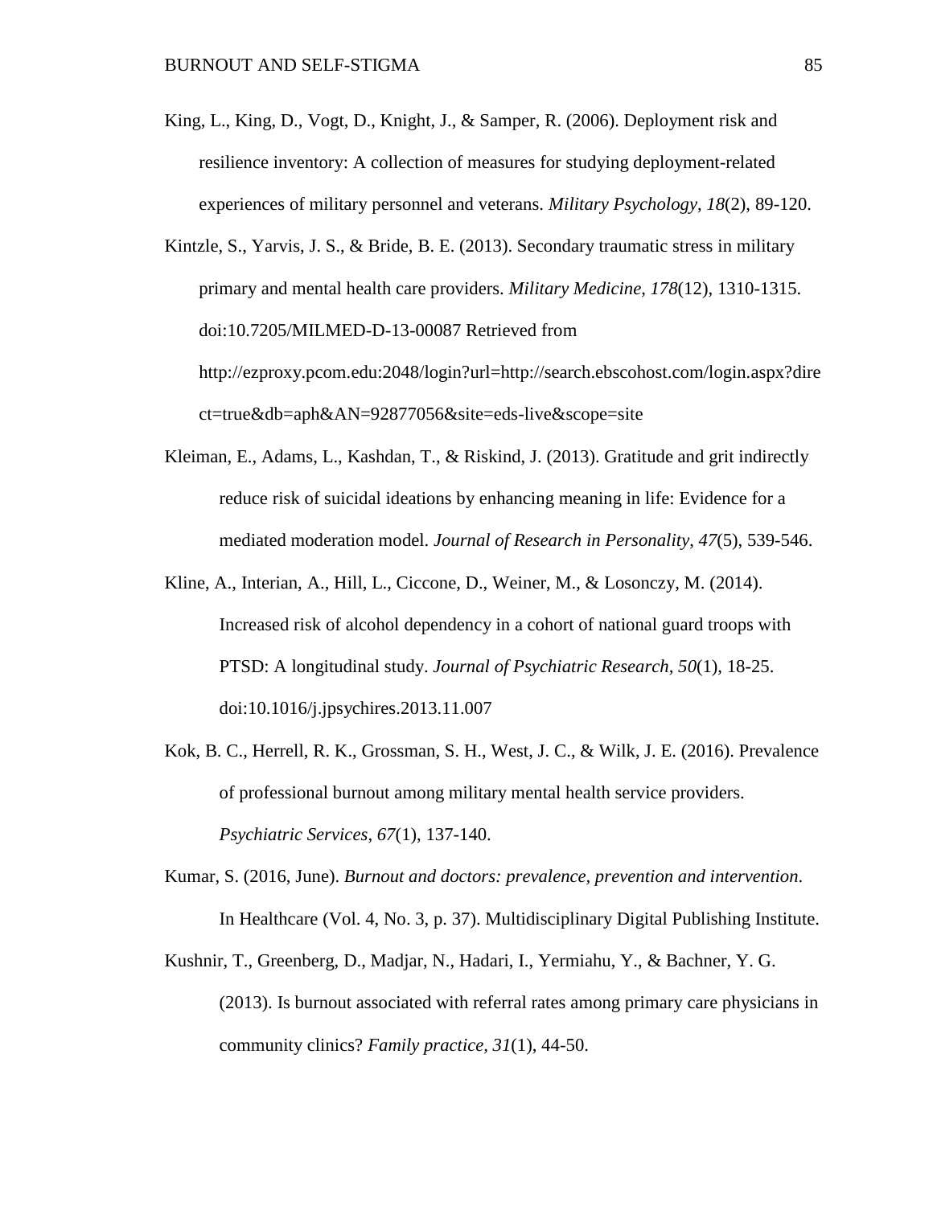King, L., King, D., Vogt, D., Knight, J., & Samper, R. (2006). Deployment risk and resilience inventory: A collection of measures for studying deployment-related experiences of military personnel and veterans. *Military Psychology*, *18*(2), 89-120.

Kintzle, S., Yarvis, J. S., & Bride, B. E. (2013). Secondary traumatic stress in military primary and mental health care providers. *Military Medicine*, *178*(12), 1310-1315. doi:10.7205/MILMED-D-13-00087 Retrieved from http://ezproxy.pcom.edu:2048/login?url=http://search.ebscohost.com/login.aspx?direct=true&db=aph&AN=92877056&site=eds-live&scope=site

Kleiman, E., Adams, L., Kashdan, T., & Riskind, J. (2013). Gratitude and grit indirectly reduce risk of suicidal ideations by enhancing meaning in life: Evidence for a mediated moderation model. *Journal of Research in Personality*, *47*(5), 539-546.

Kline, A., Interian, A., Hill, L., Ciccone, D., Weiner, M., & Losonczy, M. (2014). Increased risk of alcohol dependency in a cohort of national guard troops with PTSD: A longitudinal study. *Journal of Psychiatric Research, 50*(1), 18-25. doi:10.1016/j.jpsychires.2013.11.007

Kok, B. C., Herrell, R. K., Grossman, S. H., West, J. C., & Wilk, J. E. (2016). Prevalence of professional burnout among military mental health service providers. *Psychiatric Services*, *67*(1), 137-140.

Kumar, S. (2016, June). *Burnout and doctors: prevalence, prevention and intervention*. In Healthcare (Vol. 4, No. 3, p. 37). Multidisciplinary Digital Publishing Institute.

Kushnir, T., Greenberg, D., Madjar, N., Hadari, I., Yermiahu, Y., & Bachner, Y. G. (2013). Is burnout associated with referral rates among primary care physicians in community clinics? *Family practice, 31*(1), 44-50.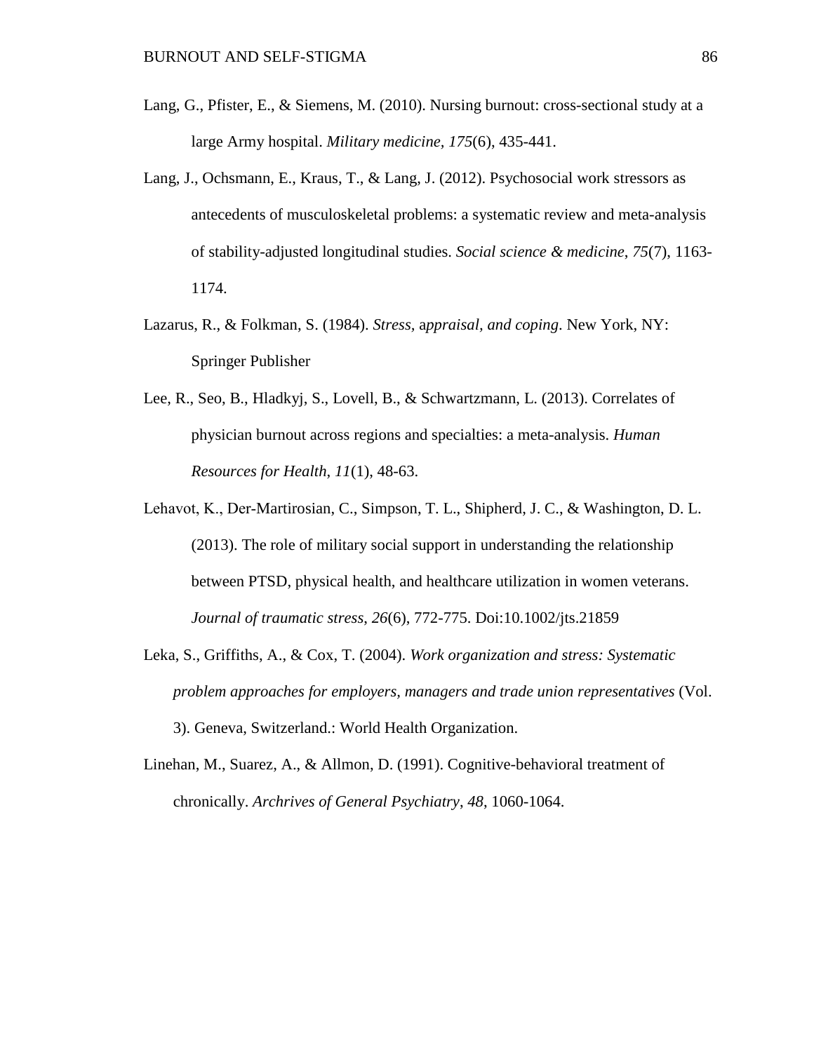Lang, G., Pfister, E., & Siemens, M. (2010). Nursing burnout: cross-sectional study at a large Army hospital. *Military medicine*, *175*(6), 435-441.

Lang, J., Ochsmann, E., Kraus, T., & Lang, J. (2012). Psychosocial work stressors as antecedents of musculoskeletal problems: a systematic review and meta-analysis of stability-adjusted longitudinal studies. *Social science & medicine*, *75*(7), 1163-1174.

Lazarus, R., & Folkman, S. (1984). *Stress, appraisal, and coping*. New York, NY: Springer Publisher

Lee, R., Seo, B., Hladkyj, S., Lovell, B., & Schwartzmann, L. (2013). Correlates of physician burnout across regions and specialties: a meta-analysis. *Human Resources for Health*, *11*(1), 48-63.

Lehavot, K., Der-Martirosian, C., Simpson, T. L., Shipherd, J. C., & Washington, D. L. (2013). The role of military social support in understanding the relationship between PTSD, physical health, and healthcare utilization in women veterans. *Journal of traumatic stress*, *26*(6), 772-775. Doi:10.1002/jts.21859

Leka, S., Griffiths, A., & Cox, T. (2004). *Work organization and stress: Systematic problem approaches for employers, managers and trade union representatives* (Vol. 3). Geneva, Switzerland.: World Health Organization.

Linehan, M., Suarez, A., & Allmon, D. (1991). Cognitive-behavioral treatment of chronically. *Archrives of General Psychiatry*, *48*, 1060-1064.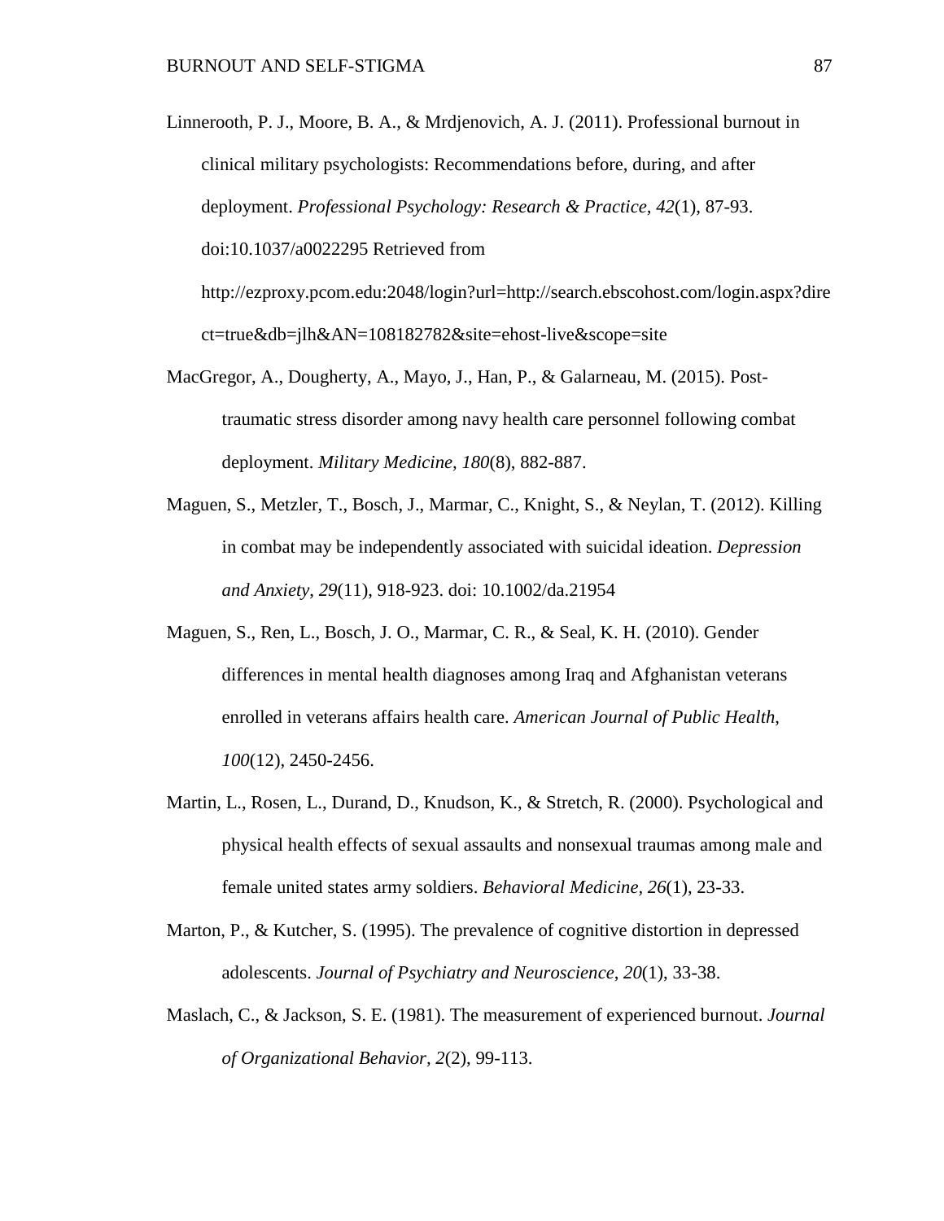Linnerooth, P. J., Moore, B. A., & Mrdjenovich, A. J. (2011). Professional burnout in clinical military psychologists: Recommendations before, during, and after deployment. *Professional Psychology: Research & Practice, 42*(1), 87-93. doi:10.1037/a0022295 Retrieved from http://ezproxy.pcom.edu:2048/login?url=http://search.ebscohost.com/login.aspx?direct=true&db=jlh&AN=108182782&site=ehost-live&scope=site

MacGregor, A., Dougherty, A., Mayo, J., Han, P., & Galarneau, M. (2015). Post-traumatic stress disorder among navy health care personnel following combat deployment. *Military Medicine, 180*(8), 882-887.

Maguen, S., Metzler, T., Bosch, J., Marmar, C., Knight, S., & Neylan, T. (2012). Killing in combat may be independently associated with suicidal ideation. *Depression and Anxiety*, *29*(11), 918-923. doi: 10.1002/da.21954

Maguen, S., Ren, L., Bosch, J. O., Marmar, C. R., & Seal, K. H. (2010). Gender differences in mental health diagnoses among Iraq and Afghanistan veterans enrolled in veterans affairs health care. *American Journal of Public Health, 100*(12), 2450-2456.

Martin, L., Rosen, L., Durand, D., Knudson, K., & Stretch, R. (2000). Psychological and physical health effects of sexual assaults and nonsexual traumas among male and female united states army soldiers. *Behavioral Medicine, 26*(1), 23-33.

Marton, P., & Kutcher, S. (1995). The prevalence of cognitive distortion in depressed adolescents. *Journal of Psychiatry and Neuroscience, 20*(1), 33-38.

Maslach, C., & Jackson, S. E. (1981). The measurement of experienced burnout. *Journal of Organizational Behavior, 2*(2), 99-113.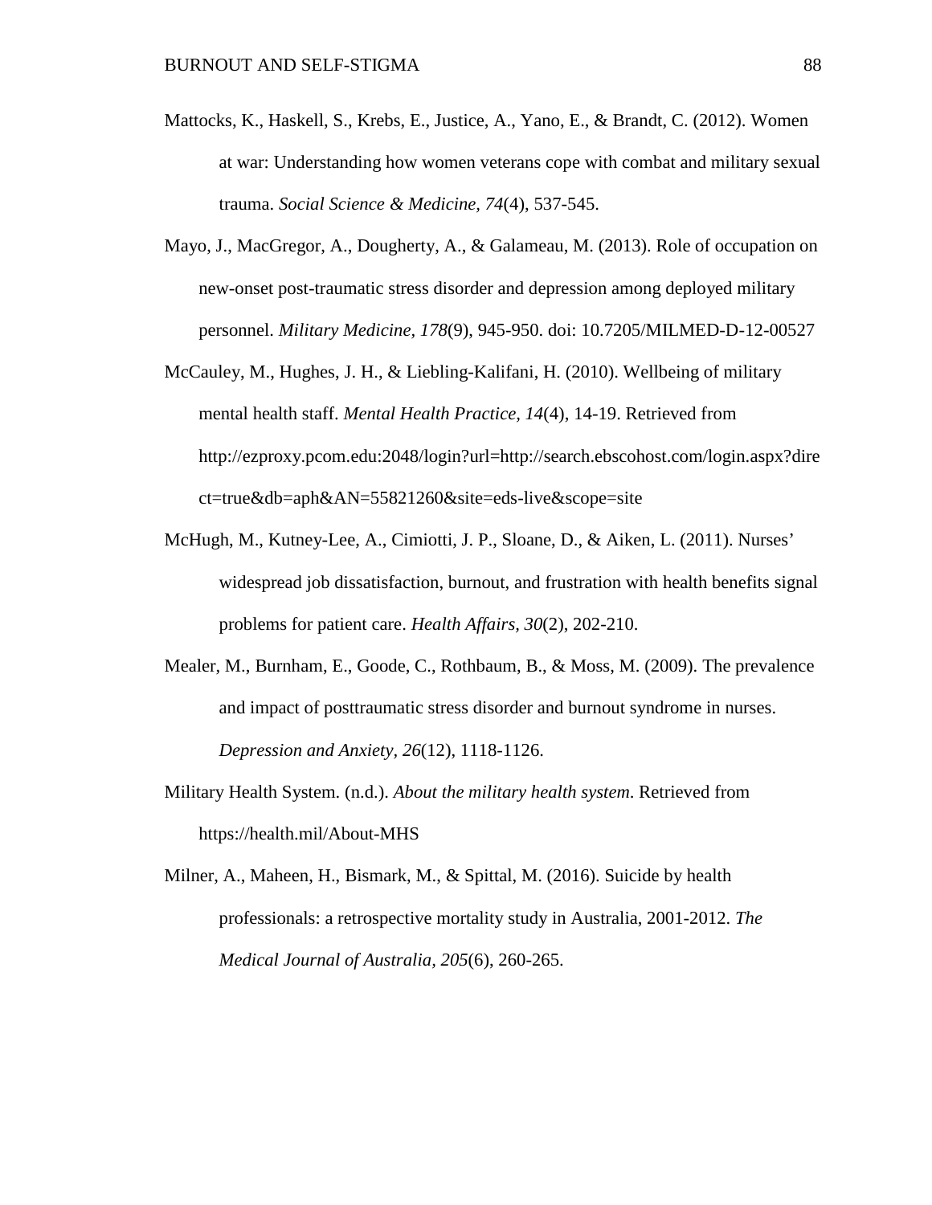Mattocks, K., Haskell, S., Krebs, E., Justice, A., Yano, E., & Brandt, C. (2012). Women at war: Understanding how women veterans cope with combat and military sexual trauma. *Social Science & Medicine, 74*(4), 537-545.

Mayo, J., MacGregor, A., Dougherty, A., & Galameau, M. (2013). Role of occupation on new-onset post-traumatic stress disorder and depression among deployed military personnel. *Military Medicine, 178*(9), 945-950. doi: 10.7205/MILMED-D-12-00527

McCauley, M., Hughes, J. H., & Liebling-Kalifani, H. (2010). Wellbeing of military mental health staff. *Mental Health Practice, 14*(4), 14-19. Retrieved from http://ezproxy.pcom.edu:2048/login?url=http://search.ebscohost.com/login.aspx?direct=true&db=aph&AN=55821260&site=eds-live&scope=site

McHugh, M., Kutney-Lee, A., Cimiotti, J. P., Sloane, D., & Aiken, L. (2011). Nurses' widespread job dissatisfaction, burnout, and frustration with health benefits signal problems for patient care. *Health Affairs, 30*(2), 202-210.

Mealer, M., Burnham, E., Goode, C., Rothbaum, B., & Moss, M. (2009). The prevalence and impact of posttraumatic stress disorder and burnout syndrome in nurses. *Depression and Anxiety, 26*(12), 1118-1126.

Military Health System. (n.d.). *About the military health system*. Retrieved from https://health.mil/About-MHS

Milner, A., Maheen, H., Bismark, M., & Spittal, M. (2016). Suicide by health professionals: a retrospective mortality study in Australia, 2001-2012. *The Medical Journal of Australia, 205*(6), 260-265.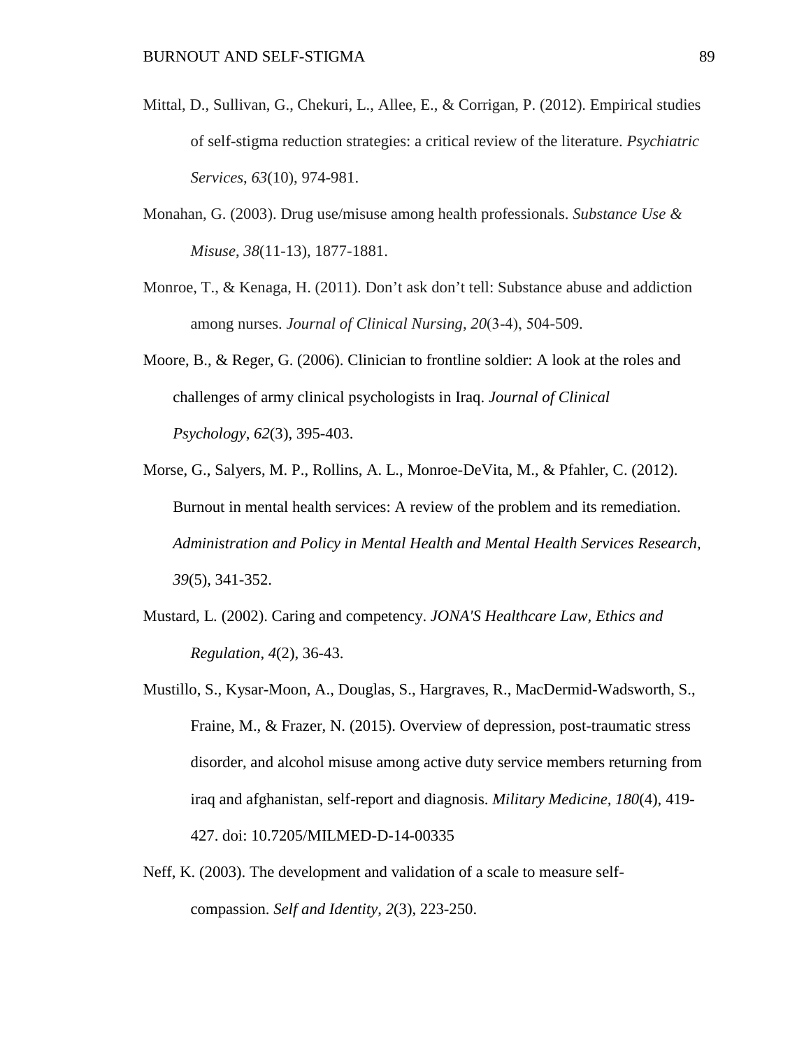Mittal, D., Sullivan, G., Chekuri, L., Allee, E., & Corrigan, P. (2012). Empirical studies of self-stigma reduction strategies: a critical review of the literature. *Psychiatric Services*, *63*(10), 974-981.

Monahan, G. (2003). Drug use/misuse among health professionals. *Substance Use & Misuse*, *38*(11-13), 1877-1881.

Monroe, T., & Kenaga, H. (2011). Don't ask don't tell: Substance abuse and addiction among nurses. *Journal of Clinical Nursing*, *20*(3-4), 504-509.

Moore, B., & Reger, G. (2006). Clinician to frontline soldier: A look at the roles and challenges of army clinical psychologists in Iraq. *Journal of Clinical Psychology*, *62*(3), 395-403.

Morse, G., Salyers, M. P., Rollins, A. L., Monroe-DeVita, M., & Pfahler, C. (2012). Burnout in mental health services: A review of the problem and its remediation. *Administration and Policy in Mental Health and Mental Health Services Research, 39*(5), 341-352.

Mustard, L. (2002). Caring and competency. *JONA'S Healthcare Law, Ethics and Regulation*, *4*(2), 36-43.

Mustillo, S., Kysar-Moon, A., Douglas, S., Hargraves, R., MacDermid-Wadsworth, S., Fraine, M., & Frazer, N. (2015). Overview of depression, post-traumatic stress disorder, and alcohol misuse among active duty service members returning from iraq and afghanistan, self-report and diagnosis. *Military Medicine, 180*(4), 419-427. doi: 10.7205/MILMED-D-14-00335

Neff, K. (2003). The development and validation of a scale to measure self-compassion. *Self and Identity*, *2*(3), 223-250.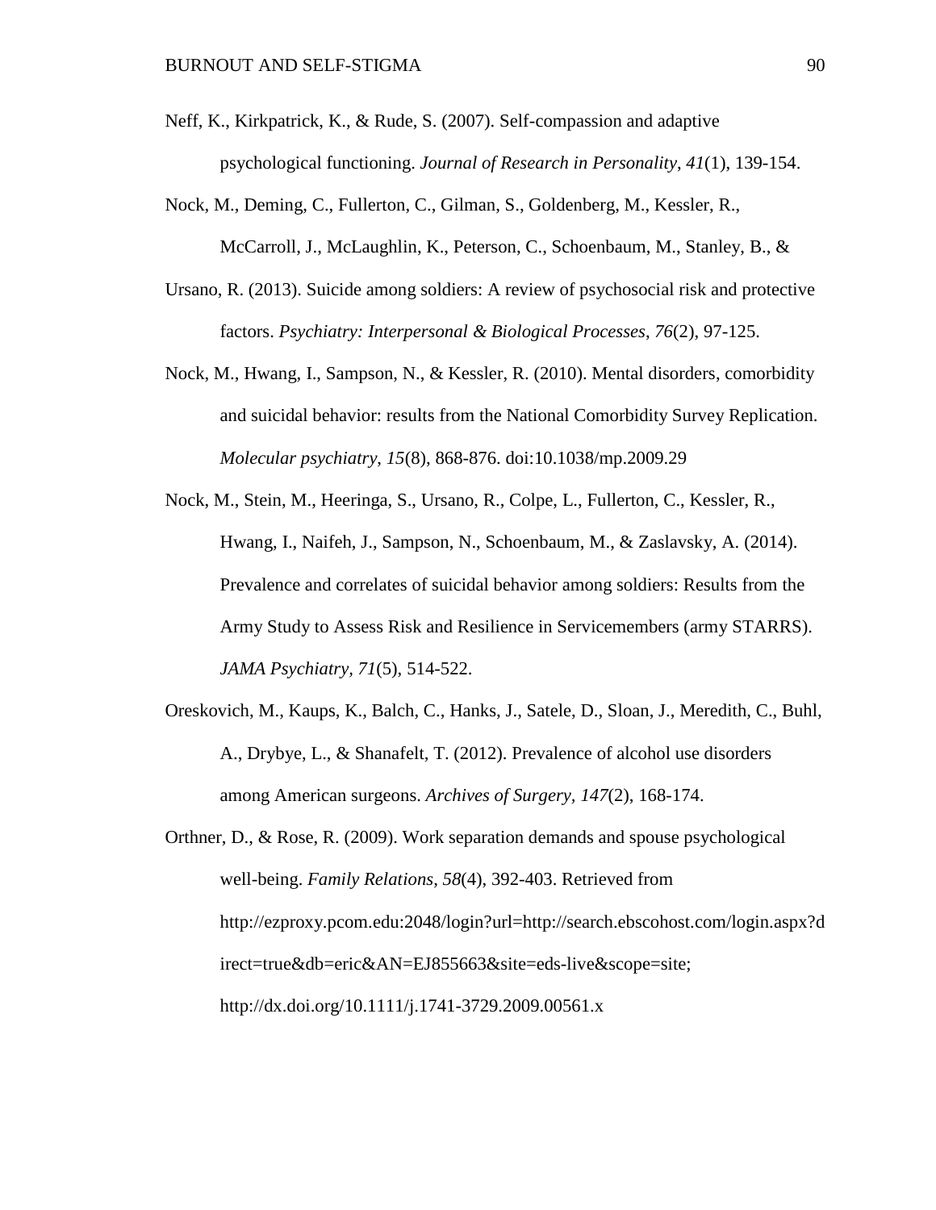Neff, K., Kirkpatrick, K., & Rude, S. (2007). Self-compassion and adaptive psychological functioning. *Journal of Research in Personality*, *41*(1), 139-154.

Nock, M., Deming, C., Fullerton, C., Gilman, S., Goldenberg, M., Kessler, R., McCarroll, J., McLaughlin, K., Peterson, C., Schoenbaum, M., Stanley, B., &

Ursano, R. (2013). Suicide among soldiers: A review of psychosocial risk and protective factors. *Psychiatry: Interpersonal & Biological Processes*, *76*(2), 97-125.

Nock, M., Hwang, I., Sampson, N., & Kessler, R. (2010). Mental disorders, comorbidity and suicidal behavior: results from the National Comorbidity Survey Replication. *Molecular psychiatry*, *15*(8), 868-876. doi:10.1038/mp.2009.29

Nock, M., Stein, M., Heeringa, S., Ursano, R., Colpe, L., Fullerton, C., Kessler, R., Hwang, I., Naifeh, J., Sampson, N., Schoenbaum, M., & Zaslavsky, A. (2014). Prevalence and correlates of suicidal behavior among soldiers: Results from the Army Study to Assess Risk and Resilience in Servicemembers (army STARRS). *JAMA Psychiatry, 71*(5), 514-522.

Oreskovich, M., Kaups, K., Balch, C., Hanks, J., Satele, D., Sloan, J., Meredith, C., Buhl, A., Drybye, L., & Shanafelt, T. (2012). Prevalence of alcohol use disorders among American surgeons. *Archives of Surgery, 147*(2), 168-174.

Orthner, D., & Rose, R. (2009). Work separation demands and spouse psychological well-being. *Family Relations, 58*(4), 392-403. Retrieved from http://ezproxy.pcom.edu:2048/login?url=http://search.ebscohost.com/login.aspx?direct=true&db=eric&AN=EJ855663&site=eds-live&scope=site; http://dx.doi.org/10.1111/j.1741-3729.2009.00561.x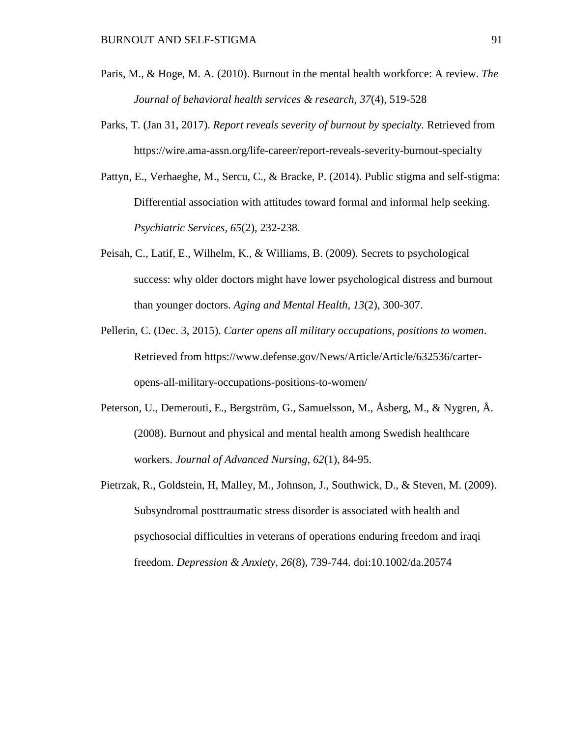Paris, M., & Hoge, M. A. (2010). Burnout in the mental health workforce: A review. *The Journal of behavioral health services & research, 37*(4), 519-528

Parks, T. (Jan 31, 2017). *Report reveals severity of burnout by specialty.* Retrieved from https://wire.ama-assn.org/life-career/report-reveals-severity-burnout-specialty

Pattyn, E., Verhaeghe, M., Sercu, C., & Bracke, P. (2014). Public stigma and self-stigma: Differential association with attitudes toward formal and informal help seeking. *Psychiatric Services, 65*(2), 232-238.

Peisah, C., Latif, E., Wilhelm, K., & Williams, B. (2009). Secrets to psychological success: why older doctors might have lower psychological distress and burnout than younger doctors. *Aging and Mental Health*, *13*(2), 300-307.

Pellerin, C. (Dec. 3, 2015). *Carter opens all military occupations, positions to women*. Retrieved from https://www.defense.gov/News/Article/Article/632536/carter-opens-all-military-occupations-positions-to-women/

Peterson, U., Demerouti, E., Bergström, G., Samuelsson, M., Åsberg, M., & Nygren, Å. (2008). Burnout and physical and mental health among Swedish healthcare workers. *Journal of Advanced Nursing, 62*(1), 84-95.

Pietrzak, R., Goldstein, H, Malley, M., Johnson, J., Southwick, D., & Steven, M. (2009). Subsyndromal posttraumatic stress disorder is associated with health and psychosocial difficulties in veterans of operations enduring freedom and iraqi freedom. *Depression & Anxiety, 26*(8), 739-744. doi:10.1002/da.20574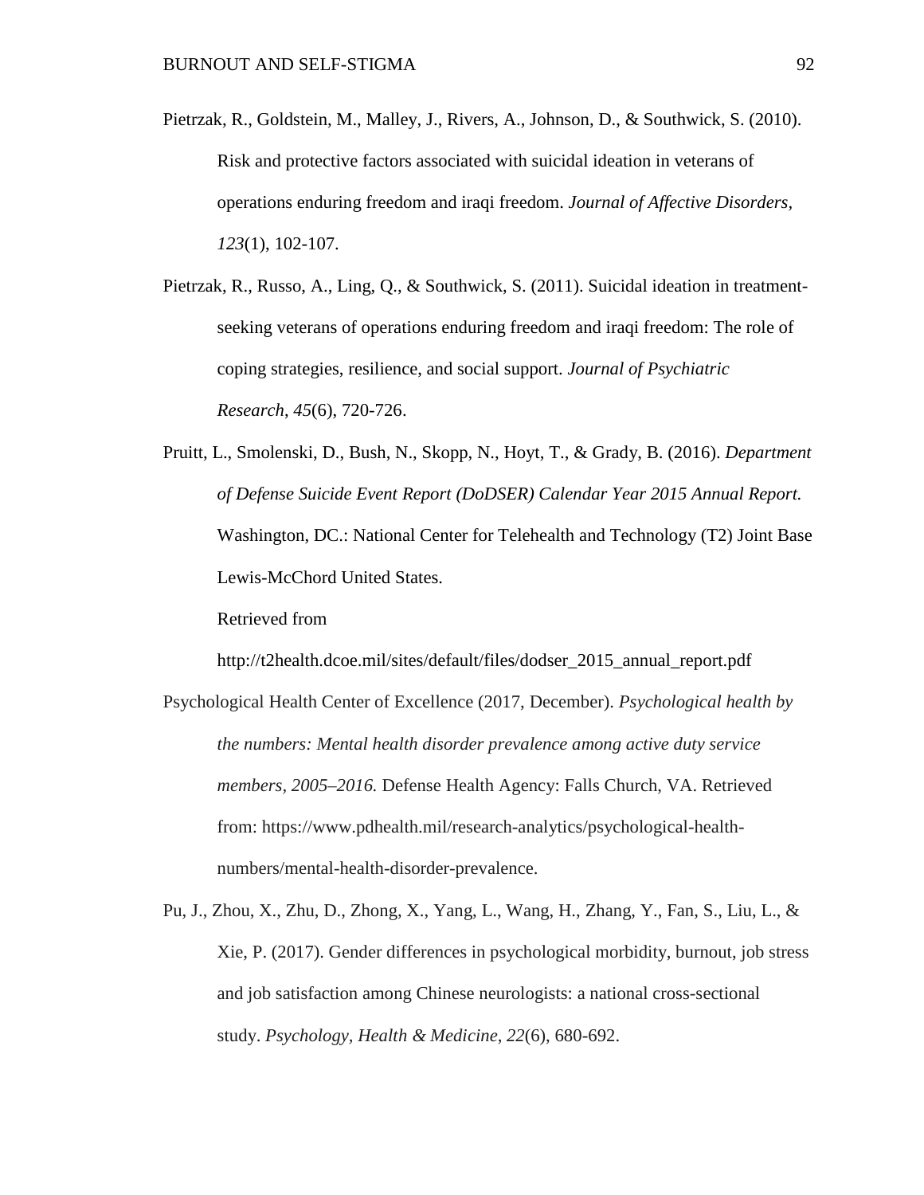Pietrzak, R., Goldstein, M., Malley, J., Rivers, A., Johnson, D., & Southwick, S. (2010). Risk and protective factors associated with suicidal ideation in veterans of operations enduring freedom and iraqi freedom. *Journal of Affective Disorders, 123*(1), 102-107.

Pietrzak, R., Russo, A., Ling, Q., & Southwick, S. (2011). Suicidal ideation in treatment-seeking veterans of operations enduring freedom and iraqi freedom: The role of coping strategies, resilience, and social support. *Journal of Psychiatric Research*, *45*(6), 720-726.

Pruitt, L., Smolenski, D., Bush, N., Skopp, N., Hoyt, T., & Grady, B. (2016). *Department of Defense Suicide Event Report (DoDSER) Calendar Year 2015 Annual Report.* Washington, DC.: National Center for Telehealth and Technology (T2) Joint Base Lewis-McChord United States.

Retrieved from

http://t2health.dcoe.mil/sites/default/files/dodser_2015_annual_report.pdf

Psychological Health Center of Excellence (2017, December). *Psychological health by the numbers: Mental health disorder prevalence among active duty service members, 2005–2016.* Defense Health Agency: Falls Church, VA. Retrieved from: https://www.pdhealth.mil/research-analytics/psychological-health-numbers/mental-health-disorder-prevalence.

Pu, J., Zhou, X., Zhu, D., Zhong, X., Yang, L., Wang, H., Zhang, Y., Fan, S., Liu, L., & Xie, P. (2017). Gender differences in psychological morbidity, burnout, job stress and job satisfaction among Chinese neurologists: a national cross-sectional study. *Psychology, Health & Medicine*, *22*(6), 680-692.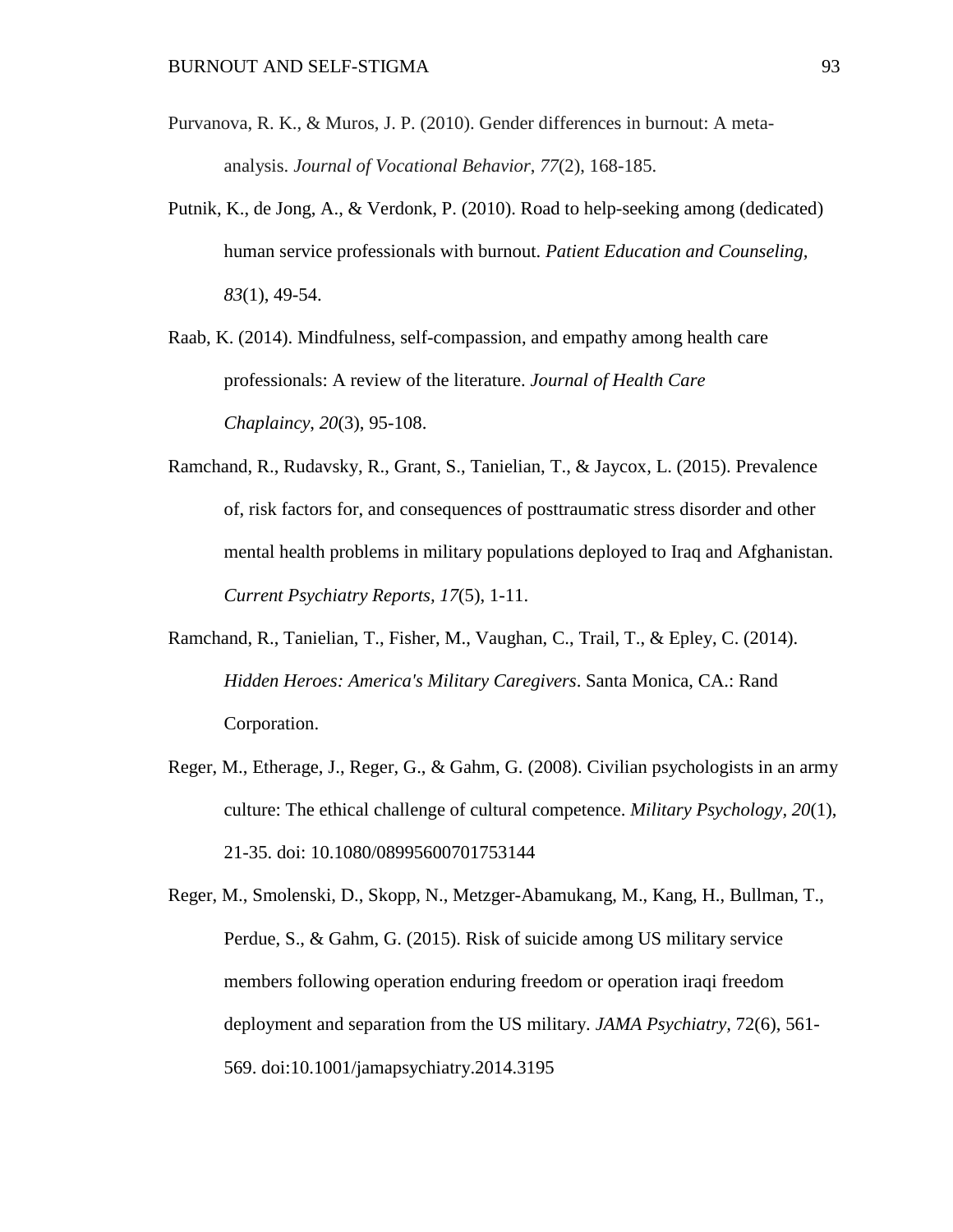Purvanova, R. K., & Muros, J. P. (2010). Gender differences in burnout: A meta-analysis. *Journal of Vocational Behavior*, *77*(2), 168-185.

Putnik, K., de Jong, A., & Verdonk, P. (2010). Road to help-seeking among (dedicated) human service professionals with burnout. *Patient Education and Counseling*, *83*(1), 49-54.

Raab, K. (2014). Mindfulness, self-compassion, and empathy among health care professionals: A review of the literature. *Journal of Health Care Chaplaincy*, *20*(3), 95-108.

Ramchand, R., Rudavsky, R., Grant, S., Tanielian, T., & Jaycox, L. (2015). Prevalence of, risk factors for, and consequences of posttraumatic stress disorder and other mental health problems in military populations deployed to Iraq and Afghanistan. *Current Psychiatry Reports, 17*(5), 1-11.

Ramchand, R., Tanielian, T., Fisher, M., Vaughan, C., Trail, T., & Epley, C. (2014). *Hidden Heroes: America's Military Caregivers*. Santa Monica, CA.: Rand Corporation.

Reger, M., Etherage, J., Reger, G., & Gahm, G. (2008). Civilian psychologists in an army culture: The ethical challenge of cultural competence. *Military Psychology, 20*(1), 21-35. doi: 10.1080/08995600701753144

Reger, M., Smolenski, D., Skopp, N., Metzger-Abamukang, M., Kang, H., Bullman, T., Perdue, S., & Gahm, G. (2015). Risk of suicide among US military service members following operation enduring freedom or operation iraqi freedom deployment and separation from the US military. *JAMA Psychiatry,* 72(6), 561-569. doi:10.1001/jamapsychiatry.2014.3195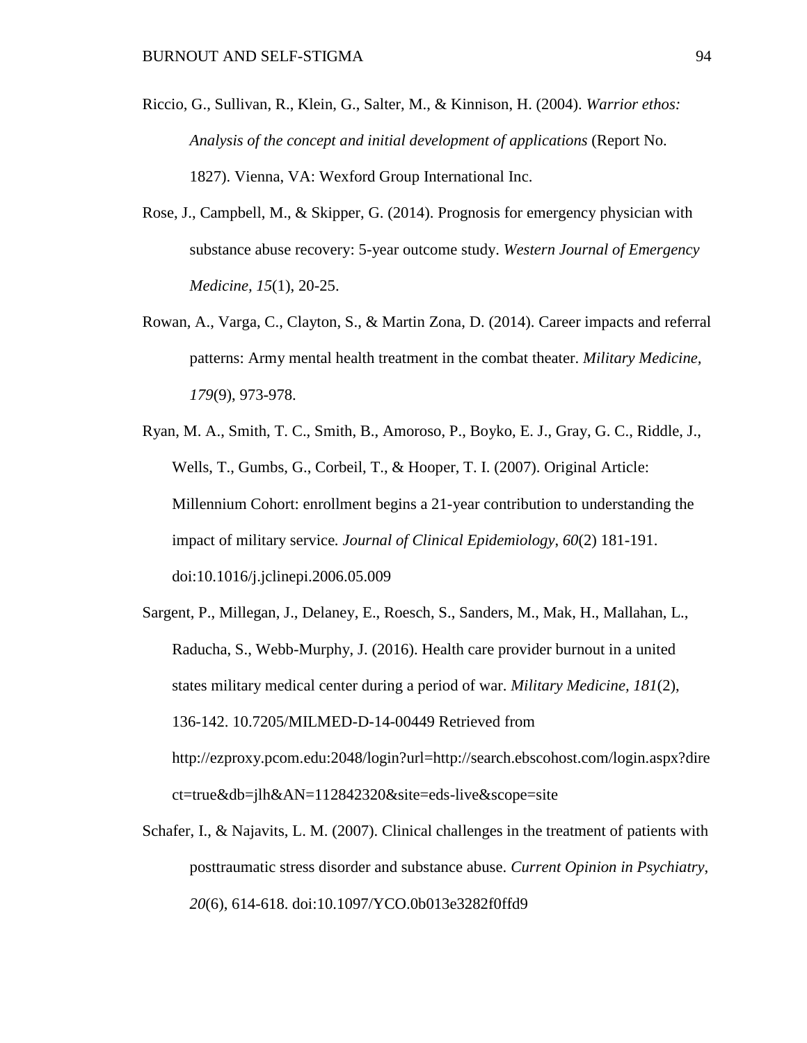Riccio, G., Sullivan, R., Klein, G., Salter, M., & Kinnison, H. (2004). *Warrior ethos: Analysis of the concept and initial development of applications* (Report No. 1827). Vienna, VA: Wexford Group International Inc.

Rose, J., Campbell, M., & Skipper, G. (2014). Prognosis for emergency physician with substance abuse recovery: 5-year outcome study. *Western Journal of Emergency Medicine, 15*(1), 20-25.

Rowan, A., Varga, C., Clayton, S., & Martin Zona, D. (2014). Career impacts and referral patterns: Army mental health treatment in the combat theater. *Military Medicine, 179*(9), 973-978.

Ryan, M. A., Smith, T. C., Smith, B., Amoroso, P., Boyko, E. J., Gray, G. C., Riddle, J., Wells, T., Gumbs, G., Corbeil, T., & Hooper, T. I. (2007). Original Article: Millennium Cohort: enrollment begins a 21-year contribution to understanding the impact of military service. *Journal of Clinical Epidemiology, 60*(2) 181-191. doi:10.1016/j.jclinepi.2006.05.009

Sargent, P., Millegan, J., Delaney, E., Roesch, S., Sanders, M., Mak, H., Mallahan, L., Raducha, S., Webb-Murphy, J. (2016). Health care provider burnout in a united states military medical center during a period of war. *Military Medicine, 181*(2), 136-142. 10.7205/MILMED-D-14-00449 Retrieved from http://ezproxy.pcom.edu:2048/login?url=http://search.ebscohost.com/login.aspx?direct=true&db=jlh&AN=112842320&site=eds-live&scope=site

Schafer, I., & Najavits, L. M. (2007). Clinical challenges in the treatment of patients with posttraumatic stress disorder and substance abuse. *Current Opinion in Psychiatry, 20*(6), 614-618. doi:10.1097/YCO.0b013e3282f0ffd9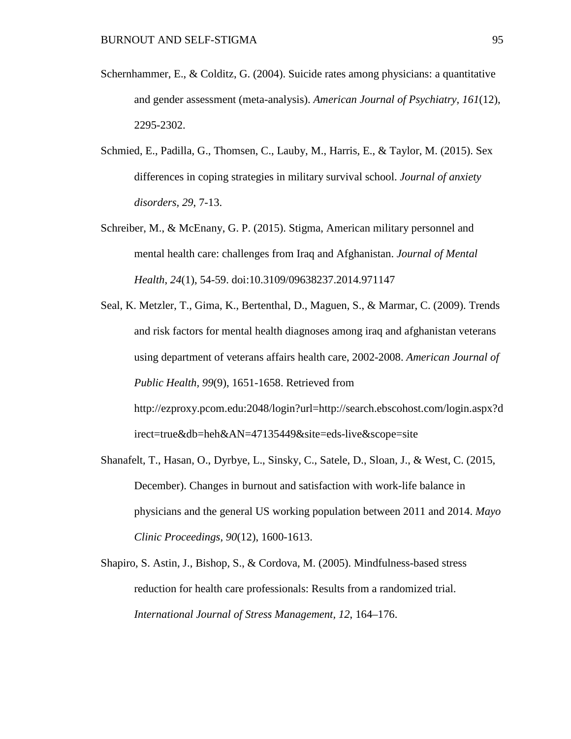Schernhammer, E., & Colditz, G. (2004). Suicide rates among physicians: a quantitative and gender assessment (meta-analysis). *American Journal of Psychiatry, 161*(12), 2295-2302.

Schmied, E., Padilla, G., Thomsen, C., Lauby, M., Harris, E., & Taylor, M. (2015). Sex differences in coping strategies in military survival school. *Journal of anxiety disorders, 29*, 7-13.

Schreiber, M., & McEnany, G. P. (2015). Stigma, American military personnel and mental health care: challenges from Iraq and Afghanistan. *Journal of Mental Health, 24*(1), 54-59. doi:10.3109/09638237.2014.971147

Seal, K. Metzler, T., Gima, K., Bertenthal, D., Maguen, S., & Marmar, C. (2009). Trends and risk factors for mental health diagnoses among iraq and afghanistan veterans using department of veterans affairs health care, 2002-2008. *American Journal of Public Health, 99*(9), 1651-1658. Retrieved from http://ezproxy.pcom.edu:2048/login?url=http://search.ebscohost.com/login.aspx?direct=true&db=heh&AN=47135449&site=eds-live&scope=site

Shanafelt, T., Hasan, O., Dyrbye, L., Sinsky, C., Satele, D., Sloan, J., & West, C. (2015, December). Changes in burnout and satisfaction with work-life balance in physicians and the general US working population between 2011 and 2014. *Mayo Clinic Proceedings, 90*(12), 1600-1613.

Shapiro, S. Astin, J., Bishop, S., & Cordova, M. (2005). Mindfulness-based stress reduction for health care professionals: Results from a randomized trial. *International Journal of Stress Management, 12*, 164–176.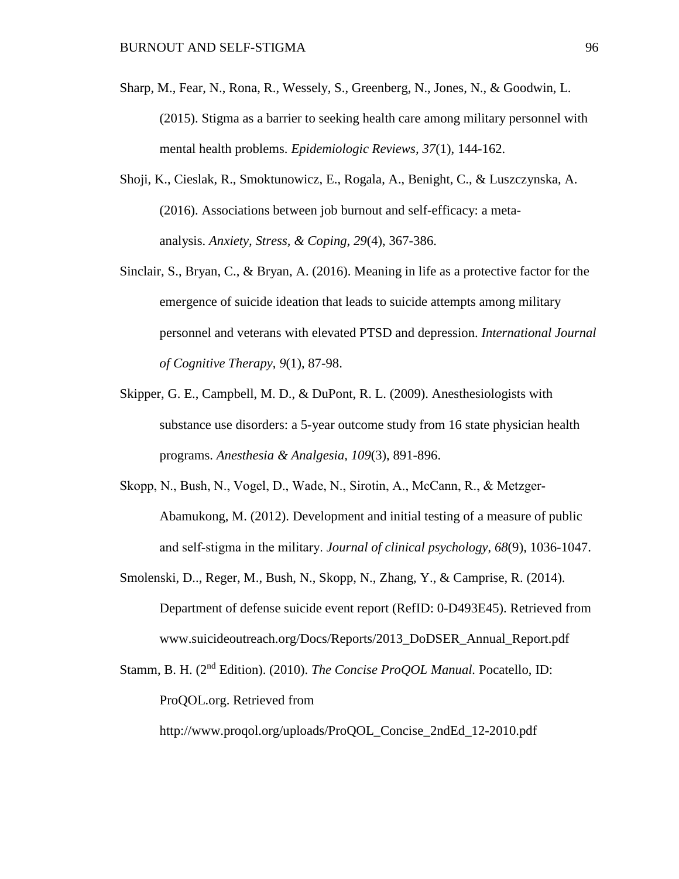Sharp, M., Fear, N., Rona, R., Wessely, S., Greenberg, N., Jones, N., & Goodwin, L. (2015). Stigma as a barrier to seeking health care among military personnel with mental health problems. *Epidemiologic Reviews, 37*(1), 144-162.

Shoji, K., Cieslak, R., Smoktunowicz, E., Rogala, A., Benight, C., & Luszczynska, A. (2016). Associations between job burnout and self-efficacy: a meta-analysis. *Anxiety, Stress, & Coping*, *29*(4), 367-386.

Sinclair, S., Bryan, C., & Bryan, A. (2016). Meaning in life as a protective factor for the emergence of suicide ideation that leads to suicide attempts among military personnel and veterans with elevated PTSD and depression. *International Journal of Cognitive Therapy*, *9*(1), 87-98.

Skipper, G. E., Campbell, M. D., & DuPont, R. L. (2009). Anesthesiologists with substance use disorders: a 5-year outcome study from 16 state physician health programs. *Anesthesia & Analgesia*, *109*(3), 891-896.

Skopp, N., Bush, N., Vogel, D., Wade, N., Sirotin, A., McCann, R., & Metzger-Abamukong, M. (2012). Development and initial testing of a measure of public and self-stigma in the military. *Journal of clinical psychology*, *68*(9), 1036-1047.

Smolenski, D.., Reger, M., Bush, N., Skopp, N., Zhang, Y., & Camprise, R. (2014). Department of defense suicide event report (RefID: 0-D493E45). Retrieved from www.suicideoutreach.org/Docs/Reports/2013_DoDSER_Annual_Report.pdf

Stamm, B. H. (2nd Edition). (2010). *The Concise ProQOL Manual*. Pocatello, ID: ProQOL.org. Retrieved from http://www.proqol.org/uploads/ProQOL_Concise_2ndEd_12-2010.pdf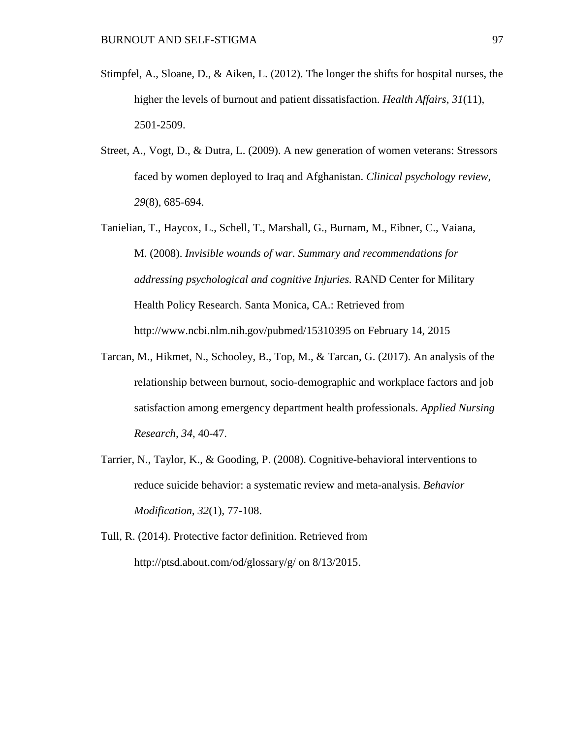Stimpfel, A., Sloane, D., & Aiken, L. (2012). The longer the shifts for hospital nurses, the higher the levels of burnout and patient dissatisfaction. *Health Affairs, 31*(11), 2501-2509.

Street, A., Vogt, D., & Dutra, L. (2009). A new generation of women veterans: Stressors faced by women deployed to Iraq and Afghanistan. *Clinical psychology review*, *29*(8), 685-694.

Tanielian, T., Haycox, L., Schell, T., Marshall, G., Burnam, M., Eibner, C., Vaiana, M. (2008). *Invisible wounds of war. Summary and recommendations for addressing psychological and cognitive Injuries.* RAND Center for Military Health Policy Research. Santa Monica, CA.: Retrieved from http://www.ncbi.nlm.nih.gov/pubmed/15310395 on February 14, 2015

Tarcan, M., Hikmet, N., Schooley, B., Top, M., & Tarcan, G. (2017). An analysis of the relationship between burnout, socio-demographic and workplace factors and job satisfaction among emergency department health professionals. *Applied Nursing Research, 34,* 40-47.

Tarrier, N., Taylor, K., & Gooding, P. (2008). Cognitive-behavioral interventions to reduce suicide behavior: a systematic review and meta-analysis. *Behavior Modification*, *32*(1), 77-108.

Tull, R. (2014). Protective factor definition. Retrieved from http://ptsd.about.com/od/glossary/g/ on 8/13/2015.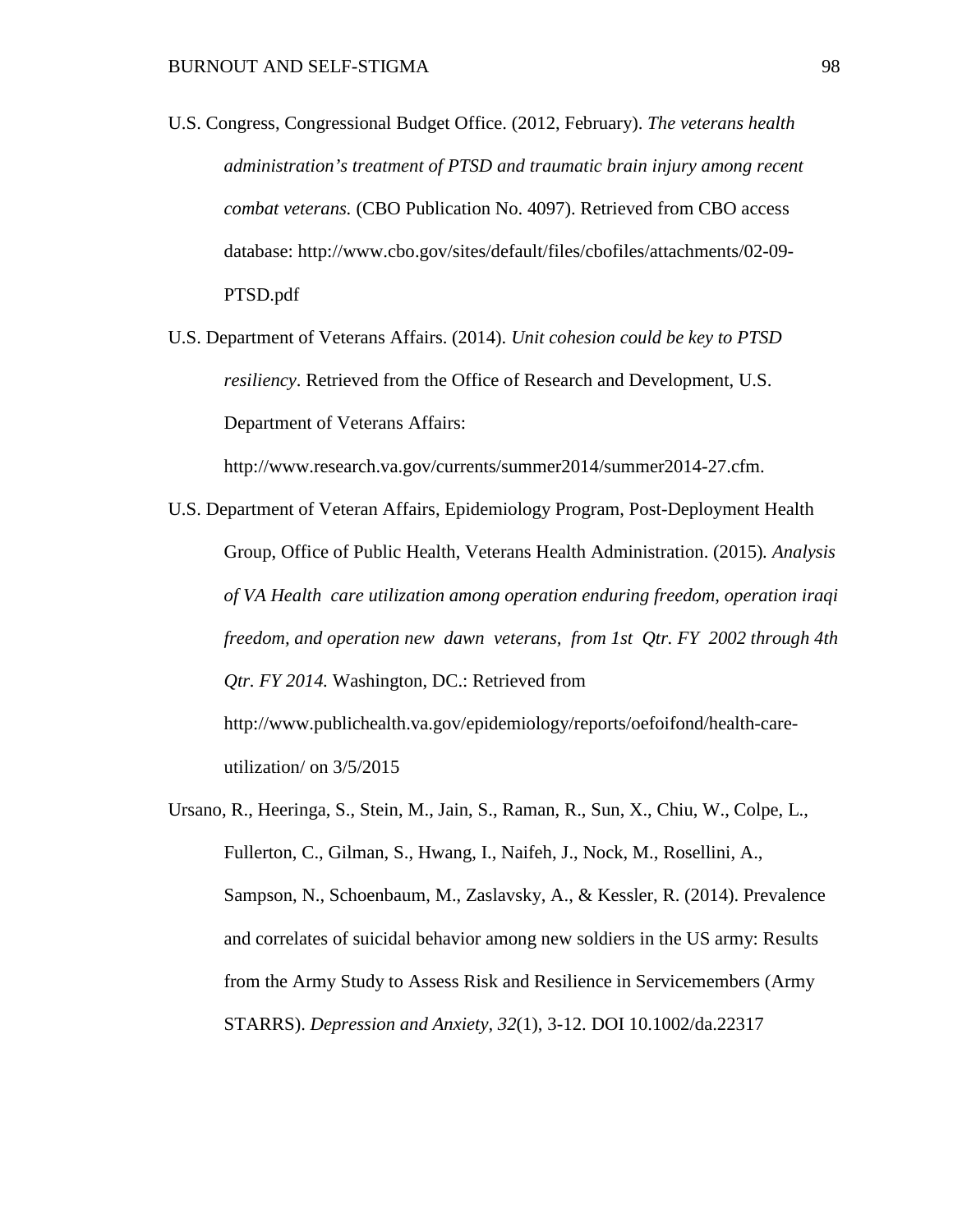U.S. Congress, Congressional Budget Office. (2012, February). *The veterans health administration's treatment of PTSD and traumatic brain injury among recent combat veterans.* (CBO Publication No. 4097). Retrieved from CBO access database: http://www.cbo.gov/sites/default/files/cbofiles/attachments/02-09-PTSD.pdf

U.S. Department of Veterans Affairs. (2014). *Unit cohesion could be key to PTSD resiliency*. Retrieved from the Office of Research and Development, U.S. Department of Veterans Affairs: http://www.research.va.gov/currents/summer2014/summer2014-27.cfm.

U.S. Department of Veteran Affairs, Epidemiology Program, Post-Deployment Health Group, Office of Public Health, Veterans Health Administration. (2015). *Analysis of VA Health care utilization among operation enduring freedom, operation iraqi freedom, and operation new dawn veterans, from 1st Qtr. FY 2002 through 4th Qtr. FY 2014.* Washington, DC.: Retrieved from http://www.publichealth.va.gov/epidemiology/reports/oefoifond/health-care-utilization/ on 3/5/2015

Ursano, R., Heeringa, S., Stein, M., Jain, S., Raman, R., Sun, X., Chiu, W., Colpe, L., Fullerton, C., Gilman, S., Hwang, I., Naifeh, J., Nock, M., Rosellini, A., Sampson, N., Schoenbaum, M., Zaslavsky, A., & Kessler, R. (2014). Prevalence and correlates of suicidal behavior among new soldiers in the US army: Results from the Army Study to Assess Risk and Resilience in Servicemembers (Army STARRS). *Depression and Anxiety, 32*(1), 3-12. DOI 10.1002/da.22317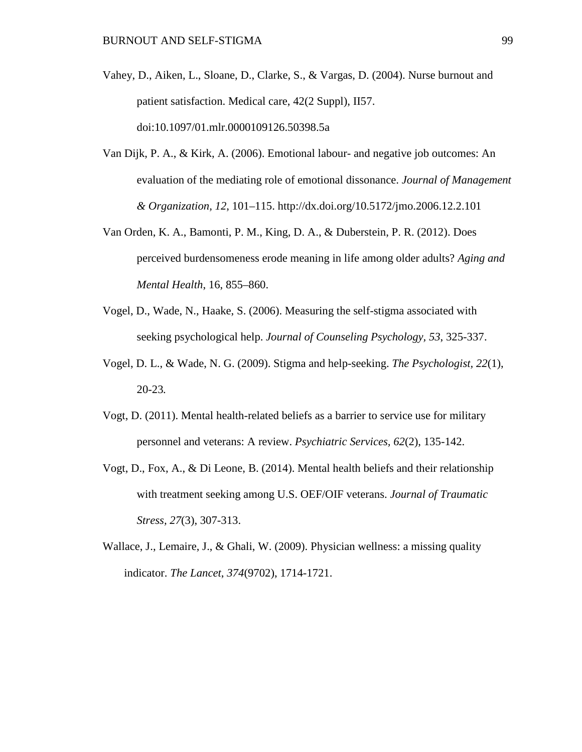Vahey, D., Aiken, L., Sloane, D., Clarke, S., & Vargas, D. (2004). Nurse burnout and patient satisfaction. Medical care, 42(2 Suppl), II57. doi:10.1097/01.mlr.0000109126.50398.5a

Van Dijk, P. A., & Kirk, A. (2006). Emotional labour- and negative job outcomes: An evaluation of the mediating role of emotional dissonance. *Journal of Management & Organization, 12*, 101–115. http://dx.doi.org/10.5172/jmo.2006.12.2.101

Van Orden, K. A., Bamonti, P. M., King, D. A., & Duberstein, P. R. (2012). Does perceived burdensomeness erode meaning in life among older adults? *Aging and Mental Health*, 16, 855–860.

Vogel, D., Wade, N., Haake, S. (2006). Measuring the self-stigma associated with seeking psychological help. *Journal of Counseling Psychology, 53*, 325-337.

Vogel, D. L., & Wade, N. G. (2009). Stigma and help-seeking. *The Psychologist, 22*(1), 20-23*.*

Vogt, D. (2011). Mental health-related beliefs as a barrier to service use for military personnel and veterans: A review. *Psychiatric Services, 62*(2), 135-142.

Vogt, D., Fox, A., & Di Leone, B. (2014). Mental health beliefs and their relationship with treatment seeking among U.S. OEF/OIF veterans. *Journal of Traumatic Stress, 27*(3), 307-313.

Wallace, J., Lemaire, J., & Ghali, W. (2009). Physician wellness: a missing quality indicator. *The Lancet*, *374*(9702), 1714-1721.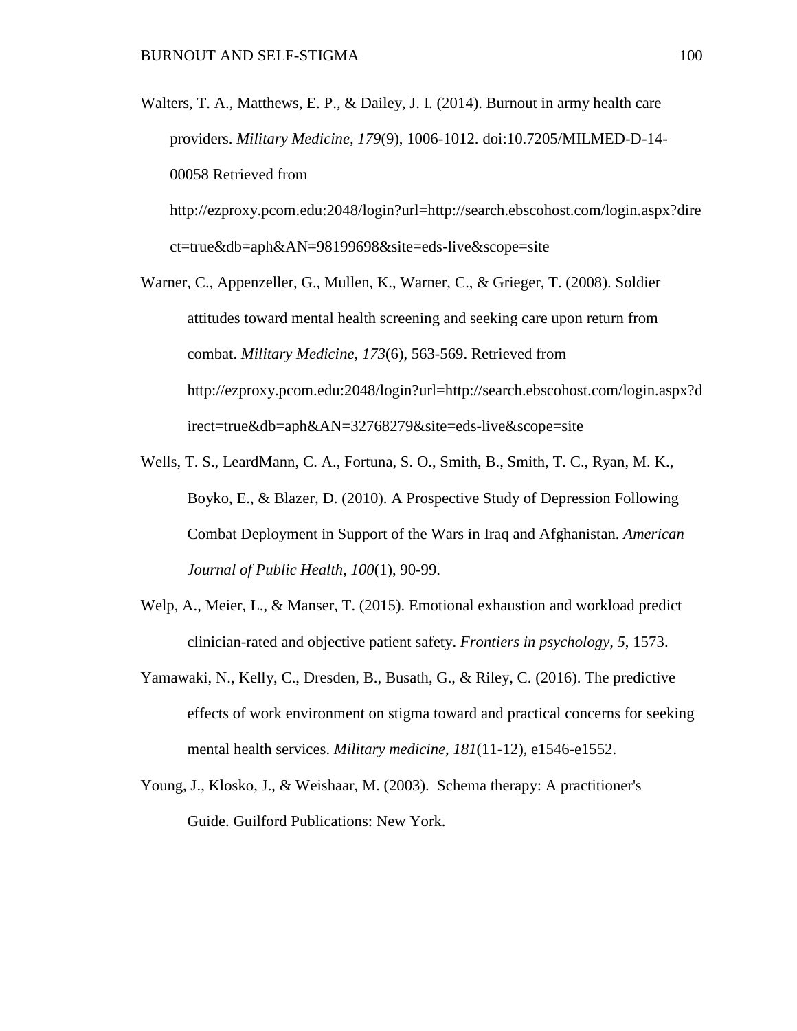Walters, T. A., Matthews, E. P., & Dailey, J. I. (2014). Burnout in army health care providers. *Military Medicine, 179*(9), 1006-1012. doi:10.7205/MILMED-D-14-00058 Retrieved from http://ezproxy.pcom.edu:2048/login?url=http://search.ebscohost.com/login.aspx?direct=true&db=aph&AN=98199698&site=eds-live&scope=site

Warner, C., Appenzeller, G., Mullen, K., Warner, C., & Grieger, T. (2008). Soldier attitudes toward mental health screening and seeking care upon return from combat. *Military Medicine, 173*(6), 563-569. Retrieved from http://ezproxy.pcom.edu:2048/login?url=http://search.ebscohost.com/login.aspx?direct=true&db=aph&AN=32768279&site=eds-live&scope=site

Wells, T. S., LeardMann, C. A., Fortuna, S. O., Smith, B., Smith, T. C., Ryan, M. K., Boyko, E., & Blazer, D. (2010). A Prospective Study of Depression Following Combat Deployment in Support of the Wars in Iraq and Afghanistan. *American Journal of Public Health*, *100*(1), 90-99.

Welp, A., Meier, L., & Manser, T. (2015). Emotional exhaustion and workload predict clinician-rated and objective patient safety. *Frontiers in psychology, 5*, 1573.

Yamawaki, N., Kelly, C., Dresden, B., Busath, G., & Riley, C. (2016). The predictive effects of work environment on stigma toward and practical concerns for seeking mental health services. *Military medicine*, *181*(11-12), e1546-e1552.

Young, J., Klosko, J., & Weishaar, M. (2003). Schema therapy: A practitioner's Guide. Guilford Publications: New York.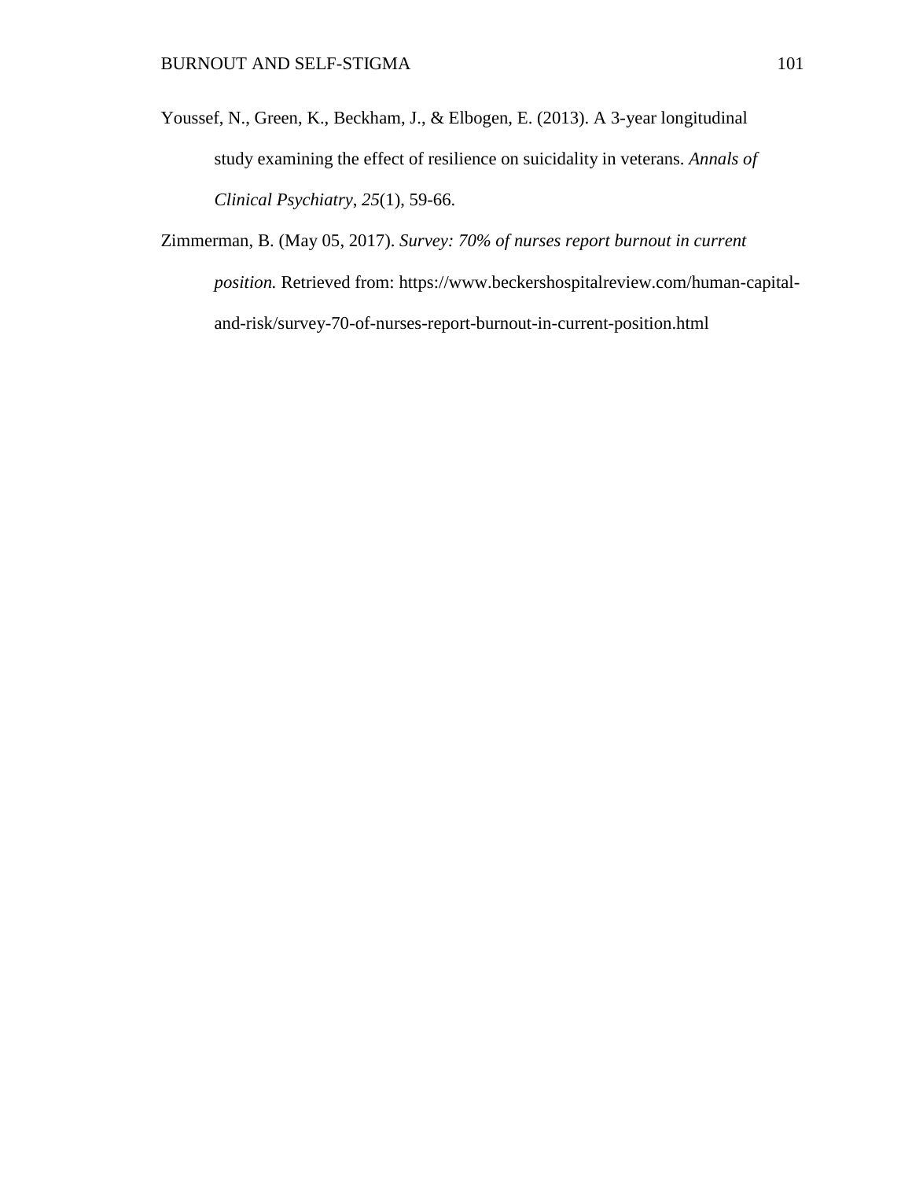Youssef, N., Green, K., Beckham, J., & Elbogen, E. (2013). A 3-year longitudinal study examining the effect of resilience on suicidality in veterans. *Annals of Clinical Psychiatry*, *25*(1), 59-66.

Zimmerman, B. (May 05, 2017). *Survey: 70% of nurses report burnout in current position.* Retrieved from: https://www.beckershospitalreview.com/human-capital-and-risk/survey-70-of-nurses-report-burnout-in-current-position.html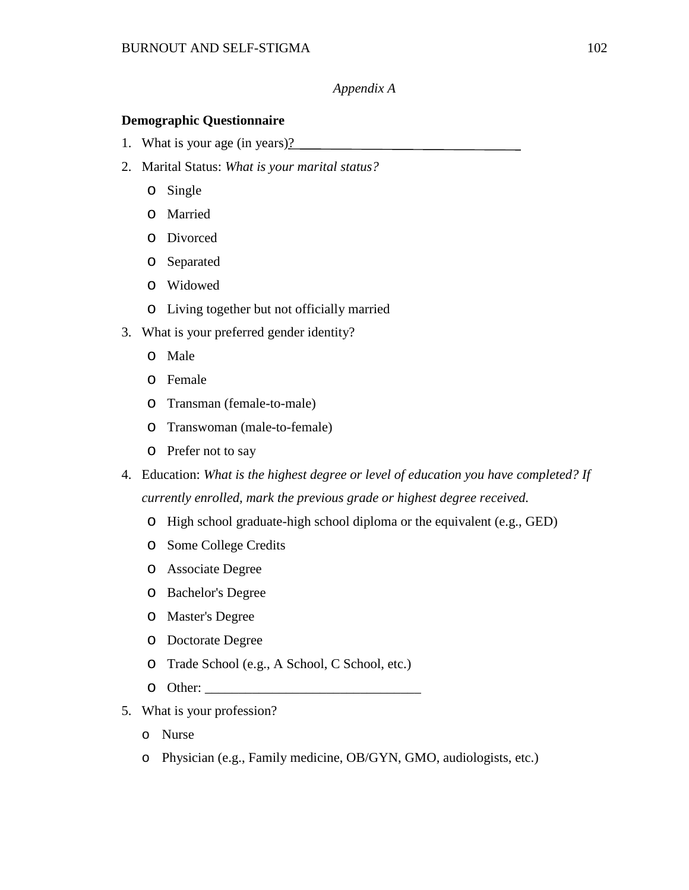*Appendix A*

**Demographic Questionnaire**

1. What is your age (in years)?\_\_\_\_\_\_\_\_\_\_\_\_\_\_\_\_\_\_\_\_\_\_\_\_\_\_\_\_\_\_
2. Marital Status: *What is your marital status?*
   - o Single
   - o Married
   - o Divorced
   - o Separated
   - o Widowed
   - o Living together but not officially married
3. What is your preferred gender identity?
   - o Male
   - o Female
   - o Transman (female-to-male)
   - o Transwoman (male-to-female)
   - o Prefer not to say
4. Education: *What is the highest degree or level of education you have completed? If currently enrolled, mark the previous grade or highest degree received.*
   - o High school graduate-high school diploma or the equivalent (e.g., GED)
   - o Some College Credits
   - o Associate Degree
   - o Bachelor's Degree
   - o Master's Degree
   - o Doctorate Degree
   - o Trade School (e.g., A School, C School, etc.)
   - o Other: \_\_\_\_\_\_\_\_\_\_\_\_\_\_\_\_\_\_\_\_\_\_\_\_\_\_\_\_\_\_\_\_
5. What is your profession?
   - o Nurse
   - o Physician (e.g., Family medicine, OB/GYN, GMO, audiologists, etc.)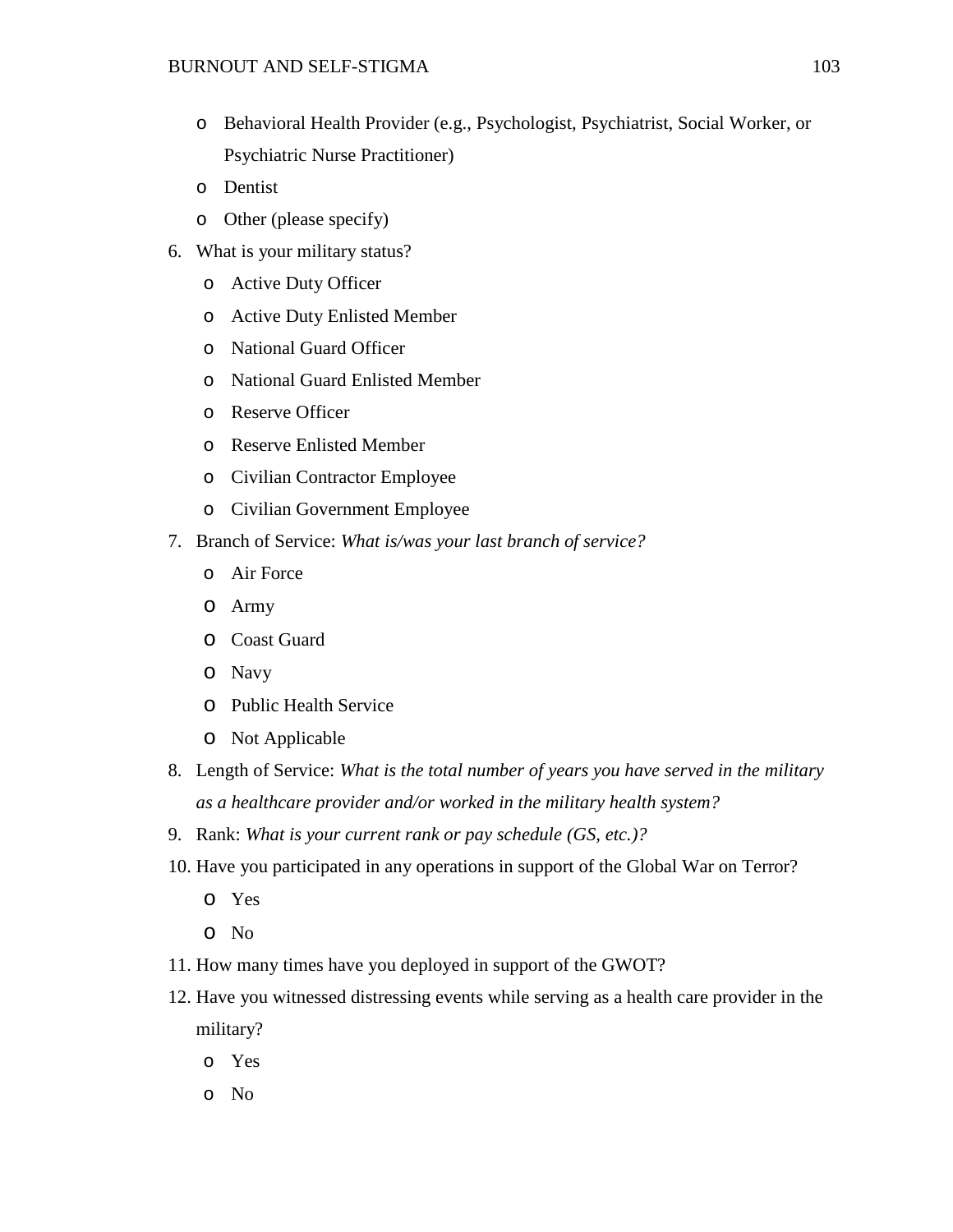- Behavioral Health Provider (e.g., Psychologist, Psychiatrist, Social Worker, or Psychiatric Nurse Practitioner)
- Dentist
- Other (please specify)

6. What is your military status?
   - Active Duty Officer
   - Active Duty Enlisted Member
   - National Guard Officer
   - National Guard Enlisted Member
   - Reserve Officer
   - Reserve Enlisted Member
   - Civilian Contractor Employee
   - Civilian Government Employee
7. Branch of Service: *What is/was your last branch of service?*
   - Air Force
   - Army
   - Coast Guard
   - Navy
   - Public Health Service
   - Not Applicable
8. Length of Service: *What is the total number of years you have served in the military as a healthcare provider and/or worked in the military health system?*
9. Rank: *What is your current rank or pay schedule (GS, etc.)?*
10. Have you participated in any operations in support of the Global War on Terror?
    - Yes
    - No
11. How many times have you deployed in support of the GWOT?
12. Have you witnessed distressing events while serving as a health care provider in the military?
    - Yes
    - No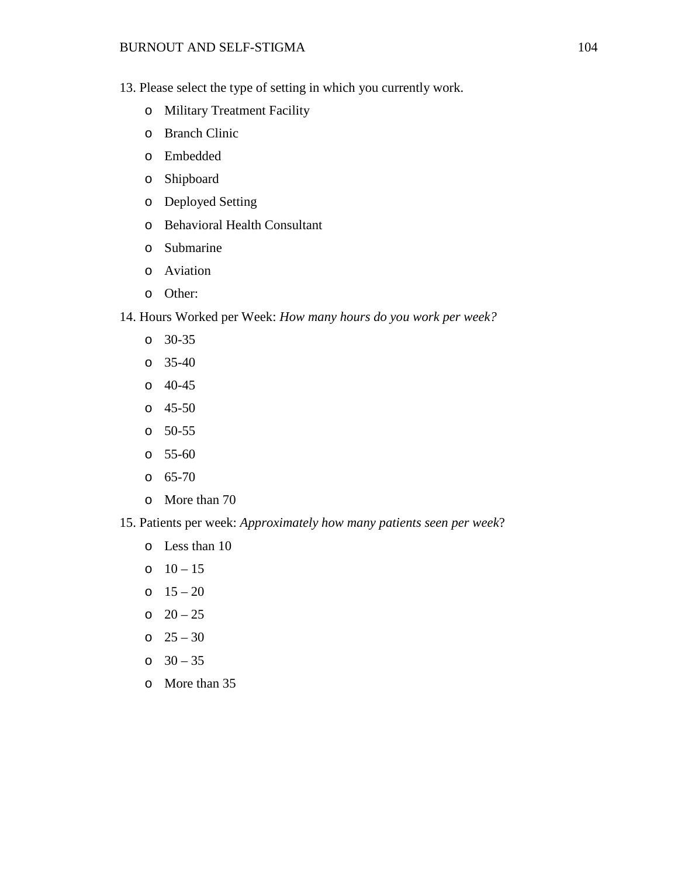13. Please select the type of setting in which you currently work.

- Military Treatment Facility
- Branch Clinic
- Embedded
- Shipboard
- Deployed Setting
- Behavioral Health Consultant
- Submarine
- Aviation
- Other:

14. Hours Worked per Week: *How many hours do you work per week?*

- 30-35
- 35-40
- 40-45
- 45-50
- 50-55
- 55-60
- 65-70
- More than 70

15. Patients per week: *Approximately how many patients seen per week*?

- Less than 10
- 10 – 15
- 15 – 20
- 20 – 25
- 25 – 30
- 30 – 35
- More than 35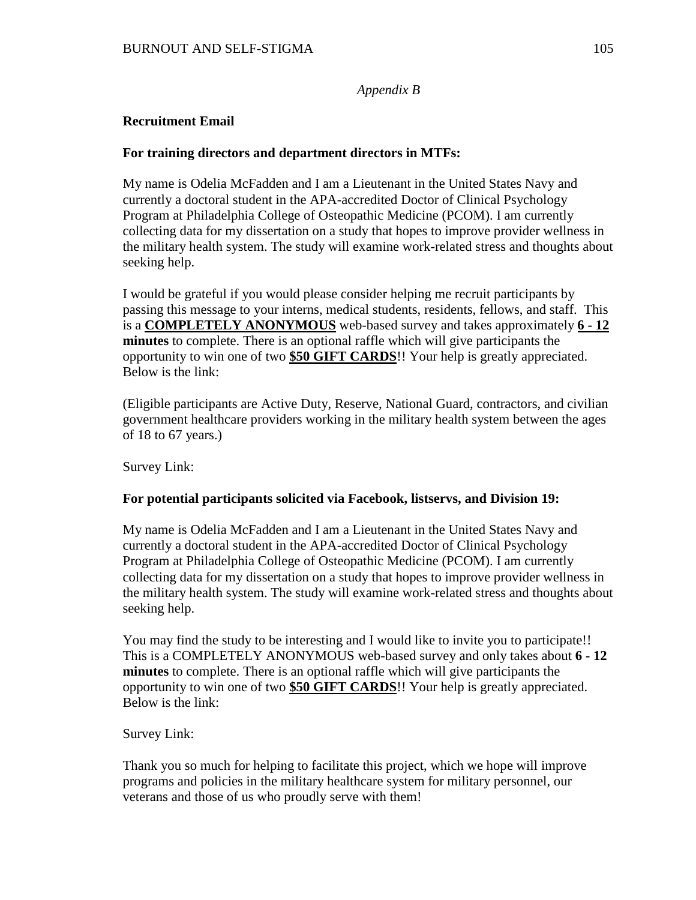*Appendix B*

**Recruitment Email**

**For training directors and department directors in MTFs:**

My name is Odelia McFadden and I am a Lieutenant in the United States Navy and currently a doctoral student in the APA-accredited Doctor of Clinical Psychology Program at Philadelphia College of Osteopathic Medicine (PCOM). I am currently collecting data for my dissertation on a study that hopes to improve provider wellness in the military health system. The study will examine work-related stress and thoughts about seeking help.

I would be grateful if you would please consider helping me recruit participants by passing this message to your interns, medical students, residents, fellows, and staff. This is a **COMPLETELY ANONYMOUS** web-based survey and takes approximately **6 - 12 minutes** to complete. There is an optional raffle which will give participants the opportunity to win one of two **$50 GIFT CARDS**!! Your help is greatly appreciated. Below is the link:

(Eligible participants are Active Duty, Reserve, National Guard, contractors, and civilian government healthcare providers working in the military health system between the ages of 18 to 67 years.)

Survey Link:

**For potential participants solicited via Facebook, listservs, and Division 19:**

My name is Odelia McFadden and I am a Lieutenant in the United States Navy and currently a doctoral student in the APA-accredited Doctor of Clinical Psychology Program at Philadelphia College of Osteopathic Medicine (PCOM). I am currently collecting data for my dissertation on a study that hopes to improve provider wellness in the military health system. The study will examine work-related stress and thoughts about seeking help.

You may find the study to be interesting and I would like to invite you to participate!! This is a COMPLETELY ANONYMOUS web-based survey and only takes about **6 - 12 minutes** to complete. There is an optional raffle which will give participants the opportunity to win one of two **$50 GIFT CARDS**!! Your help is greatly appreciated. Below is the link:

Survey Link:

Thank you so much for helping to facilitate this project, which we hope will improve programs and policies in the military healthcare system for military personnel, our veterans and those of us who proudly serve with them!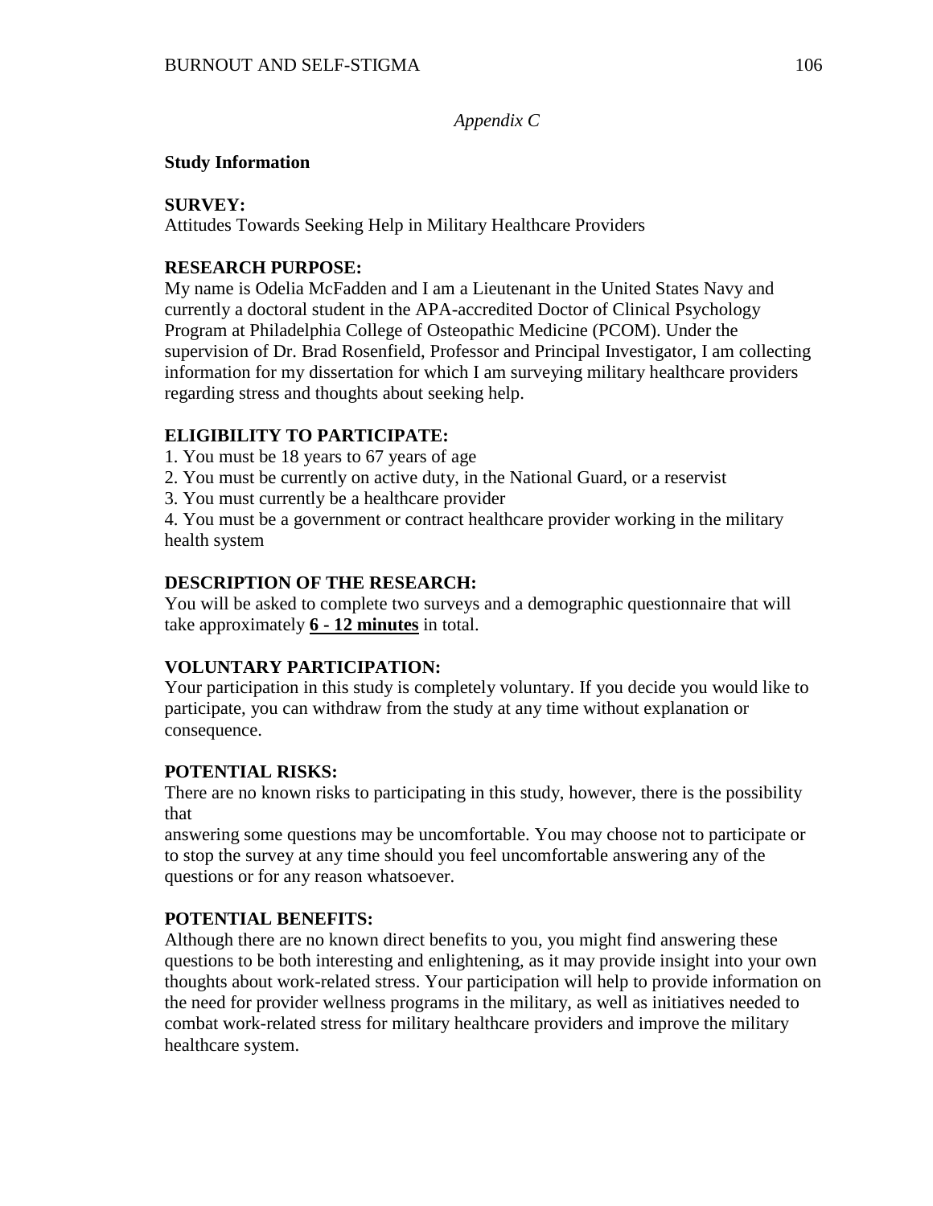*Appendix C*

**Study Information**

**SURVEY:**
Attitudes Towards Seeking Help in Military Healthcare Providers

**RESEARCH PURPOSE:**
My name is Odelia McFadden and I am a Lieutenant in the United States Navy and currently a doctoral student in the APA-accredited Doctor of Clinical Psychology Program at Philadelphia College of Osteopathic Medicine (PCOM). Under the supervision of Dr. Brad Rosenfield, Professor and Principal Investigator, I am collecting information for my dissertation for which I am surveying military healthcare providers regarding stress and thoughts about seeking help.

**ELIGIBILITY TO PARTICIPATE:**
1. You must be 18 years to 67 years of age
2. You must be currently on active duty, in the National Guard, or a reservist
3. You must currently be a healthcare provider
4. You must be a government or contract healthcare provider working in the military health system

**DESCRIPTION OF THE RESEARCH:**
You will be asked to complete two surveys and a demographic questionnaire that will take approximately **6 - 12 minutes** in total.

**VOLUNTARY PARTICIPATION:**
Your participation in this study is completely voluntary. If you decide you would like to participate, you can withdraw from the study at any time without explanation or consequence.

**POTENTIAL RISKS:**
There are no known risks to participating in this study, however, there is the possibility that
answering some questions may be uncomfortable. You may choose not to participate or to stop the survey at any time should you feel uncomfortable answering any of the questions or for any reason whatsoever.

**POTENTIAL BENEFITS:**
Although there are no known direct benefits to you, you might find answering these questions to be both interesting and enlightening, as it may provide insight into your own thoughts about work-related stress. Your participation will help to provide information on the need for provider wellness programs in the military, as well as initiatives needed to combat work-related stress for military healthcare providers and improve the military healthcare system.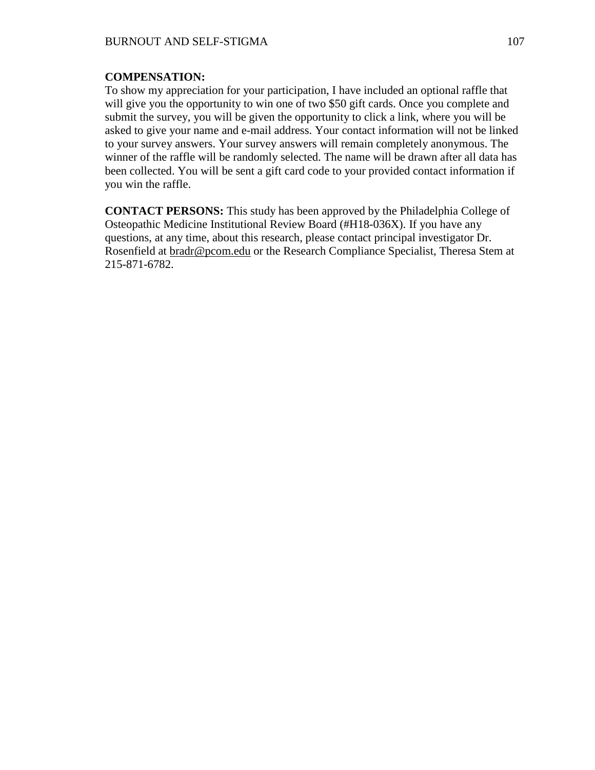**COMPENSATION:**
To show my appreciation for your participation, I have included an optional raffle that will give you the opportunity to win one of two $50 gift cards. Once you complete and submit the survey, you will be given the opportunity to click a link, where you will be asked to give your name and e-mail address. Your contact information will not be linked to your survey answers. Your survey answers will remain completely anonymous. The winner of the raffle will be randomly selected. The name will be drawn after all data has been collected. You will be sent a gift card code to your provided contact information if you win the raffle.

**CONTACT PERSONS:** This study has been approved by the Philadelphia College of Osteopathic Medicine Institutional Review Board (#H18-036X). If you have any questions, at any time, about this research, please contact principal investigator Dr. Rosenfield at bradr@pcom.edu or the Research Compliance Specialist, Theresa Stem at 215-871-6782.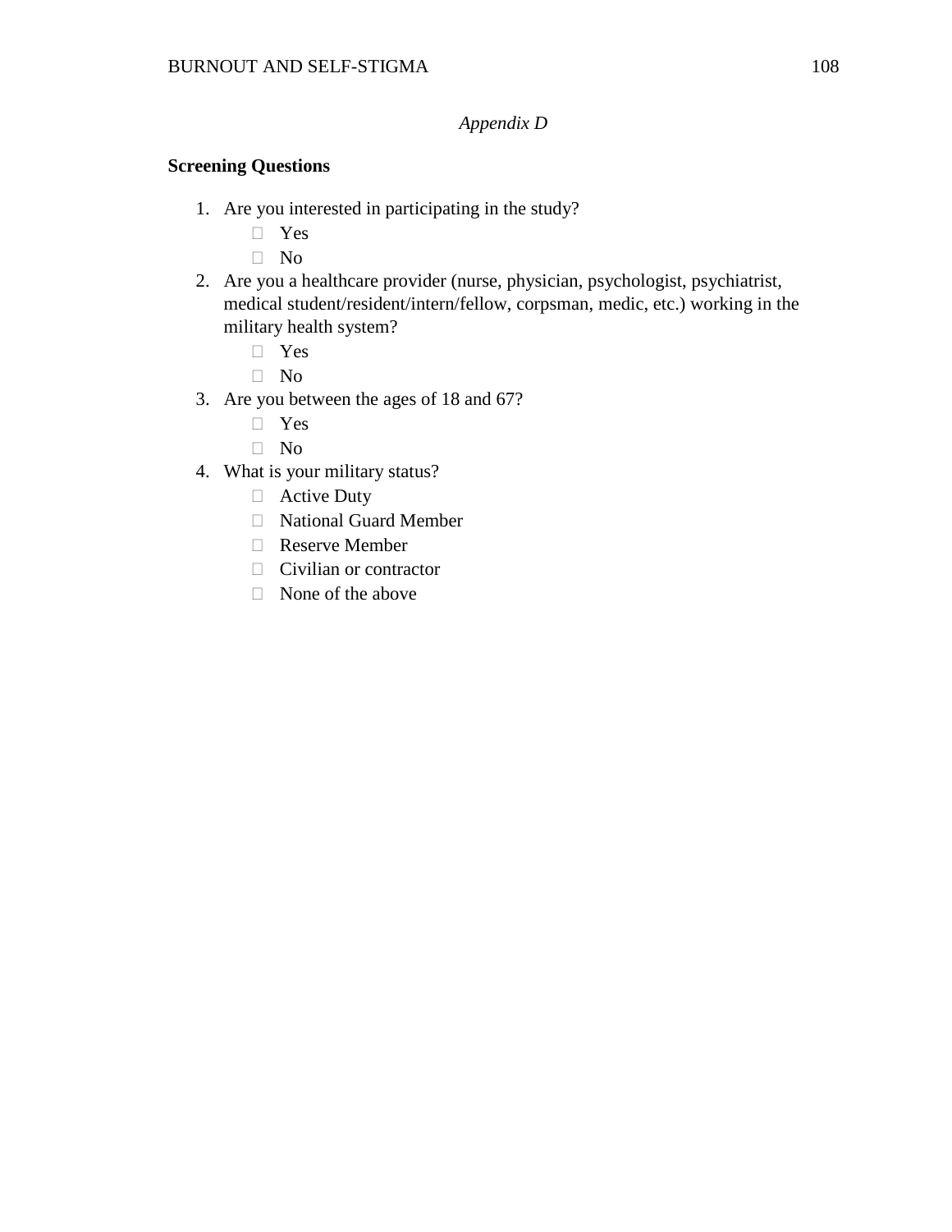*Appendix D*

**Screening Questions**

1. Are you interested in participating in the study?
   - Yes
   - No
2. Are you a healthcare provider (nurse, physician, psychologist, psychiatrist, medical student/resident/intern/fellow, corpsman, medic, etc.) working in the military health system?
   - Yes
   - No
3. Are you between the ages of 18 and 67?
   - Yes
   - No
4. What is your military status?
   - Active Duty
   - National Guard Member
   - Reserve Member
   - Civilian or contractor
   - None of the above